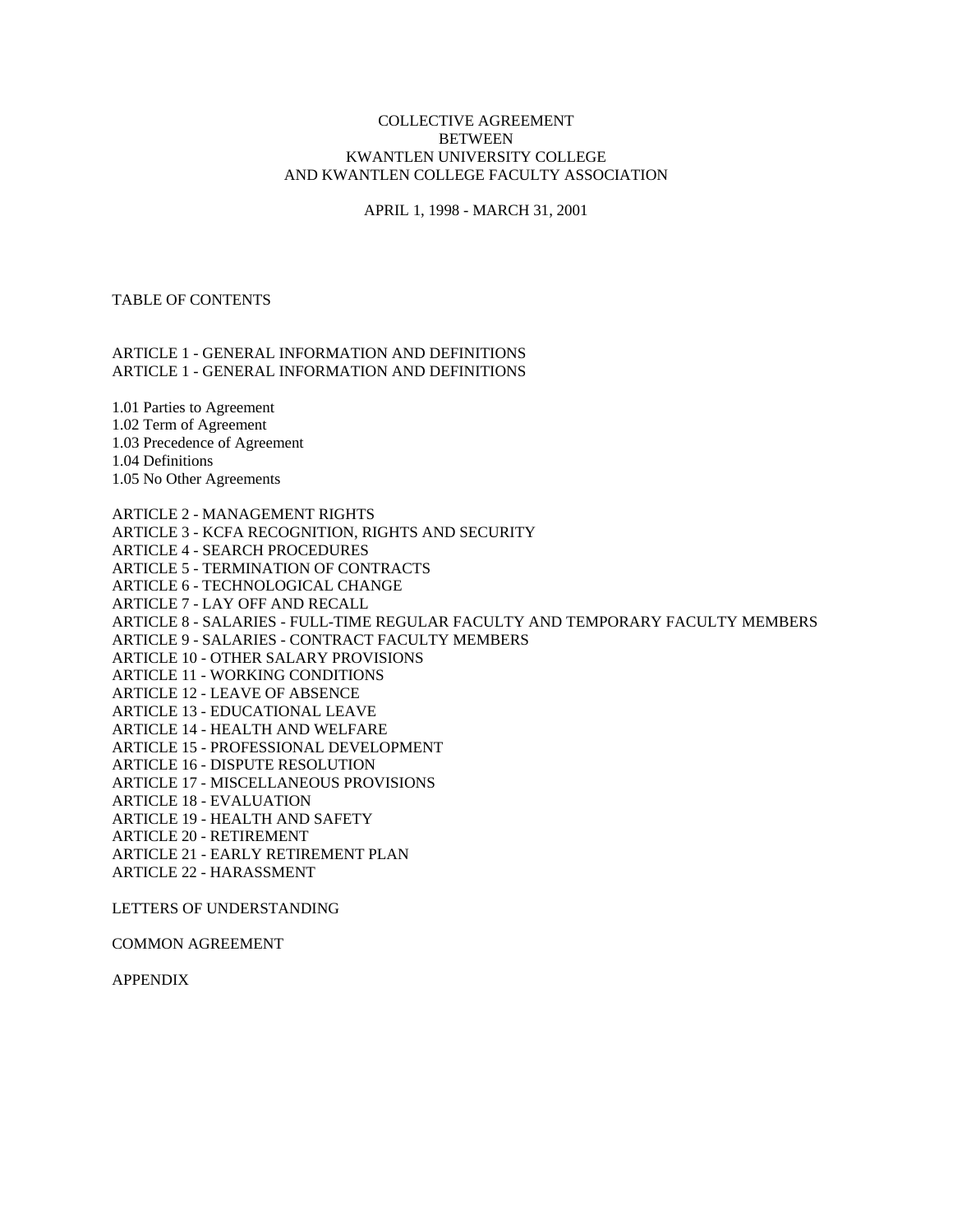# COLLECTIVE AGREEMENT
# BETWEEN
# KWANTLEN UNIVERSITY COLLEGE
# AND KWANTLEN COLLEGE FACULTY ASSOCIATION

APRIL 1, 1998 - MARCH 31, 2001

## TABLE OF CONTENTS

ARTICLE 1 - GENERAL INFORMATION AND DEFINITIONS
ARTICLE 1 - GENERAL INFORMATION AND DEFINITIONS

1.01 Parties to Agreement
1.02 Term of Agreement
1.03 Precedence of Agreement
1.04 Definitions
1.05 No Other Agreements

ARTICLE 2 - MANAGEMENT RIGHTS
ARTICLE 3 - KCFA RECOGNITION, RIGHTS AND SECURITY
ARTICLE 4 - SEARCH PROCEDURES
ARTICLE 5 - TERMINATION OF CONTRACTS
ARTICLE 6 - TECHNOLOGICAL CHANGE
ARTICLE 7 - LAY OFF AND RECALL
ARTICLE 8 - SALARIES - FULL-TIME REGULAR FACULTY AND TEMPORARY FACULTY MEMBERS
ARTICLE 9 - SALARIES - CONTRACT FACULTY MEMBERS
ARTICLE 10 - OTHER SALARY PROVISIONS
ARTICLE 11 - WORKING CONDITIONS
ARTICLE 12 - LEAVE OF ABSENCE
ARTICLE 13 - EDUCATIONAL LEAVE
ARTICLE 14 - HEALTH AND WELFARE
ARTICLE 15 - PROFESSIONAL DEVELOPMENT
ARTICLE 16 - DISPUTE RESOLUTION
ARTICLE 17 - MISCELLANEOUS PROVISIONS
ARTICLE 18 - EVALUATION
ARTICLE 19 - HEALTH AND SAFETY
ARTICLE 20 - RETIREMENT
ARTICLE 21 - EARLY RETIREMENT PLAN
ARTICLE 22 - HARASSMENT

LETTERS OF UNDERSTANDING

COMMON AGREEMENT

APPENDIX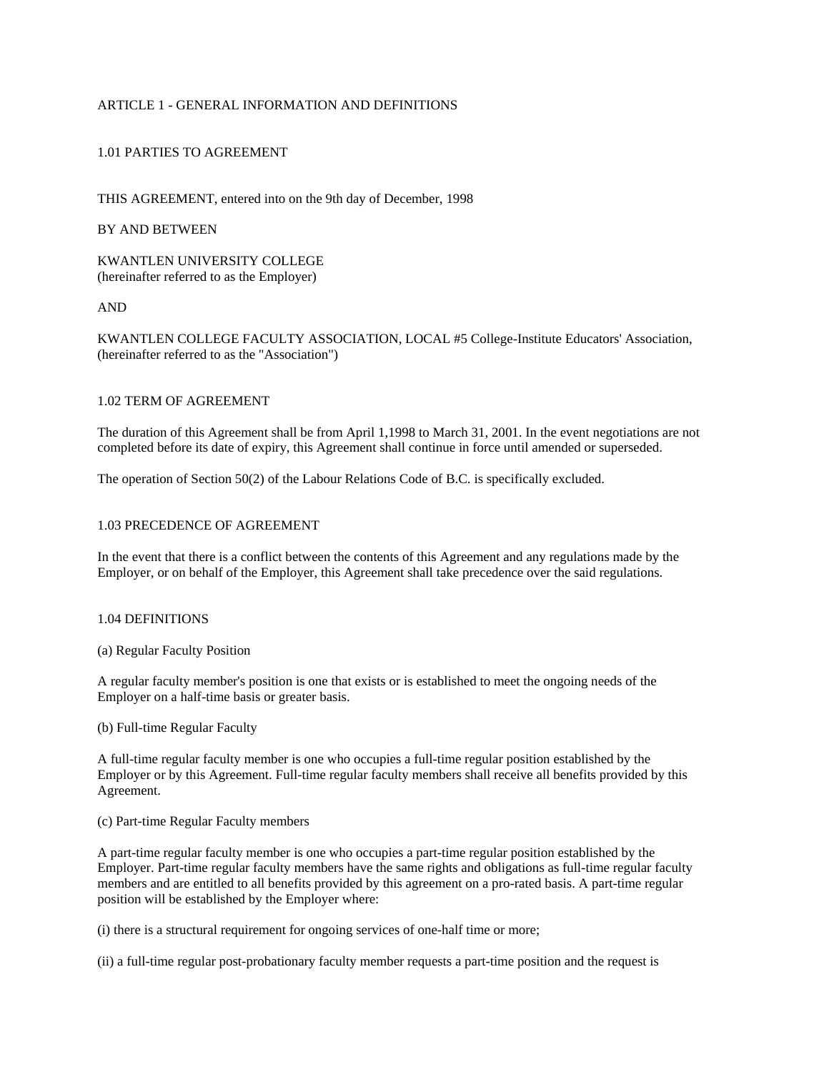# ARTICLE 1 - GENERAL INFORMATION AND DEFINITIONS

## 1.01 PARTIES TO AGREEMENT

THIS AGREEMENT, entered into on the 9th day of December, 1998

BY AND BETWEEN

KWANTLEN UNIVERSITY COLLEGE
(hereinafter referred to as the Employer)

AND

KWANTLEN COLLEGE FACULTY ASSOCIATION, LOCAL #5 College-Institute Educators' Association, (hereinafter referred to as the "Association")

## 1.02 TERM OF AGREEMENT

The duration of this Agreement shall be from April 1,1998 to March 31, 2001. In the event negotiations are not completed before its date of expiry, this Agreement shall continue in force until amended or superseded.

The operation of Section 50(2) of the Labour Relations Code of B.C. is specifically excluded.

## 1.03 PRECEDENCE OF AGREEMENT

In the event that there is a conflict between the contents of this Agreement and any regulations made by the Employer, or on behalf of the Employer, this Agreement shall take precedence over the said regulations.

## 1.04 DEFINITIONS

(a) Regular Faculty Position

A regular faculty member's position is one that exists or is established to meet the ongoing needs of the Employer on a half-time basis or greater basis.

(b) Full-time Regular Faculty

A full-time regular faculty member is one who occupies a full-time regular position established by the Employer or by this Agreement. Full-time regular faculty members shall receive all benefits provided by this Agreement.

(c) Part-time Regular Faculty members

A part-time regular faculty member is one who occupies a part-time regular position established by the Employer. Part-time regular faculty members have the same rights and obligations as full-time regular faculty members and are entitled to all benefits provided by this agreement on a pro-rated basis. A part-time regular position will be established by the Employer where:

(i) there is a structural requirement for ongoing services of one-half time or more;

(ii) a full-time regular post-probationary faculty member requests a part-time position and the request is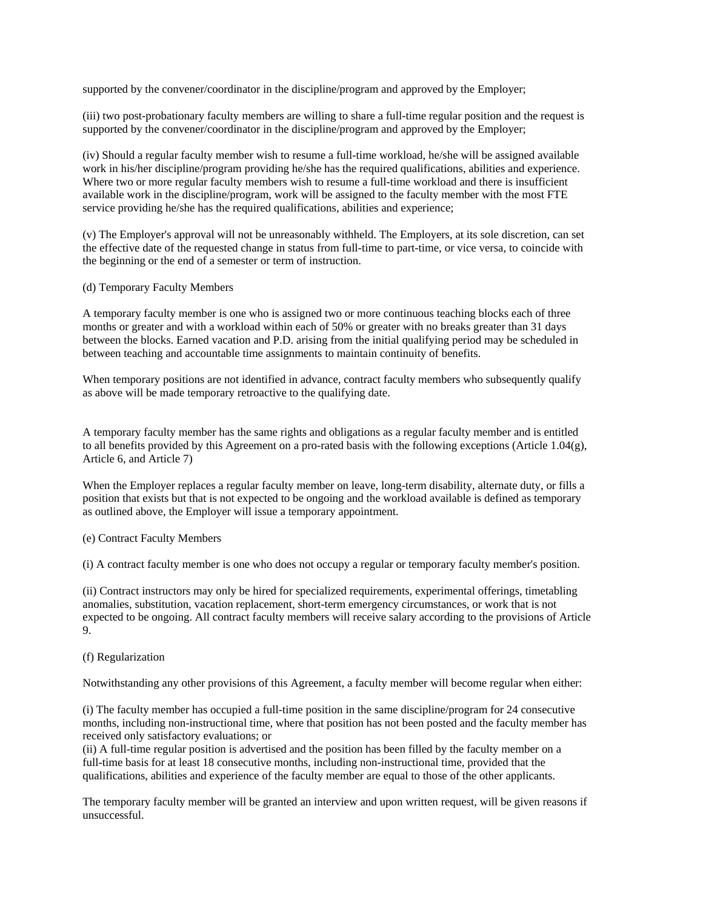supported by the convener/coordinator in the discipline/program and approved by the Employer;

(iii) two post-probationary faculty members are willing to share a full-time regular position and the request is supported by the convener/coordinator in the discipline/program and approved by the Employer;

(iv) Should a regular faculty member wish to resume a full-time workload, he/she will be assigned available work in his/her discipline/program providing he/she has the required qualifications, abilities and experience. Where two or more regular faculty members wish to resume a full-time workload and there is insufficient available work in the discipline/program, work will be assigned to the faculty member with the most FTE service providing he/she has the required qualifications, abilities and experience;

(v) The Employer's approval will not be unreasonably withheld. The Employers, at its sole discretion, can set the effective date of the requested change in status from full-time to part-time, or vice versa, to coincide with the beginning or the end of a semester or term of instruction.

(d) Temporary Faculty Members

A temporary faculty member is one who is assigned two or more continuous teaching blocks each of three months or greater and with a workload within each of 50% or greater with no breaks greater than 31 days between the blocks. Earned vacation and P.D. arising from the initial qualifying period may be scheduled in between teaching and accountable time assignments to maintain continuity of benefits.

When temporary positions are not identified in advance, contract faculty members who subsequently qualify as above will be made temporary retroactive to the qualifying date.

A temporary faculty member has the same rights and obligations as a regular faculty member and is entitled to all benefits provided by this Agreement on a pro-rated basis with the following exceptions (Article 1.04(g), Article 6, and Article 7)

When the Employer replaces a regular faculty member on leave, long-term disability, alternate duty, or fills a position that exists but that is not expected to be ongoing and the workload available is defined as temporary as outlined above, the Employer will issue a temporary appointment.

(e) Contract Faculty Members

(i) A contract faculty member is one who does not occupy a regular or temporary faculty member's position.

(ii) Contract instructors may only be hired for specialized requirements, experimental offerings, timetabling anomalies, substitution, vacation replacement, short-term emergency circumstances, or work that is not expected to be ongoing. All contract faculty members will receive salary according to the provisions of Article 9.

(f) Regularization

Notwithstanding any other provisions of this Agreement, a faculty member will become regular when either:

(i) The faculty member has occupied a full-time position in the same discipline/program for 24 consecutive months, including non-instructional time, where that position has not been posted and the faculty member has received only satisfactory evaluations; or
(ii) A full-time regular position is advertised and the position has been filled by the faculty member on a full-time basis for at least 18 consecutive months, including non-instructional time, provided that the qualifications, abilities and experience of the faculty member are equal to those of the other applicants.

The temporary faculty member will be granted an interview and upon written request, will be given reasons if unsuccessful.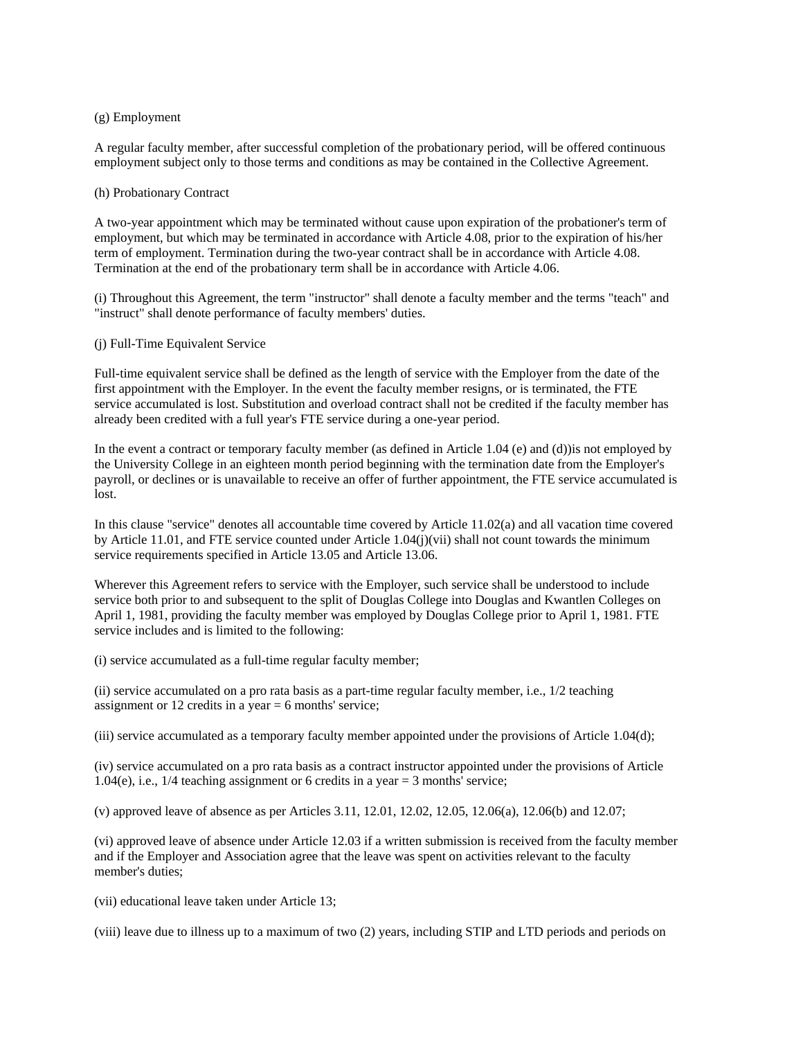(g) Employment

A regular faculty member, after successful completion of the probationary period, will be offered continuous employment subject only to those terms and conditions as may be contained in the Collective Agreement.

(h) Probationary Contract

A two-year appointment which may be terminated without cause upon expiration of the probationer's term of employment, but which may be terminated in accordance with Article 4.08, prior to the expiration of his/her term of employment. Termination during the two-year contract shall be in accordance with Article 4.08. Termination at the end of the probationary term shall be in accordance with Article 4.06.

(i) Throughout this Agreement, the term "instructor" shall denote a faculty member and the terms "teach" and "instruct" shall denote performance of faculty members' duties.

(j) Full-Time Equivalent Service

Full-time equivalent service shall be defined as the length of service with the Employer from the date of the first appointment with the Employer. In the event the faculty member resigns, or is terminated, the FTE service accumulated is lost. Substitution and overload contract shall not be credited if the faculty member has already been credited with a full year's FTE service during a one-year period.

In the event a contract or temporary faculty member (as defined in Article 1.04 (e) and (d))is not employed by the University College in an eighteen month period beginning with the termination date from the Employer's payroll, or declines or is unavailable to receive an offer of further appointment, the FTE service accumulated is lost.

In this clause "service" denotes all accountable time covered by Article 11.02(a) and all vacation time covered by Article 11.01, and FTE service counted under Article 1.04(j)(vii) shall not count towards the minimum service requirements specified in Article 13.05 and Article 13.06.

Wherever this Agreement refers to service with the Employer, such service shall be understood to include service both prior to and subsequent to the split of Douglas College into Douglas and Kwantlen Colleges on April 1, 1981, providing the faculty member was employed by Douglas College prior to April 1, 1981. FTE service includes and is limited to the following:

(i) service accumulated as a full-time regular faculty member;

(ii) service accumulated on a pro rata basis as a part-time regular faculty member, i.e., 1/2 teaching assignment or 12 credits in a year = 6 months' service;

(iii) service accumulated as a temporary faculty member appointed under the provisions of Article 1.04(d);

(iv) service accumulated on a pro rata basis as a contract instructor appointed under the provisions of Article 1.04(e), i.e., 1/4 teaching assignment or 6 credits in a year = 3 months' service;

(v) approved leave of absence as per Articles 3.11, 12.01, 12.02, 12.05, 12.06(a), 12.06(b) and 12.07;

(vi) approved leave of absence under Article 12.03 if a written submission is received from the faculty member and if the Employer and Association agree that the leave was spent on activities relevant to the faculty member's duties;

(vii) educational leave taken under Article 13;

(viii) leave due to illness up to a maximum of two (2) years, including STIP and LTD periods and periods on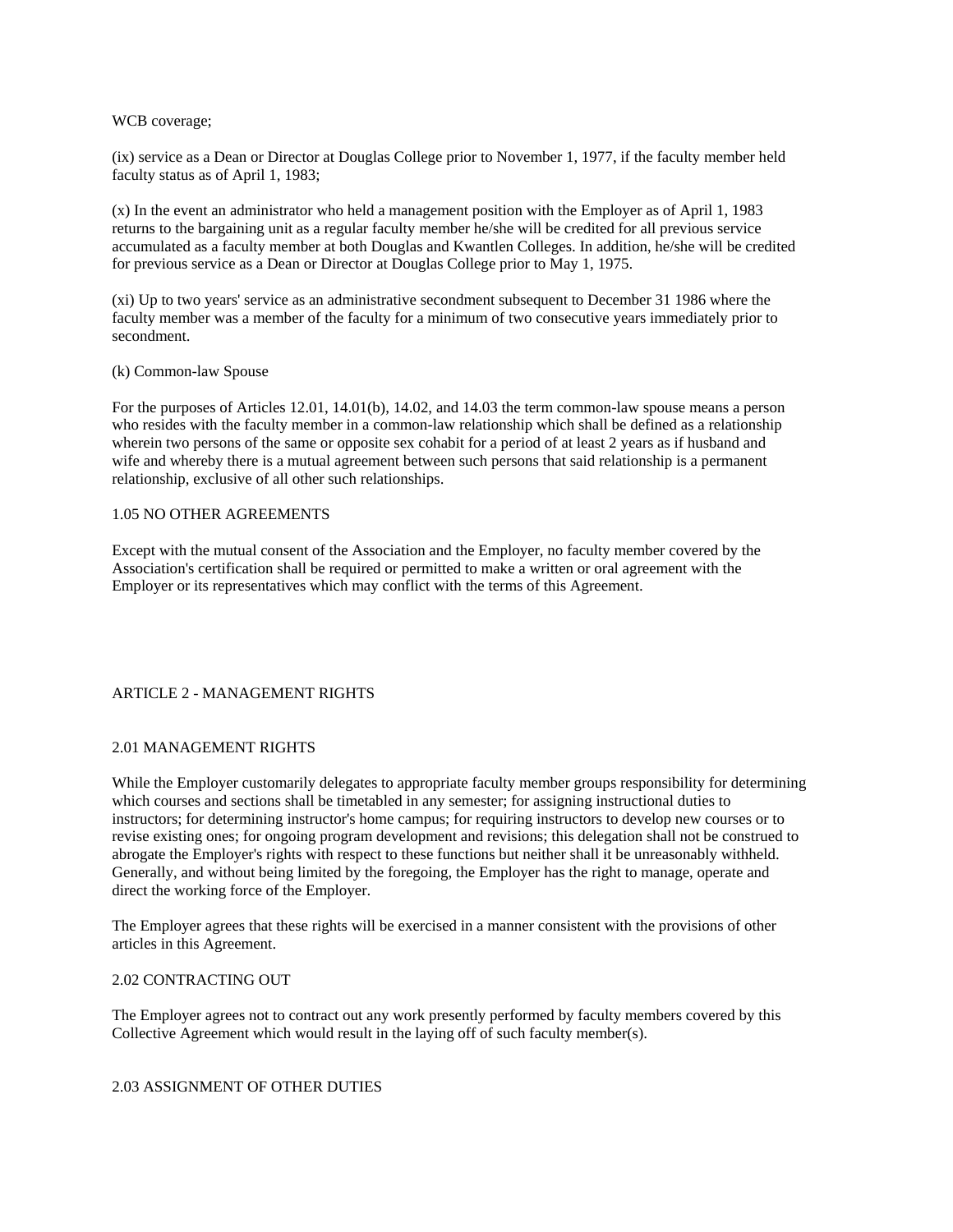WCB coverage;

(ix) service as a Dean or Director at Douglas College prior to November 1, 1977, if the faculty member held faculty status as of April 1, 1983;

(x) In the event an administrator who held a management position with the Employer as of April 1, 1983 returns to the bargaining unit as a regular faculty member he/she will be credited for all previous service accumulated as a faculty member at both Douglas and Kwantlen Colleges. In addition, he/she will be credited for previous service as a Dean or Director at Douglas College prior to May 1, 1975.

(xi) Up to two years' service as an administrative secondment subsequent to December 31 1986 where the faculty member was a member of the faculty for a minimum of two consecutive years immediately prior to secondment.

(k) Common-law Spouse

For the purposes of Articles 12.01, 14.01(b), 14.02, and 14.03 the term common-law spouse means a person who resides with the faculty member in a common-law relationship which shall be defined as a relationship wherein two persons of the same or opposite sex cohabit for a period of at least 2 years as if husband and wife and whereby there is a mutual agreement between such persons that said relationship is a permanent relationship, exclusive of all other such relationships.

### 1.05 NO OTHER AGREEMENTS

Except with the mutual consent of the Association and the Employer, no faculty member covered by the Association's certification shall be required or permitted to make a written or oral agreement with the Employer or its representatives which may conflict with the terms of this Agreement.

## ARTICLE 2 - MANAGEMENT RIGHTS

### 2.01 MANAGEMENT RIGHTS

While the Employer customarily delegates to appropriate faculty member groups responsibility for determining which courses and sections shall be timetabled in any semester; for assigning instructional duties to instructors; for determining instructor's home campus; for requiring instructors to develop new courses or to revise existing ones; for ongoing program development and revisions; this delegation shall not be construed to abrogate the Employer's rights with respect to these functions but neither shall it be unreasonably withheld. Generally, and without being limited by the foregoing, the Employer has the right to manage, operate and direct the working force of the Employer.

The Employer agrees that these rights will be exercised in a manner consistent with the provisions of other articles in this Agreement.

### 2.02 CONTRACTING OUT

The Employer agrees not to contract out any work presently performed by faculty members covered by this Collective Agreement which would result in the laying off of such faculty member(s).

### 2.03 ASSIGNMENT OF OTHER DUTIES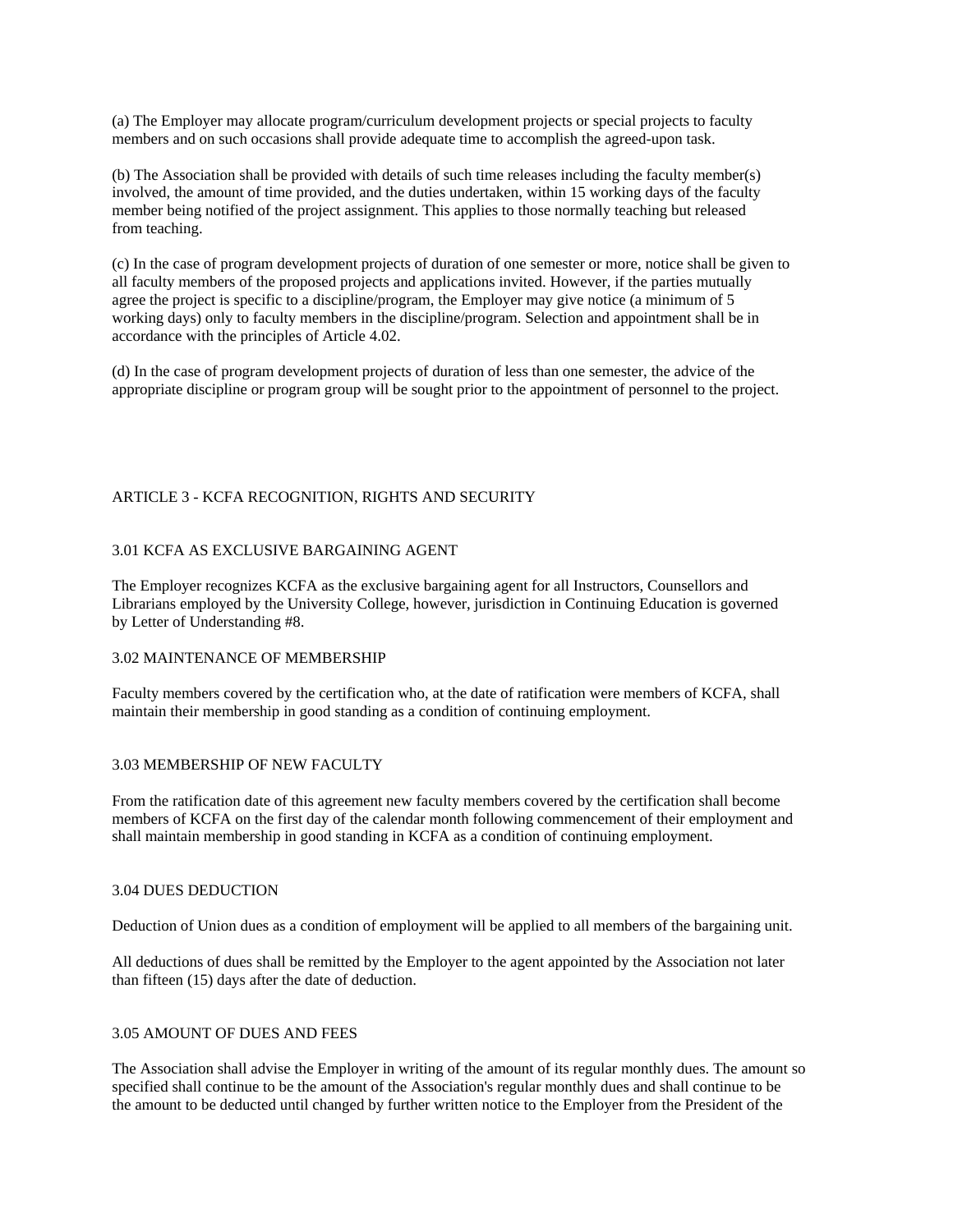(a) The Employer may allocate program/curriculum development projects or special projects to faculty members and on such occasions shall provide adequate time to accomplish the agreed-upon task.

(b) The Association shall be provided with details of such time releases including the faculty member(s) involved, the amount of time provided, and the duties undertaken, within 15 working days of the faculty member being notified of the project assignment. This applies to those normally teaching but released from teaching.

(c) In the case of program development projects of duration of one semester or more, notice shall be given to all faculty members of the proposed projects and applications invited. However, if the parties mutually agree the project is specific to a discipline/program, the Employer may give notice (a minimum of 5 working days) only to faculty members in the discipline/program. Selection and appointment shall be in accordance with the principles of Article 4.02.

(d) In the case of program development projects of duration of less than one semester, the advice of the appropriate discipline or program group will be sought prior to the appointment of personnel to the project.

## ARTICLE 3 - KCFA RECOGNITION, RIGHTS AND SECURITY

### 3.01 KCFA AS EXCLUSIVE BARGAINING AGENT

The Employer recognizes KCFA as the exclusive bargaining agent for all Instructors, Counsellors and Librarians employed by the University College, however, jurisdiction in Continuing Education is governed by Letter of Understanding #8.

### 3.02 MAINTENANCE OF MEMBERSHIP

Faculty members covered by the certification who, at the date of ratification were members of KCFA, shall maintain their membership in good standing as a condition of continuing employment.

### 3.03 MEMBERSHIP OF NEW FACULTY

From the ratification date of this agreement new faculty members covered by the certification shall become members of KCFA on the first day of the calendar month following commencement of their employment and shall maintain membership in good standing in KCFA as a condition of continuing employment.

### 3.04 DUES DEDUCTION

Deduction of Union dues as a condition of employment will be applied to all members of the bargaining unit.

All deductions of dues shall be remitted by the Employer to the agent appointed by the Association not later than fifteen (15) days after the date of deduction.

### 3.05 AMOUNT OF DUES AND FEES

The Association shall advise the Employer in writing of the amount of its regular monthly dues. The amount so specified shall continue to be the amount of the Association's regular monthly dues and shall continue to be the amount to be deducted until changed by further written notice to the Employer from the President of the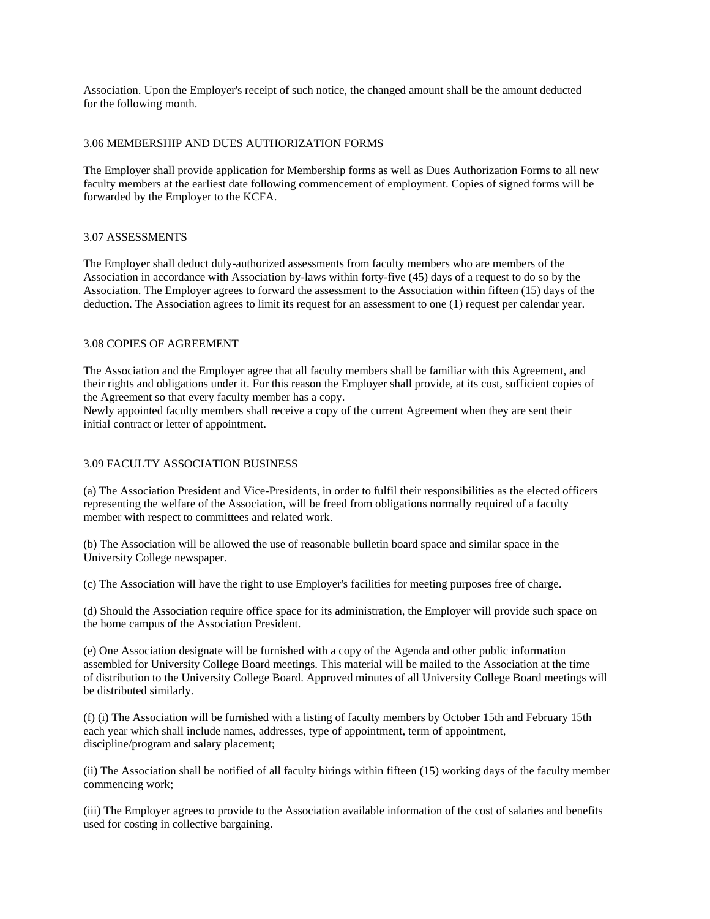Association. Upon the Employer's receipt of such notice, the changed amount shall be the amount deducted for the following month.

### 3.06 MEMBERSHIP AND DUES AUTHORIZATION FORMS

The Employer shall provide application for Membership forms as well as Dues Authorization Forms to all new faculty members at the earliest date following commencement of employment. Copies of signed forms will be forwarded by the Employer to the KCFA.

### 3.07 ASSESSMENTS

The Employer shall deduct duly-authorized assessments from faculty members who are members of the Association in accordance with Association by-laws within forty-five (45) days of a request to do so by the Association. The Employer agrees to forward the assessment to the Association within fifteen (15) days of the deduction. The Association agrees to limit its request for an assessment to one (1) request per calendar year.

### 3.08 COPIES OF AGREEMENT

The Association and the Employer agree that all faculty members shall be familiar with this Agreement, and their rights and obligations under it. For this reason the Employer shall provide, at its cost, sufficient copies of the Agreement so that every faculty member has a copy.
Newly appointed faculty members shall receive a copy of the current Agreement when they are sent their initial contract or letter of appointment.

### 3.09 FACULTY ASSOCIATION BUSINESS

(a) The Association President and Vice-Presidents, in order to fulfil their responsibilities as the elected officers representing the welfare of the Association, will be freed from obligations normally required of a faculty member with respect to committees and related work.

(b) The Association will be allowed the use of reasonable bulletin board space and similar space in the University College newspaper.

(c) The Association will have the right to use Employer's facilities for meeting purposes free of charge.

(d) Should the Association require office space for its administration, the Employer will provide such space on the home campus of the Association President.

(e) One Association designate will be furnished with a copy of the Agenda and other public information assembled for University College Board meetings. This material will be mailed to the Association at the time of distribution to the University College Board. Approved minutes of all University College Board meetings will be distributed similarly.

(f) (i) The Association will be furnished with a listing of faculty members by October 15th and February 15th each year which shall include names, addresses, type of appointment, term of appointment, discipline/program and salary placement;

(ii) The Association shall be notified of all faculty hirings within fifteen (15) working days of the faculty member commencing work;

(iii) The Employer agrees to provide to the Association available information of the cost of salaries and benefits used for costing in collective bargaining.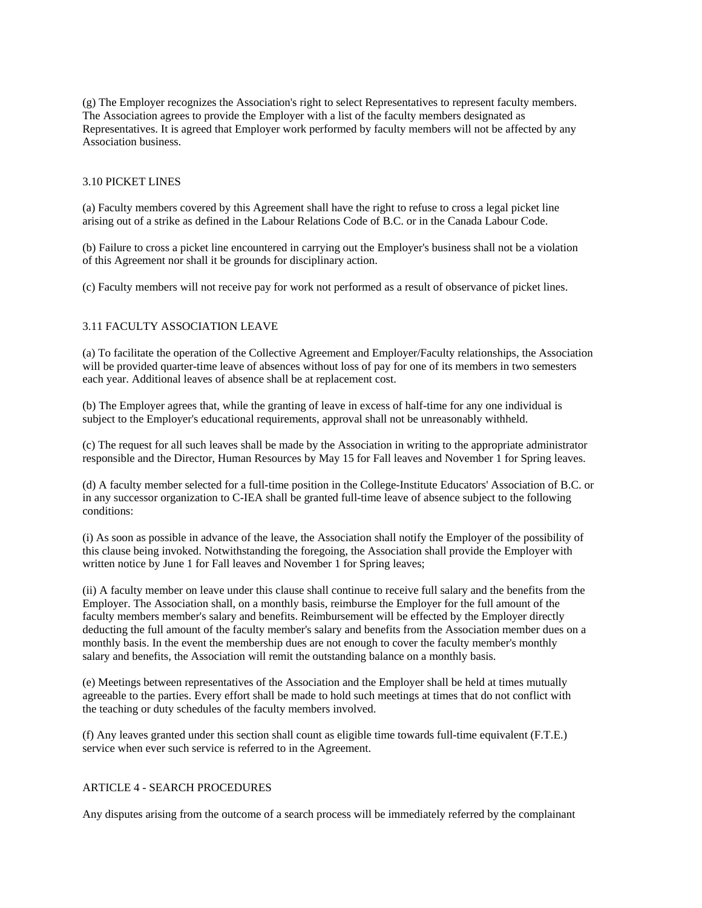(g) The Employer recognizes the Association's right to select Representatives to represent faculty members. The Association agrees to provide the Employer with a list of the faculty members designated as Representatives. It is agreed that Employer work performed by faculty members will not be affected by any Association business.

## 3.10 PICKET LINES

(a) Faculty members covered by this Agreement shall have the right to refuse to cross a legal picket line arising out of a strike as defined in the Labour Relations Code of B.C. or in the Canada Labour Code.

(b) Failure to cross a picket line encountered in carrying out the Employer's business shall not be a violation of this Agreement nor shall it be grounds for disciplinary action.

(c) Faculty members will not receive pay for work not performed as a result of observance of picket lines.

## 3.11 FACULTY ASSOCIATION LEAVE

(a) To facilitate the operation of the Collective Agreement and Employer/Faculty relationships, the Association will be provided quarter-time leave of absences without loss of pay for one of its members in two semesters each year. Additional leaves of absence shall be at replacement cost.

(b) The Employer agrees that, while the granting of leave in excess of half-time for any one individual is subject to the Employer's educational requirements, approval shall not be unreasonably withheld.

(c) The request for all such leaves shall be made by the Association in writing to the appropriate administrator responsible and the Director, Human Resources by May 15 for Fall leaves and November 1 for Spring leaves.

(d) A faculty member selected for a full-time position in the College-Institute Educators' Association of B.C. or in any successor organization to C-IEA shall be granted full-time leave of absence subject to the following conditions:

(i) As soon as possible in advance of the leave, the Association shall notify the Employer of the possibility of this clause being invoked. Notwithstanding the foregoing, the Association shall provide the Employer with written notice by June 1 for Fall leaves and November 1 for Spring leaves;

(ii) A faculty member on leave under this clause shall continue to receive full salary and the benefits from the Employer. The Association shall, on a monthly basis, reimburse the Employer for the full amount of the faculty members member's salary and benefits. Reimbursement will be effected by the Employer directly deducting the full amount of the faculty member's salary and benefits from the Association member dues on a monthly basis. In the event the membership dues are not enough to cover the faculty member's monthly salary and benefits, the Association will remit the outstanding balance on a monthly basis.

(e) Meetings between representatives of the Association and the Employer shall be held at times mutually agreeable to the parties. Every effort shall be made to hold such meetings at times that do not conflict with the teaching or duty schedules of the faculty members involved.

(f) Any leaves granted under this section shall count as eligible time towards full-time equivalent (F.T.E.) service when ever such service is referred to in the Agreement.

# ARTICLE 4 - SEARCH PROCEDURES

Any disputes arising from the outcome of a search process will be immediately referred by the complainant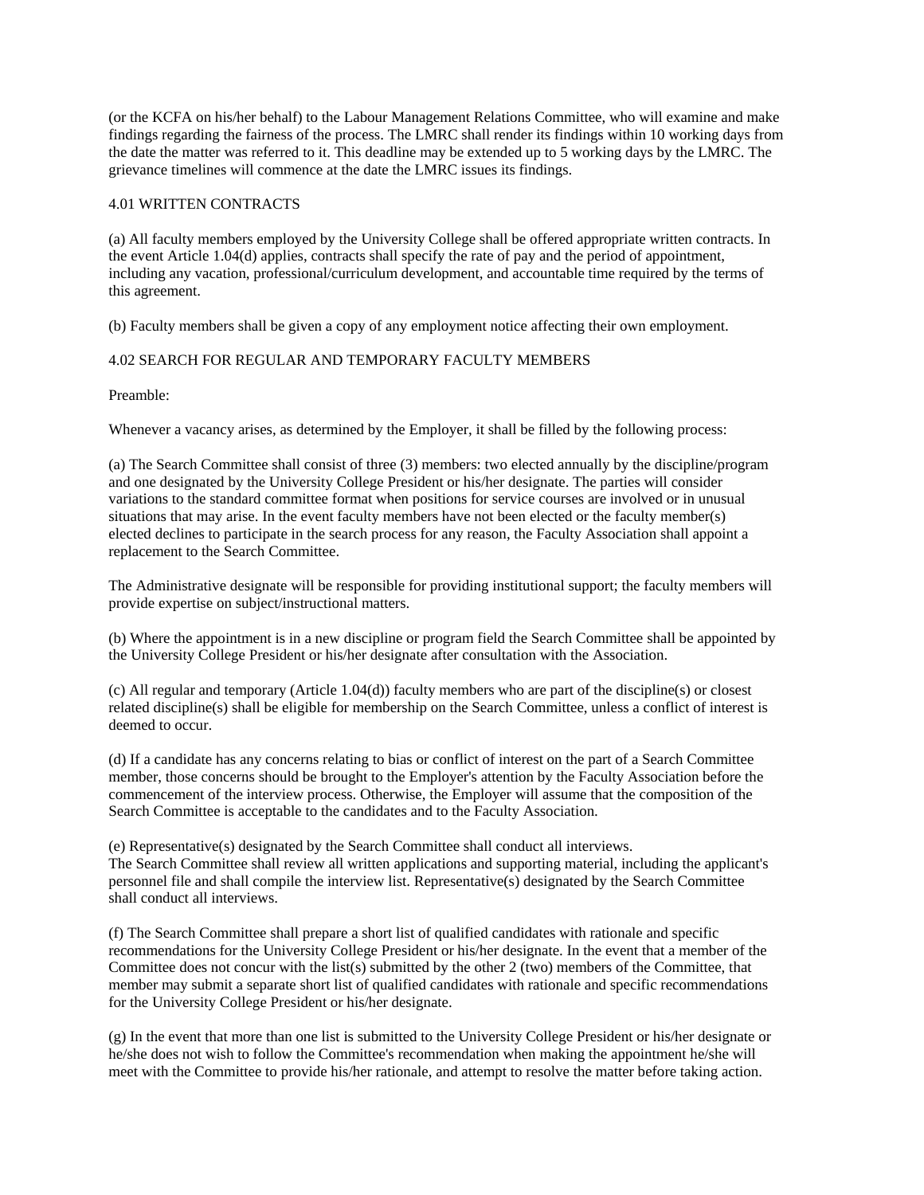(or the KCFA on his/her behalf) to the Labour Management Relations Committee, who will examine and make findings regarding the fairness of the process. The LMRC shall render its findings within 10 working days from the date the matter was referred to it. This deadline may be extended up to 5 working days by the LMRC. The grievance timelines will commence at the date the LMRC issues its findings.

### 4.01 WRITTEN CONTRACTS

(a) All faculty members employed by the University College shall be offered appropriate written contracts. In the event Article 1.04(d) applies, contracts shall specify the rate of pay and the period of appointment, including any vacation, professional/curriculum development, and accountable time required by the terms of this agreement.

(b) Faculty members shall be given a copy of any employment notice affecting their own employment.

### 4.02 SEARCH FOR REGULAR AND TEMPORARY FACULTY MEMBERS

Preamble:

Whenever a vacancy arises, as determined by the Employer, it shall be filled by the following process:

(a) The Search Committee shall consist of three (3) members: two elected annually by the discipline/program and one designated by the University College President or his/her designate. The parties will consider variations to the standard committee format when positions for service courses are involved or in unusual situations that may arise. In the event faculty members have not been elected or the faculty member(s) elected declines to participate in the search process for any reason, the Faculty Association shall appoint a replacement to the Search Committee.

The Administrative designate will be responsible for providing institutional support; the faculty members will provide expertise on subject/instructional matters.

(b) Where the appointment is in a new discipline or program field the Search Committee shall be appointed by the University College President or his/her designate after consultation with the Association.

(c) All regular and temporary (Article 1.04(d)) faculty members who are part of the discipline(s) or closest related discipline(s) shall be eligible for membership on the Search Committee, unless a conflict of interest is deemed to occur.

(d) If a candidate has any concerns relating to bias or conflict of interest on the part of a Search Committee member, those concerns should be brought to the Employer's attention by the Faculty Association before the commencement of the interview process. Otherwise, the Employer will assume that the composition of the Search Committee is acceptable to the candidates and to the Faculty Association.

(e) Representative(s) designated by the Search Committee shall conduct all interviews.
The Search Committee shall review all written applications and supporting material, including the applicant's personnel file and shall compile the interview list. Representative(s) designated by the Search Committee shall conduct all interviews.

(f) The Search Committee shall prepare a short list of qualified candidates with rationale and specific recommendations for the University College President or his/her designate. In the event that a member of the Committee does not concur with the list(s) submitted by the other 2 (two) members of the Committee, that member may submit a separate short list of qualified candidates with rationale and specific recommendations for the University College President or his/her designate.

(g) In the event that more than one list is submitted to the University College President or his/her designate or he/she does not wish to follow the Committee's recommendation when making the appointment he/she will meet with the Committee to provide his/her rationale, and attempt to resolve the matter before taking action.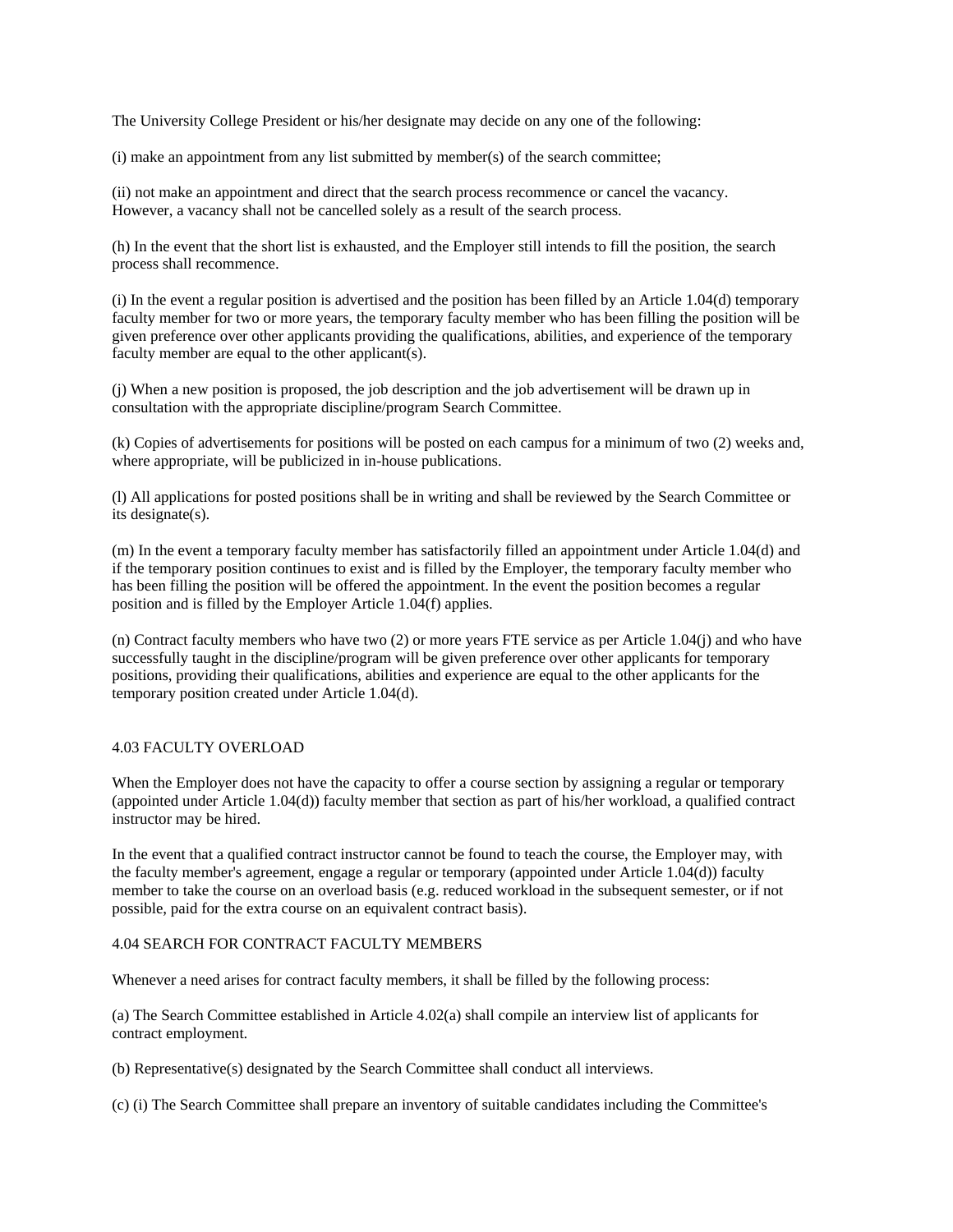The University College President or his/her designate may decide on any one of the following:

(i) make an appointment from any list submitted by member(s) of the search committee;

(ii) not make an appointment and direct that the search process recommence or cancel the vacancy. However, a vacancy shall not be cancelled solely as a result of the search process.

(h) In the event that the short list is exhausted, and the Employer still intends to fill the position, the search process shall recommence.

(i) In the event a regular position is advertised and the position has been filled by an Article 1.04(d) temporary faculty member for two or more years, the temporary faculty member who has been filling the position will be given preference over other applicants providing the qualifications, abilities, and experience of the temporary faculty member are equal to the other applicant(s).

(j) When a new position is proposed, the job description and the job advertisement will be drawn up in consultation with the appropriate discipline/program Search Committee.

(k) Copies of advertisements for positions will be posted on each campus for a minimum of two (2) weeks and, where appropriate, will be publicized in in-house publications.

(l) All applications for posted positions shall be in writing and shall be reviewed by the Search Committee or its designate(s).

(m) In the event a temporary faculty member has satisfactorily filled an appointment under Article 1.04(d) and if the temporary position continues to exist and is filled by the Employer, the temporary faculty member who has been filling the position will be offered the appointment. In the event the position becomes a regular position and is filled by the Employer Article 1.04(f) applies.

(n) Contract faculty members who have two (2) or more years FTE service as per Article 1.04(j) and who have successfully taught in the discipline/program will be given preference over other applicants for temporary positions, providing their qualifications, abilities and experience are equal to the other applicants for the temporary position created under Article 1.04(d).

## 4.03 FACULTY OVERLOAD

When the Employer does not have the capacity to offer a course section by assigning a regular or temporary (appointed under Article 1.04(d)) faculty member that section as part of his/her workload, a qualified contract instructor may be hired.

In the event that a qualified contract instructor cannot be found to teach the course, the Employer may, with the faculty member's agreement, engage a regular or temporary (appointed under Article 1.04(d)) faculty member to take the course on an overload basis (e.g. reduced workload in the subsequent semester, or if not possible, paid for the extra course on an equivalent contract basis).

## 4.04 SEARCH FOR CONTRACT FACULTY MEMBERS

Whenever a need arises for contract faculty members, it shall be filled by the following process:

(a) The Search Committee established in Article 4.02(a) shall compile an interview list of applicants for contract employment.

(b) Representative(s) designated by the Search Committee shall conduct all interviews.

(c) (i) The Search Committee shall prepare an inventory of suitable candidates including the Committee's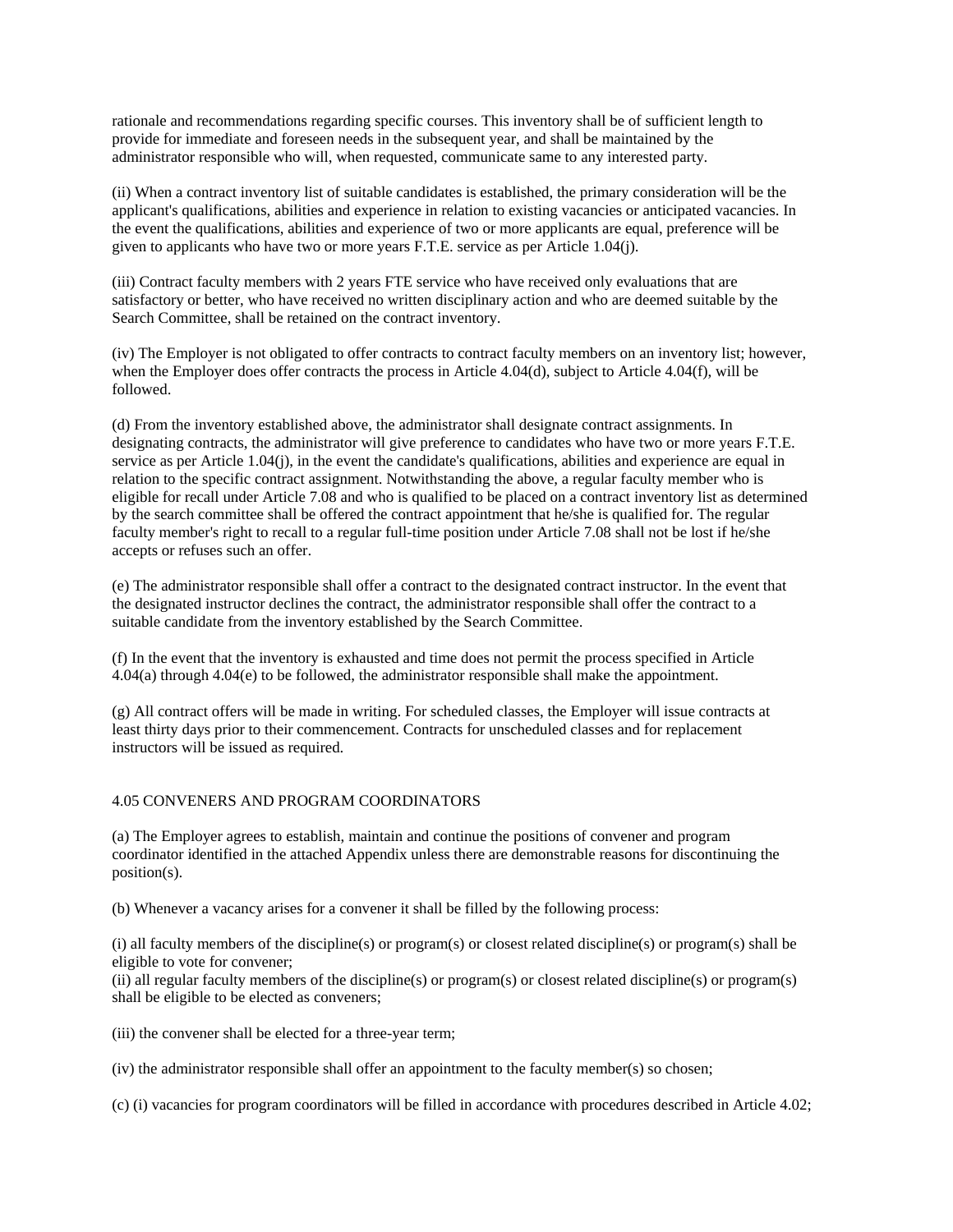rationale and recommendations regarding specific courses. This inventory shall be of sufficient length to provide for immediate and foreseen needs in the subsequent year, and shall be maintained by the administrator responsible who will, when requested, communicate same to any interested party.

(ii) When a contract inventory list of suitable candidates is established, the primary consideration will be the applicant's qualifications, abilities and experience in relation to existing vacancies or anticipated vacancies. In the event the qualifications, abilities and experience of two or more applicants are equal, preference will be given to applicants who have two or more years F.T.E. service as per Article 1.04(j).

(iii) Contract faculty members with 2 years FTE service who have received only evaluations that are satisfactory or better, who have received no written disciplinary action and who are deemed suitable by the Search Committee, shall be retained on the contract inventory.

(iv) The Employer is not obligated to offer contracts to contract faculty members on an inventory list; however, when the Employer does offer contracts the process in Article 4.04(d), subject to Article 4.04(f), will be followed.

(d) From the inventory established above, the administrator shall designate contract assignments. In designating contracts, the administrator will give preference to candidates who have two or more years F.T.E. service as per Article 1.04(j), in the event the candidate's qualifications, abilities and experience are equal in relation to the specific contract assignment. Notwithstanding the above, a regular faculty member who is eligible for recall under Article 7.08 and who is qualified to be placed on a contract inventory list as determined by the search committee shall be offered the contract appointment that he/she is qualified for. The regular faculty member's right to recall to a regular full-time position under Article 7.08 shall not be lost if he/she accepts or refuses such an offer.

(e) The administrator responsible shall offer a contract to the designated contract instructor. In the event that the designated instructor declines the contract, the administrator responsible shall offer the contract to a suitable candidate from the inventory established by the Search Committee.

(f) In the event that the inventory is exhausted and time does not permit the process specified in Article 4.04(a) through 4.04(e) to be followed, the administrator responsible shall make the appointment.

(g) All contract offers will be made in writing. For scheduled classes, the Employer will issue contracts at least thirty days prior to their commencement. Contracts for unscheduled classes and for replacement instructors will be issued as required.

## 4.05 CONVENERS AND PROGRAM COORDINATORS

(a) The Employer agrees to establish, maintain and continue the positions of convener and program coordinator identified in the attached Appendix unless there are demonstrable reasons for discontinuing the position(s).

(b) Whenever a vacancy arises for a convener it shall be filled by the following process:

(i) all faculty members of the discipline(s) or program(s) or closest related discipline(s) or program(s) shall be eligible to vote for convener;
(ii) all regular faculty members of the discipline(s) or program(s) or closest related discipline(s) or program(s) shall be eligible to be elected as conveners;

(iii) the convener shall be elected for a three-year term;

(iv) the administrator responsible shall offer an appointment to the faculty member(s) so chosen;

(c) (i) vacancies for program coordinators will be filled in accordance with procedures described in Article 4.02;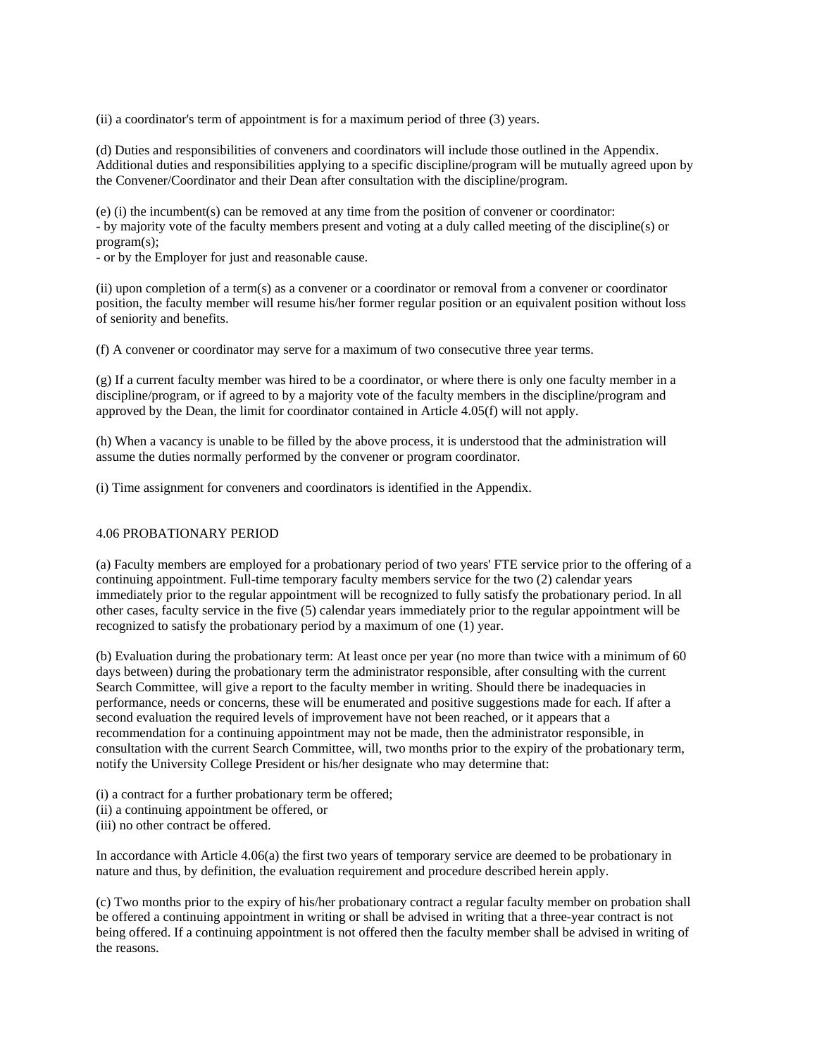(ii) a coordinator's term of appointment is for a maximum period of three (3) years.

(d) Duties and responsibilities of conveners and coordinators will include those outlined in the Appendix. Additional duties and responsibilities applying to a specific discipline/program will be mutually agreed upon by the Convener/Coordinator and their Dean after consultation with the discipline/program.

(e) (i) the incumbent(s) can be removed at any time from the position of convener or coordinator:
- by majority vote of the faculty members present and voting at a duly called meeting of the discipline(s) or program(s);
- or by the Employer for just and reasonable cause.

(ii) upon completion of a term(s) as a convener or a coordinator or removal from a convener or coordinator position, the faculty member will resume his/her former regular position or an equivalent position without loss of seniority and benefits.

(f) A convener or coordinator may serve for a maximum of two consecutive three year terms.

(g) If a current faculty member was hired to be a coordinator, or where there is only one faculty member in a discipline/program, or if agreed to by a majority vote of the faculty members in the discipline/program and approved by the Dean, the limit for coordinator contained in Article 4.05(f) will not apply.

(h) When a vacancy is unable to be filled by the above process, it is understood that the administration will assume the duties normally performed by the convener or program coordinator.

(i) Time assignment for conveners and coordinators is identified in the Appendix.

4.06 PROBATIONARY PERIOD

(a) Faculty members are employed for a probationary period of two years' FTE service prior to the offering of a continuing appointment. Full-time temporary faculty members service for the two (2) calendar years immediately prior to the regular appointment will be recognized to fully satisfy the probationary period. In all other cases, faculty service in the five (5) calendar years immediately prior to the regular appointment will be recognized to satisfy the probationary period by a maximum of one (1) year.

(b) Evaluation during the probationary term: At least once per year (no more than twice with a minimum of 60 days between) during the probationary term the administrator responsible, after consulting with the current Search Committee, will give a report to the faculty member in writing. Should there be inadequacies in performance, needs or concerns, these will be enumerated and positive suggestions made for each. If after a second evaluation the required levels of improvement have not been reached, or it appears that a recommendation for a continuing appointment may not be made, then the administrator responsible, in consultation with the current Search Committee, will, two months prior to the expiry of the probationary term, notify the University College President or his/her designate who may determine that:

(i) a contract for a further probationary term be offered;
(ii) a continuing appointment be offered, or
(iii) no other contract be offered.

In accordance with Article 4.06(a) the first two years of temporary service are deemed to be probationary in nature and thus, by definition, the evaluation requirement and procedure described herein apply.

(c) Two months prior to the expiry of his/her probationary contract a regular faculty member on probation shall be offered a continuing appointment in writing or shall be advised in writing that a three-year contract is not being offered. If a continuing appointment is not offered then the faculty member shall be advised in writing of the reasons.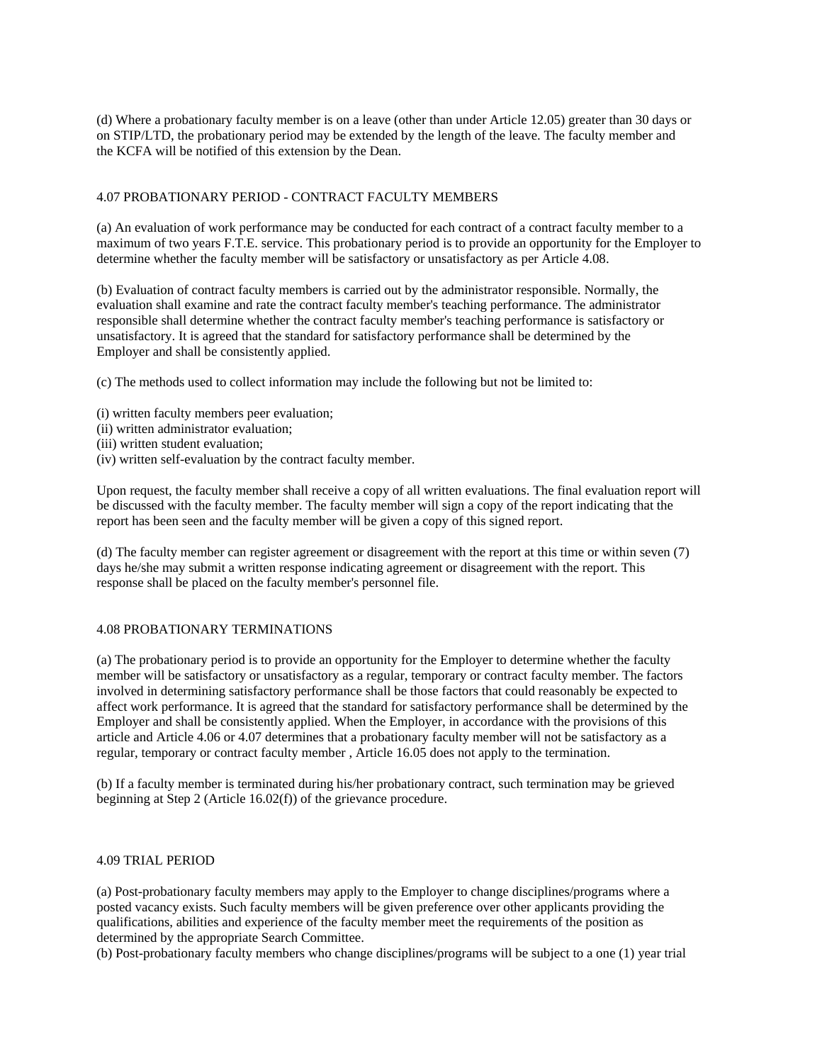(d) Where a probationary faculty member is on a leave (other than under Article 12.05) greater than 30 days or on STIP/LTD, the probationary period may be extended by the length of the leave. The faculty member and the KCFA will be notified of this extension by the Dean.

## 4.07 PROBATIONARY PERIOD - CONTRACT FACULTY MEMBERS

(a) An evaluation of work performance may be conducted for each contract of a contract faculty member to a maximum of two years F.T.E. service. This probationary period is to provide an opportunity for the Employer to determine whether the faculty member will be satisfactory or unsatisfactory as per Article 4.08.

(b) Evaluation of contract faculty members is carried out by the administrator responsible. Normally, the evaluation shall examine and rate the contract faculty member's teaching performance. The administrator responsible shall determine whether the contract faculty member's teaching performance is satisfactory or unsatisfactory. It is agreed that the standard for satisfactory performance shall be determined by the Employer and shall be consistently applied.

(c) The methods used to collect information may include the following but not be limited to:

(i) written faculty members peer evaluation;
(ii) written administrator evaluation;
(iii) written student evaluation;
(iv) written self-evaluation by the contract faculty member.

Upon request, the faculty member shall receive a copy of all written evaluations. The final evaluation report will be discussed with the faculty member. The faculty member will sign a copy of the report indicating that the report has been seen and the faculty member will be given a copy of this signed report.

(d) The faculty member can register agreement or disagreement with the report at this time or within seven (7) days he/she may submit a written response indicating agreement or disagreement with the report. This response shall be placed on the faculty member's personnel file.

## 4.08 PROBATIONARY TERMINATIONS

(a) The probationary period is to provide an opportunity for the Employer to determine whether the faculty member will be satisfactory or unsatisfactory as a regular, temporary or contract faculty member. The factors involved in determining satisfactory performance shall be those factors that could reasonably be expected to affect work performance. It is agreed that the standard for satisfactory performance shall be determined by the Employer and shall be consistently applied. When the Employer, in accordance with the provisions of this article and Article 4.06 or 4.07 determines that a probationary faculty member will not be satisfactory as a regular, temporary or contract faculty member , Article 16.05 does not apply to the termination.

(b) If a faculty member is terminated during his/her probationary contract, such termination may be grieved beginning at Step 2 (Article 16.02(f)) of the grievance procedure.

## 4.09 TRIAL PERIOD

(a) Post-probationary faculty members may apply to the Employer to change disciplines/programs where a posted vacancy exists. Such faculty members will be given preference over other applicants providing the qualifications, abilities and experience of the faculty member meet the requirements of the position as determined by the appropriate Search Committee.
(b) Post-probationary faculty members who change disciplines/programs will be subject to a one (1) year trial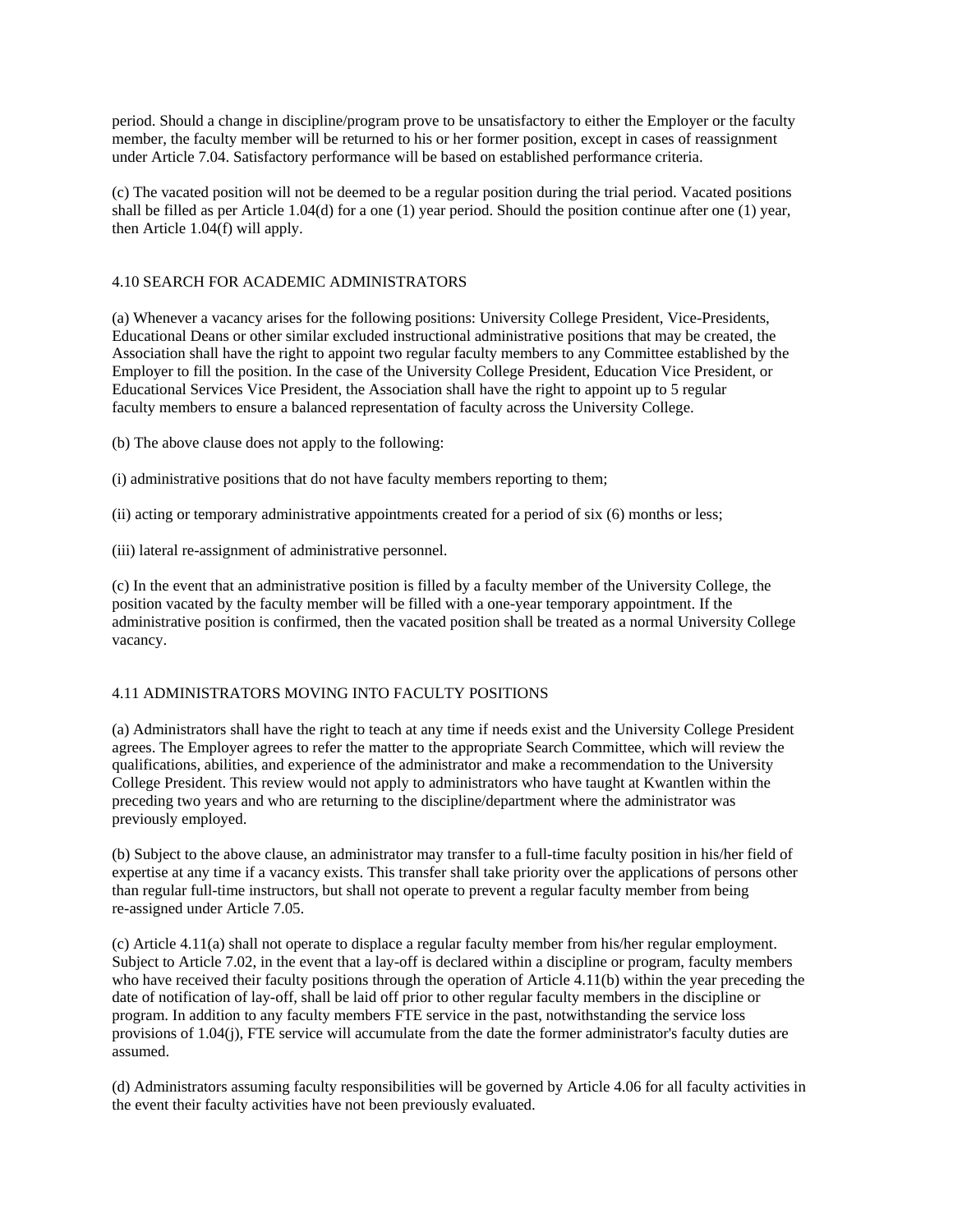period. Should a change in discipline/program prove to be unsatisfactory to either the Employer or the faculty member, the faculty member will be returned to his or her former position, except in cases of reassignment under Article 7.04. Satisfactory performance will be based on established performance criteria.

(c) The vacated position will not be deemed to be a regular position during the trial period. Vacated positions shall be filled as per Article 1.04(d) for a one (1) year period. Should the position continue after one (1) year, then Article 1.04(f) will apply.

## 4.10 SEARCH FOR ACADEMIC ADMINISTRATORS

(a) Whenever a vacancy arises for the following positions: University College President, Vice-Presidents, Educational Deans or other similar excluded instructional administrative positions that may be created, the Association shall have the right to appoint two regular faculty members to any Committee established by the Employer to fill the position. In the case of the University College President, Education Vice President, or Educational Services Vice President, the Association shall have the right to appoint up to 5 regular faculty members to ensure a balanced representation of faculty across the University College.

(b) The above clause does not apply to the following:

(i) administrative positions that do not have faculty members reporting to them;

(ii) acting or temporary administrative appointments created for a period of six (6) months or less;

(iii) lateral re-assignment of administrative personnel.

(c) In the event that an administrative position is filled by a faculty member of the University College, the position vacated by the faculty member will be filled with a one-year temporary appointment. If the administrative position is confirmed, then the vacated position shall be treated as a normal University College vacancy.

## 4.11 ADMINISTRATORS MOVING INTO FACULTY POSITIONS

(a) Administrators shall have the right to teach at any time if needs exist and the University College President agrees. The Employer agrees to refer the matter to the appropriate Search Committee, which will review the qualifications, abilities, and experience of the administrator and make a recommendation to the University College President. This review would not apply to administrators who have taught at Kwantlen within the preceding two years and who are returning to the discipline/department where the administrator was previously employed.

(b) Subject to the above clause, an administrator may transfer to a full-time faculty position in his/her field of expertise at any time if a vacancy exists. This transfer shall take priority over the applications of persons other than regular full-time instructors, but shall not operate to prevent a regular faculty member from being re-assigned under Article 7.05.

(c) Article 4.11(a) shall not operate to displace a regular faculty member from his/her regular employment. Subject to Article 7.02, in the event that a lay-off is declared within a discipline or program, faculty members who have received their faculty positions through the operation of Article 4.11(b) within the year preceding the date of notification of lay-off, shall be laid off prior to other regular faculty members in the discipline or program. In addition to any faculty members FTE service in the past, notwithstanding the service loss provisions of 1.04(j), FTE service will accumulate from the date the former administrator's faculty duties are assumed.

(d) Administrators assuming faculty responsibilities will be governed by Article 4.06 for all faculty activities in the event their faculty activities have not been previously evaluated.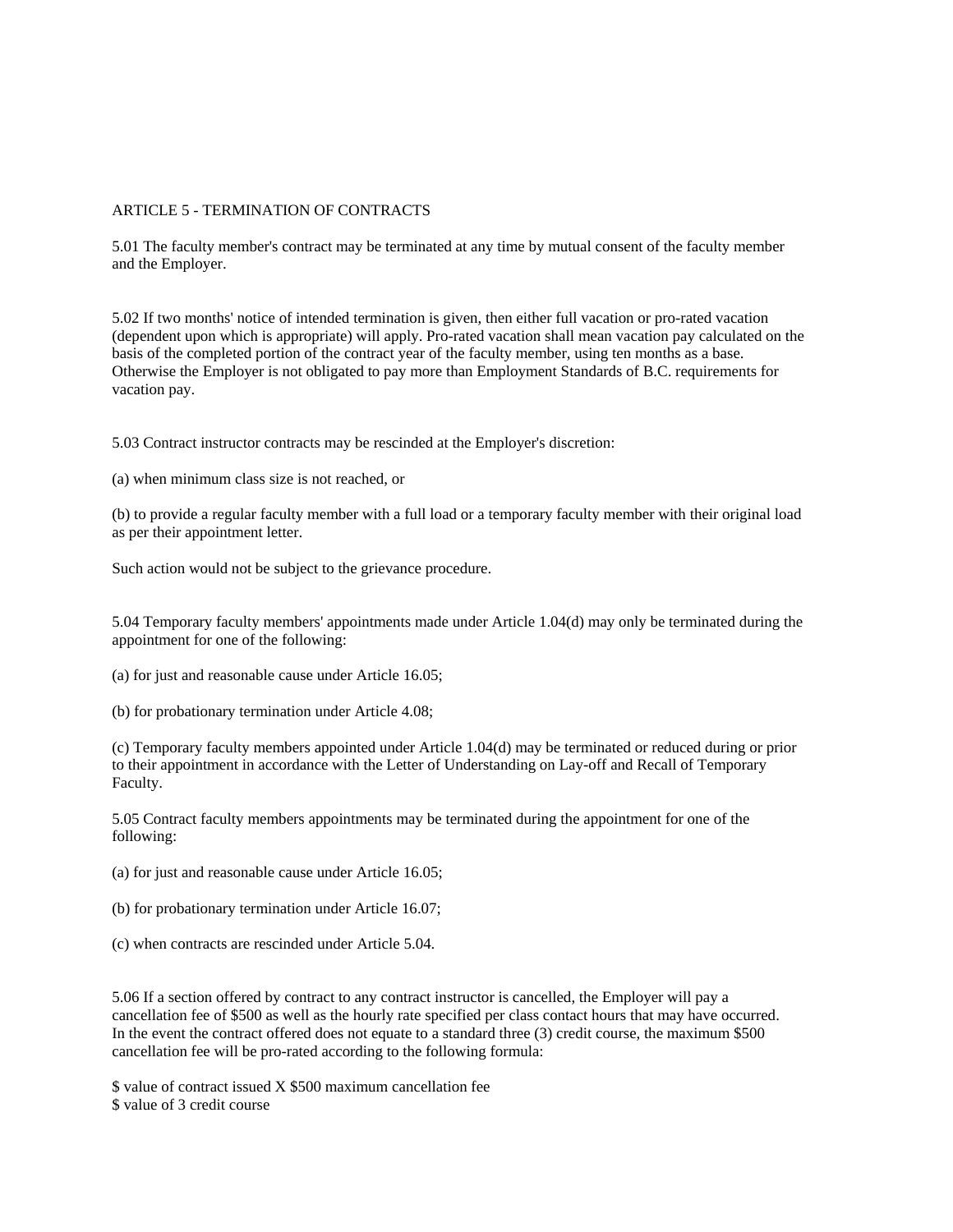## ARTICLE 5 - TERMINATION OF CONTRACTS

5.01 The faculty member's contract may be terminated at any time by mutual consent of the faculty member and the Employer.

5.02 If two months' notice of intended termination is given, then either full vacation or pro-rated vacation (dependent upon which is appropriate) will apply. Pro-rated vacation shall mean vacation pay calculated on the basis of the completed portion of the contract year of the faculty member, using ten months as a base. Otherwise the Employer is not obligated to pay more than Employment Standards of B.C. requirements for vacation pay.

5.03 Contract instructor contracts may be rescinded at the Employer's discretion:

(a) when minimum class size is not reached, or

(b) to provide a regular faculty member with a full load or a temporary faculty member with their original load as per their appointment letter.

Such action would not be subject to the grievance procedure.

5.04 Temporary faculty members' appointments made under Article 1.04(d) may only be terminated during the appointment for one of the following:

(a) for just and reasonable cause under Article 16.05;

(b) for probationary termination under Article 4.08;

(c) Temporary faculty members appointed under Article 1.04(d) may be terminated or reduced during or prior to their appointment in accordance with the Letter of Understanding on Lay-off and Recall of Temporary Faculty.

5.05 Contract faculty members appointments may be terminated during the appointment for one of the following:

(a) for just and reasonable cause under Article 16.05;

(b) for probationary termination under Article 16.07;

(c) when contracts are rescinded under Article 5.04.

5.06 If a section offered by contract to any contract instructor is cancelled, the Employer will pay a cancellation fee of $500 as well as the hourly rate specified per class contact hours that may have occurred. In the event the contract offered does not equate to a standard three (3) credit course, the maximum $500 cancellation fee will be pro-rated according to the following formula:

$$\frac{\$ \text{ value of contract issued} \times \$500 \text{ maximum cancellation fee}}{\$ \text{ value of 3 credit course}}$$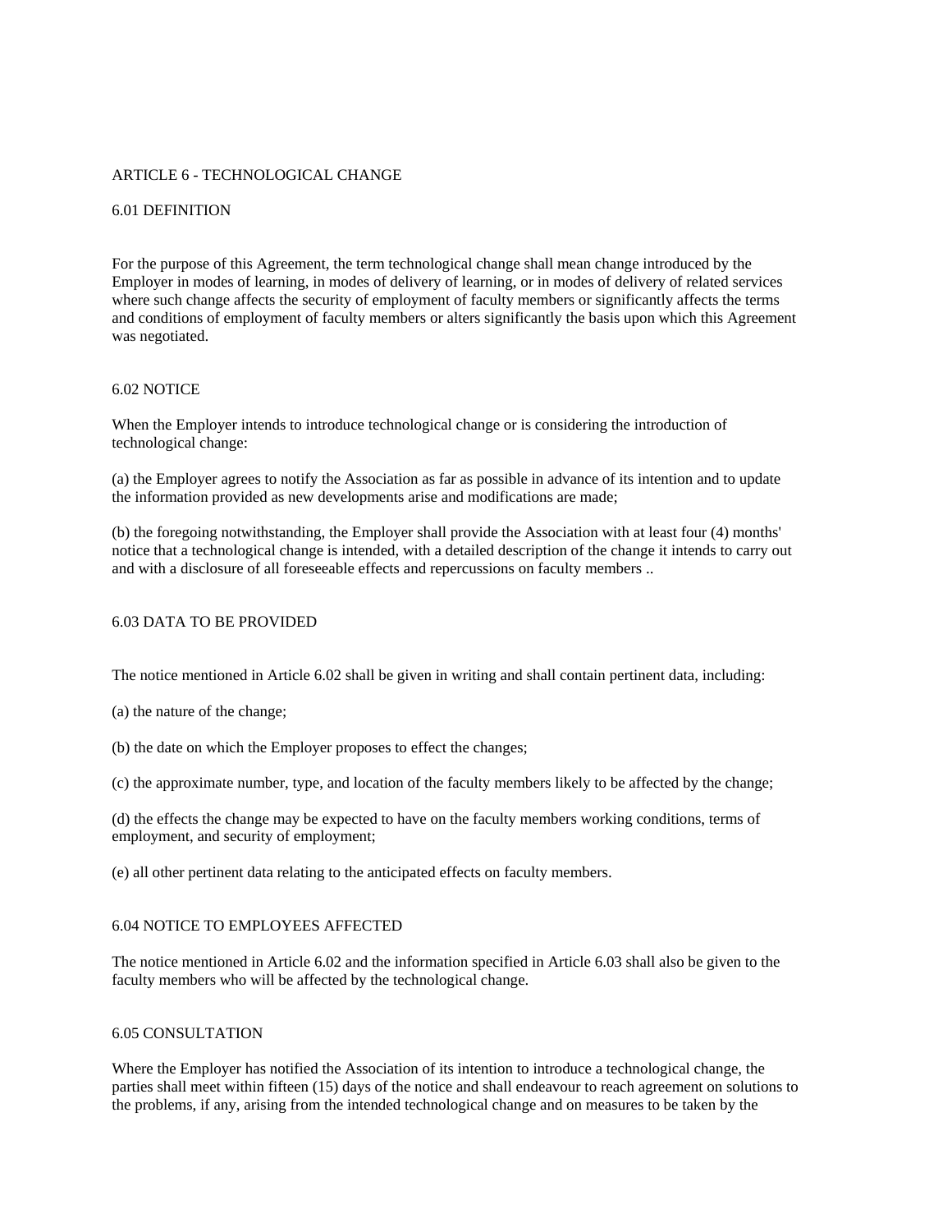# ARTICLE 6 - TECHNOLOGICAL CHANGE

## 6.01 DEFINITION

For the purpose of this Agreement, the term technological change shall mean change introduced by the Employer in modes of learning, in modes of delivery of learning, or in modes of delivery of related services where such change affects the security of employment of faculty members or significantly affects the terms and conditions of employment of faculty members or alters significantly the basis upon which this Agreement was negotiated.

## 6.02 NOTICE

When the Employer intends to introduce technological change or is considering the introduction of technological change:

(a) the Employer agrees to notify the Association as far as possible in advance of its intention and to update the information provided as new developments arise and modifications are made;

(b) the foregoing notwithstanding, the Employer shall provide the Association with at least four (4) months' notice that a technological change is intended, with a detailed description of the change it intends to carry out and with a disclosure of all foreseeable effects and repercussions on faculty members ..

## 6.03 DATA TO BE PROVIDED

The notice mentioned in Article 6.02 shall be given in writing and shall contain pertinent data, including:

(a) the nature of the change;

(b) the date on which the Employer proposes to effect the changes;

(c) the approximate number, type, and location of the faculty members likely to be affected by the change;

(d) the effects the change may be expected to have on the faculty members working conditions, terms of employment, and security of employment;

(e) all other pertinent data relating to the anticipated effects on faculty members.

## 6.04 NOTICE TO EMPLOYEES AFFECTED

The notice mentioned in Article 6.02 and the information specified in Article 6.03 shall also be given to the faculty members who will be affected by the technological change.

## 6.05 CONSULTATION

Where the Employer has notified the Association of its intention to introduce a technological change, the parties shall meet within fifteen (15) days of the notice and shall endeavour to reach agreement on solutions to the problems, if any, arising from the intended technological change and on measures to be taken by the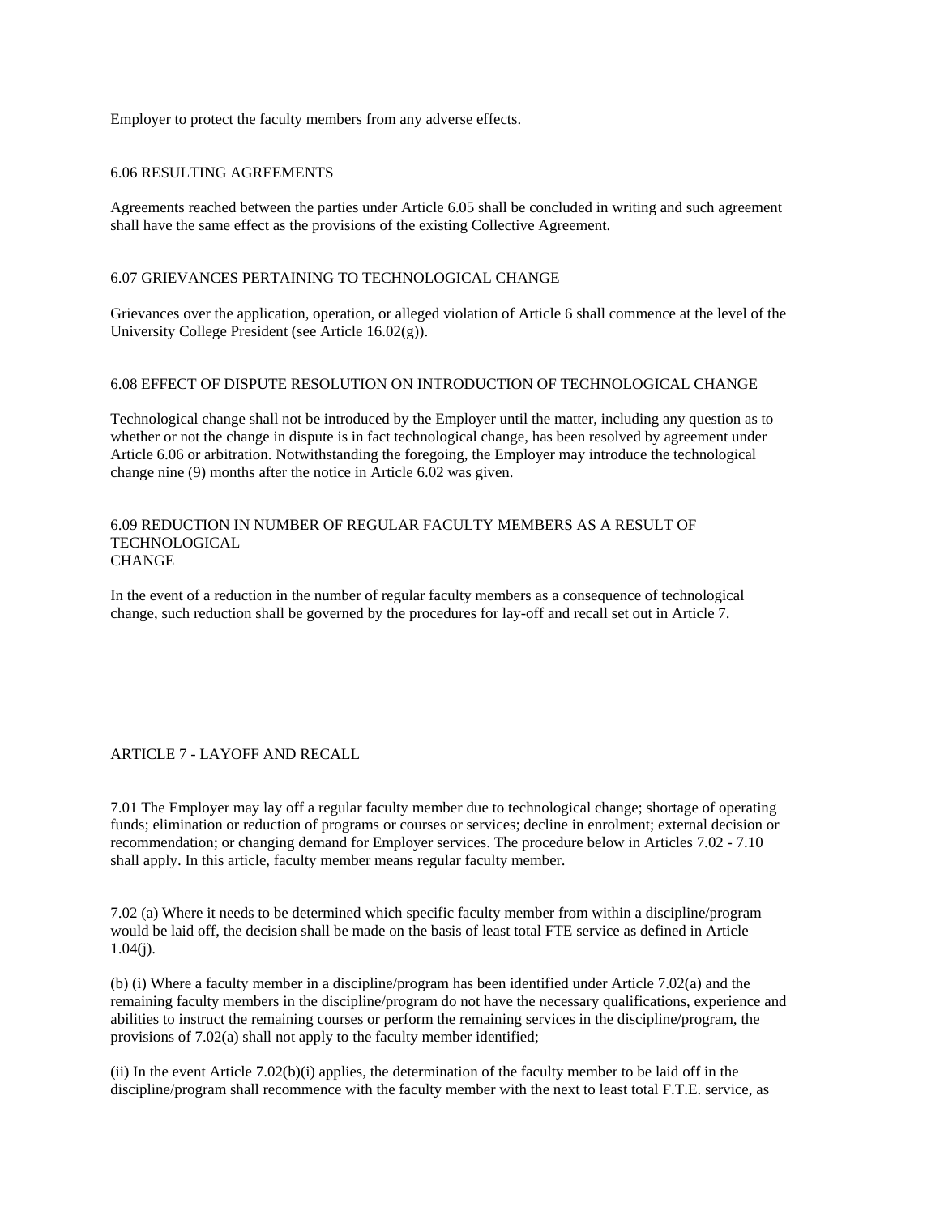Employer to protect the faculty members from any adverse effects.

### 6.06 RESULTING AGREEMENTS

Agreements reached between the parties under Article 6.05 shall be concluded in writing and such agreement shall have the same effect as the provisions of the existing Collective Agreement.

### 6.07 GRIEVANCES PERTAINING TO TECHNOLOGICAL CHANGE

Grievances over the application, operation, or alleged violation of Article 6 shall commence at the level of the University College President (see Article 16.02(g)).

### 6.08 EFFECT OF DISPUTE RESOLUTION ON INTRODUCTION OF TECHNOLOGICAL CHANGE

Technological change shall not be introduced by the Employer until the matter, including any question as to whether or not the change in dispute is in fact technological change, has been resolved by agreement under Article 6.06 or arbitration. Notwithstanding the foregoing, the Employer may introduce the technological change nine (9) months after the notice in Article 6.02 was given.

### 6.09 REDUCTION IN NUMBER OF REGULAR FACULTY MEMBERS AS A RESULT OF TECHNOLOGICAL CHANGE

In the event of a reduction in the number of regular faculty members as a consequence of technological change, such reduction shall be governed by the procedures for lay-off and recall set out in Article 7.

## ARTICLE 7 - LAYOFF AND RECALL

7.01 The Employer may lay off a regular faculty member due to technological change; shortage of operating funds; elimination or reduction of programs or courses or services; decline in enrolment; external decision or recommendation; or changing demand for Employer services. The procedure below in Articles 7.02 - 7.10 shall apply. In this article, faculty member means regular faculty member.

7.02 (a) Where it needs to be determined which specific faculty member from within a discipline/program would be laid off, the decision shall be made on the basis of least total FTE service as defined in Article 1.04(j).

(b) (i) Where a faculty member in a discipline/program has been identified under Article 7.02(a) and the remaining faculty members in the discipline/program do not have the necessary qualifications, experience and abilities to instruct the remaining courses or perform the remaining services in the discipline/program, the provisions of 7.02(a) shall not apply to the faculty member identified;

(ii) In the event Article 7.02(b)(i) applies, the determination of the faculty member to be laid off in the discipline/program shall recommence with the faculty member with the next to least total F.T.E. service, as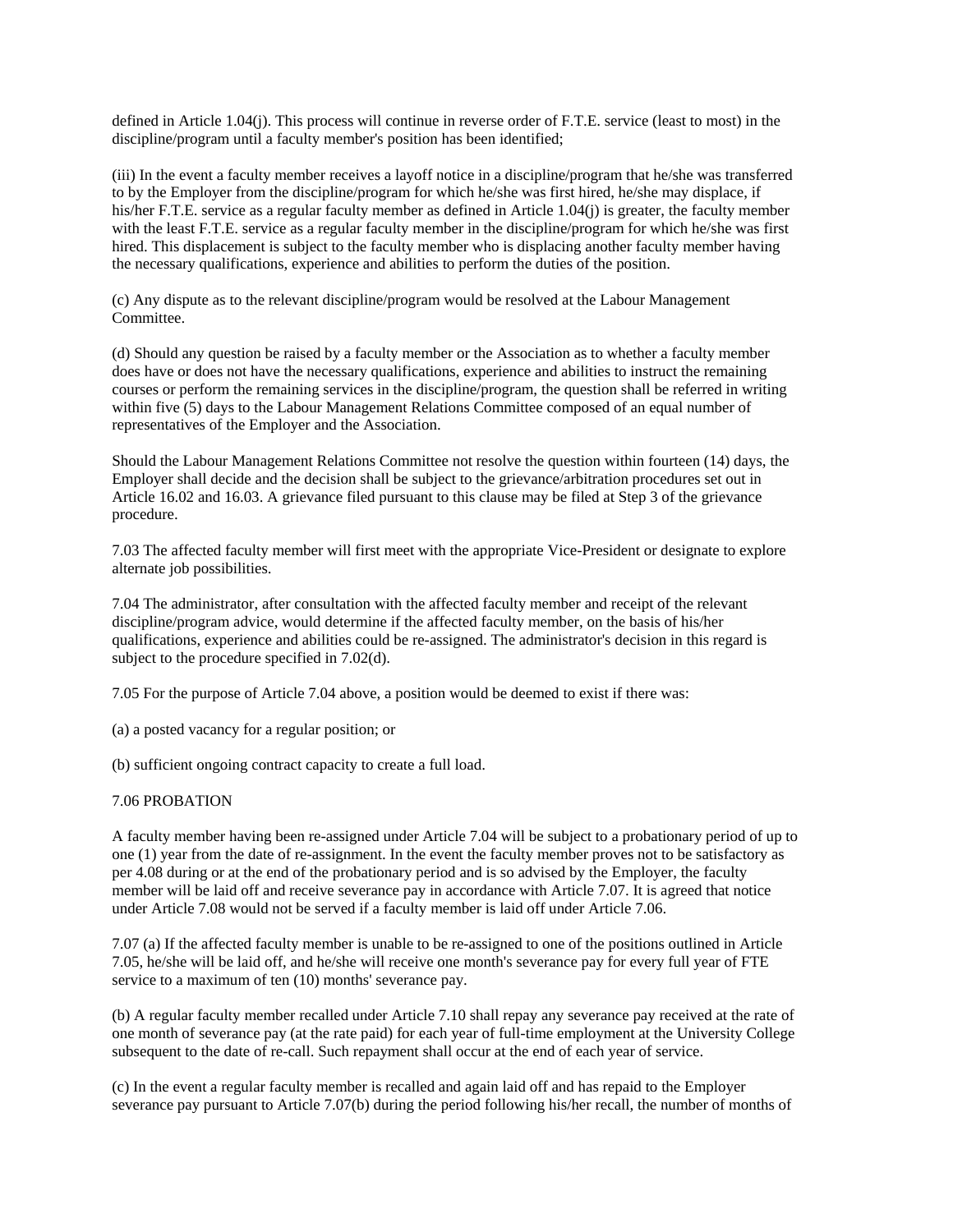defined in Article 1.04(j). This process will continue in reverse order of F.T.E. service (least to most) in the discipline/program until a faculty member's position has been identified;

(iii) In the event a faculty member receives a layoff notice in a discipline/program that he/she was transferred to by the Employer from the discipline/program for which he/she was first hired, he/she may displace, if his/her F.T.E. service as a regular faculty member as defined in Article 1.04(j) is greater, the faculty member with the least F.T.E. service as a regular faculty member in the discipline/program for which he/she was first hired. This displacement is subject to the faculty member who is displacing another faculty member having the necessary qualifications, experience and abilities to perform the duties of the position.

(c) Any dispute as to the relevant discipline/program would be resolved at the Labour Management Committee.

(d) Should any question be raised by a faculty member or the Association as to whether a faculty member does have or does not have the necessary qualifications, experience and abilities to instruct the remaining courses or perform the remaining services in the discipline/program, the question shall be referred in writing within five (5) days to the Labour Management Relations Committee composed of an equal number of representatives of the Employer and the Association.

Should the Labour Management Relations Committee not resolve the question within fourteen (14) days, the Employer shall decide and the decision shall be subject to the grievance/arbitration procedures set out in Article 16.02 and 16.03. A grievance filed pursuant to this clause may be filed at Step 3 of the grievance procedure.

7.03 The affected faculty member will first meet with the appropriate Vice-President or designate to explore alternate job possibilities.

7.04 The administrator, after consultation with the affected faculty member and receipt of the relevant discipline/program advice, would determine if the affected faculty member, on the basis of his/her qualifications, experience and abilities could be re-assigned. The administrator's decision in this regard is subject to the procedure specified in 7.02(d).

7.05 For the purpose of Article 7.04 above, a position would be deemed to exist if there was:

(a) a posted vacancy for a regular position; or

(b) sufficient ongoing contract capacity to create a full load.

7.06 PROBATION

A faculty member having been re-assigned under Article 7.04 will be subject to a probationary period of up to one (1) year from the date of re-assignment. In the event the faculty member proves not to be satisfactory as per 4.08 during or at the end of the probationary period and is so advised by the Employer, the faculty member will be laid off and receive severance pay in accordance with Article 7.07. It is agreed that notice under Article 7.08 would not be served if a faculty member is laid off under Article 7.06.

7.07 (a) If the affected faculty member is unable to be re-assigned to one of the positions outlined in Article 7.05, he/she will be laid off, and he/she will receive one month's severance pay for every full year of FTE service to a maximum of ten (10) months' severance pay.

(b) A regular faculty member recalled under Article 7.10 shall repay any severance pay received at the rate of one month of severance pay (at the rate paid) for each year of full-time employment at the University College subsequent to the date of re-call. Such repayment shall occur at the end of each year of service.

(c) In the event a regular faculty member is recalled and again laid off and has repaid to the Employer severance pay pursuant to Article 7.07(b) during the period following his/her recall, the number of months of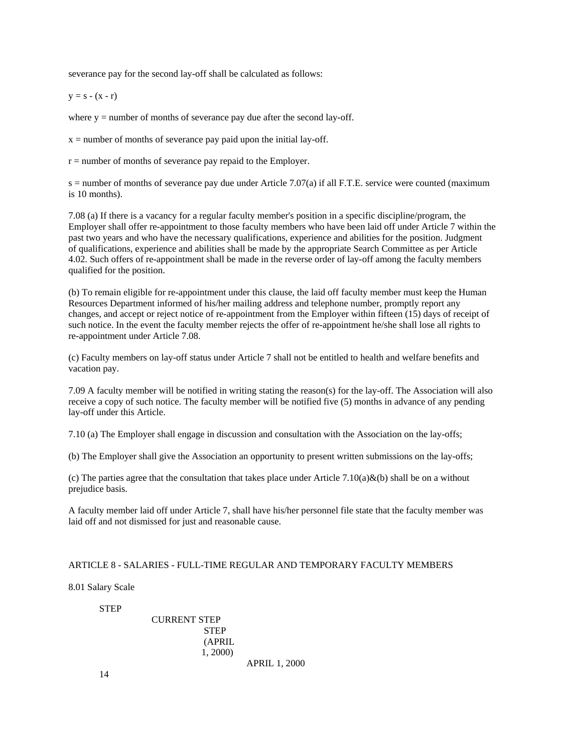severance pay for the second lay-off shall be calculated as follows:

$y = s - (x - r)$

where $y$ = number of months of severance pay due after the second lay-off.

$x$ = number of months of severance pay paid upon the initial lay-off.

$r$ = number of months of severance pay repaid to the Employer.

$s$ = number of months of severance pay due under Article 7.07(a) if all F.T.E. service were counted (maximum is 10 months).

7.08 (a) If there is a vacancy for a regular faculty member's position in a specific discipline/program, the Employer shall offer re-appointment to those faculty members who have been laid off under Article 7 within the past two years and who have the necessary qualifications, experience and abilities for the position. Judgment of qualifications, experience and abilities shall be made by the appropriate Search Committee as per Article 4.02. Such offers of re-appointment shall be made in the reverse order of lay-off among the faculty members qualified for the position.

(b) To remain eligible for re-appointment under this clause, the laid off faculty member must keep the Human Resources Department informed of his/her mailing address and telephone number, promptly report any changes, and accept or reject notice of re-appointment from the Employer within fifteen (15) days of receipt of such notice. In the event the faculty member rejects the offer of re-appointment he/she shall lose all rights to re-appointment under Article 7.08.

(c) Faculty members on lay-off status under Article 7 shall not be entitled to health and welfare benefits and vacation pay.

7.09 A faculty member will be notified in writing stating the reason(s) for the lay-off. The Association will also receive a copy of such notice. The faculty member will be notified five (5) months in advance of any pending lay-off under this Article.

7.10 (a) The Employer shall engage in discussion and consultation with the Association on the lay-offs;

(b) The Employer shall give the Association an opportunity to present written submissions on the lay-offs;

(c) The parties agree that the consultation that takes place under Article 7.10(a)&(b) shall be on a without prejudice basis.

A faculty member laid off under Article 7, shall have his/her personnel file state that the faculty member was laid off and not dismissed for just and reasonable cause.

## ARTICLE 8 - SALARIES - FULL-TIME REGULAR AND TEMPORARY FACULTY MEMBERS

8.01 Salary Scale

| STEP | CURRENT STEP | STEP (APRIL 1, 2000) | APRIL 1, 2000 |
|---|---|---|---|
| 14 | | | |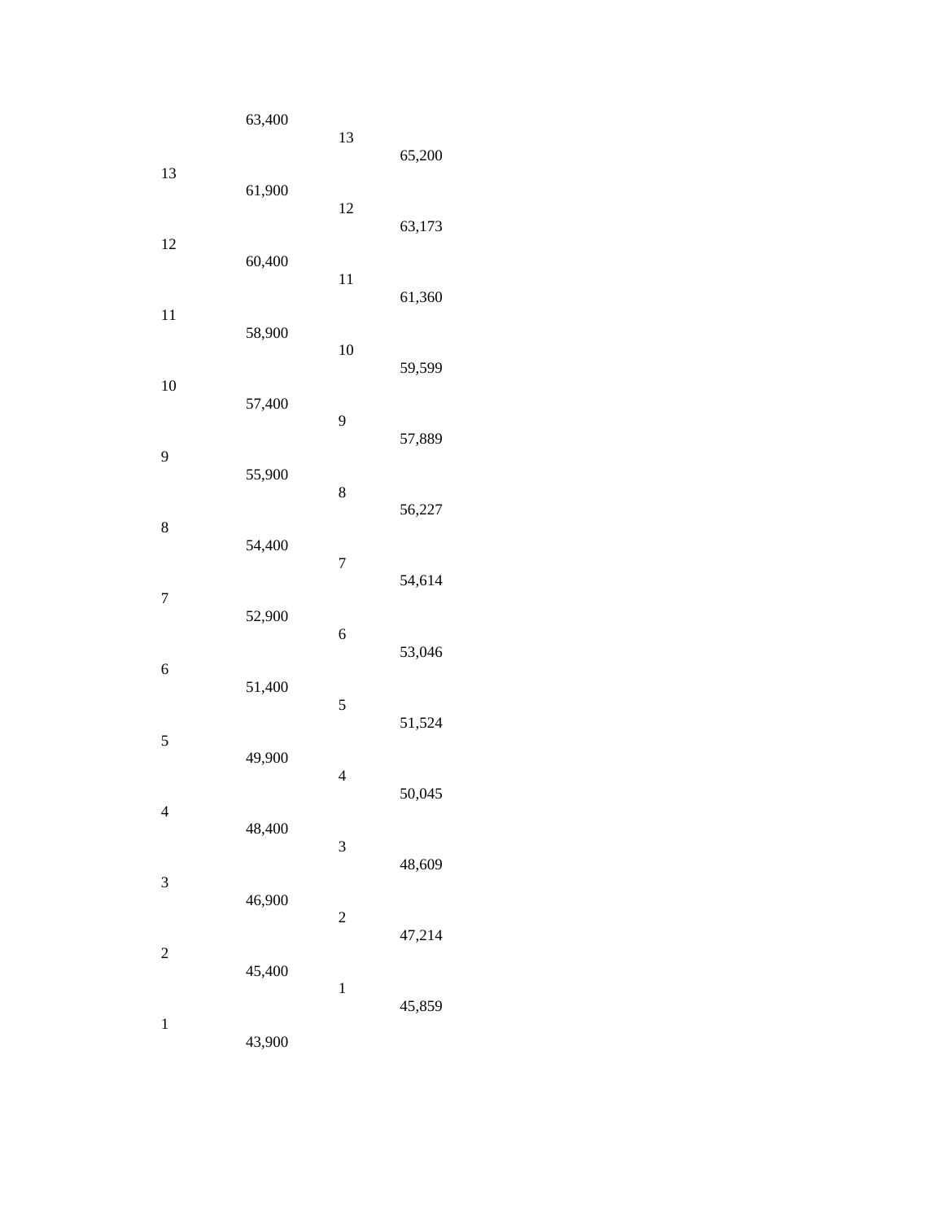| | | | |
|---|---|---|---|
| | 63,400 | | |
| 13 | 61,900 | 13 | 65,200 |
| 12 | 60,400 | 12 | 63,173 |
| 11 | 58,900 | 11 | 61,360 |
| 10 | 57,400 | 10 | 59,599 |
| 9 | 55,900 | 9 | 57,889 |
| 8 | 54,400 | 8 | 56,227 |
| 7 | 52,900 | 7 | 54,614 |
| 6 | 51,400 | 6 | 53,046 |
| 5 | 49,900 | 5 | 51,524 |
| 4 | 48,400 | 4 | 50,045 |
| 3 | 46,900 | 3 | 48,609 |
| 2 | 45,400 | 2 | 47,214 |
| 1 | 43,900 | 1 | 45,859 |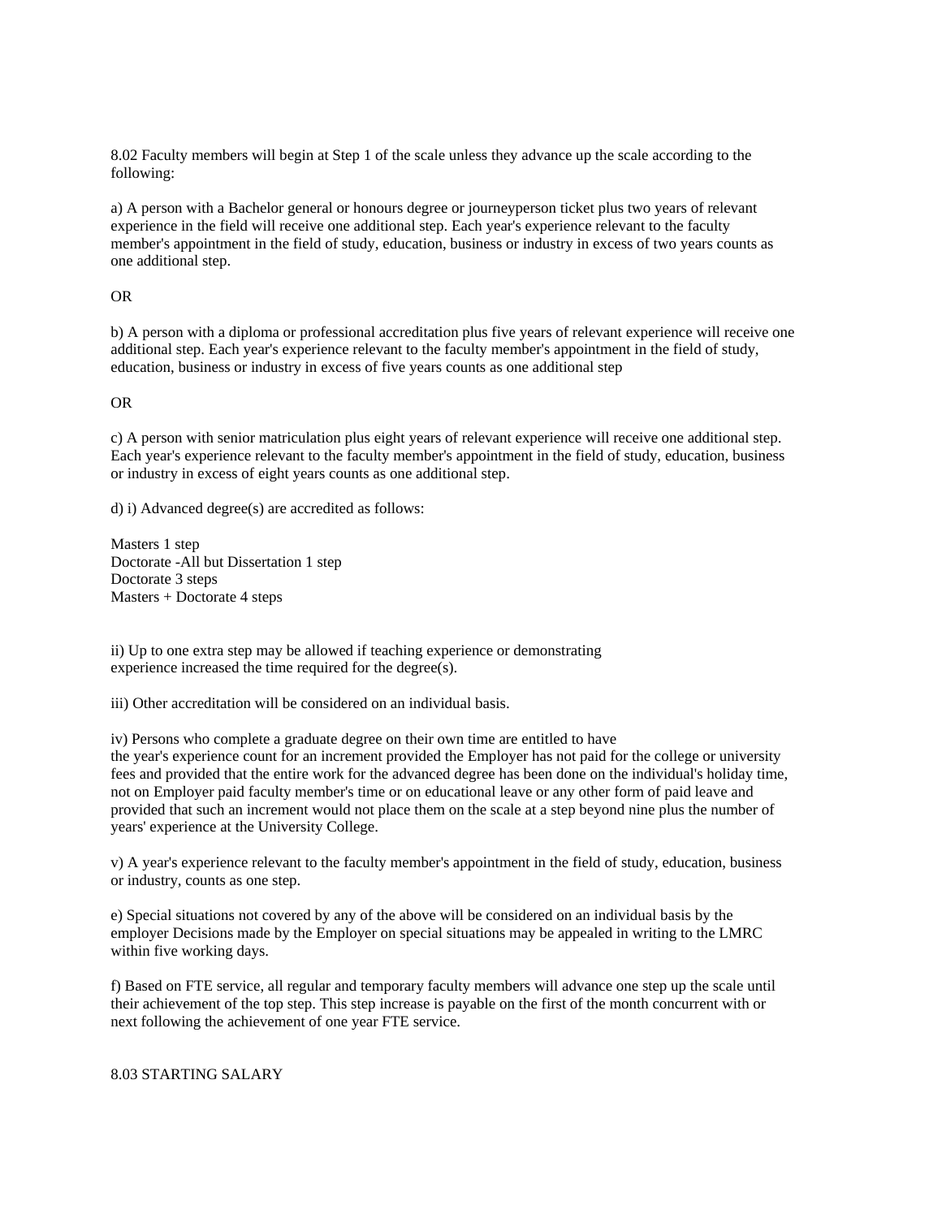8.02 Faculty members will begin at Step 1 of the scale unless they advance up the scale according to the following:

a) A person with a Bachelor general or honours degree or journeyperson ticket plus two years of relevant experience in the field will receive one additional step. Each year's experience relevant to the faculty member's appointment in the field of study, education, business or industry in excess of two years counts as one additional step.

OR

b) A person with a diploma or professional accreditation plus five years of relevant experience will receive one additional step. Each year's experience relevant to the faculty member's appointment in the field of study, education, business or industry in excess of five years counts as one additional step

OR

c) A person with senior matriculation plus eight years of relevant experience will receive one additional step. Each year's experience relevant to the faculty member's appointment in the field of study, education, business or industry in excess of eight years counts as one additional step.

d) i) Advanced degree(s) are accredited as follows:

Masters 1 step
Doctorate -All but Dissertation 1 step
Doctorate 3 steps
Masters + Doctorate 4 steps

ii) Up to one extra step may be allowed if teaching experience or demonstrating experience increased the time required for the degree(s).

iii) Other accreditation will be considered on an individual basis.

iv) Persons who complete a graduate degree on their own time are entitled to have the year's experience count for an increment provided the Employer has not paid for the college or university fees and provided that the entire work for the advanced degree has been done on the individual's holiday time, not on Employer paid faculty member's time or on educational leave or any other form of paid leave and provided that such an increment would not place them on the scale at a step beyond nine plus the number of years' experience at the University College.

v) A year's experience relevant to the faculty member's appointment in the field of study, education, business or industry, counts as one step.

e) Special situations not covered by any of the above will be considered on an individual basis by the employer Decisions made by the Employer on special situations may be appealed in writing to the LMRC within five working days.

f) Based on FTE service, all regular and temporary faculty members will advance one step up the scale until their achievement of the top step. This step increase is payable on the first of the month concurrent with or next following the achievement of one year FTE service.

8.03 STARTING SALARY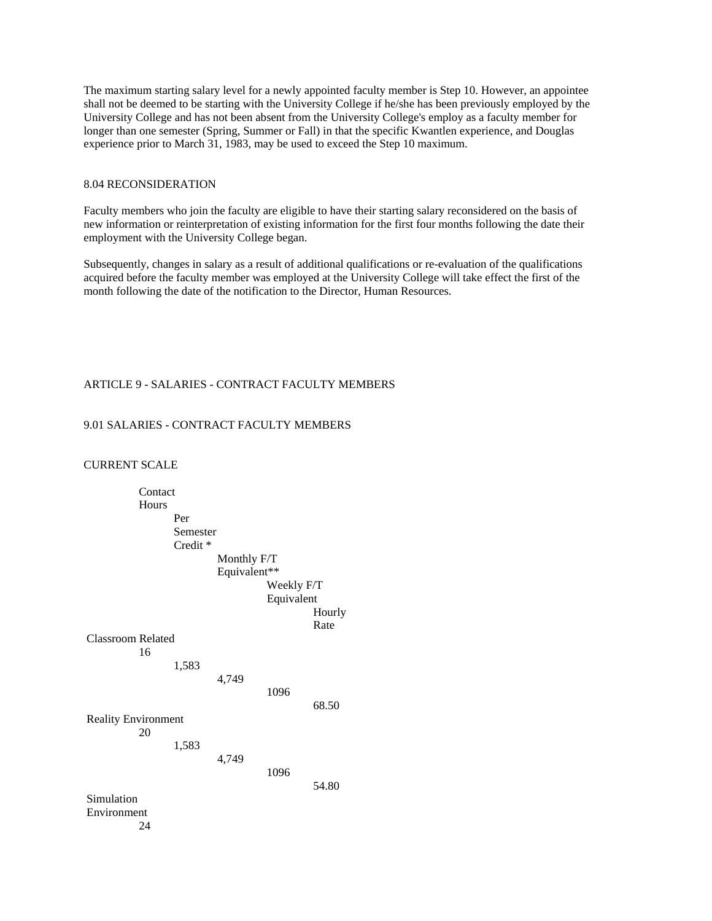The maximum starting salary level for a newly appointed faculty member is Step 10. However, an appointee shall not be deemed to be starting with the University College if he/she has been previously employed by the University College and has not been absent from the University College's employ as a faculty member for longer than one semester (Spring, Summer or Fall) in that the specific Kwantlen experience, and Douglas experience prior to March 31, 1983, may be used to exceed the Step 10 maximum.

## 8.04 RECONSIDERATION

Faculty members who join the faculty are eligible to have their starting salary reconsidered on the basis of new information or reinterpretation of existing information for the first four months following the date their employment with the University College began.

Subsequently, changes in salary as a result of additional qualifications or re-evaluation of the qualifications acquired before the faculty member was employed at the University College will take effect the first of the month following the date of the notification to the Director, Human Resources.

# ARTICLE 9 - SALARIES - CONTRACT FACULTY MEMBERS

## 9.01 SALARIES - CONTRACT FACULTY MEMBERS

CURRENT SCALE

| | Contact Hours | Per Semester Credit * | Monthly F/T Equivalent** | Weekly F/T Equivalent | Hourly Rate |
|---|---|---|---|---|---|
| Classroom Related | 16 | 1,583 | 4,749 | 1096 | 68.50 |
| Reality Environment | 20 | 1,583 | 4,749 | 1096 | 54.80 |
| Simulation Environment | 24 | | | | |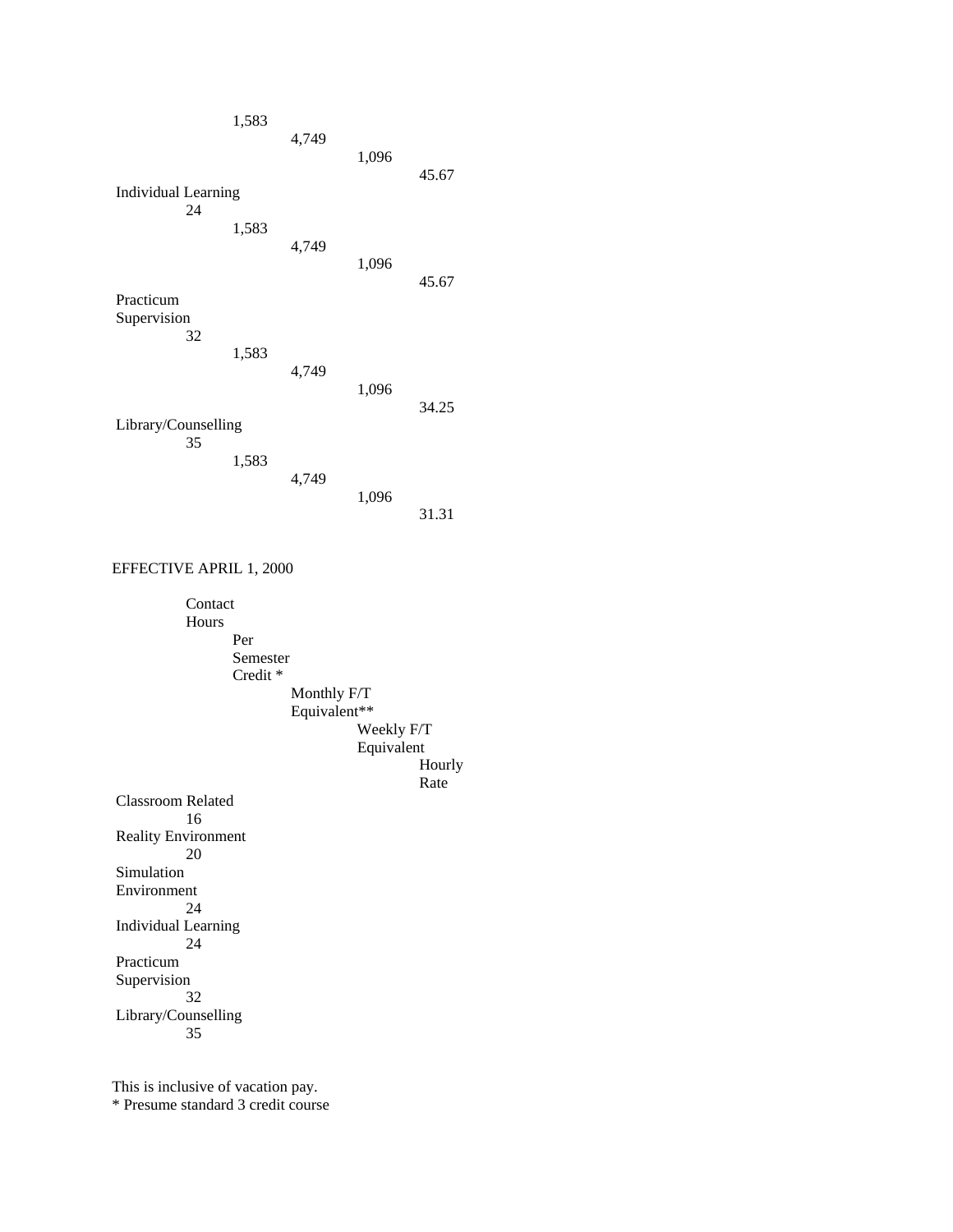| | | Per Semester Credit * | Monthly F/T Equivalent** | Weekly F/T Equivalent | Hourly Rate |
|---|---|---|---|---|---|
| | | 1,583 | 4,749 | 1,096 | 45.67 |
| Individual Learning | 24 | 1,583 | 4,749 | 1,096 | 45.67 |
| Practicum Supervision | 32 | 1,583 | 4,749 | 1,096 | 34.25 |
| Library/Counselling | 35 | 1,583 | 4,749 | 1,096 | 31.31 |

EFFECTIVE APRIL 1, 2000

| | Contact Hours | Per Semester Credit * | Monthly F/T Equivalent** | Weekly F/T Equivalent | Hourly Rate |
|---|---|---|---|---|---|
| Classroom Related | 16 | | | | |
| Reality Environment | 20 | | | | |
| Simulation Environment | 24 | | | | |
| Individual Learning | 24 | | | | |
| Practicum Supervision | 32 | | | | |
| Library/Counselling | 35 | | | | |

This is inclusive of vacation pay.
* Presume standard 3 credit course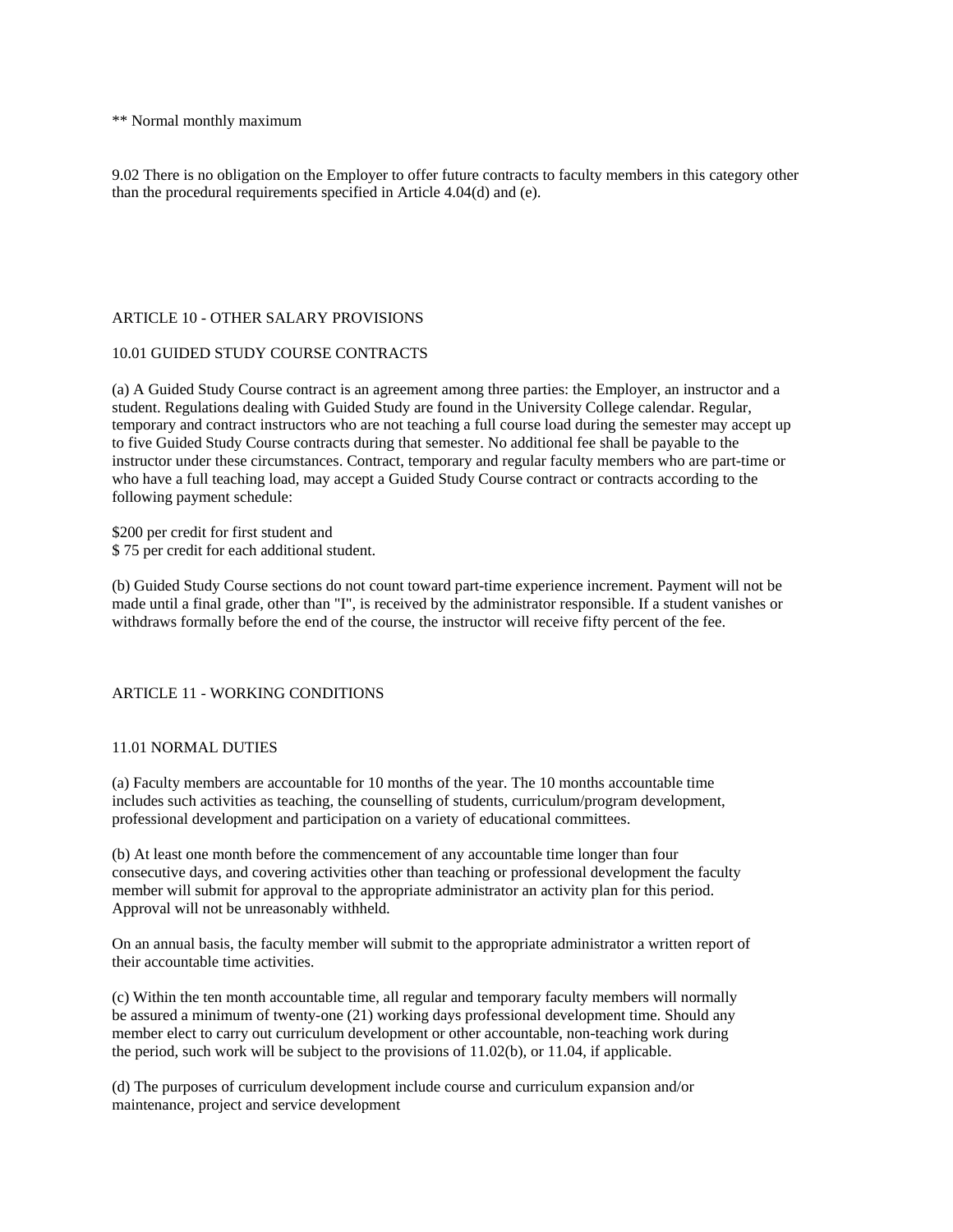** Normal monthly maximum

9.02 There is no obligation on the Employer to offer future contracts to faculty members in this category other than the procedural requirements specified in Article 4.04(d) and (e).

## ARTICLE 10 - OTHER SALARY PROVISIONS

### 10.01 GUIDED STUDY COURSE CONTRACTS

(a) A Guided Study Course contract is an agreement among three parties: the Employer, an instructor and a student. Regulations dealing with Guided Study are found in the University College calendar. Regular, temporary and contract instructors who are not teaching a full course load during the semester may accept up to five Guided Study Course contracts during that semester. No additional fee shall be payable to the instructor under these circumstances. Contract, temporary and regular faculty members who are part-time or who have a full teaching load, may accept a Guided Study Course contract or contracts according to the following payment schedule:

$200 per credit for first student and
$ 75 per credit for each additional student.

(b) Guided Study Course sections do not count toward part-time experience increment. Payment will not be made until a final grade, other than "I", is received by the administrator responsible. If a student vanishes or withdraws formally before the end of the course, the instructor will receive fifty percent of the fee.

## ARTICLE 11 - WORKING CONDITIONS

### 11.01 NORMAL DUTIES

(a) Faculty members are accountable for 10 months of the year. The 10 months accountable time includes such activities as teaching, the counselling of students, curriculum/program development, professional development and participation on a variety of educational committees.

(b) At least one month before the commencement of any accountable time longer than four consecutive days, and covering activities other than teaching or professional development the faculty member will submit for approval to the appropriate administrator an activity plan for this period. Approval will not be unreasonably withheld.

On an annual basis, the faculty member will submit to the appropriate administrator a written report of their accountable time activities.

(c) Within the ten month accountable time, all regular and temporary faculty members will normally be assured a minimum of twenty-one (21) working days professional development time. Should any member elect to carry out curriculum development or other accountable, non-teaching work during the period, such work will be subject to the provisions of 11.02(b), or 11.04, if applicable.

(d) The purposes of curriculum development include course and curriculum expansion and/or maintenance, project and service development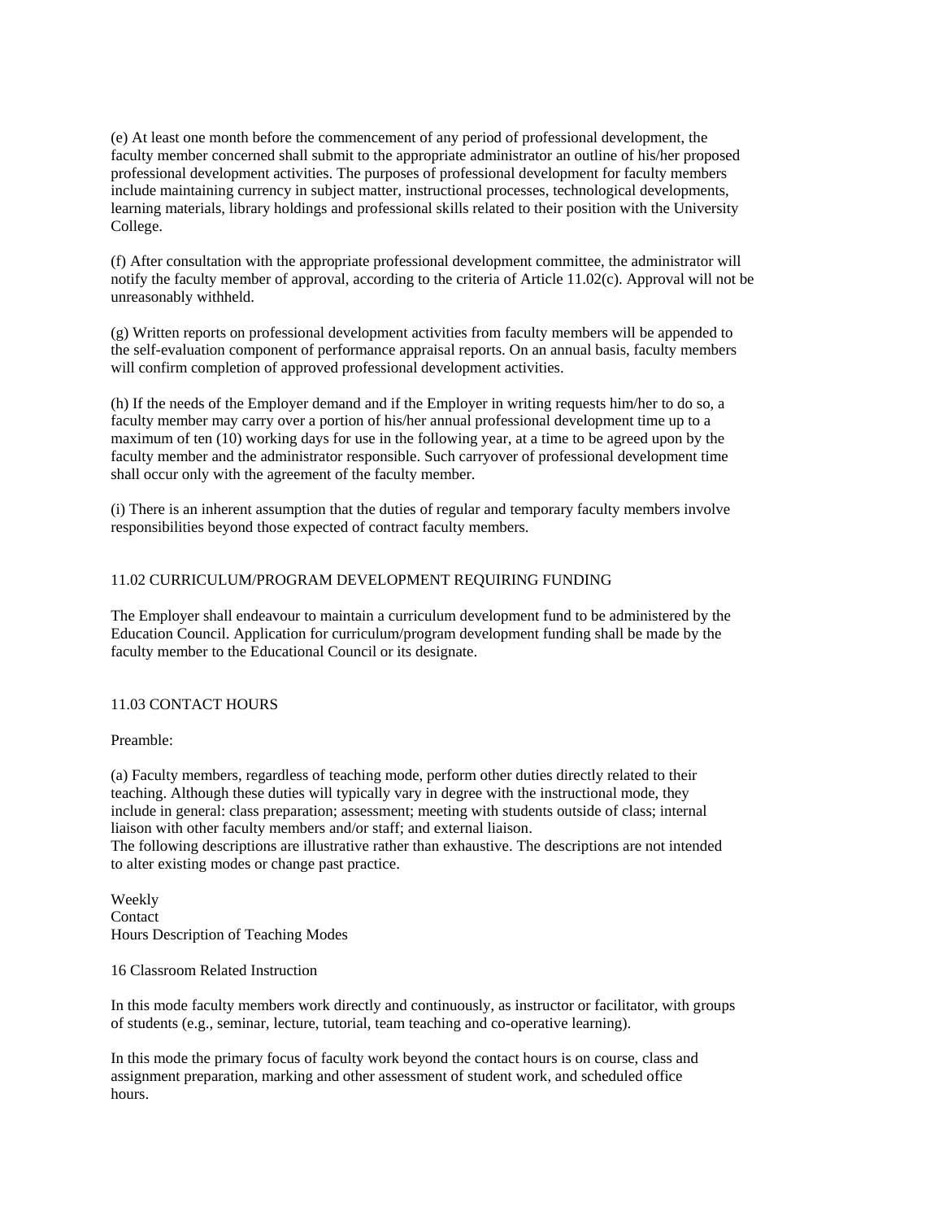(e) At least one month before the commencement of any period of professional development, the faculty member concerned shall submit to the appropriate administrator an outline of his/her proposed professional development activities. The purposes of professional development for faculty members include maintaining currency in subject matter, instructional processes, technological developments, learning materials, library holdings and professional skills related to their position with the University College.

(f) After consultation with the appropriate professional development committee, the administrator will notify the faculty member of approval, according to the criteria of Article 11.02(c). Approval will not be unreasonably withheld.

(g) Written reports on professional development activities from faculty members will be appended to the self-evaluation component of performance appraisal reports. On an annual basis, faculty members will confirm completion of approved professional development activities.

(h) If the needs of the Employer demand and if the Employer in writing requests him/her to do so, a faculty member may carry over a portion of his/her annual professional development time up to a maximum of ten (10) working days for use in the following year, at a time to be agreed upon by the faculty member and the administrator responsible. Such carryover of professional development time shall occur only with the agreement of the faculty member.

(i) There is an inherent assumption that the duties of regular and temporary faculty members involve responsibilities beyond those expected of contract faculty members.

## 11.02 CURRICULUM/PROGRAM DEVELOPMENT REQUIRING FUNDING

The Employer shall endeavour to maintain a curriculum development fund to be administered by the Education Council. Application for curriculum/program development funding shall be made by the faculty member to the Educational Council or its designate.

## 11.03 CONTACT HOURS

Preamble:

(a) Faculty members, regardless of teaching mode, perform other duties directly related to their teaching. Although these duties will typically vary in degree with the instructional mode, they include in general: class preparation; assessment; meeting with students outside of class; internal liaison with other faculty members and/or staff; and external liaison.
The following descriptions are illustrative rather than exhaustive. The descriptions are not intended to alter existing modes or change past practice.

Weekly
Contact
Hours Description of Teaching Modes

16 Classroom Related Instruction

In this mode faculty members work directly and continuously, as instructor or facilitator, with groups of students (e.g., seminar, lecture, tutorial, team teaching and co-operative learning).

In this mode the primary focus of faculty work beyond the contact hours is on course, class and assignment preparation, marking and other assessment of student work, and scheduled office hours.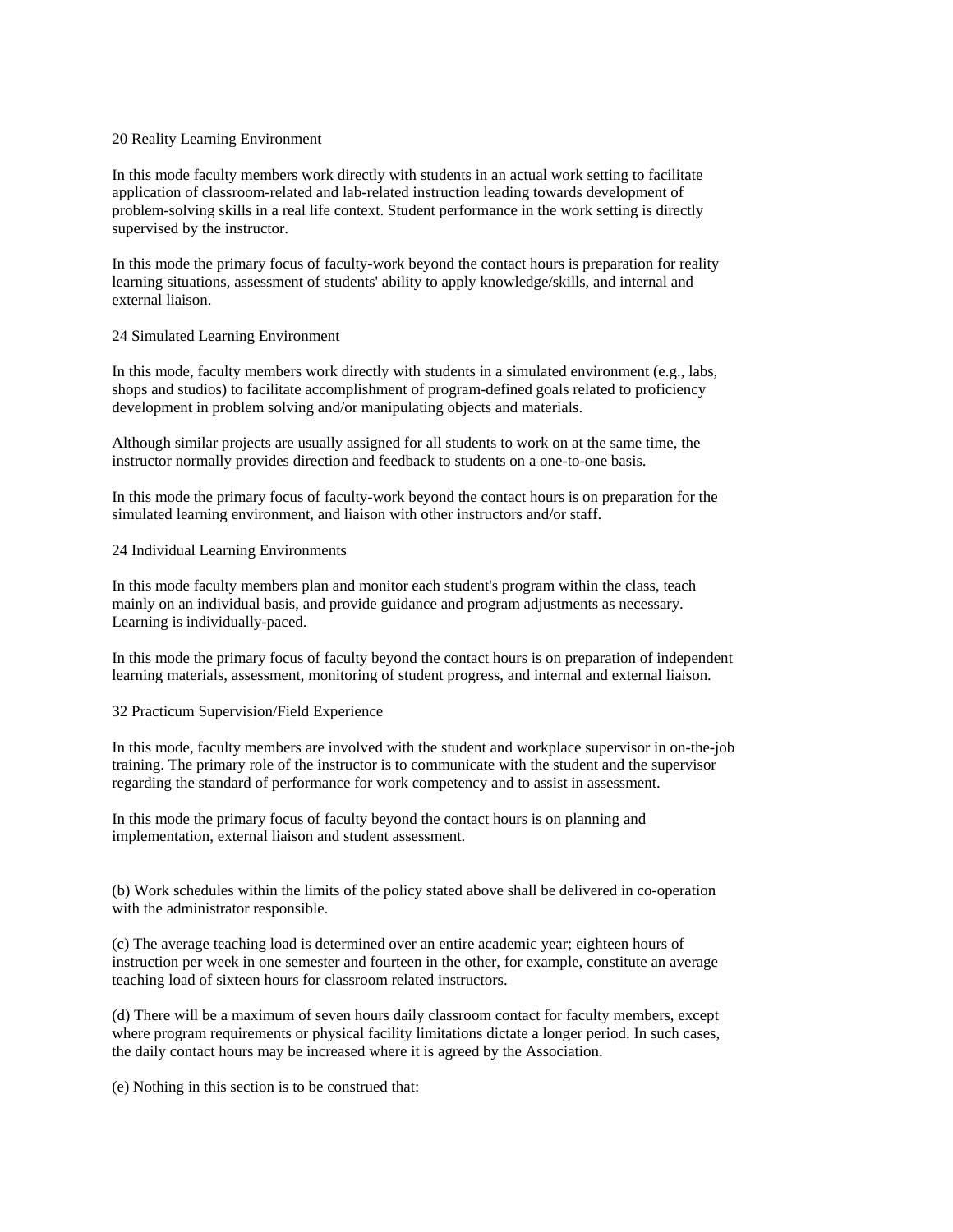20 Reality Learning Environment

In this mode faculty members work directly with students in an actual work setting to facilitate application of classroom-related and lab-related instruction leading towards development of problem-solving skills in a real life context. Student performance in the work setting is directly supervised by the instructor.

In this mode the primary focus of faculty-work beyond the contact hours is preparation for reality learning situations, assessment of students' ability to apply knowledge/skills, and internal and external liaison.

24 Simulated Learning Environment

In this mode, faculty members work directly with students in a simulated environment (e.g., labs, shops and studios) to facilitate accomplishment of program-defined goals related to proficiency development in problem solving and/or manipulating objects and materials.

Although similar projects are usually assigned for all students to work on at the same time, the instructor normally provides direction and feedback to students on a one-to-one basis.

In this mode the primary focus of faculty-work beyond the contact hours is on preparation for the simulated learning environment, and liaison with other instructors and/or staff.

24 Individual Learning Environments

In this mode faculty members plan and monitor each student's program within the class, teach mainly on an individual basis, and provide guidance and program adjustments as necessary. Learning is individually-paced.

In this mode the primary focus of faculty beyond the contact hours is on preparation of independent learning materials, assessment, monitoring of student progress, and internal and external liaison.

32 Practicum Supervision/Field Experience

In this mode, faculty members are involved with the student and workplace supervisor in on-the-job training. The primary role of the instructor is to communicate with the student and the supervisor regarding the standard of performance for work competency and to assist in assessment.

In this mode the primary focus of faculty beyond the contact hours is on planning and implementation, external liaison and student assessment.

(b) Work schedules within the limits of the policy stated above shall be delivered in co-operation with the administrator responsible.

(c) The average teaching load is determined over an entire academic year; eighteen hours of instruction per week in one semester and fourteen in the other, for example, constitute an average teaching load of sixteen hours for classroom related instructors.

(d) There will be a maximum of seven hours daily classroom contact for faculty members, except where program requirements or physical facility limitations dictate a longer period. In such cases, the daily contact hours may be increased where it is agreed by the Association.

(e) Nothing in this section is to be construed that: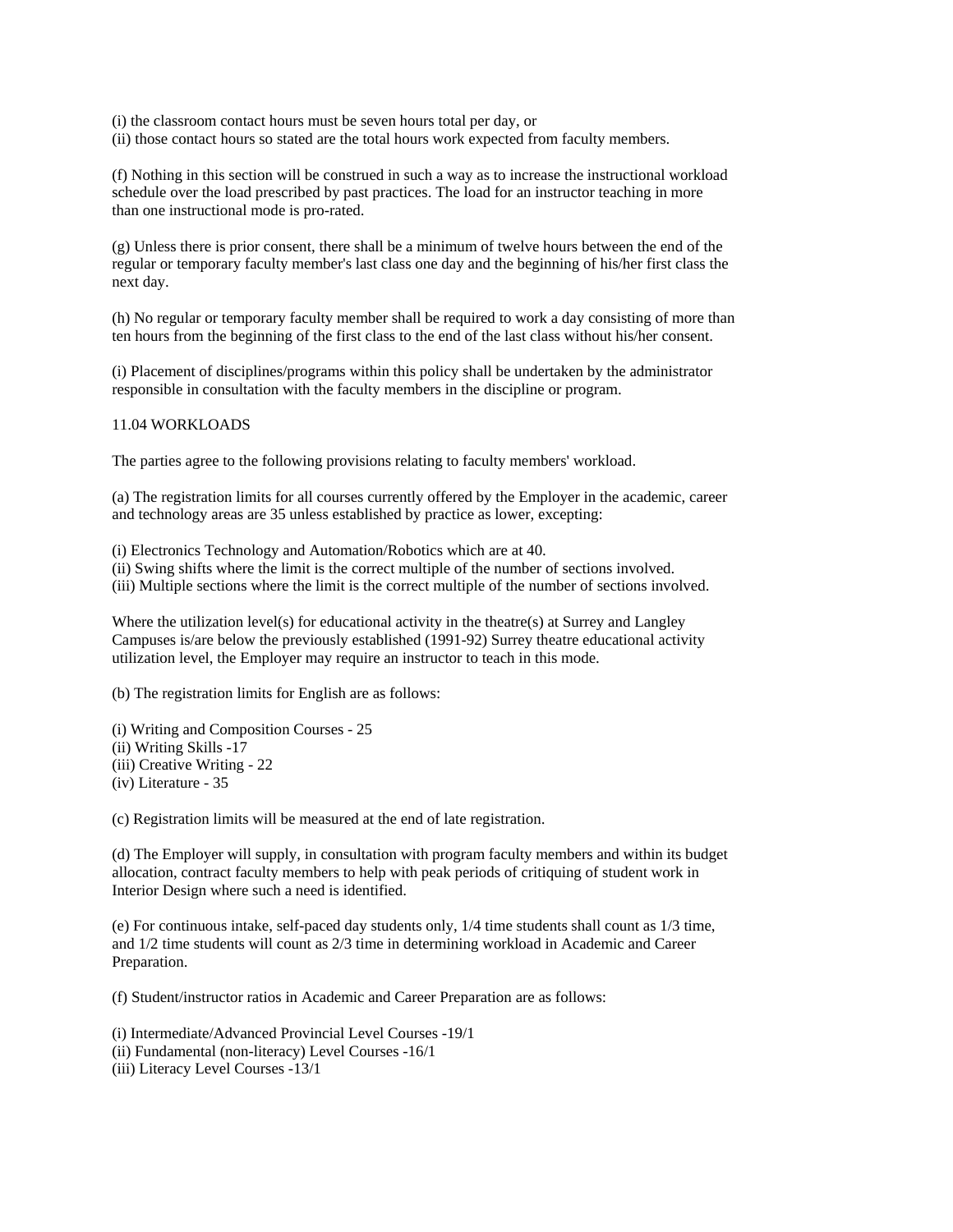(i) the classroom contact hours must be seven hours total per day, or
(ii) those contact hours so stated are the total hours work expected from faculty members.

(f) Nothing in this section will be construed in such a way as to increase the instructional workload schedule over the load prescribed by past practices. The load for an instructor teaching in more than one instructional mode is pro-rated.

(g) Unless there is prior consent, there shall be a minimum of twelve hours between the end of the regular or temporary faculty member's last class one day and the beginning of his/her first class the next day.

(h) No regular or temporary faculty member shall be required to work a day consisting of more than ten hours from the beginning of the first class to the end of the last class without his/her consent.

(i) Placement of disciplines/programs within this policy shall be undertaken by the administrator responsible in consultation with the faculty members in the discipline or program.

11.04 WORKLOADS

The parties agree to the following provisions relating to faculty members' workload.

(a) The registration limits for all courses currently offered by the Employer in the academic, career and technology areas are 35 unless established by practice as lower, excepting:

(i) Electronics Technology and Automation/Robotics which are at 40.
(ii) Swing shifts where the limit is the correct multiple of the number of sections involved.
(iii) Multiple sections where the limit is the correct multiple of the number of sections involved.

Where the utilization level(s) for educational activity in the theatre(s) at Surrey and Langley Campuses is/are below the previously established (1991-92) Surrey theatre educational activity utilization level, the Employer may require an instructor to teach in this mode.

(b) The registration limits for English are as follows:

(i) Writing and Composition Courses - 25
(ii) Writing Skills -17
(iii) Creative Writing - 22
(iv) Literature - 35

(c) Registration limits will be measured at the end of late registration.

(d) The Employer will supply, in consultation with program faculty members and within its budget allocation, contract faculty members to help with peak periods of critiquing of student work in Interior Design where such a need is identified.

(e) For continuous intake, self-paced day students only, 1/4 time students shall count as 1/3 time, and 1/2 time students will count as 2/3 time in determining workload in Academic and Career Preparation.

(f) Student/instructor ratios in Academic and Career Preparation are as follows:

(i) Intermediate/Advanced Provincial Level Courses -19/1
(ii) Fundamental (non-literacy) Level Courses -16/1
(iii) Literacy Level Courses -13/1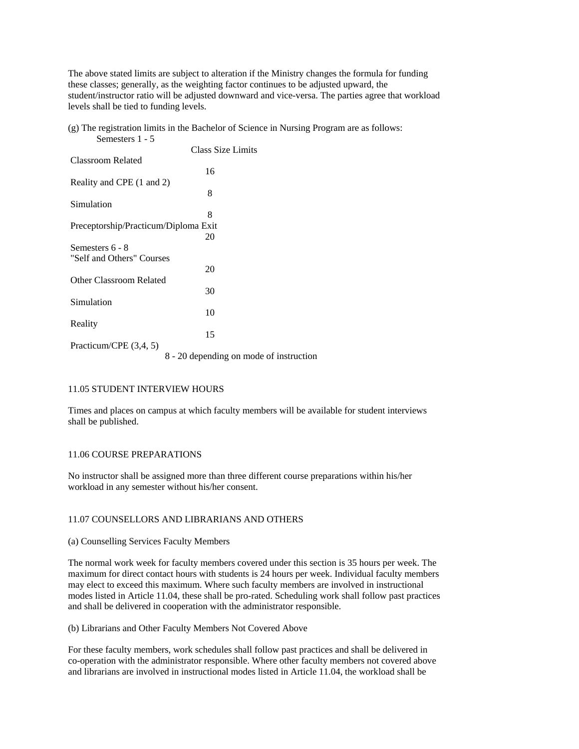The above stated limits are subject to alteration if the Ministry changes the formula for funding these classes; generally, as the weighting factor continues to be adjusted upward, the student/instructor ratio will be adjusted downward and vice-versa. The parties agree that workload levels shall be tied to funding levels.

(g) The registration limits in the Bachelor of Science in Nursing Program are as follows:

| Semesters 1 - 5 | Class Size Limits |
|---|---|
| Classroom Related | 16 |
| Reality and CPE (1 and 2) | 8 |
| Simulation | 8 |
| Preceptorship/Practicum/Diploma Exit | 20 |
| Semesters 6 - 8 | |
| "Self and Others" Courses | 20 |
| Other Classroom Related | 30 |
| Simulation | 10 |
| Reality | 15 |
| Practicum/CPE (3,4, 5) | 8 - 20 depending on mode of instruction |

## 11.05 STUDENT INTERVIEW HOURS

Times and places on campus at which faculty members will be available for student interviews shall be published.

## 11.06 COURSE PREPARATIONS

No instructor shall be assigned more than three different course preparations within his/her workload in any semester without his/her consent.

## 11.07 COUNSELLORS AND LIBRARIANS AND OTHERS

(a) Counselling Services Faculty Members

The normal work week for faculty members covered under this section is 35 hours per week. The maximum for direct contact hours with students is 24 hours per week. Individual faculty members may elect to exceed this maximum. Where such faculty members are involved in instructional modes listed in Article 11.04, these shall be pro-rated. Scheduling work shall follow past practices and shall be delivered in cooperation with the administrator responsible.

(b) Librarians and Other Faculty Members Not Covered Above

For these faculty members, work schedules shall follow past practices and shall be delivered in co-operation with the administrator responsible. Where other faculty members not covered above and librarians are involved in instructional modes listed in Article 11.04, the workload shall be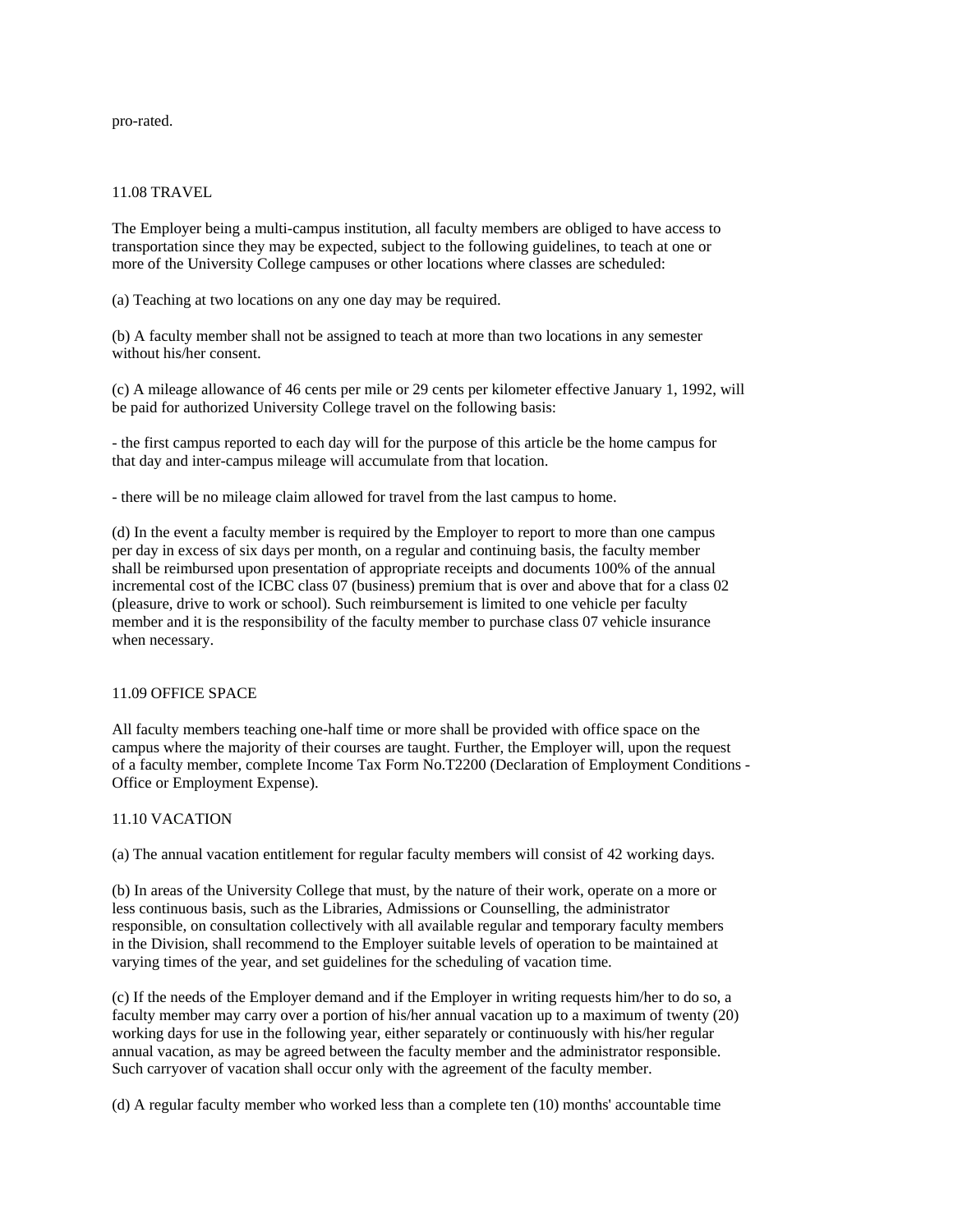pro-rated.

### 11.08 TRAVEL

The Employer being a multi-campus institution, all faculty members are obliged to have access to transportation since they may be expected, subject to the following guidelines, to teach at one or more of the University College campuses or other locations where classes are scheduled:

(a) Teaching at two locations on any one day may be required.

(b) A faculty member shall not be assigned to teach at more than two locations in any semester without his/her consent.

(c) A mileage allowance of 46 cents per mile or 29 cents per kilometer effective January 1, 1992, will be paid for authorized University College travel on the following basis:

- the first campus reported to each day will for the purpose of this article be the home campus for that day and inter-campus mileage will accumulate from that location.

- there will be no mileage claim allowed for travel from the last campus to home.

(d) In the event a faculty member is required by the Employer to report to more than one campus per day in excess of six days per month, on a regular and continuing basis, the faculty member shall be reimbursed upon presentation of appropriate receipts and documents 100% of the annual incremental cost of the ICBC class 07 (business) premium that is over and above that for a class 02 (pleasure, drive to work or school). Such reimbursement is limited to one vehicle per faculty member and it is the responsibility of the faculty member to purchase class 07 vehicle insurance when necessary.

### 11.09 OFFICE SPACE

All faculty members teaching one-half time or more shall be provided with office space on the campus where the majority of their courses are taught. Further, the Employer will, upon the request of a faculty member, complete Income Tax Form No.T2200 (Declaration of Employment Conditions - Office or Employment Expense).

### 11.10 VACATION

(a) The annual vacation entitlement for regular faculty members will consist of 42 working days.

(b) In areas of the University College that must, by the nature of their work, operate on a more or less continuous basis, such as the Libraries, Admissions or Counselling, the administrator responsible, on consultation collectively with all available regular and temporary faculty members in the Division, shall recommend to the Employer suitable levels of operation to be maintained at varying times of the year, and set guidelines for the scheduling of vacation time.

(c) If the needs of the Employer demand and if the Employer in writing requests him/her to do so, a faculty member may carry over a portion of his/her annual vacation up to a maximum of twenty (20) working days for use in the following year, either separately or continuously with his/her regular annual vacation, as may be agreed between the faculty member and the administrator responsible. Such carryover of vacation shall occur only with the agreement of the faculty member.

(d) A regular faculty member who worked less than a complete ten (10) months' accountable time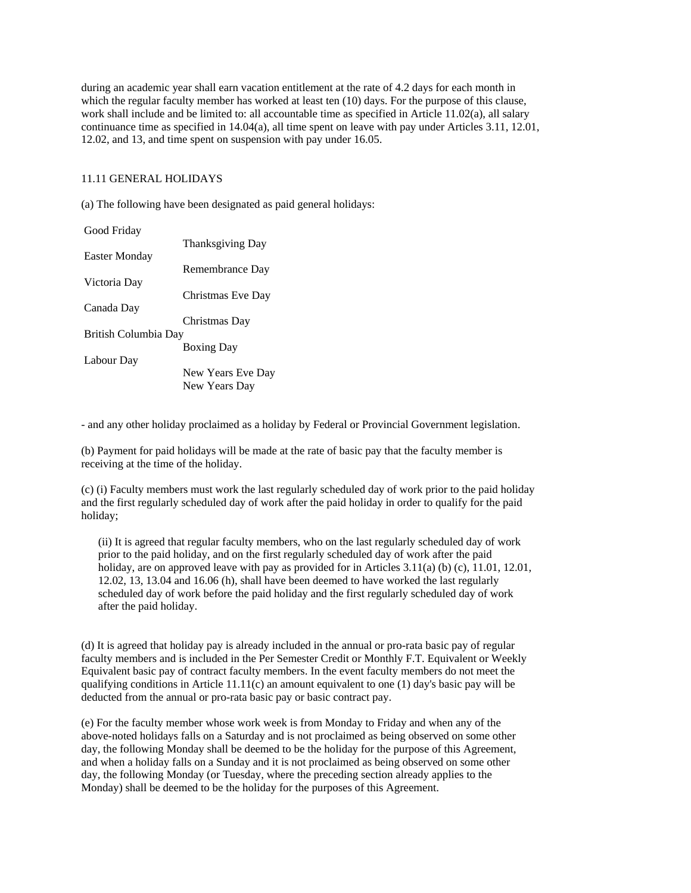during an academic year shall earn vacation entitlement at the rate of 4.2 days for each month in which the regular faculty member has worked at least ten (10) days. For the purpose of this clause, work shall include and be limited to: all accountable time as specified in Article 11.02(a), all salary continuance time as specified in 14.04(a), all time spent on leave with pay under Articles 3.11, 12.01, 12.02, and 13, and time spent on suspension with pay under 16.05.

## 11.11 GENERAL HOLIDAYS

(a) The following have been designated as paid general holidays:

| | |
|---|---|
| Good Friday | Thanksgiving Day |
| Easter Monday | Remembrance Day |
| Victoria Day | Christmas Eve Day |
| Canada Day | Christmas Day |
| British Columbia Day | Boxing Day |
| Labour Day | New Years Eve Day |
| | New Years Day |

- and any other holiday proclaimed as a holiday by Federal or Provincial Government legislation.

(b) Payment for paid holidays will be made at the rate of basic pay that the faculty member is receiving at the time of the holiday.

(c) (i) Faculty members must work the last regularly scheduled day of work prior to the paid holiday and the first regularly scheduled day of work after the paid holiday in order to qualify for the paid holiday;

(ii) It is agreed that regular faculty members, who on the last regularly scheduled day of work prior to the paid holiday, and on the first regularly scheduled day of work after the paid holiday, are on approved leave with pay as provided for in Articles 3.11(a) (b) (c), 11.01, 12.01, 12.02, 13, 13.04 and 16.06 (h), shall have been deemed to have worked the last regularly scheduled day of work before the paid holiday and the first regularly scheduled day of work after the paid holiday.

(d) It is agreed that holiday pay is already included in the annual or pro-rata basic pay of regular faculty members and is included in the Per Semester Credit or Monthly F.T. Equivalent or Weekly Equivalent basic pay of contract faculty members. In the event faculty members do not meet the qualifying conditions in Article 11.11(c) an amount equivalent to one (1) day's basic pay will be deducted from the annual or pro-rata basic pay or basic contract pay.

(e) For the faculty member whose work week is from Monday to Friday and when any of the above-noted holidays falls on a Saturday and is not proclaimed as being observed on some other day, the following Monday shall be deemed to be the holiday for the purpose of this Agreement, and when a holiday falls on a Sunday and it is not proclaimed as being observed on some other day, the following Monday (or Tuesday, where the preceding section already applies to the Monday) shall be deemed to be the holiday for the purposes of this Agreement.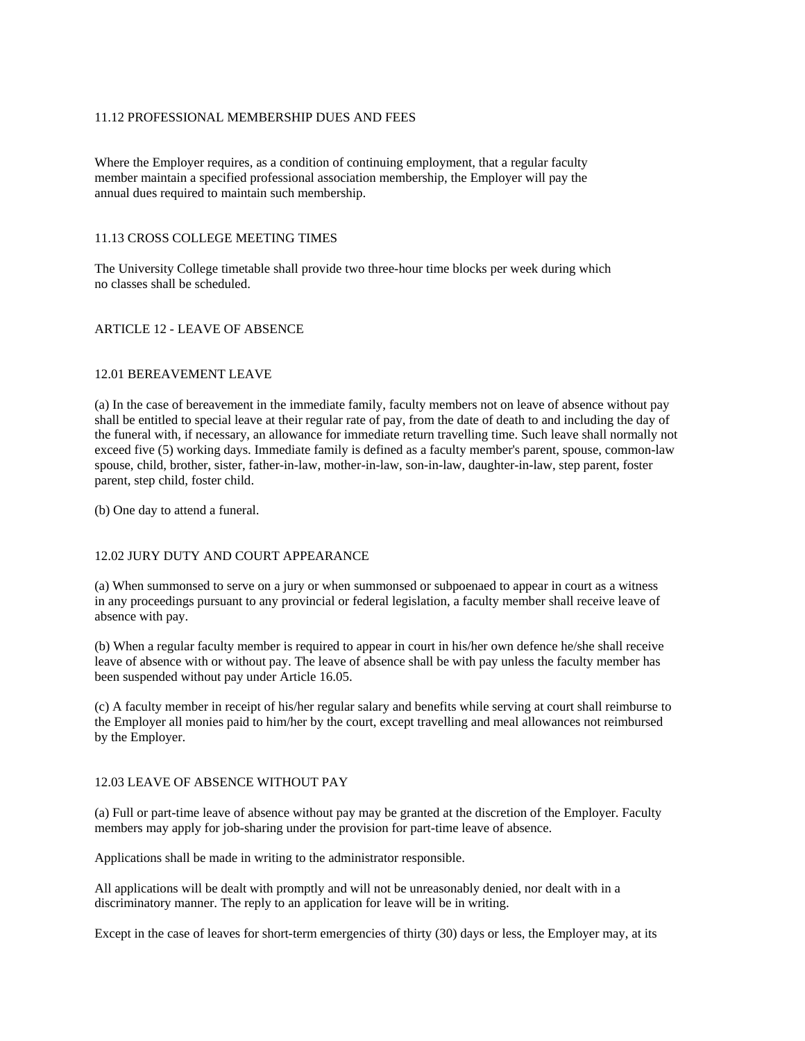### 11.12 PROFESSIONAL MEMBERSHIP DUES AND FEES

Where the Employer requires, as a condition of continuing employment, that a regular faculty member maintain a specified professional association membership, the Employer will pay the annual dues required to maintain such membership.

### 11.13 CROSS COLLEGE MEETING TIMES

The University College timetable shall provide two three-hour time blocks per week during which no classes shall be scheduled.

## ARTICLE 12 - LEAVE OF ABSENCE

### 12.01 BEREAVEMENT LEAVE

(a) In the case of bereavement in the immediate family, faculty members not on leave of absence without pay shall be entitled to special leave at their regular rate of pay, from the date of death to and including the day of the funeral with, if necessary, an allowance for immediate return travelling time. Such leave shall normally not exceed five (5) working days. Immediate family is defined as a faculty member's parent, spouse, common-law spouse, child, brother, sister, father-in-law, mother-in-law, son-in-law, daughter-in-law, step parent, foster parent, step child, foster child.

(b) One day to attend a funeral.

### 12.02 JURY DUTY AND COURT APPEARANCE

(a) When summonsed to serve on a jury or when summonsed or subpoenaed to appear in court as a witness in any proceedings pursuant to any provincial or federal legislation, a faculty member shall receive leave of absence with pay.

(b) When a regular faculty member is required to appear in court in his/her own defence he/she shall receive leave of absence with or without pay. The leave of absence shall be with pay unless the faculty member has been suspended without pay under Article 16.05.

(c) A faculty member in receipt of his/her regular salary and benefits while serving at court shall reimburse to the Employer all monies paid to him/her by the court, except travelling and meal allowances not reimbursed by the Employer.

### 12.03 LEAVE OF ABSENCE WITHOUT PAY

(a) Full or part-time leave of absence without pay may be granted at the discretion of the Employer. Faculty members may apply for job-sharing under the provision for part-time leave of absence.

Applications shall be made in writing to the administrator responsible.

All applications will be dealt with promptly and will not be unreasonably denied, nor dealt with in a discriminatory manner. The reply to an application for leave will be in writing.

Except in the case of leaves for short-term emergencies of thirty (30) days or less, the Employer may, at its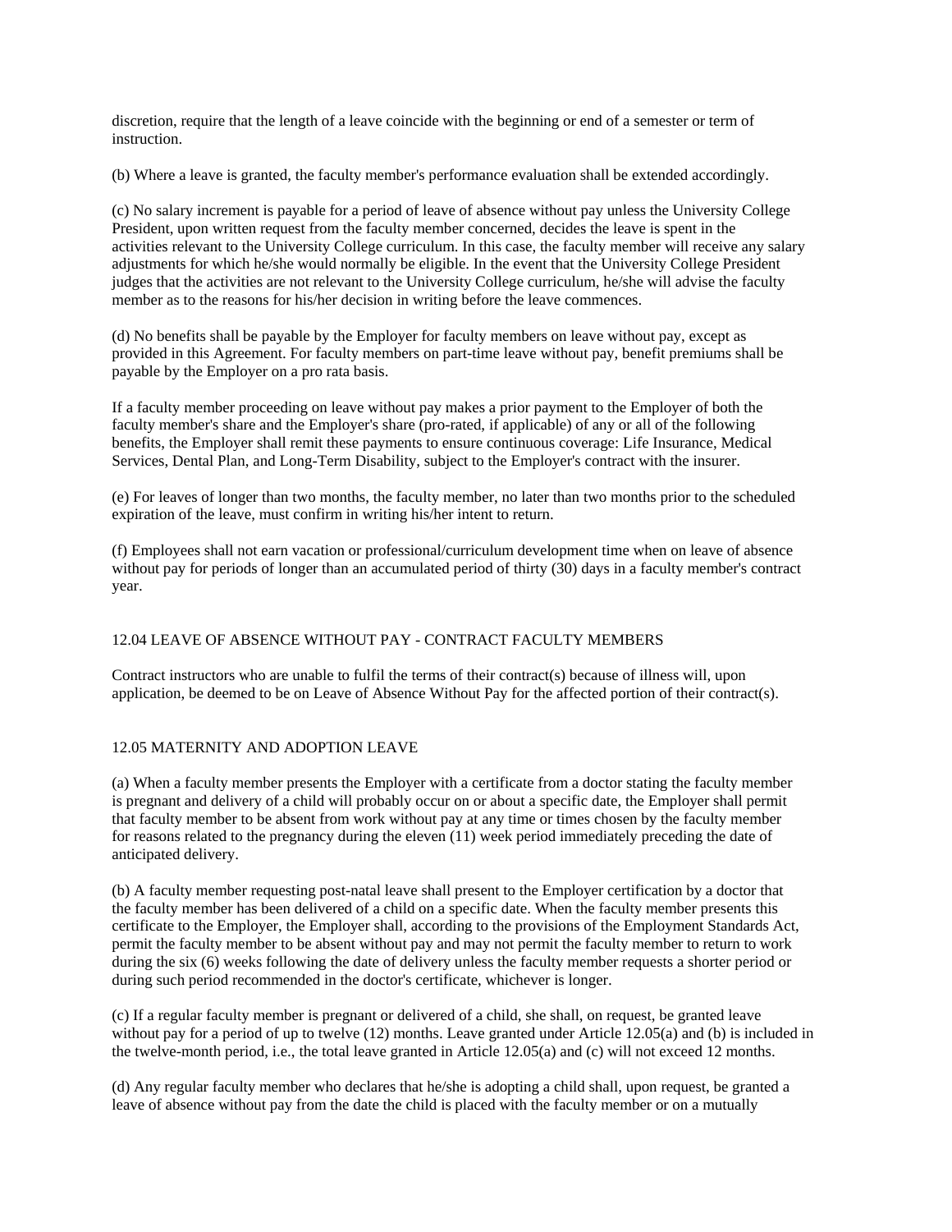discretion, require that the length of a leave coincide with the beginning or end of a semester or term of instruction.

(b) Where a leave is granted, the faculty member's performance evaluation shall be extended accordingly.

(c) No salary increment is payable for a period of leave of absence without pay unless the University College President, upon written request from the faculty member concerned, decides the leave is spent in the activities relevant to the University College curriculum. In this case, the faculty member will receive any salary adjustments for which he/she would normally be eligible. In the event that the University College President judges that the activities are not relevant to the University College curriculum, he/she will advise the faculty member as to the reasons for his/her decision in writing before the leave commences.

(d) No benefits shall be payable by the Employer for faculty members on leave without pay, except as provided in this Agreement. For faculty members on part-time leave without pay, benefit premiums shall be payable by the Employer on a pro rata basis.

If a faculty member proceeding on leave without pay makes a prior payment to the Employer of both the faculty member's share and the Employer's share (pro-rated, if applicable) of any or all of the following benefits, the Employer shall remit these payments to ensure continuous coverage: Life Insurance, Medical Services, Dental Plan, and Long-Term Disability, subject to the Employer's contract with the insurer.

(e) For leaves of longer than two months, the faculty member, no later than two months prior to the scheduled expiration of the leave, must confirm in writing his/her intent to return.

(f) Employees shall not earn vacation or professional/curriculum development time when on leave of absence without pay for periods of longer than an accumulated period of thirty (30) days in a faculty member's contract year.

## 12.04 LEAVE OF ABSENCE WITHOUT PAY - CONTRACT FACULTY MEMBERS

Contract instructors who are unable to fulfil the terms of their contract(s) because of illness will, upon application, be deemed to be on Leave of Absence Without Pay for the affected portion of their contract(s).

## 12.05 MATERNITY AND ADOPTION LEAVE

(a) When a faculty member presents the Employer with a certificate from a doctor stating the faculty member is pregnant and delivery of a child will probably occur on or about a specific date, the Employer shall permit that faculty member to be absent from work without pay at any time or times chosen by the faculty member for reasons related to the pregnancy during the eleven (11) week period immediately preceding the date of anticipated delivery.

(b) A faculty member requesting post-natal leave shall present to the Employer certification by a doctor that the faculty member has been delivered of a child on a specific date. When the faculty member presents this certificate to the Employer, the Employer shall, according to the provisions of the Employment Standards Act, permit the faculty member to be absent without pay and may not permit the faculty member to return to work during the six (6) weeks following the date of delivery unless the faculty member requests a shorter period or during such period recommended in the doctor's certificate, whichever is longer.

(c) If a regular faculty member is pregnant or delivered of a child, she shall, on request, be granted leave without pay for a period of up to twelve (12) months. Leave granted under Article 12.05(a) and (b) is included in the twelve-month period, i.e., the total leave granted in Article 12.05(a) and (c) will not exceed 12 months.

(d) Any regular faculty member who declares that he/she is adopting a child shall, upon request, be granted a leave of absence without pay from the date the child is placed with the faculty member or on a mutually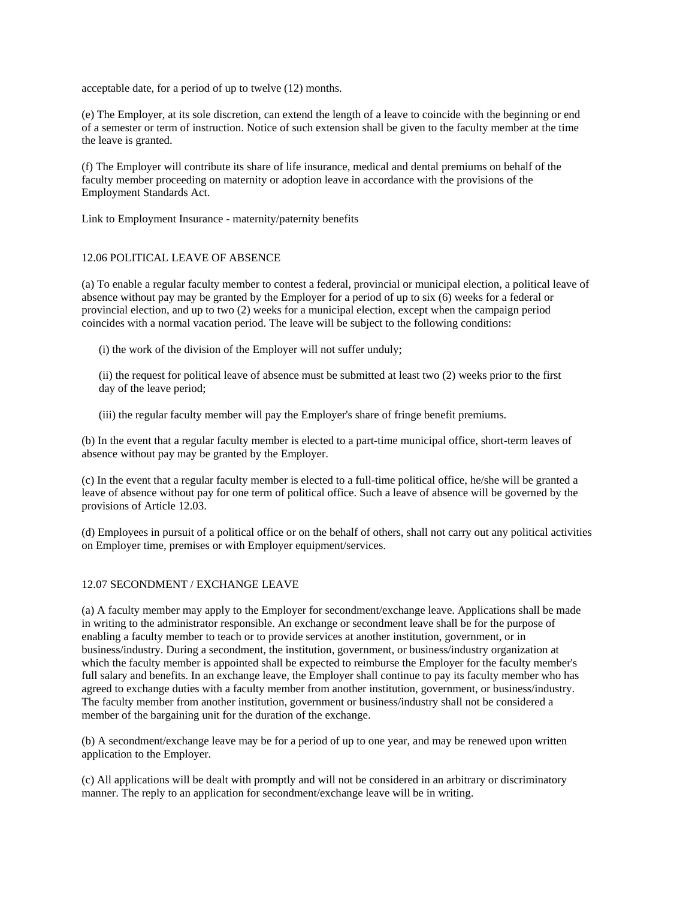acceptable date, for a period of up to twelve (12) months.

(e) The Employer, at its sole discretion, can extend the length of a leave to coincide with the beginning or end of a semester or term of instruction. Notice of such extension shall be given to the faculty member at the time the leave is granted.

(f) The Employer will contribute its share of life insurance, medical and dental premiums on behalf of the faculty member proceeding on maternity or adoption leave in accordance with the provisions of the Employment Standards Act.

Link to Employment Insurance - maternity/paternity benefits

## 12.06 POLITICAL LEAVE OF ABSENCE

(a) To enable a regular faculty member to contest a federal, provincial or municipal election, a political leave of absence without pay may be granted by the Employer for a period of up to six (6) weeks for a federal or provincial election, and up to two (2) weeks for a municipal election, except when the campaign period coincides with a normal vacation period. The leave will be subject to the following conditions:

(i) the work of the division of the Employer will not suffer unduly;

(ii) the request for political leave of absence must be submitted at least two (2) weeks prior to the first day of the leave period;

(iii) the regular faculty member will pay the Employer's share of fringe benefit premiums.

(b) In the event that a regular faculty member is elected to a part-time municipal office, short-term leaves of absence without pay may be granted by the Employer.

(c) In the event that a regular faculty member is elected to a full-time political office, he/she will be granted a leave of absence without pay for one term of political office. Such a leave of absence will be governed by the provisions of Article 12.03.

(d) Employees in pursuit of a political office or on the behalf of others, shall not carry out any political activities on Employer time, premises or with Employer equipment/services.

## 12.07 SECONDMENT / EXCHANGE LEAVE

(a) A faculty member may apply to the Employer for secondment/exchange leave. Applications shall be made in writing to the administrator responsible. An exchange or secondment leave shall be for the purpose of enabling a faculty member to teach or to provide services at another institution, government, or in business/industry. During a secondment, the institution, government, or business/industry organization at which the faculty member is appointed shall be expected to reimburse the Employer for the faculty member's full salary and benefits. In an exchange leave, the Employer shall continue to pay its faculty member who has agreed to exchange duties with a faculty member from another institution, government, or business/industry. The faculty member from another institution, government or business/industry shall not be considered a member of the bargaining unit for the duration of the exchange.

(b) A secondment/exchange leave may be for a period of up to one year, and may be renewed upon written application to the Employer.

(c) All applications will be dealt with promptly and will not be considered in an arbitrary or discriminatory manner. The reply to an application for secondment/exchange leave will be in writing.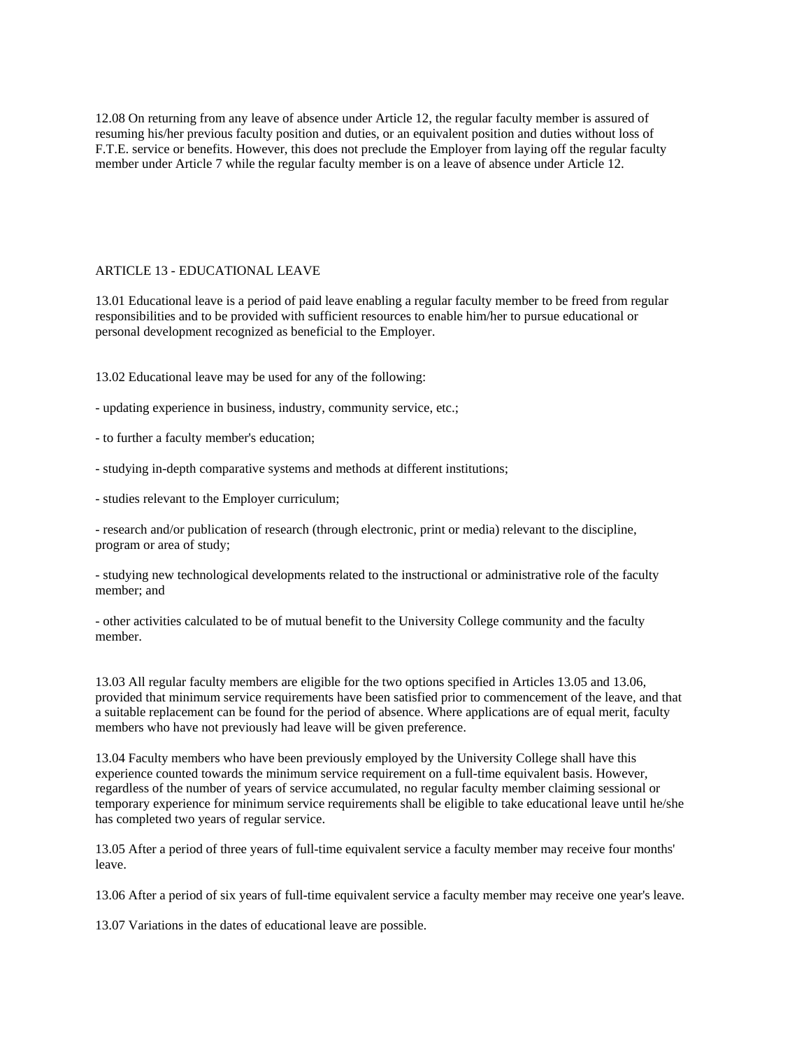12.08 On returning from any leave of absence under Article 12, the regular faculty member is assured of resuming his/her previous faculty position and duties, or an equivalent position and duties without loss of F.T.E. service or benefits. However, this does not preclude the Employer from laying off the regular faculty member under Article 7 while the regular faculty member is on a leave of absence under Article 12.

## ARTICLE 13 - EDUCATIONAL LEAVE

13.01 Educational leave is a period of paid leave enabling a regular faculty member to be freed from regular responsibilities and to be provided with sufficient resources to enable him/her to pursue educational or personal development recognized as beneficial to the Employer.

13.02 Educational leave may be used for any of the following:

- updating experience in business, industry, community service, etc.;
- to further a faculty member's education;
- studying in-depth comparative systems and methods at different institutions;
- studies relevant to the Employer curriculum;
- research and/or publication of research (through electronic, print or media) relevant to the discipline, program or area of study;
- studying new technological developments related to the instructional or administrative role of the faculty member; and
- other activities calculated to be of mutual benefit to the University College community and the faculty member.

13.03 All regular faculty members are eligible for the two options specified in Articles 13.05 and 13.06, provided that minimum service requirements have been satisfied prior to commencement of the leave, and that a suitable replacement can be found for the period of absence. Where applications are of equal merit, faculty members who have not previously had leave will be given preference.

13.04 Faculty members who have been previously employed by the University College shall have this experience counted towards the minimum service requirement on a full-time equivalent basis. However, regardless of the number of years of service accumulated, no regular faculty member claiming sessional or temporary experience for minimum service requirements shall be eligible to take educational leave until he/she has completed two years of regular service.

13.05 After a period of three years of full-time equivalent service a faculty member may receive four months' leave.

13.06 After a period of six years of full-time equivalent service a faculty member may receive one year's leave.

13.07 Variations in the dates of educational leave are possible.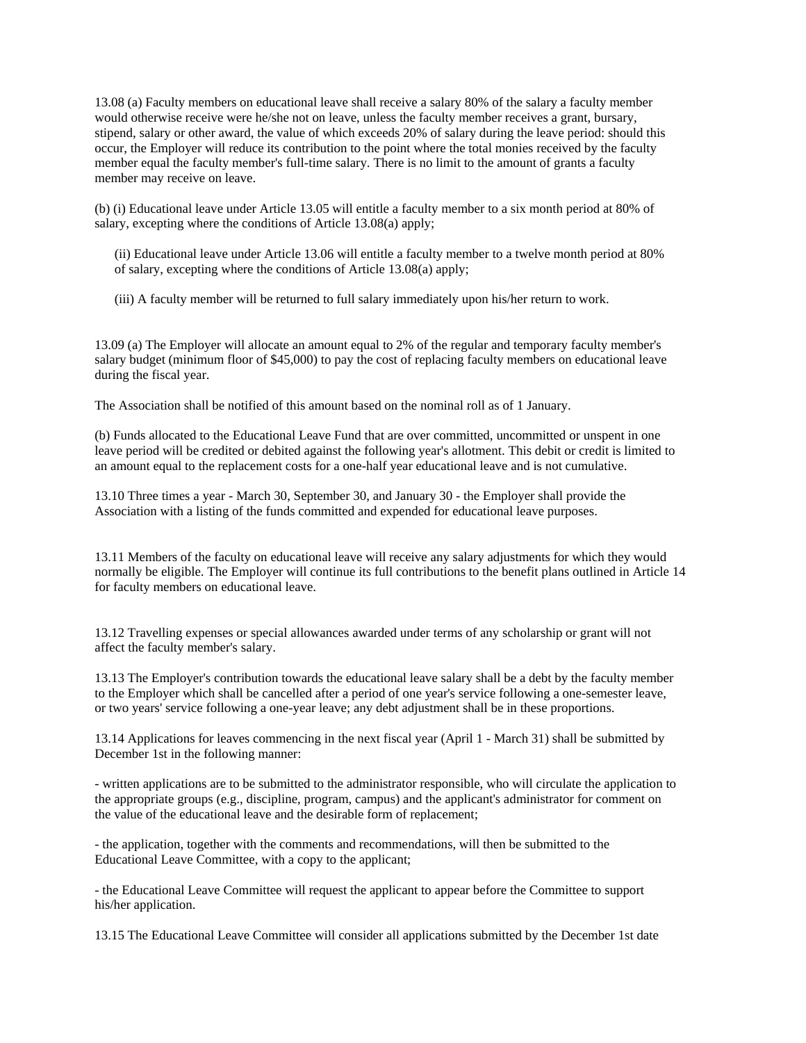13.08 (a) Faculty members on educational leave shall receive a salary 80% of the salary a faculty member would otherwise receive were he/she not on leave, unless the faculty member receives a grant, bursary, stipend, salary or other award, the value of which exceeds 20% of salary during the leave period: should this occur, the Employer will reduce its contribution to the point where the total monies received by the faculty member equal the faculty member's full-time salary. There is no limit to the amount of grants a faculty member may receive on leave.

(b) (i) Educational leave under Article 13.05 will entitle a faculty member to a six month period at 80% of salary, excepting where the conditions of Article 13.08(a) apply;

(ii) Educational leave under Article 13.06 will entitle a faculty member to a twelve month period at 80% of salary, excepting where the conditions of Article 13.08(a) apply;

(iii) A faculty member will be returned to full salary immediately upon his/her return to work.

13.09 (a) The Employer will allocate an amount equal to 2% of the regular and temporary faculty member's salary budget (minimum floor of $45,000) to pay the cost of replacing faculty members on educational leave during the fiscal year.

The Association shall be notified of this amount based on the nominal roll as of 1 January.

(b) Funds allocated to the Educational Leave Fund that are over committed, uncommitted or unspent in one leave period will be credited or debited against the following year's allotment. This debit or credit is limited to an amount equal to the replacement costs for a one-half year educational leave and is not cumulative.

13.10 Three times a year - March 30, September 30, and January 30 - the Employer shall provide the Association with a listing of the funds committed and expended for educational leave purposes.

13.11 Members of the faculty on educational leave will receive any salary adjustments for which they would normally be eligible. The Employer will continue its full contributions to the benefit plans outlined in Article 14 for faculty members on educational leave.

13.12 Travelling expenses or special allowances awarded under terms of any scholarship or grant will not affect the faculty member's salary.

13.13 The Employer's contribution towards the educational leave salary shall be a debt by the faculty member to the Employer which shall be cancelled after a period of one year's service following a one-semester leave, or two years' service following a one-year leave; any debt adjustment shall be in these proportions.

13.14 Applications for leaves commencing in the next fiscal year (April 1 - March 31) shall be submitted by December 1st in the following manner:

- written applications are to be submitted to the administrator responsible, who will circulate the application to the appropriate groups (e.g., discipline, program, campus) and the applicant's administrator for comment on the value of the educational leave and the desirable form of replacement;

- the application, together with the comments and recommendations, will then be submitted to the Educational Leave Committee, with a copy to the applicant;

- the Educational Leave Committee will request the applicant to appear before the Committee to support his/her application.

13.15 The Educational Leave Committee will consider all applications submitted by the December 1st date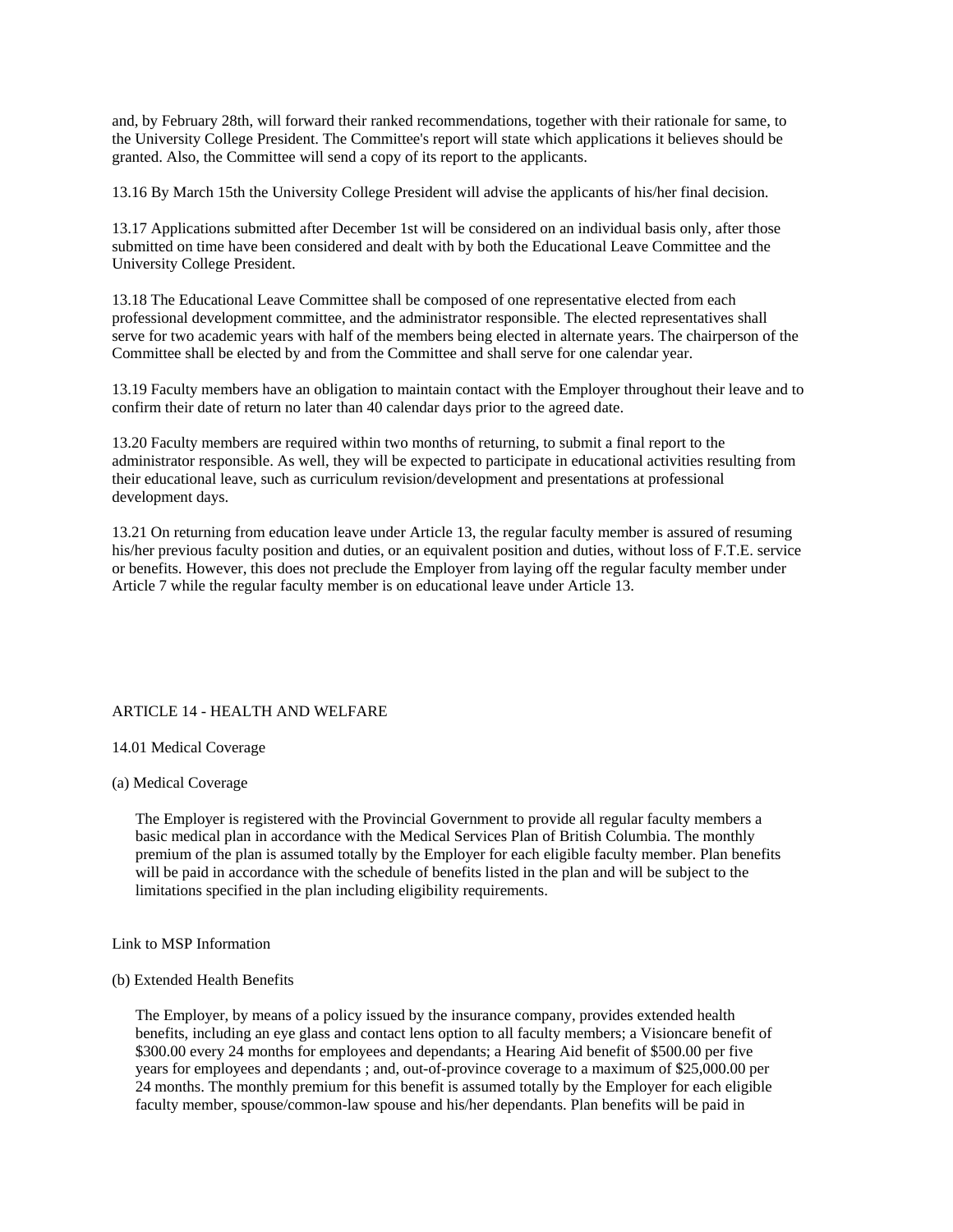and, by February 28th, will forward their ranked recommendations, together with their rationale for same, to the University College President. The Committee's report will state which applications it believes should be granted. Also, the Committee will send a copy of its report to the applicants.

13.16 By March 15th the University College President will advise the applicants of his/her final decision.

13.17 Applications submitted after December 1st will be considered on an individual basis only, after those submitted on time have been considered and dealt with by both the Educational Leave Committee and the University College President.

13.18 The Educational Leave Committee shall be composed of one representative elected from each professional development committee, and the administrator responsible. The elected representatives shall serve for two academic years with half of the members being elected in alternate years. The chairperson of the Committee shall be elected by and from the Committee and shall serve for one calendar year.

13.19 Faculty members have an obligation to maintain contact with the Employer throughout their leave and to confirm their date of return no later than 40 calendar days prior to the agreed date.

13.20 Faculty members are required within two months of returning, to submit a final report to the administrator responsible. As well, they will be expected to participate in educational activities resulting from their educational leave, such as curriculum revision/development and presentations at professional development days.

13.21 On returning from education leave under Article 13, the regular faculty member is assured of resuming his/her previous faculty position and duties, or an equivalent position and duties, without loss of F.T.E. service or benefits. However, this does not preclude the Employer from laying off the regular faculty member under Article 7 while the regular faculty member is on educational leave under Article 13.

## ARTICLE 14 - HEALTH AND WELFARE

14.01 Medical Coverage

(a) Medical Coverage

> The Employer is registered with the Provincial Government to provide all regular faculty members a basic medical plan in accordance with the Medical Services Plan of British Columbia. The monthly premium of the plan is assumed totally by the Employer for each eligible faculty member. Plan benefits will be paid in accordance with the schedule of benefits listed in the plan and will be subject to the limitations specified in the plan including eligibility requirements.

Link to MSP Information

(b) Extended Health Benefits

> The Employer, by means of a policy issued by the insurance company, provides extended health benefits, including an eye glass and contact lens option to all faculty members; a Visioncare benefit of $300.00 every 24 months for employees and dependants; a Hearing Aid benefit of $500.00 per five years for employees and dependants ; and, out-of-province coverage to a maximum of $25,000.00 per 24 months. The monthly premium for this benefit is assumed totally by the Employer for each eligible faculty member, spouse/common-law spouse and his/her dependants. Plan benefits will be paid in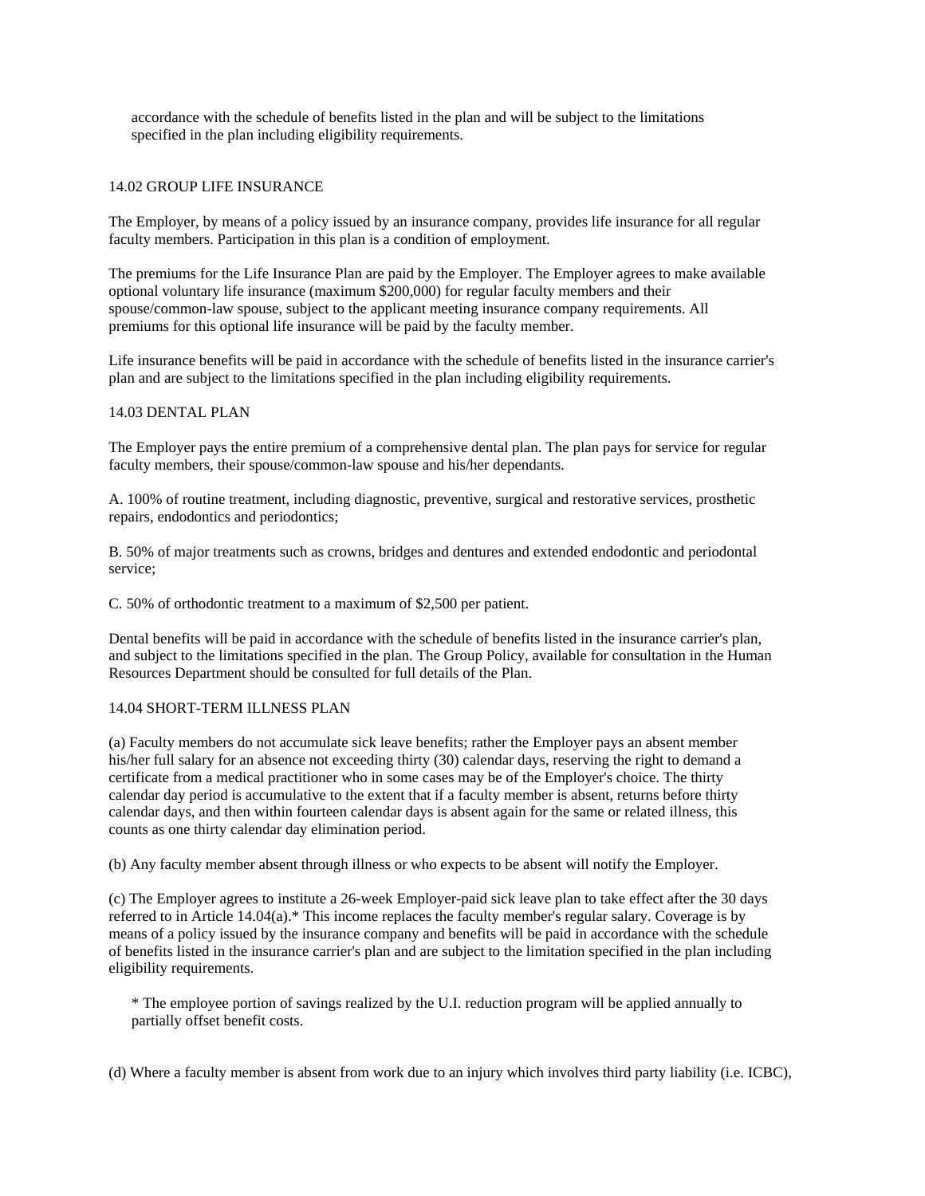accordance with the schedule of benefits listed in the plan and will be subject to the limitations specified in the plan including eligibility requirements.

### 14.02 GROUP LIFE INSURANCE

The Employer, by means of a policy issued by an insurance company, provides life insurance for all regular faculty members. Participation in this plan is a condition of employment.

The premiums for the Life Insurance Plan are paid by the Employer. The Employer agrees to make available optional voluntary life insurance (maximum $200,000) for regular faculty members and their spouse/common-law spouse, subject to the applicant meeting insurance company requirements. All premiums for this optional life insurance will be paid by the faculty member.

Life insurance benefits will be paid in accordance with the schedule of benefits listed in the insurance carrier's plan and are subject to the limitations specified in the plan including eligibility requirements.

### 14.03 DENTAL PLAN

The Employer pays the entire premium of a comprehensive dental plan. The plan pays for service for regular faculty members, their spouse/common-law spouse and his/her dependants.

A. 100% of routine treatment, including diagnostic, preventive, surgical and restorative services, prosthetic repairs, endodontics and periodontics;

B. 50% of major treatments such as crowns, bridges and dentures and extended endodontic and periodontal service;

C. 50% of orthodontic treatment to a maximum of $2,500 per patient.

Dental benefits will be paid in accordance with the schedule of benefits listed in the insurance carrier's plan, and subject to the limitations specified in the plan. The Group Policy, available for consultation in the Human Resources Department should be consulted for full details of the Plan.

### 14.04 SHORT-TERM ILLNESS PLAN

(a) Faculty members do not accumulate sick leave benefits; rather the Employer pays an absent member his/her full salary for an absence not exceeding thirty (30) calendar days, reserving the right to demand a certificate from a medical practitioner who in some cases may be of the Employer's choice. The thirty calendar day period is accumulative to the extent that if a faculty member is absent, returns before thirty calendar days, and then within fourteen calendar days is absent again for the same or related illness, this counts as one thirty calendar day elimination period.

(b) Any faculty member absent through illness or who expects to be absent will notify the Employer.

(c) The Employer agrees to institute a 26-week Employer-paid sick leave plan to take effect after the 30 days referred to in Article 14.04(a).* This income replaces the faculty member's regular salary. Coverage is by means of a policy issued by the insurance company and benefits will be paid in accordance with the schedule of benefits listed in the insurance carrier's plan and are subject to the limitation specified in the plan including eligibility requirements.

> * The employee portion of savings realized by the U.I. reduction program will be applied annually to partially offset benefit costs.

(d) Where a faculty member is absent from work due to an injury which involves third party liability (i.e. ICBC),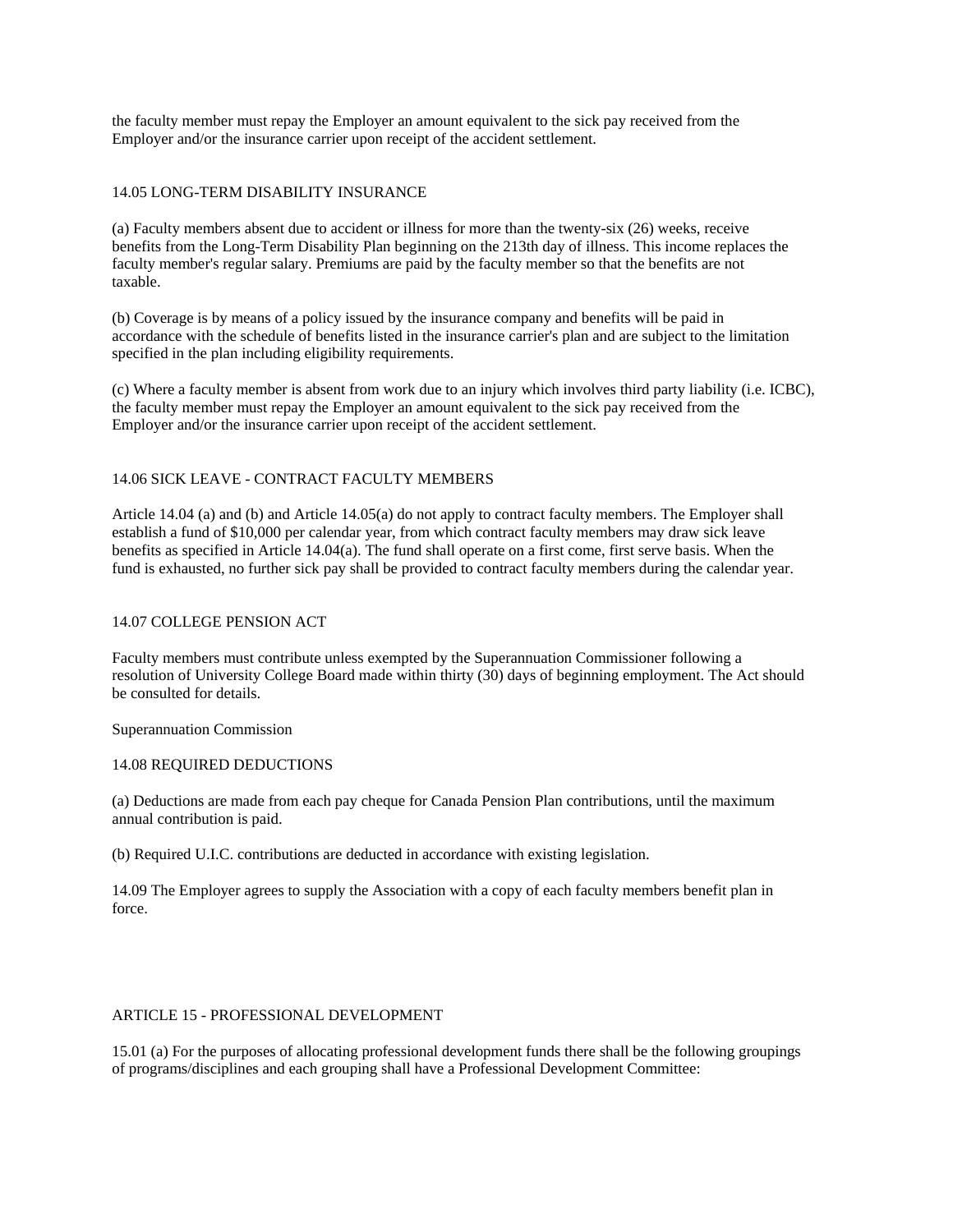the faculty member must repay the Employer an amount equivalent to the sick pay received from the Employer and/or the insurance carrier upon receipt of the accident settlement.

### 14.05 LONG-TERM DISABILITY INSURANCE

(a) Faculty members absent due to accident or illness for more than the twenty-six (26) weeks, receive benefits from the Long-Term Disability Plan beginning on the 213th day of illness. This income replaces the faculty member's regular salary. Premiums are paid by the faculty member so that the benefits are not taxable.

(b) Coverage is by means of a policy issued by the insurance company and benefits will be paid in accordance with the schedule of benefits listed in the insurance carrier's plan and are subject to the limitation specified in the plan including eligibility requirements.

(c) Where a faculty member is absent from work due to an injury which involves third party liability (i.e. ICBC), the faculty member must repay the Employer an amount equivalent to the sick pay received from the Employer and/or the insurance carrier upon receipt of the accident settlement.

### 14.06 SICK LEAVE - CONTRACT FACULTY MEMBERS

Article 14.04 (a) and (b) and Article 14.05(a) do not apply to contract faculty members. The Employer shall establish a fund of $10,000 per calendar year, from which contract faculty members may draw sick leave benefits as specified in Article 14.04(a). The fund shall operate on a first come, first serve basis. When the fund is exhausted, no further sick pay shall be provided to contract faculty members during the calendar year.

### 14.07 COLLEGE PENSION ACT

Faculty members must contribute unless exempted by the Superannuation Commissioner following a resolution of University College Board made within thirty (30) days of beginning employment. The Act should be consulted for details.

Superannuation Commission

### 14.08 REQUIRED DEDUCTIONS

(a) Deductions are made from each pay cheque for Canada Pension Plan contributions, until the maximum annual contribution is paid.

(b) Required U.I.C. contributions are deducted in accordance with existing legislation.

14.09 The Employer agrees to supply the Association with a copy of each faculty members benefit plan in force.

## ARTICLE 15 - PROFESSIONAL DEVELOPMENT

15.01 (a) For the purposes of allocating professional development funds there shall be the following groupings of programs/disciplines and each grouping shall have a Professional Development Committee: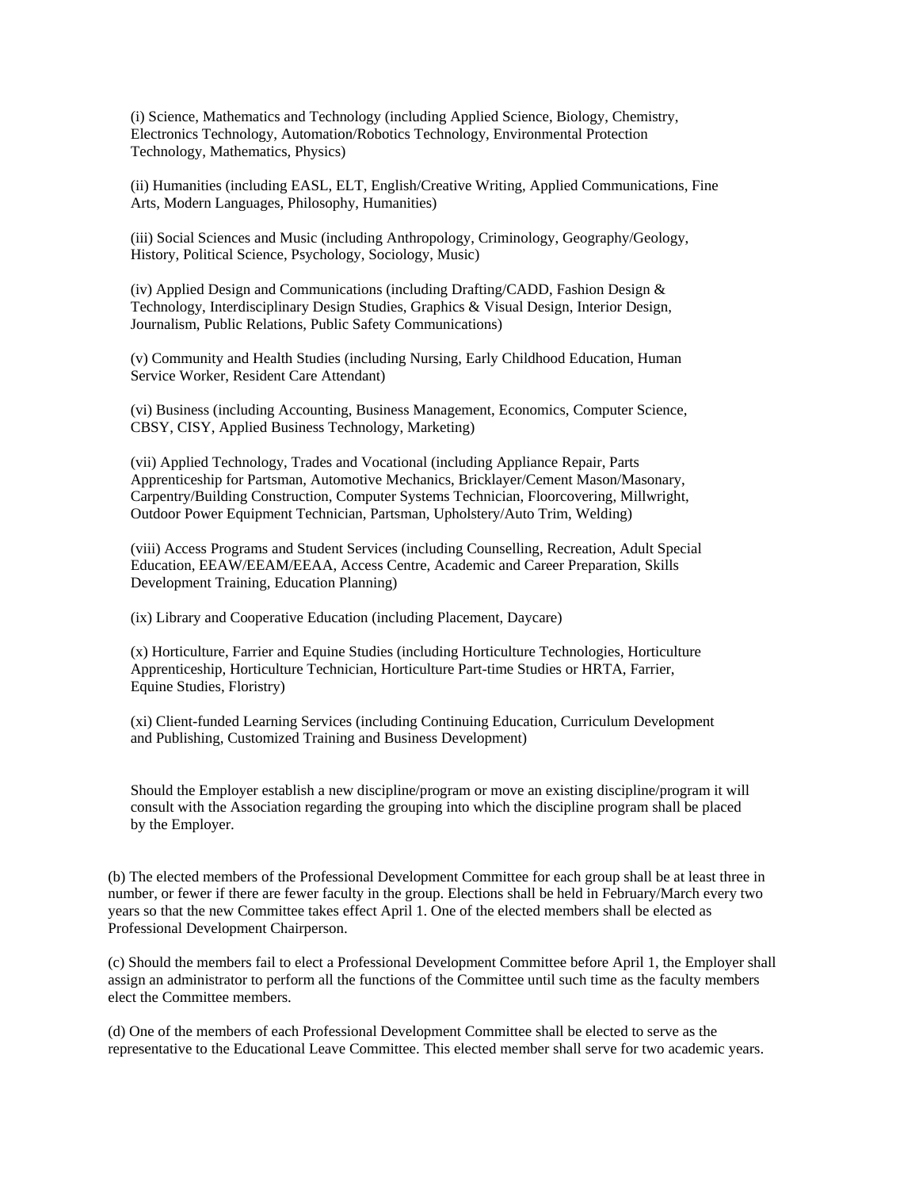(i) Science, Mathematics and Technology (including Applied Science, Biology, Chemistry, Electronics Technology, Automation/Robotics Technology, Environmental Protection Technology, Mathematics, Physics)

(ii) Humanities (including EASL, ELT, English/Creative Writing, Applied Communications, Fine Arts, Modern Languages, Philosophy, Humanities)

(iii) Social Sciences and Music (including Anthropology, Criminology, Geography/Geology, History, Political Science, Psychology, Sociology, Music)

(iv) Applied Design and Communications (including Drafting/CADD, Fashion Design & Technology, Interdisciplinary Design Studies, Graphics & Visual Design, Interior Design, Journalism, Public Relations, Public Safety Communications)

(v) Community and Health Studies (including Nursing, Early Childhood Education, Human Service Worker, Resident Care Attendant)

(vi) Business (including Accounting, Business Management, Economics, Computer Science, CBSY, CISY, Applied Business Technology, Marketing)

(vii) Applied Technology, Trades and Vocational (including Appliance Repair, Parts Apprenticeship for Partsman, Automotive Mechanics, Bricklayer/Cement Mason/Masonary, Carpentry/Building Construction, Computer Systems Technician, Floorcovering, Millwright, Outdoor Power Equipment Technician, Partsman, Upholstery/Auto Trim, Welding)

(viii) Access Programs and Student Services (including Counselling, Recreation, Adult Special Education, EEAW/EEAM/EEAA, Access Centre, Academic and Career Preparation, Skills Development Training, Education Planning)

(ix) Library and Cooperative Education (including Placement, Daycare)

(x) Horticulture, Farrier and Equine Studies (including Horticulture Technologies, Horticulture Apprenticeship, Horticulture Technician, Horticulture Part-time Studies or HRTA, Farrier, Equine Studies, Floristry)

(xi) Client-funded Learning Services (including Continuing Education, Curriculum Development and Publishing, Customized Training and Business Development)

Should the Employer establish a new discipline/program or move an existing discipline/program it will consult with the Association regarding the grouping into which the discipline program shall be placed by the Employer.

(b) The elected members of the Professional Development Committee for each group shall be at least three in number, or fewer if there are fewer faculty in the group. Elections shall be held in February/March every two years so that the new Committee takes effect April 1. One of the elected members shall be elected as Professional Development Chairperson.

(c) Should the members fail to elect a Professional Development Committee before April 1, the Employer shall assign an administrator to perform all the functions of the Committee until such time as the faculty members elect the Committee members.

(d) One of the members of each Professional Development Committee shall be elected to serve as the representative to the Educational Leave Committee. This elected member shall serve for two academic years.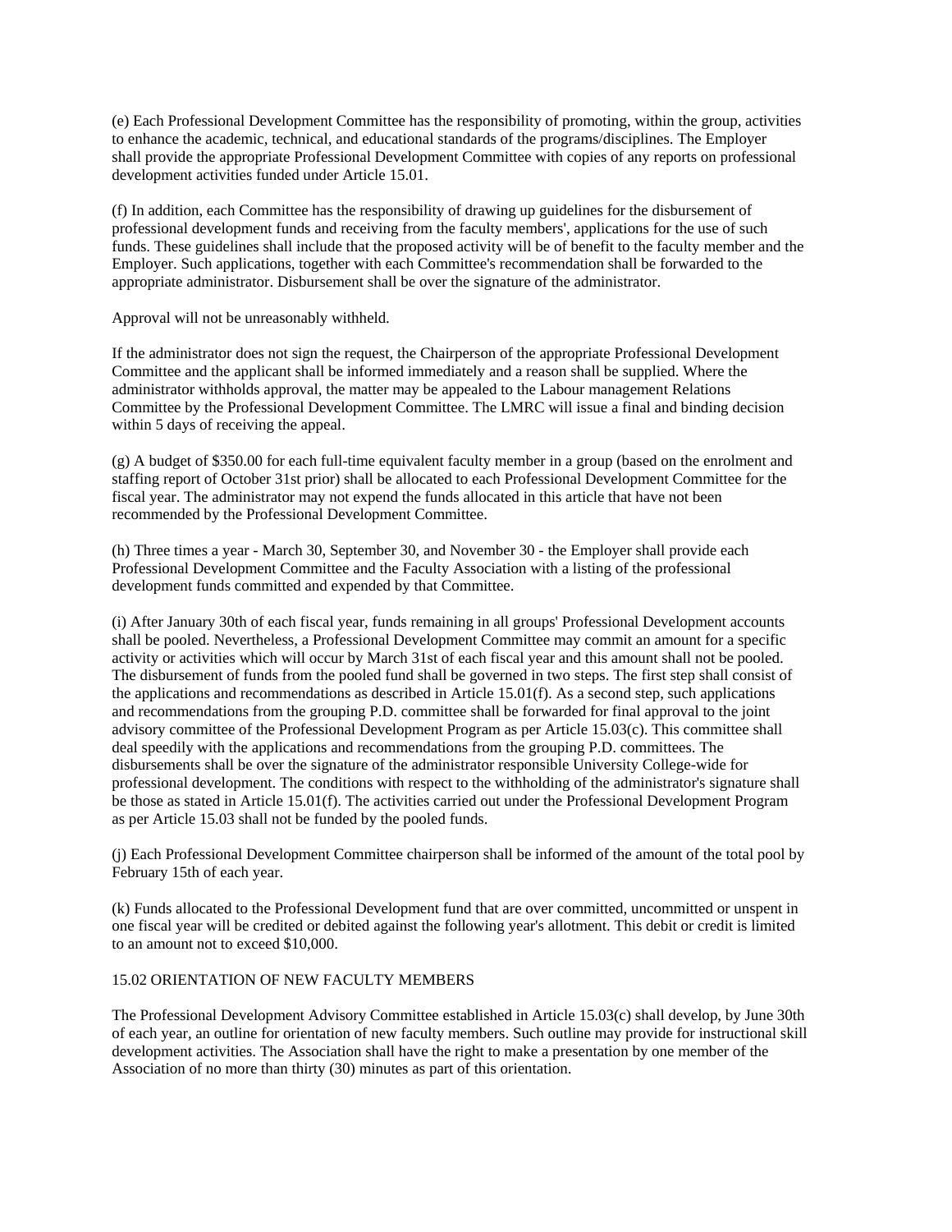(e) Each Professional Development Committee has the responsibility of promoting, within the group, activities to enhance the academic, technical, and educational standards of the programs/disciplines. The Employer shall provide the appropriate Professional Development Committee with copies of any reports on professional development activities funded under Article 15.01.

(f) In addition, each Committee has the responsibility of drawing up guidelines for the disbursement of professional development funds and receiving from the faculty members', applications for the use of such funds. These guidelines shall include that the proposed activity will be of benefit to the faculty member and the Employer. Such applications, together with each Committee's recommendation shall be forwarded to the appropriate administrator. Disbursement shall be over the signature of the administrator.

Approval will not be unreasonably withheld.

If the administrator does not sign the request, the Chairperson of the appropriate Professional Development Committee and the applicant shall be informed immediately and a reason shall be supplied. Where the administrator withholds approval, the matter may be appealed to the Labour management Relations Committee by the Professional Development Committee. The LMRC will issue a final and binding decision within 5 days of receiving the appeal.

(g) A budget of $350.00 for each full-time equivalent faculty member in a group (based on the enrolment and staffing report of October 31st prior) shall be allocated to each Professional Development Committee for the fiscal year. The administrator may not expend the funds allocated in this article that have not been recommended by the Professional Development Committee.

(h) Three times a year - March 30, September 30, and November 30 - the Employer shall provide each Professional Development Committee and the Faculty Association with a listing of the professional development funds committed and expended by that Committee.

(i) After January 30th of each fiscal year, funds remaining in all groups' Professional Development accounts shall be pooled. Nevertheless, a Professional Development Committee may commit an amount for a specific activity or activities which will occur by March 31st of each fiscal year and this amount shall not be pooled. The disbursement of funds from the pooled fund shall be governed in two steps. The first step shall consist of the applications and recommendations as described in Article 15.01(f). As a second step, such applications and recommendations from the grouping P.D. committee shall be forwarded for final approval to the joint advisory committee of the Professional Development Program as per Article 15.03(c). This committee shall deal speedily with the applications and recommendations from the grouping P.D. committees. The disbursements shall be over the signature of the administrator responsible University College-wide for professional development. The conditions with respect to the withholding of the administrator's signature shall be those as stated in Article 15.01(f). The activities carried out under the Professional Development Program as per Article 15.03 shall not be funded by the pooled funds.

(j) Each Professional Development Committee chairperson shall be informed of the amount of the total pool by February 15th of each year.

(k) Funds allocated to the Professional Development fund that are over committed, uncommitted or unspent in one fiscal year will be credited or debited against the following year's allotment. This debit or credit is limited to an amount not to exceed $10,000.

15.02 ORIENTATION OF NEW FACULTY MEMBERS

The Professional Development Advisory Committee established in Article 15.03(c) shall develop, by June 30th of each year, an outline for orientation of new faculty members. Such outline may provide for instructional skill development activities. The Association shall have the right to make a presentation by one member of the Association of no more than thirty (30) minutes as part of this orientation.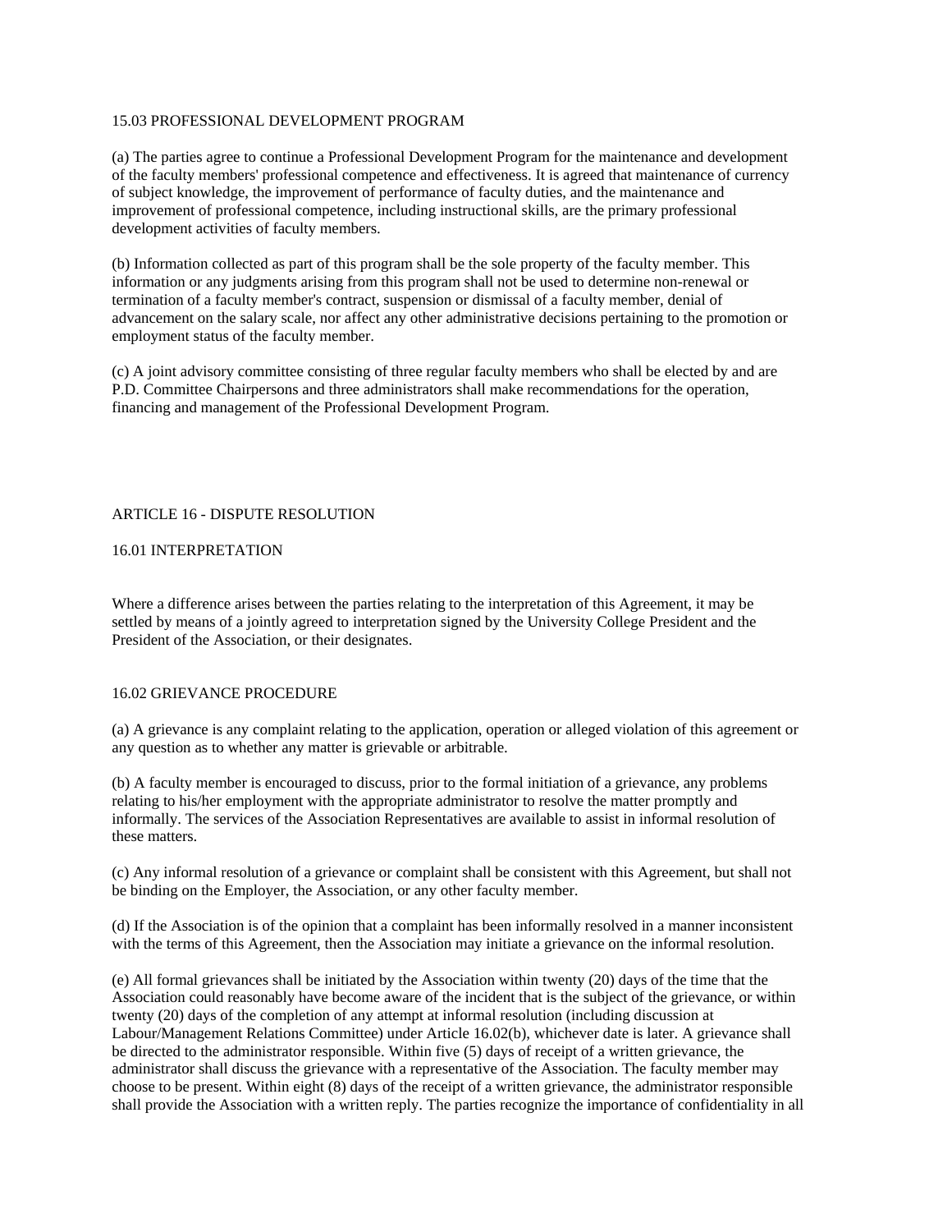### 15.03 PROFESSIONAL DEVELOPMENT PROGRAM

(a) The parties agree to continue a Professional Development Program for the maintenance and development of the faculty members' professional competence and effectiveness. It is agreed that maintenance of currency of subject knowledge, the improvement of performance of faculty duties, and the maintenance and improvement of professional competence, including instructional skills, are the primary professional development activities of faculty members.

(b) Information collected as part of this program shall be the sole property of the faculty member. This information or any judgments arising from this program shall not be used to determine non-renewal or termination of a faculty member's contract, suspension or dismissal of a faculty member, denial of advancement on the salary scale, nor affect any other administrative decisions pertaining to the promotion or employment status of the faculty member.

(c) A joint advisory committee consisting of three regular faculty members who shall be elected by and are P.D. Committee Chairpersons and three administrators shall make recommendations for the operation, financing and management of the Professional Development Program.

## ARTICLE 16 - DISPUTE RESOLUTION

### 16.01 INTERPRETATION

Where a difference arises between the parties relating to the interpretation of this Agreement, it may be settled by means of a jointly agreed to interpretation signed by the University College President and the President of the Association, or their designates.

### 16.02 GRIEVANCE PROCEDURE

(a) A grievance is any complaint relating to the application, operation or alleged violation of this agreement or any question as to whether any matter is grievable or arbitrable.

(b) A faculty member is encouraged to discuss, prior to the formal initiation of a grievance, any problems relating to his/her employment with the appropriate administrator to resolve the matter promptly and informally. The services of the Association Representatives are available to assist in informal resolution of these matters.

(c) Any informal resolution of a grievance or complaint shall be consistent with this Agreement, but shall not be binding on the Employer, the Association, or any other faculty member.

(d) If the Association is of the opinion that a complaint has been informally resolved in a manner inconsistent with the terms of this Agreement, then the Association may initiate a grievance on the informal resolution.

(e) All formal grievances shall be initiated by the Association within twenty (20) days of the time that the Association could reasonably have become aware of the incident that is the subject of the grievance, or within twenty (20) days of the completion of any attempt at informal resolution (including discussion at Labour/Management Relations Committee) under Article 16.02(b), whichever date is later. A grievance shall be directed to the administrator responsible. Within five (5) days of receipt of a written grievance, the administrator shall discuss the grievance with a representative of the Association. The faculty member may choose to be present. Within eight (8) days of the receipt of a written grievance, the administrator responsible shall provide the Association with a written reply. The parties recognize the importance of confidentiality in all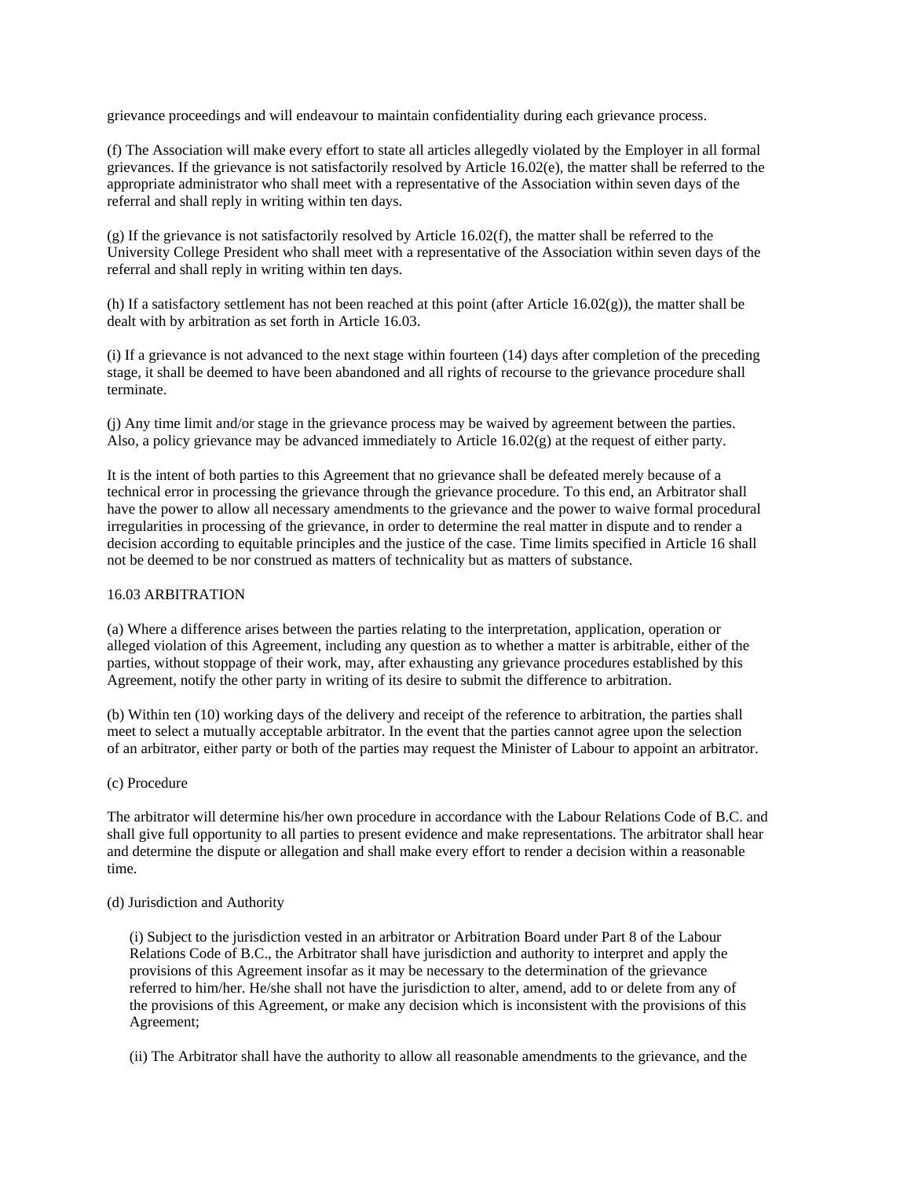grievance proceedings and will endeavour to maintain confidentiality during each grievance process.

(f) The Association will make every effort to state all articles allegedly violated by the Employer in all formal grievances. If the grievance is not satisfactorily resolved by Article 16.02(e), the matter shall be referred to the appropriate administrator who shall meet with a representative of the Association within seven days of the referral and shall reply in writing within ten days.

(g) If the grievance is not satisfactorily resolved by Article 16.02(f), the matter shall be referred to the University College President who shall meet with a representative of the Association within seven days of the referral and shall reply in writing within ten days.

(h) If a satisfactory settlement has not been reached at this point (after Article 16.02(g)), the matter shall be dealt with by arbitration as set forth in Article 16.03.

(i) If a grievance is not advanced to the next stage within fourteen (14) days after completion of the preceding stage, it shall be deemed to have been abandoned and all rights of recourse to the grievance procedure shall terminate.

(j) Any time limit and/or stage in the grievance process may be waived by agreement between the parties. Also, a policy grievance may be advanced immediately to Article 16.02(g) at the request of either party.

It is the intent of both parties to this Agreement that no grievance shall be defeated merely because of a technical error in processing the grievance through the grievance procedure. To this end, an Arbitrator shall have the power to allow all necessary amendments to the grievance and the power to waive formal procedural irregularities in processing of the grievance, in order to determine the real matter in dispute and to render a decision according to equitable principles and the justice of the case. Time limits specified in Article 16 shall not be deemed to be nor construed as matters of technicality but as matters of substance.

16.03 ARBITRATION

(a) Where a difference arises between the parties relating to the interpretation, application, operation or alleged violation of this Agreement, including any question as to whether a matter is arbitrable, either of the parties, without stoppage of their work, may, after exhausting any grievance procedures established by this Agreement, notify the other party in writing of its desire to submit the difference to arbitration.

(b) Within ten (10) working days of the delivery and receipt of the reference to arbitration, the parties shall meet to select a mutually acceptable arbitrator. In the event that the parties cannot agree upon the selection of an arbitrator, either party or both of the parties may request the Minister of Labour to appoint an arbitrator.

(c) Procedure

The arbitrator will determine his/her own procedure in accordance with the Labour Relations Code of B.C. and shall give full opportunity to all parties to present evidence and make representations. The arbitrator shall hear and determine the dispute or allegation and shall make every effort to render a decision within a reasonable time.

(d) Jurisdiction and Authority

(i) Subject to the jurisdiction vested in an arbitrator or Arbitration Board under Part 8 of the Labour Relations Code of B.C., the Arbitrator shall have jurisdiction and authority to interpret and apply the provisions of this Agreement insofar as it may be necessary to the determination of the grievance referred to him/her. He/she shall not have the jurisdiction to alter, amend, add to or delete from any of the provisions of this Agreement, or make any decision which is inconsistent with the provisions of this Agreement;

(ii) The Arbitrator shall have the authority to allow all reasonable amendments to the grievance, and the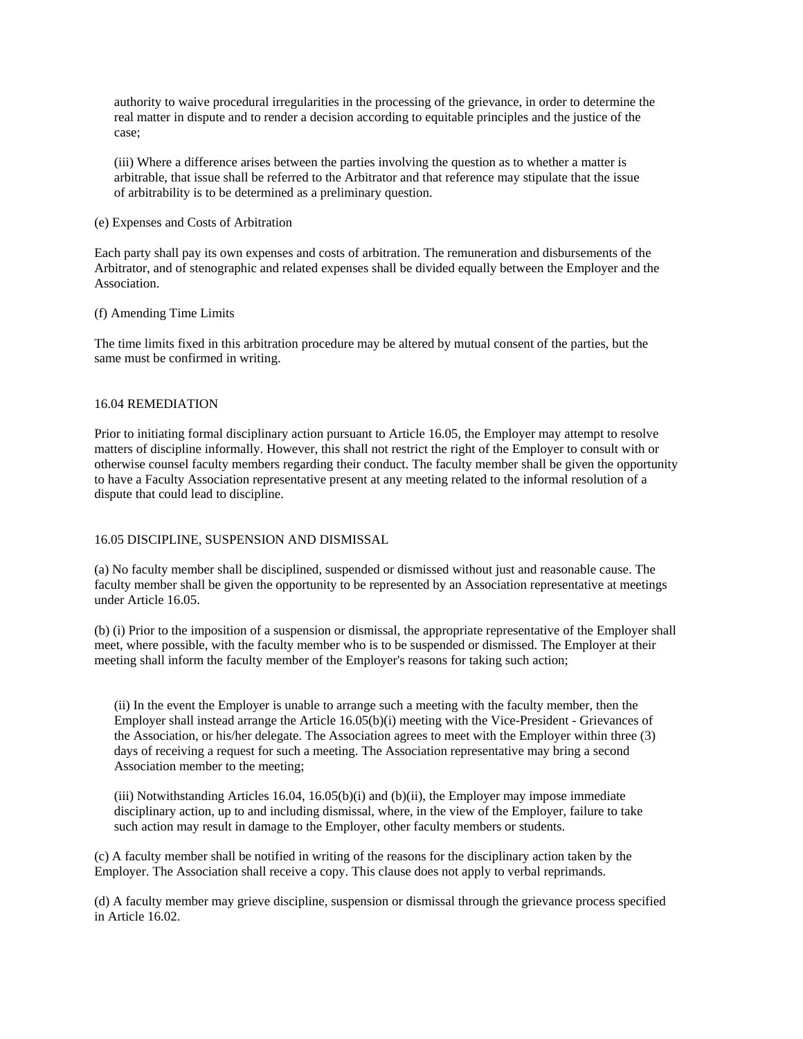authority to waive procedural irregularities in the processing of the grievance, in order to determine the real matter in dispute and to render a decision according to equitable principles and the justice of the case;

(iii) Where a difference arises between the parties involving the question as to whether a matter is arbitrable, that issue shall be referred to the Arbitrator and that reference may stipulate that the issue of arbitrability is to be determined as a preliminary question.

(e) Expenses and Costs of Arbitration

Each party shall pay its own expenses and costs of arbitration. The remuneration and disbursements of the Arbitrator, and of stenographic and related expenses shall be divided equally between the Employer and the Association.

(f) Amending Time Limits

The time limits fixed in this arbitration procedure may be altered by mutual consent of the parties, but the same must be confirmed in writing.

16.04 REMEDIATION

Prior to initiating formal disciplinary action pursuant to Article 16.05, the Employer may attempt to resolve matters of discipline informally. However, this shall not restrict the right of the Employer to consult with or otherwise counsel faculty members regarding their conduct. The faculty member shall be given the opportunity to have a Faculty Association representative present at any meeting related to the informal resolution of a dispute that could lead to discipline.

16.05 DISCIPLINE, SUSPENSION AND DISMISSAL

(a) No faculty member shall be disciplined, suspended or dismissed without just and reasonable cause. The faculty member shall be given the opportunity to be represented by an Association representative at meetings under Article 16.05.

(b) (i) Prior to the imposition of a suspension or dismissal, the appropriate representative of the Employer shall meet, where possible, with the faculty member who is to be suspended or dismissed. The Employer at their meeting shall inform the faculty member of the Employer's reasons for taking such action;

(ii) In the event the Employer is unable to arrange such a meeting with the faculty member, then the Employer shall instead arrange the Article 16.05(b)(i) meeting with the Vice-President - Grievances of the Association, or his/her delegate. The Association agrees to meet with the Employer within three (3) days of receiving a request for such a meeting. The Association representative may bring a second Association member to the meeting;

(iii) Notwithstanding Articles 16.04, 16.05(b)(i) and (b)(ii), the Employer may impose immediate disciplinary action, up to and including dismissal, where, in the view of the Employer, failure to take such action may result in damage to the Employer, other faculty members or students.

(c) A faculty member shall be notified in writing of the reasons for the disciplinary action taken by the Employer. The Association shall receive a copy. This clause does not apply to verbal reprimands.

(d) A faculty member may grieve discipline, suspension or dismissal through the grievance process specified in Article 16.02.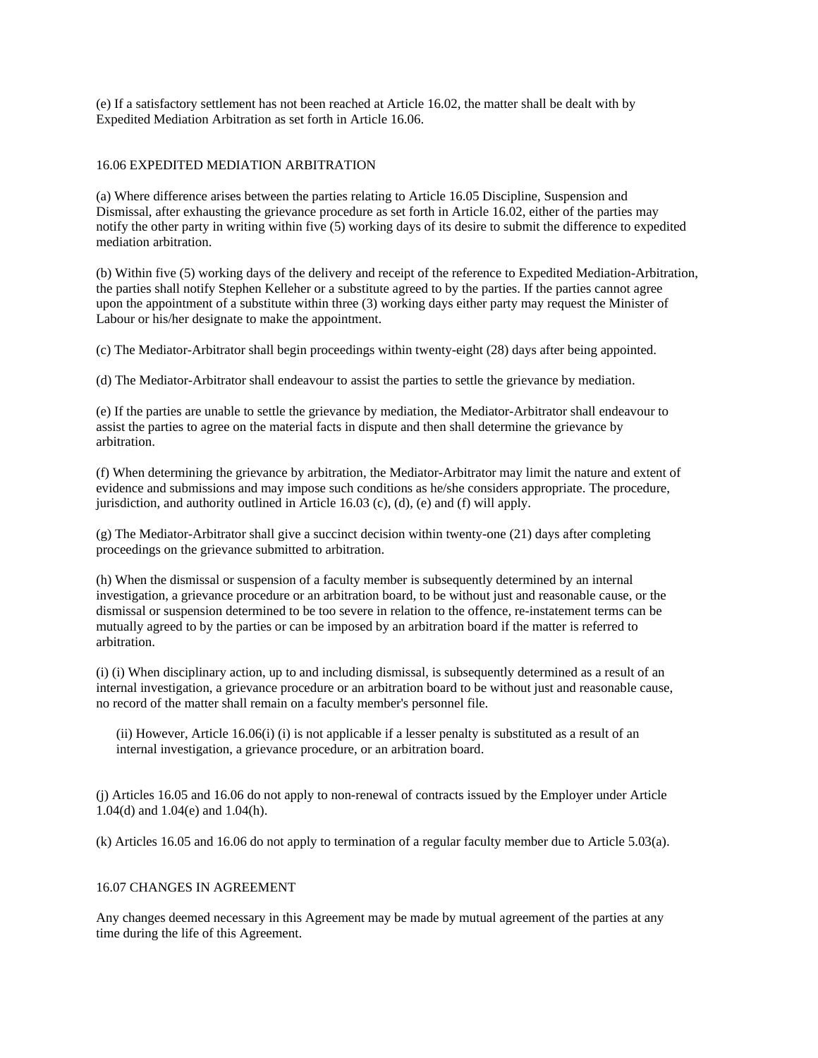(e) If a satisfactory settlement has not been reached at Article 16.02, the matter shall be dealt with by Expedited Mediation Arbitration as set forth in Article 16.06.

## 16.06 EXPEDITED MEDIATION ARBITRATION

(a) Where difference arises between the parties relating to Article 16.05 Discipline, Suspension and Dismissal, after exhausting the grievance procedure as set forth in Article 16.02, either of the parties may notify the other party in writing within five (5) working days of its desire to submit the difference to expedited mediation arbitration.

(b) Within five (5) working days of the delivery and receipt of the reference to Expedited Mediation-Arbitration, the parties shall notify Stephen Kelleher or a substitute agreed to by the parties. If the parties cannot agree upon the appointment of a substitute within three (3) working days either party may request the Minister of Labour or his/her designate to make the appointment.

(c) The Mediator-Arbitrator shall begin proceedings within twenty-eight (28) days after being appointed.

(d) The Mediator-Arbitrator shall endeavour to assist the parties to settle the grievance by mediation.

(e) If the parties are unable to settle the grievance by mediation, the Mediator-Arbitrator shall endeavour to assist the parties to agree on the material facts in dispute and then shall determine the grievance by arbitration.

(f) When determining the grievance by arbitration, the Mediator-Arbitrator may limit the nature and extent of evidence and submissions and may impose such conditions as he/she considers appropriate. The procedure, jurisdiction, and authority outlined in Article 16.03 (c), (d), (e) and (f) will apply.

(g) The Mediator-Arbitrator shall give a succinct decision within twenty-one (21) days after completing proceedings on the grievance submitted to arbitration.

(h) When the dismissal or suspension of a faculty member is subsequently determined by an internal investigation, a grievance procedure or an arbitration board, to be without just and reasonable cause, or the dismissal or suspension determined to be too severe in relation to the offence, re-instatement terms can be mutually agreed to by the parties or can be imposed by an arbitration board if the matter is referred to arbitration.

(i) (i) When disciplinary action, up to and including dismissal, is subsequently determined as a result of an internal investigation, a grievance procedure or an arbitration board to be without just and reasonable cause, no record of the matter shall remain on a faculty member's personnel file.

(ii) However, Article 16.06(i) (i) is not applicable if a lesser penalty is substituted as a result of an internal investigation, a grievance procedure, or an arbitration board.

(j) Articles 16.05 and 16.06 do not apply to non-renewal of contracts issued by the Employer under Article 1.04(d) and 1.04(e) and 1.04(h).

(k) Articles 16.05 and 16.06 do not apply to termination of a regular faculty member due to Article 5.03(a).

## 16.07 CHANGES IN AGREEMENT

Any changes deemed necessary in this Agreement may be made by mutual agreement of the parties at any time during the life of this Agreement.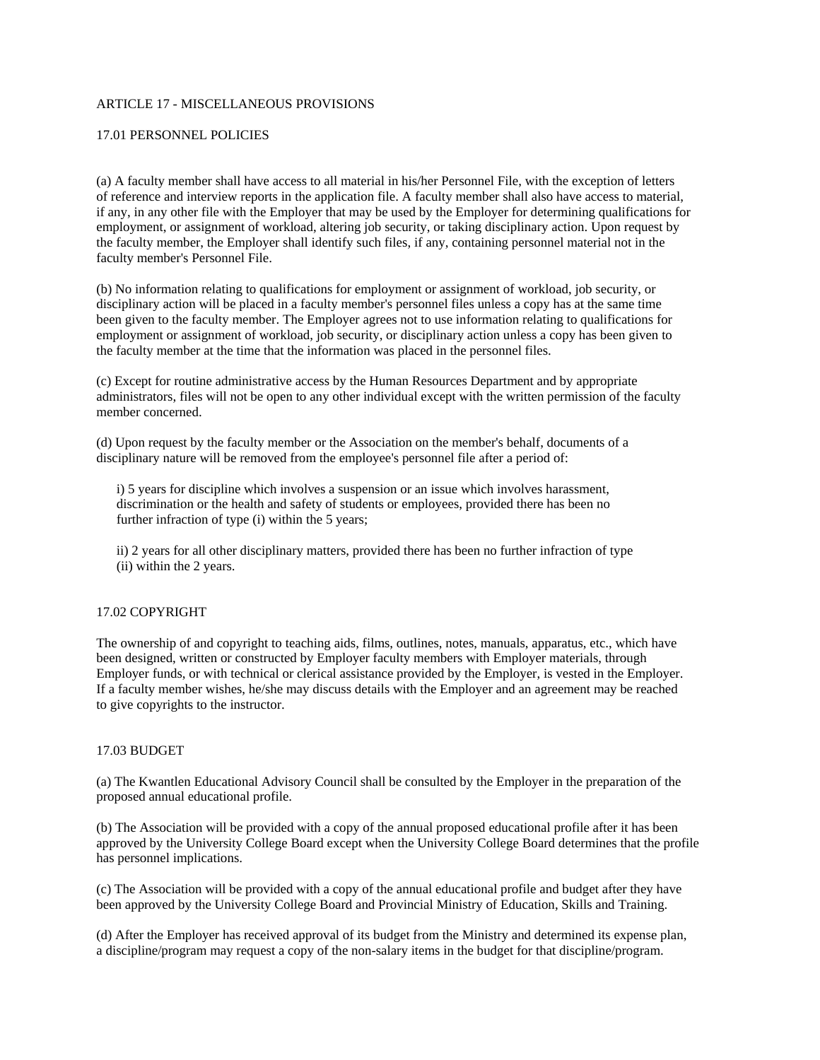## ARTICLE 17 - MISCELLANEOUS PROVISIONS

### 17.01 PERSONNEL POLICIES

(a) A faculty member shall have access to all material in his/her Personnel File, with the exception of letters of reference and interview reports in the application file. A faculty member shall also have access to material, if any, in any other file with the Employer that may be used by the Employer for determining qualifications for employment, or assignment of workload, altering job security, or taking disciplinary action. Upon request by the faculty member, the Employer shall identify such files, if any, containing personnel material not in the faculty member's Personnel File.

(b) No information relating to qualifications for employment or assignment of workload, job security, or disciplinary action will be placed in a faculty member's personnel files unless a copy has at the same time been given to the faculty member. The Employer agrees not to use information relating to qualifications for employment or assignment of workload, job security, or disciplinary action unless a copy has been given to the faculty member at the time that the information was placed in the personnel files.

(c) Except for routine administrative access by the Human Resources Department and by appropriate administrators, files will not be open to any other individual except with the written permission of the faculty member concerned.

(d) Upon request by the faculty member or the Association on the member's behalf, documents of a disciplinary nature will be removed from the employee's personnel file after a period of:

i) 5 years for discipline which involves a suspension or an issue which involves harassment, discrimination or the health and safety of students or employees, provided there has been no further infraction of type (i) within the 5 years;

ii) 2 years for all other disciplinary matters, provided there has been no further infraction of type (ii) within the 2 years.

### 17.02 COPYRIGHT

The ownership of and copyright to teaching aids, films, outlines, notes, manuals, apparatus, etc., which have been designed, written or constructed by Employer faculty members with Employer materials, through Employer funds, or with technical or clerical assistance provided by the Employer, is vested in the Employer. If a faculty member wishes, he/she may discuss details with the Employer and an agreement may be reached to give copyrights to the instructor.

### 17.03 BUDGET

(a) The Kwantlen Educational Advisory Council shall be consulted by the Employer in the preparation of the proposed annual educational profile.

(b) The Association will be provided with a copy of the annual proposed educational profile after it has been approved by the University College Board except when the University College Board determines that the profile has personnel implications.

(c) The Association will be provided with a copy of the annual educational profile and budget after they have been approved by the University College Board and Provincial Ministry of Education, Skills and Training.

(d) After the Employer has received approval of its budget from the Ministry and determined its expense plan, a discipline/program may request a copy of the non-salary items in the budget for that discipline/program.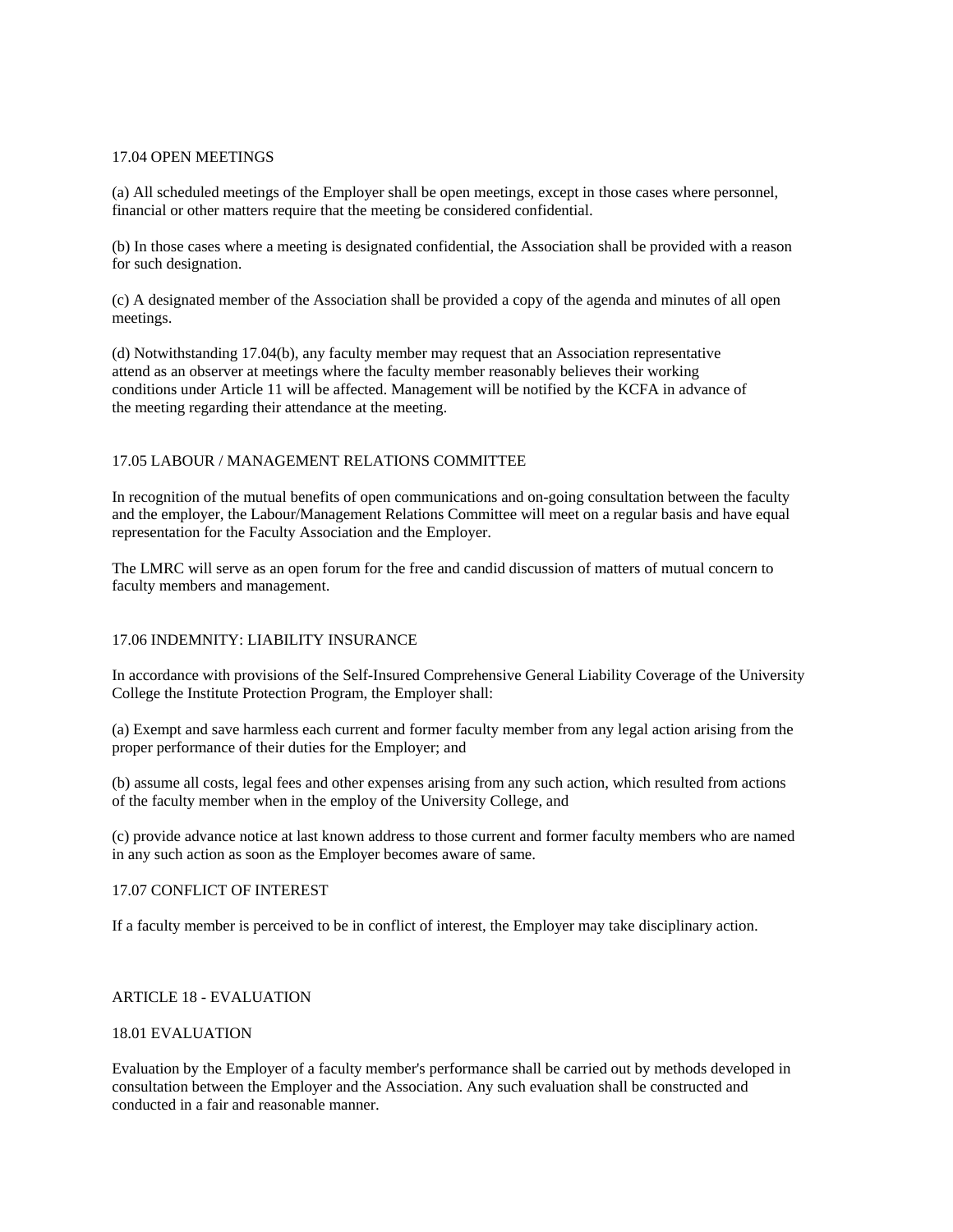### 17.04 OPEN MEETINGS

(a) All scheduled meetings of the Employer shall be open meetings, except in those cases where personnel, financial or other matters require that the meeting be considered confidential.

(b) In those cases where a meeting is designated confidential, the Association shall be provided with a reason for such designation.

(c) A designated member of the Association shall be provided a copy of the agenda and minutes of all open meetings.

(d) Notwithstanding 17.04(b), any faculty member may request that an Association representative attend as an observer at meetings where the faculty member reasonably believes their working conditions under Article 11 will be affected. Management will be notified by the KCFA in advance of the meeting regarding their attendance at the meeting.

### 17.05 LABOUR / MANAGEMENT RELATIONS COMMITTEE

In recognition of the mutual benefits of open communications and on-going consultation between the faculty and the employer, the Labour/Management Relations Committee will meet on a regular basis and have equal representation for the Faculty Association and the Employer.

The LMRC will serve as an open forum for the free and candid discussion of matters of mutual concern to faculty members and management.

### 17.06 INDEMNITY: LIABILITY INSURANCE

In accordance with provisions of the Self-Insured Comprehensive General Liability Coverage of the University College the Institute Protection Program, the Employer shall:

(a) Exempt and save harmless each current and former faculty member from any legal action arising from the proper performance of their duties for the Employer; and

(b) assume all costs, legal fees and other expenses arising from any such action, which resulted from actions of the faculty member when in the employ of the University College, and

(c) provide advance notice at last known address to those current and former faculty members who are named in any such action as soon as the Employer becomes aware of same.

### 17.07 CONFLICT OF INTEREST

If a faculty member is perceived to be in conflict of interest, the Employer may take disciplinary action.

## ARTICLE 18 - EVALUATION

### 18.01 EVALUATION

Evaluation by the Employer of a faculty member's performance shall be carried out by methods developed in consultation between the Employer and the Association. Any such evaluation shall be constructed and conducted in a fair and reasonable manner.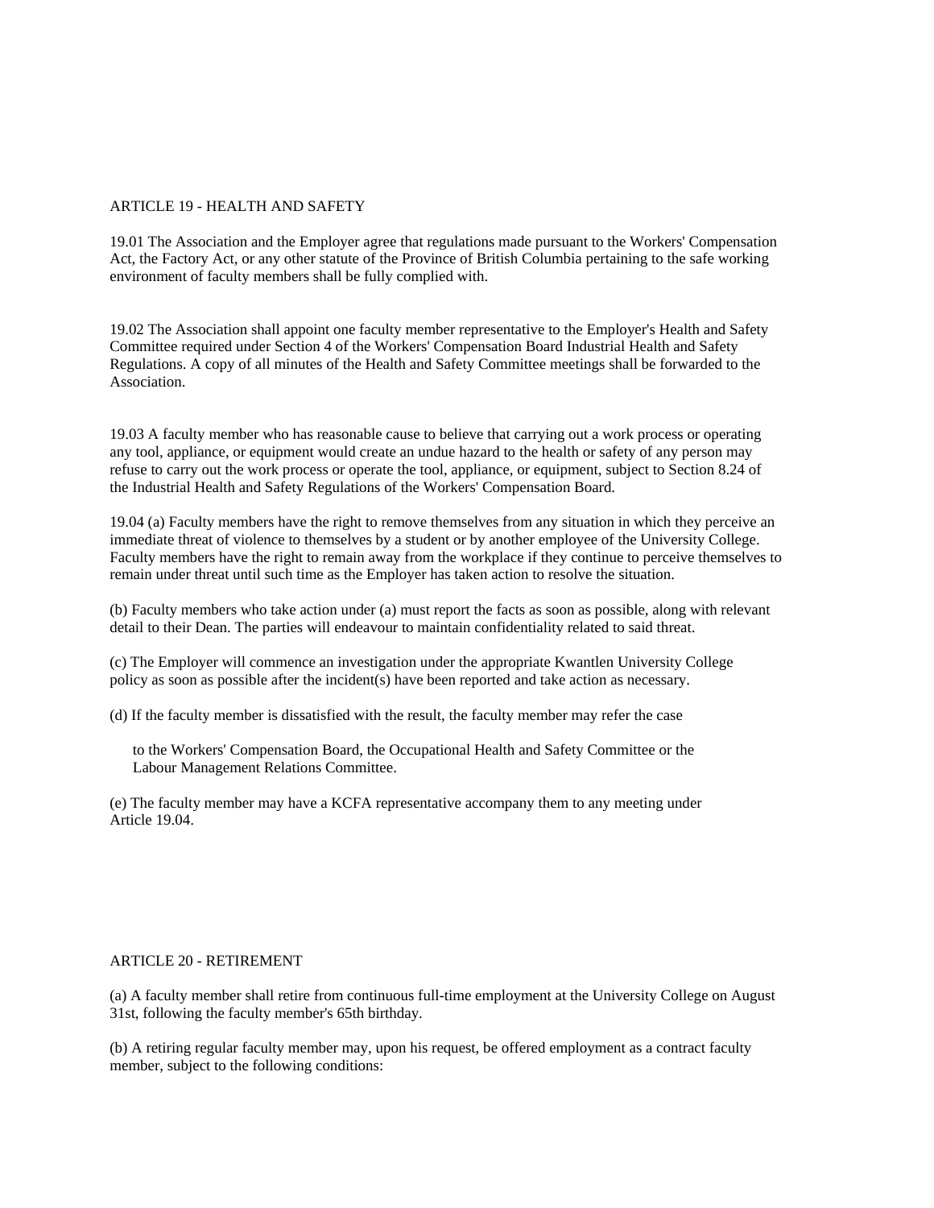## ARTICLE 19 - HEALTH AND SAFETY

19.01 The Association and the Employer agree that regulations made pursuant to the Workers' Compensation Act, the Factory Act, or any other statute of the Province of British Columbia pertaining to the safe working environment of faculty members shall be fully complied with.

19.02 The Association shall appoint one faculty member representative to the Employer's Health and Safety Committee required under Section 4 of the Workers' Compensation Board Industrial Health and Safety Regulations. A copy of all minutes of the Health and Safety Committee meetings shall be forwarded to the Association.

19.03 A faculty member who has reasonable cause to believe that carrying out a work process or operating any tool, appliance, or equipment would create an undue hazard to the health or safety of any person may refuse to carry out the work process or operate the tool, appliance, or equipment, subject to Section 8.24 of the Industrial Health and Safety Regulations of the Workers' Compensation Board.

19.04 (a) Faculty members have the right to remove themselves from any situation in which they perceive an immediate threat of violence to themselves by a student or by another employee of the University College. Faculty members have the right to remain away from the workplace if they continue to perceive themselves to remain under threat until such time as the Employer has taken action to resolve the situation.

(b) Faculty members who take action under (a) must report the facts as soon as possible, along with relevant detail to their Dean. The parties will endeavour to maintain confidentiality related to said threat.

(c) The Employer will commence an investigation under the appropriate Kwantlen University College policy as soon as possible after the incident(s) have been reported and take action as necessary.

(d) If the faculty member is dissatisfied with the result, the faculty member may refer the case

to the Workers' Compensation Board, the Occupational Health and Safety Committee or the Labour Management Relations Committee.

(e) The faculty member may have a KCFA representative accompany them to any meeting under Article 19.04.

## ARTICLE 20 - RETIREMENT

(a) A faculty member shall retire from continuous full-time employment at the University College on August 31st, following the faculty member's 65th birthday.

(b) A retiring regular faculty member may, upon his request, be offered employment as a contract faculty member, subject to the following conditions: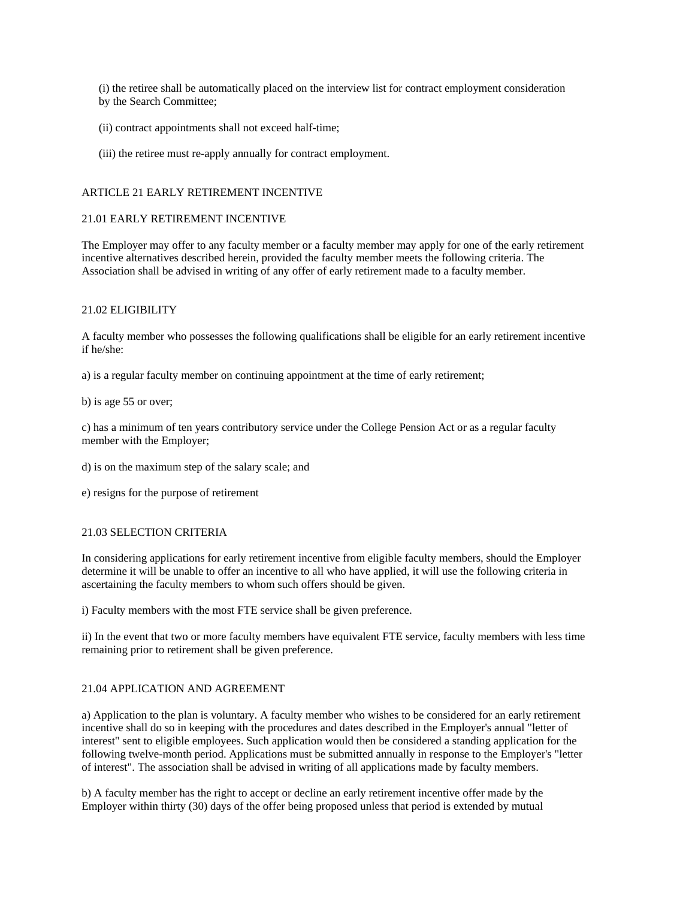(i) the retiree shall be automatically placed on the interview list for contract employment consideration by the Search Committee;

(ii) contract appointments shall not exceed half-time;

(iii) the retiree must re-apply annually for contract employment.

## ARTICLE 21 EARLY RETIREMENT INCENTIVE

### 21.01 EARLY RETIREMENT INCENTIVE

The Employer may offer to any faculty member or a faculty member may apply for one of the early retirement incentive alternatives described herein, provided the faculty member meets the following criteria. The Association shall be advised in writing of any offer of early retirement made to a faculty member.

### 21.02 ELIGIBILITY

A faculty member who possesses the following qualifications shall be eligible for an early retirement incentive if he/she:

a) is a regular faculty member on continuing appointment at the time of early retirement;

b) is age 55 or over;

c) has a minimum of ten years contributory service under the College Pension Act or as a regular faculty member with the Employer;

d) is on the maximum step of the salary scale; and

e) resigns for the purpose of retirement

### 21.03 SELECTION CRITERIA

In considering applications for early retirement incentive from eligible faculty members, should the Employer determine it will be unable to offer an incentive to all who have applied, it will use the following criteria in ascertaining the faculty members to whom such offers should be given.

i) Faculty members with the most FTE service shall be given preference.

ii) In the event that two or more faculty members have equivalent FTE service, faculty members with less time remaining prior to retirement shall be given preference.

### 21.04 APPLICATION AND AGREEMENT

a) Application to the plan is voluntary. A faculty member who wishes to be considered for an early retirement incentive shall do so in keeping with the procedures and dates described in the Employer's annual "letter of interest" sent to eligible employees. Such application would then be considered a standing application for the following twelve-month period. Applications must be submitted annually in response to the Employer's "letter of interest". The association shall be advised in writing of all applications made by faculty members.

b) A faculty member has the right to accept or decline an early retirement incentive offer made by the Employer within thirty (30) days of the offer being proposed unless that period is extended by mutual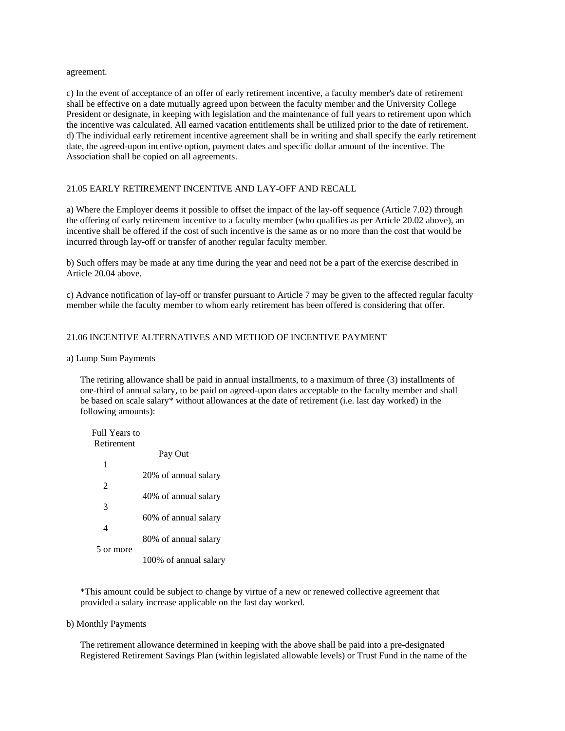agreement.

c) In the event of acceptance of an offer of early retirement incentive, a faculty member's date of retirement shall be effective on a date mutually agreed upon between the faculty member and the University College President or designate, in keeping with legislation and the maintenance of full years to retirement upon which the incentive was calculated. All earned vacation entitlements shall be utilized prior to the date of retirement.
d) The individual early retirement incentive agreement shall be in writing and shall specify the early retirement date, the agreed-upon incentive option, payment dates and specific dollar amount of the incentive. The Association shall be copied on all agreements.

## 21.05 EARLY RETIREMENT INCENTIVE AND LAY-OFF AND RECALL

a) Where the Employer deems it possible to offset the impact of the lay-off sequence (Article 7.02) through the offering of early retirement incentive to a faculty member (who qualifies as per Article 20.02 above), an incentive shall be offered if the cost of such incentive is the same as or no more than the cost that would be incurred through lay-off or transfer of another regular faculty member.

b) Such offers may be made at any time during the year and need not be a part of the exercise described in Article 20.04 above.

c) Advance notification of lay-off or transfer pursuant to Article 7 may be given to the affected regular faculty member while the faculty member to whom early retirement has been offered is considering that offer.

## 21.06 INCENTIVE ALTERNATIVES AND METHOD OF INCENTIVE PAYMENT

a) Lump Sum Payments

The retiring allowance shall be paid in annual installments, to a maximum of three (3) installments of one-third of annual salary, to be paid on agreed-upon dates acceptable to the faculty member and shall be based on scale salary* without allowances at the date of retirement (i.e. last day worked) in the following amounts):

| Full Years to Retirement | Pay Out |
|---|---|
| 1 | 20% of annual salary |
| 2 | 40% of annual salary |
| 3 | 60% of annual salary |
| 4 | 80% of annual salary |
| 5 or more | 100% of annual salary |

*This amount could be subject to change by virtue of a new or renewed collective agreement that provided a salary increase applicable on the last day worked.

b) Monthly Payments

The retirement allowance determined in keeping with the above shall be paid into a pre-designated Registered Retirement Savings Plan (within legislated allowable levels) or Trust Fund in the name of the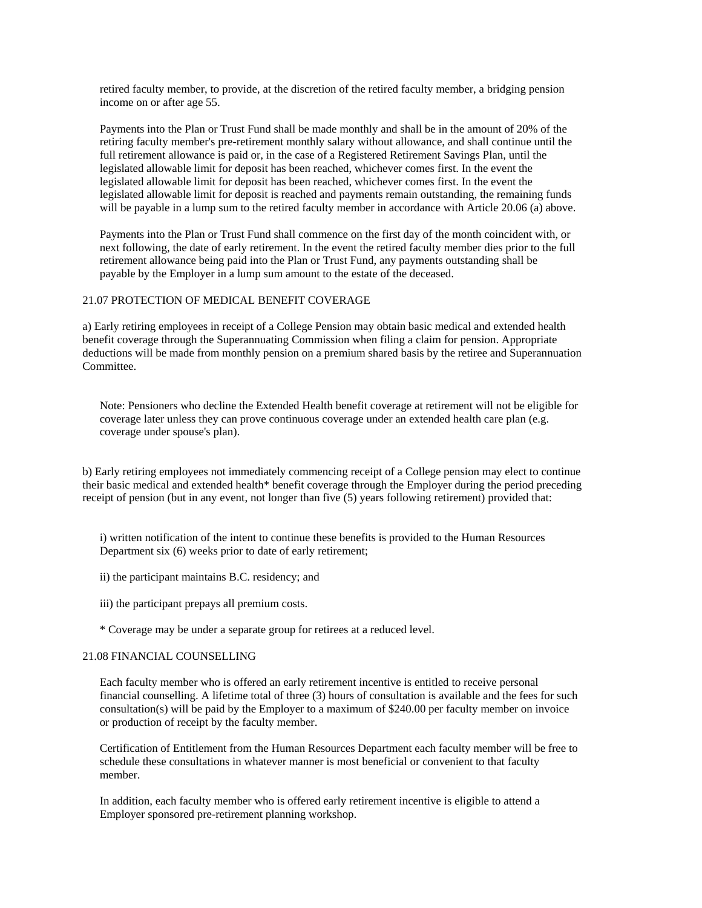retired faculty member, to provide, at the discretion of the retired faculty member, a bridging pension income on or after age 55.

Payments into the Plan or Trust Fund shall be made monthly and shall be in the amount of 20% of the retiring faculty member's pre-retirement monthly salary without allowance, and shall continue until the full retirement allowance is paid or, in the case of a Registered Retirement Savings Plan, until the legislated allowable limit for deposit has been reached, whichever comes first. In the event the legislated allowable limit for deposit has been reached, whichever comes first. In the event the legislated allowable limit for deposit is reached and payments remain outstanding, the remaining funds will be payable in a lump sum to the retired faculty member in accordance with Article 20.06 (a) above.

Payments into the Plan or Trust Fund shall commence on the first day of the month coincident with, or next following, the date of early retirement. In the event the retired faculty member dies prior to the full retirement allowance being paid into the Plan or Trust Fund, any payments outstanding shall be payable by the Employer in a lump sum amount to the estate of the deceased.

21.07 PROTECTION OF MEDICAL BENEFIT COVERAGE

a) Early retiring employees in receipt of a College Pension may obtain basic medical and extended health benefit coverage through the Superannuating Commission when filing a claim for pension. Appropriate deductions will be made from monthly pension on a premium shared basis by the retiree and Superannuation Committee.

Note: Pensioners who decline the Extended Health benefit coverage at retirement will not be eligible for coverage later unless they can prove continuous coverage under an extended health care plan (e.g. coverage under spouse's plan).

b) Early retiring employees not immediately commencing receipt of a College pension may elect to continue their basic medical and extended health* benefit coverage through the Employer during the period preceding receipt of pension (but in any event, not longer than five (5) years following retirement) provided that:

i) written notification of the intent to continue these benefits is provided to the Human Resources Department six (6) weeks prior to date of early retirement;

ii) the participant maintains B.C. residency; and

iii) the participant prepays all premium costs.

* Coverage may be under a separate group for retirees at a reduced level.

21.08 FINANCIAL COUNSELLING

Each faculty member who is offered an early retirement incentive is entitled to receive personal financial counselling. A lifetime total of three (3) hours of consultation is available and the fees for such consultation(s) will be paid by the Employer to a maximum of $240.00 per faculty member on invoice or production of receipt by the faculty member.

Certification of Entitlement from the Human Resources Department each faculty member will be free to schedule these consultations in whatever manner is most beneficial or convenient to that faculty member.

In addition, each faculty member who is offered early retirement incentive is eligible to attend a Employer sponsored pre-retirement planning workshop.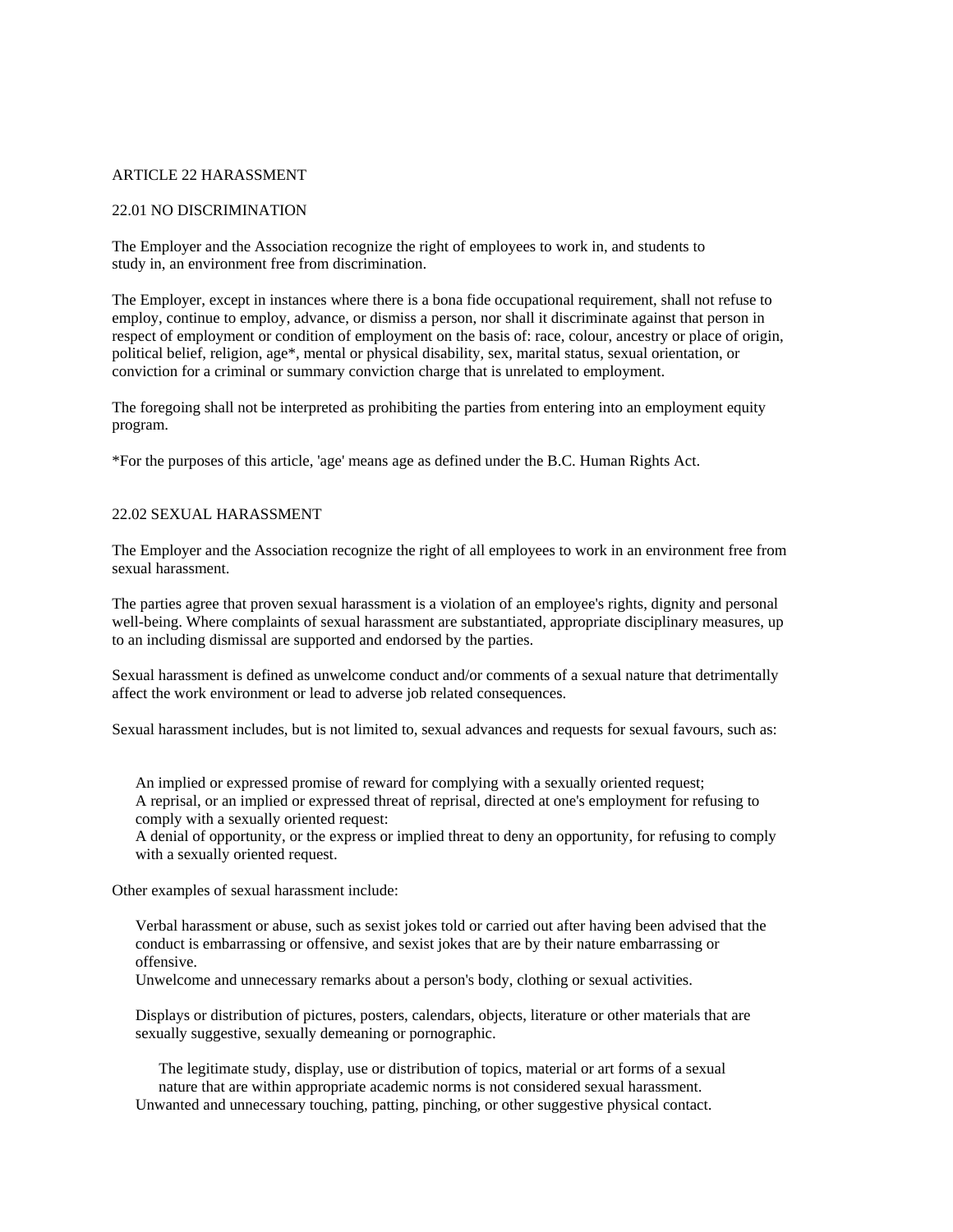# ARTICLE 22 HARASSMENT

## 22.01 NO DISCRIMINATION

The Employer and the Association recognize the right of employees to work in, and students to study in, an environment free from discrimination.

The Employer, except in instances where there is a bona fide occupational requirement, shall not refuse to employ, continue to employ, advance, or dismiss a person, nor shall it discriminate against that person in respect of employment or condition of employment on the basis of: race, colour, ancestry or place of origin, political belief, religion, age*, mental or physical disability, sex, marital status, sexual orientation, or conviction for a criminal or summary conviction charge that is unrelated to employment.

The foregoing shall not be interpreted as prohibiting the parties from entering into an employment equity program.

*For the purposes of this article, 'age' means age as defined under the B.C. Human Rights Act.

## 22.02 SEXUAL HARASSMENT

The Employer and the Association recognize the right of all employees to work in an environment free from sexual harassment.

The parties agree that proven sexual harassment is a violation of an employee's rights, dignity and personal well-being. Where complaints of sexual harassment are substantiated, appropriate disciplinary measures, up to an including dismissal are supported and endorsed by the parties.

Sexual harassment is defined as unwelcome conduct and/or comments of a sexual nature that detrimentally affect the work environment or lead to adverse job related consequences.

Sexual harassment includes, but is not limited to, sexual advances and requests for sexual favours, such as:

- An implied or expressed promise of reward for complying with a sexually oriented request;
- A reprisal, or an implied or expressed threat of reprisal, directed at one's employment for refusing to comply with a sexually oriented request:
- A denial of opportunity, or the express or implied threat to deny an opportunity, for refusing to comply with a sexually oriented request.

Other examples of sexual harassment include:

- Verbal harassment or abuse, such as sexist jokes told or carried out after having been advised that the conduct is embarrassing or offensive, and sexist jokes that are by their nature embarrassing or offensive.
- Unwelcome and unnecessary remarks about a person's body, clothing or sexual activities.
- Displays or distribution of pictures, posters, calendars, objects, literature or other materials that are sexually suggestive, sexually demeaning or pornographic.
  - The legitimate study, display, use or distribution of topics, material or art forms of a sexual nature that are within appropriate academic norms is not considered sexual harassment.
- Unwanted and unnecessary touching, patting, pinching, or other suggestive physical contact.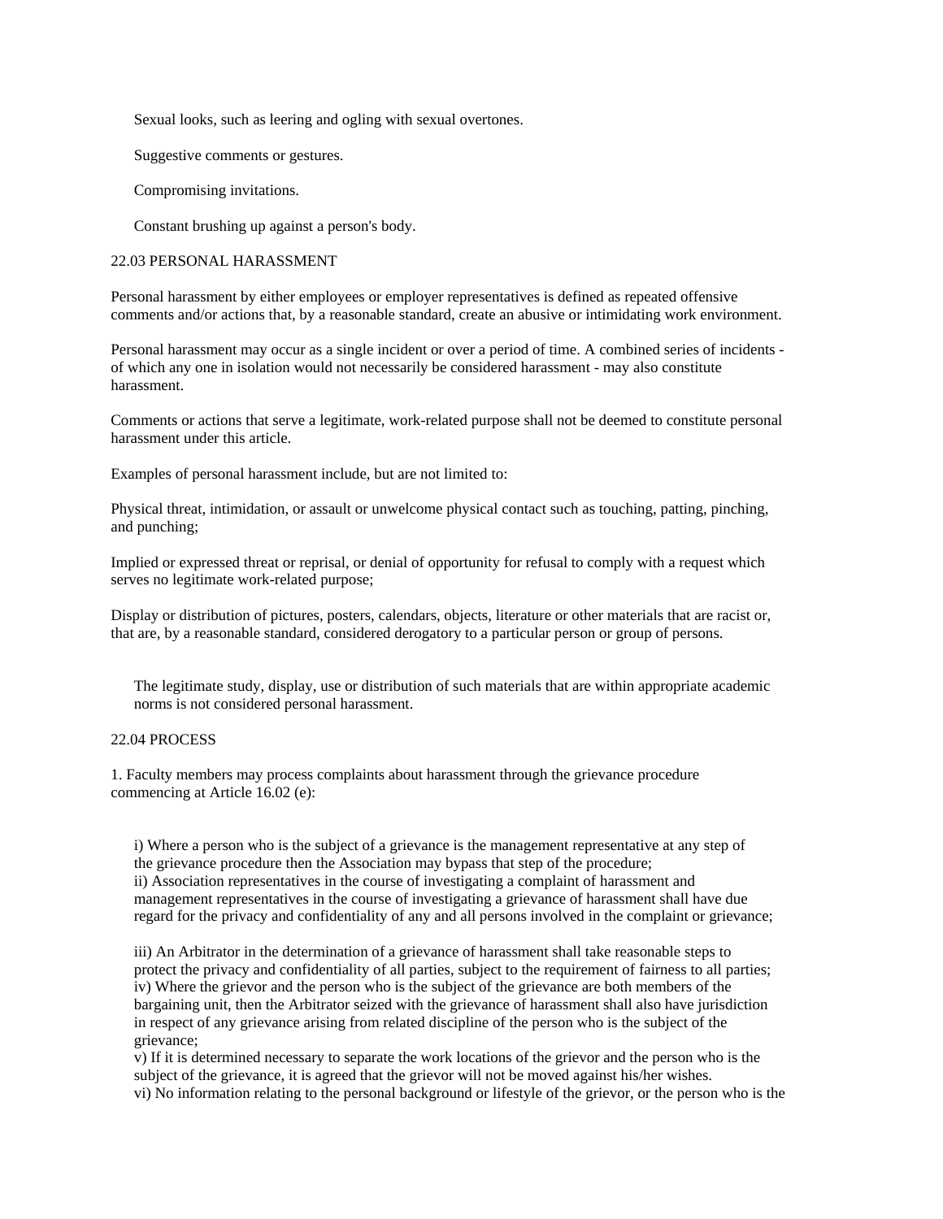Sexual looks, such as leering and ogling with sexual overtones.

Suggestive comments or gestures.

Compromising invitations.

Constant brushing up against a person's body.

22.03 PERSONAL HARASSMENT

Personal harassment by either employees or employer representatives is defined as repeated offensive comments and/or actions that, by a reasonable standard, create an abusive or intimidating work environment.

Personal harassment may occur as a single incident or over a period of time. A combined series of incidents - of which any one in isolation would not necessarily be considered harassment - may also constitute harassment.

Comments or actions that serve a legitimate, work-related purpose shall not be deemed to constitute personal harassment under this article.

Examples of personal harassment include, but are not limited to:

Physical threat, intimidation, or assault or unwelcome physical contact such as touching, patting, pinching, and punching;

Implied or expressed threat or reprisal, or denial of opportunity for refusal to comply with a request which serves no legitimate work-related purpose;

Display or distribution of pictures, posters, calendars, objects, literature or other materials that are racist or, that are, by a reasonable standard, considered derogatory to a particular person or group of persons.

The legitimate study, display, use or distribution of such materials that are within appropriate academic norms is not considered personal harassment.

22.04 PROCESS

1. Faculty members may process complaints about harassment through the grievance procedure commencing at Article 16.02 (e):

i) Where a person who is the subject of a grievance is the management representative at any step of the grievance procedure then the Association may bypass that step of the procedure;
ii) Association representatives in the course of investigating a complaint of harassment and management representatives in the course of investigating a grievance of harassment shall have due regard for the privacy and confidentiality of any and all persons involved in the complaint or grievance;

iii) An Arbitrator in the determination of a grievance of harassment shall take reasonable steps to protect the privacy and confidentiality of all parties, subject to the requirement of fairness to all parties;
iv) Where the grievor and the person who is the subject of the grievance are both members of the bargaining unit, then the Arbitrator seized with the grievance of harassment shall also have jurisdiction in respect of any grievance arising from related discipline of the person who is the subject of the grievance;
v) If it is determined necessary to separate the work locations of the grievor and the person who is the subject of the grievance, it is agreed that the grievor will not be moved against his/her wishes.
vi) No information relating to the personal background or lifestyle of the grievor, or the person who is the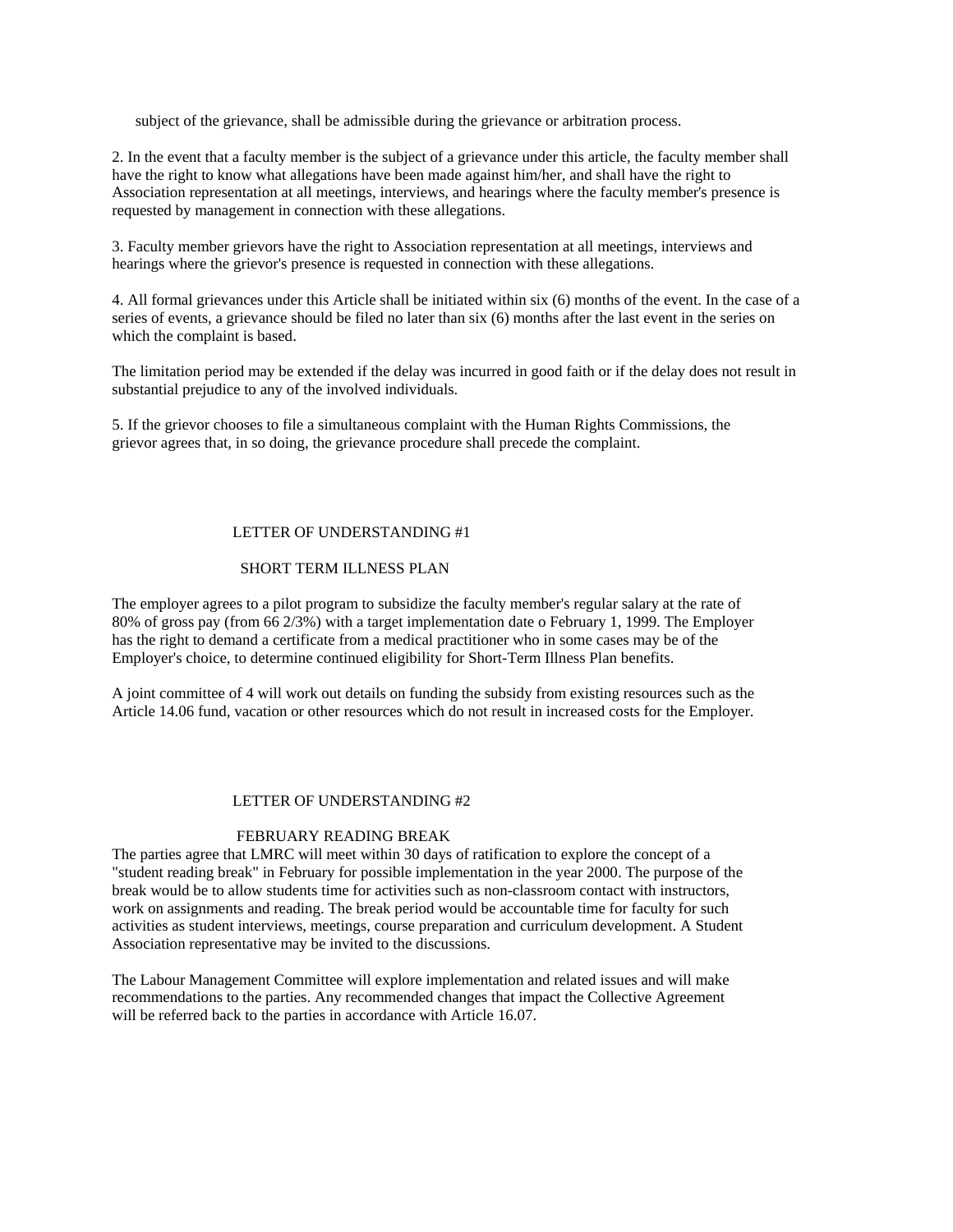subject of the grievance, shall be admissible during the grievance or arbitration process.

2. In the event that a faculty member is the subject of a grievance under this article, the faculty member shall have the right to know what allegations have been made against him/her, and shall have the right to Association representation at all meetings, interviews, and hearings where the faculty member's presence is requested by management in connection with these allegations.

3. Faculty member grievors have the right to Association representation at all meetings, interviews and hearings where the grievor's presence is requested in connection with these allegations.

4. All formal grievances under this Article shall be initiated within six (6) months of the event. In the case of a series of events, a grievance should be filed no later than six (6) months after the last event in the series on which the complaint is based.

The limitation period may be extended if the delay was incurred in good faith or if the delay does not result in substantial prejudice to any of the involved individuals.

5. If the grievor chooses to file a simultaneous complaint with the Human Rights Commissions, the grievor agrees that, in so doing, the grievance procedure shall precede the complaint.

## LETTER OF UNDERSTANDING #1

### SHORT TERM ILLNESS PLAN

The employer agrees to a pilot program to subsidize the faculty member's regular salary at the rate of 80% of gross pay (from 66 2/3%) with a target implementation date o February 1, 1999. The Employer has the right to demand a certificate from a medical practitioner who in some cases may be of the Employer's choice, to determine continued eligibility for Short-Term Illness Plan benefits.

A joint committee of 4 will work out details on funding the subsidy from existing resources such as the Article 14.06 fund, vacation or other resources which do not result in increased costs for the Employer.

## LETTER OF UNDERSTANDING #2

### FEBRUARY READING BREAK

The parties agree that LMRC will meet within 30 days of ratification to explore the concept of a "student reading break" in February for possible implementation in the year 2000. The purpose of the break would be to allow students time for activities such as non-classroom contact with instructors, work on assignments and reading. The break period would be accountable time for faculty for such activities as student interviews, meetings, course preparation and curriculum development. A Student Association representative may be invited to the discussions.

The Labour Management Committee will explore implementation and related issues and will make recommendations to the parties. Any recommended changes that impact the Collective Agreement will be referred back to the parties in accordance with Article 16.07.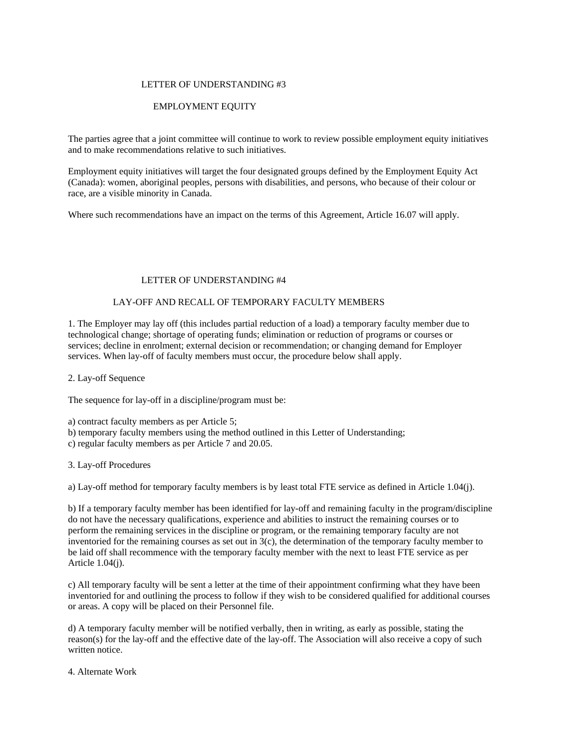## LETTER OF UNDERSTANDING #3

### EMPLOYMENT EQUITY

The parties agree that a joint committee will continue to work to review possible employment equity initiatives and to make recommendations relative to such initiatives.

Employment equity initiatives will target the four designated groups defined by the Employment Equity Act (Canada): women, aboriginal peoples, persons with disabilities, and persons, who because of their colour or race, are a visible minority in Canada.

Where such recommendations have an impact on the terms of this Agreement, Article 16.07 will apply.

## LETTER OF UNDERSTANDING #4

### LAY-OFF AND RECALL OF TEMPORARY FACULTY MEMBERS

1. The Employer may lay off (this includes partial reduction of a load) a temporary faculty member due to technological change; shortage of operating funds; elimination or reduction of programs or courses or services; decline in enrolment; external decision or recommendation; or changing demand for Employer services. When lay-off of faculty members must occur, the procedure below shall apply.

2. Lay-off Sequence

The sequence for lay-off in a discipline/program must be:

a) contract faculty members as per Article 5;
b) temporary faculty members using the method outlined in this Letter of Understanding;
c) regular faculty members as per Article 7 and 20.05.

3. Lay-off Procedures

a) Lay-off method for temporary faculty members is by least total FTE service as defined in Article 1.04(j).

b) If a temporary faculty member has been identified for lay-off and remaining faculty in the program/discipline do not have the necessary qualifications, experience and abilities to instruct the remaining courses or to perform the remaining services in the discipline or program, or the remaining temporary faculty are not inventoried for the remaining courses as set out in 3(c), the determination of the temporary faculty member to be laid off shall recommence with the temporary faculty member with the next to least FTE service as per Article 1.04(j).

c) All temporary faculty will be sent a letter at the time of their appointment confirming what they have been inventoried for and outlining the process to follow if they wish to be considered qualified for additional courses or areas. A copy will be placed on their Personnel file.

d) A temporary faculty member will be notified verbally, then in writing, as early as possible, stating the reason(s) for the lay-off and the effective date of the lay-off. The Association will also receive a copy of such written notice.

4. Alternate Work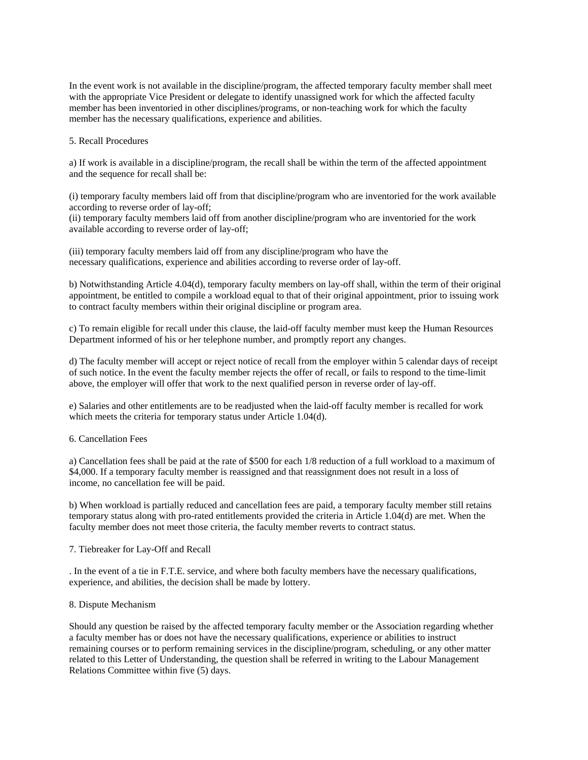In the event work is not available in the discipline/program, the affected temporary faculty member shall meet with the appropriate Vice President or delegate to identify unassigned work for which the affected faculty member has been inventoried in other disciplines/programs, or non-teaching work for which the faculty member has the necessary qualifications, experience and abilities.

5. Recall Procedures

a) If work is available in a discipline/program, the recall shall be within the term of the affected appointment and the sequence for recall shall be:

(i) temporary faculty members laid off from that discipline/program who are inventoried for the work available according to reverse order of lay-off;
(ii) temporary faculty members laid off from another discipline/program who are inventoried for the work available according to reverse order of lay-off;

(iii) temporary faculty members laid off from any discipline/program who have the necessary qualifications, experience and abilities according to reverse order of lay-off.

b) Notwithstanding Article 4.04(d), temporary faculty members on lay-off shall, within the term of their original appointment, be entitled to compile a workload equal to that of their original appointment, prior to issuing work to contract faculty members within their original discipline or program area.

c) To remain eligible for recall under this clause, the laid-off faculty member must keep the Human Resources Department informed of his or her telephone number, and promptly report any changes.

d) The faculty member will accept or reject notice of recall from the employer within 5 calendar days of receipt of such notice. In the event the faculty member rejects the offer of recall, or fails to respond to the time-limit above, the employer will offer that work to the next qualified person in reverse order of lay-off.

e) Salaries and other entitlements are to be readjusted when the laid-off faculty member is recalled for work which meets the criteria for temporary status under Article 1.04(d).

6. Cancellation Fees

a) Cancellation fees shall be paid at the rate of $500 for each 1/8 reduction of a full workload to a maximum of $4,000. If a temporary faculty member is reassigned and that reassignment does not result in a loss of income, no cancellation fee will be paid.

b) When workload is partially reduced and cancellation fees are paid, a temporary faculty member still retains temporary status along with pro-rated entitlements provided the criteria in Article 1.04(d) are met. When the faculty member does not meet those criteria, the faculty member reverts to contract status.

7. Tiebreaker for Lay-Off and Recall

. In the event of a tie in F.T.E. service, and where both faculty members have the necessary qualifications, experience, and abilities, the decision shall be made by lottery.

8. Dispute Mechanism

Should any question be raised by the affected temporary faculty member or the Association regarding whether a faculty member has or does not have the necessary qualifications, experience or abilities to instruct remaining courses or to perform remaining services in the discipline/program, scheduling, or any other matter related to this Letter of Understanding, the question shall be referred in writing to the Labour Management Relations Committee within five (5) days.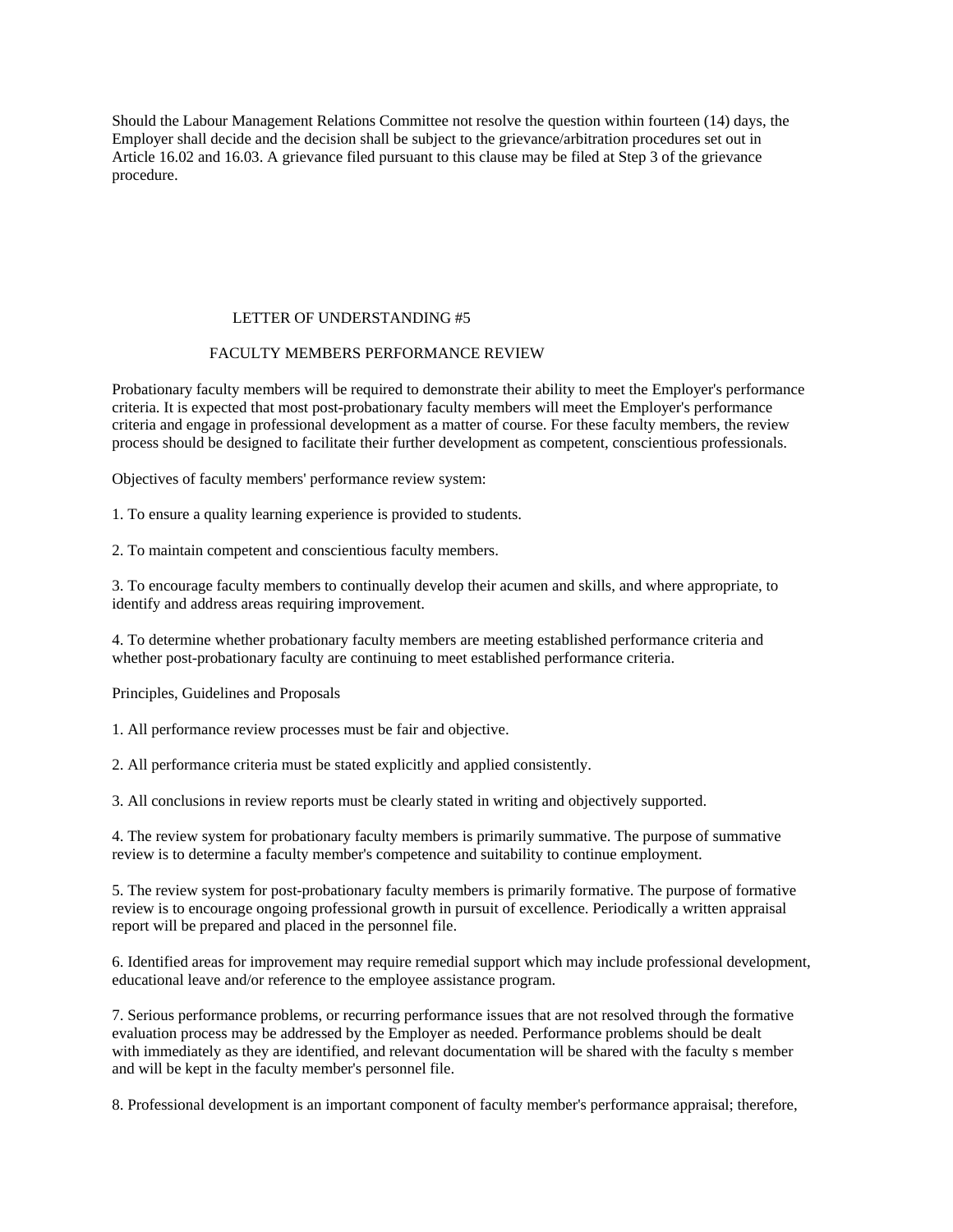Should the Labour Management Relations Committee not resolve the question within fourteen (14) days, the Employer shall decide and the decision shall be subject to the grievance/arbitration procedures set out in Article 16.02 and 16.03. A grievance filed pursuant to this clause may be filed at Step 3 of the grievance procedure.

## LETTER OF UNDERSTANDING #5

## FACULTY MEMBERS PERFORMANCE REVIEW

Probationary faculty members will be required to demonstrate their ability to meet the Employer's performance criteria. It is expected that most post-probationary faculty members will meet the Employer's performance criteria and engage in professional development as a matter of course. For these faculty members, the review process should be designed to facilitate their further development as competent, conscientious professionals.

Objectives of faculty members' performance review system:

1. To ensure a quality learning experience is provided to students.

2. To maintain competent and conscientious faculty members.

3. To encourage faculty members to continually develop their acumen and skills, and where appropriate, to identify and address areas requiring improvement.

4. To determine whether probationary faculty members are meeting established performance criteria and whether post-probationary faculty are continuing to meet established performance criteria.

Principles, Guidelines and Proposals

1. All performance review processes must be fair and objective.

2. All performance criteria must be stated explicitly and applied consistently.

3. All conclusions in review reports must be clearly stated in writing and objectively supported.

4. The review system for probationary faculty members is primarily summative. The purpose of summative review is to determine a faculty member's competence and suitability to continue employment.

5. The review system for post-probationary faculty members is primarily formative. The purpose of formative review is to encourage ongoing professional growth in pursuit of excellence. Periodically a written appraisal report will be prepared and placed in the personnel file.

6. Identified areas for improvement may require remedial support which may include professional development, educational leave and/or reference to the employee assistance program.

7. Serious performance problems, or recurring performance issues that are not resolved through the formative evaluation process may be addressed by the Employer as needed. Performance problems should be dealt with immediately as they are identified, and relevant documentation will be shared with the faculty s member and will be kept in the faculty member's personnel file.

8. Professional development is an important component of faculty member's performance appraisal; therefore,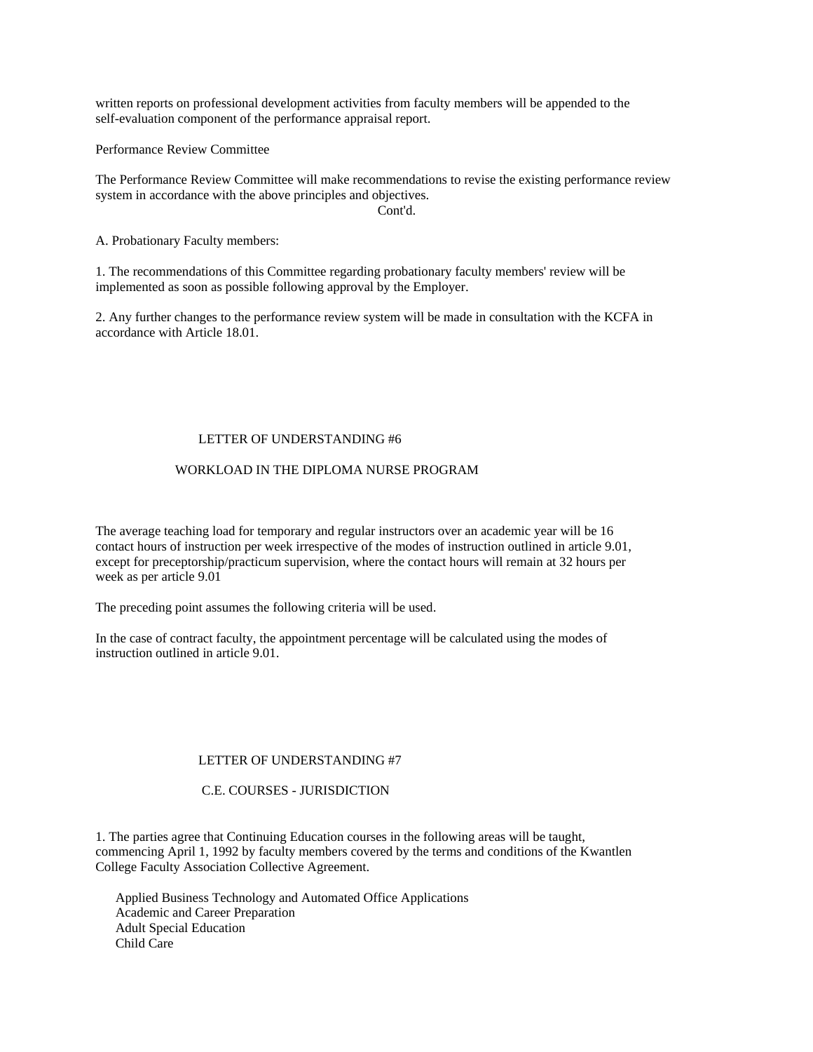written reports on professional development activities from faculty members will be appended to the self-evaluation component of the performance appraisal report.

Performance Review Committee

The Performance Review Committee will make recommendations to revise the existing performance review system in accordance with the above principles and objectives.

Cont'd.

A. Probationary Faculty members:

1. The recommendations of this Committee regarding probationary faculty members' review will be implemented as soon as possible following approval by the Employer.

2. Any further changes to the performance review system will be made in consultation with the KCFA in accordance with Article 18.01.

## LETTER OF UNDERSTANDING #6

## WORKLOAD IN THE DIPLOMA NURSE PROGRAM

The average teaching load for temporary and regular instructors over an academic year will be 16 contact hours of instruction per week irrespective of the modes of instruction outlined in article 9.01, except for preceptorship/practicum supervision, where the contact hours will remain at 32 hours per week as per article 9.01

The preceding point assumes the following criteria will be used.

In the case of contract faculty, the appointment percentage will be calculated using the modes of instruction outlined in article 9.01.

## LETTER OF UNDERSTANDING #7

## C.E. COURSES - JURISDICTION

1. The parties agree that Continuing Education courses in the following areas will be taught, commencing April 1, 1992 by faculty members covered by the terms and conditions of the Kwantlen College Faculty Association Collective Agreement.

   Applied Business Technology and Automated Office Applications
   Academic and Career Preparation
   Adult Special Education
   Child Care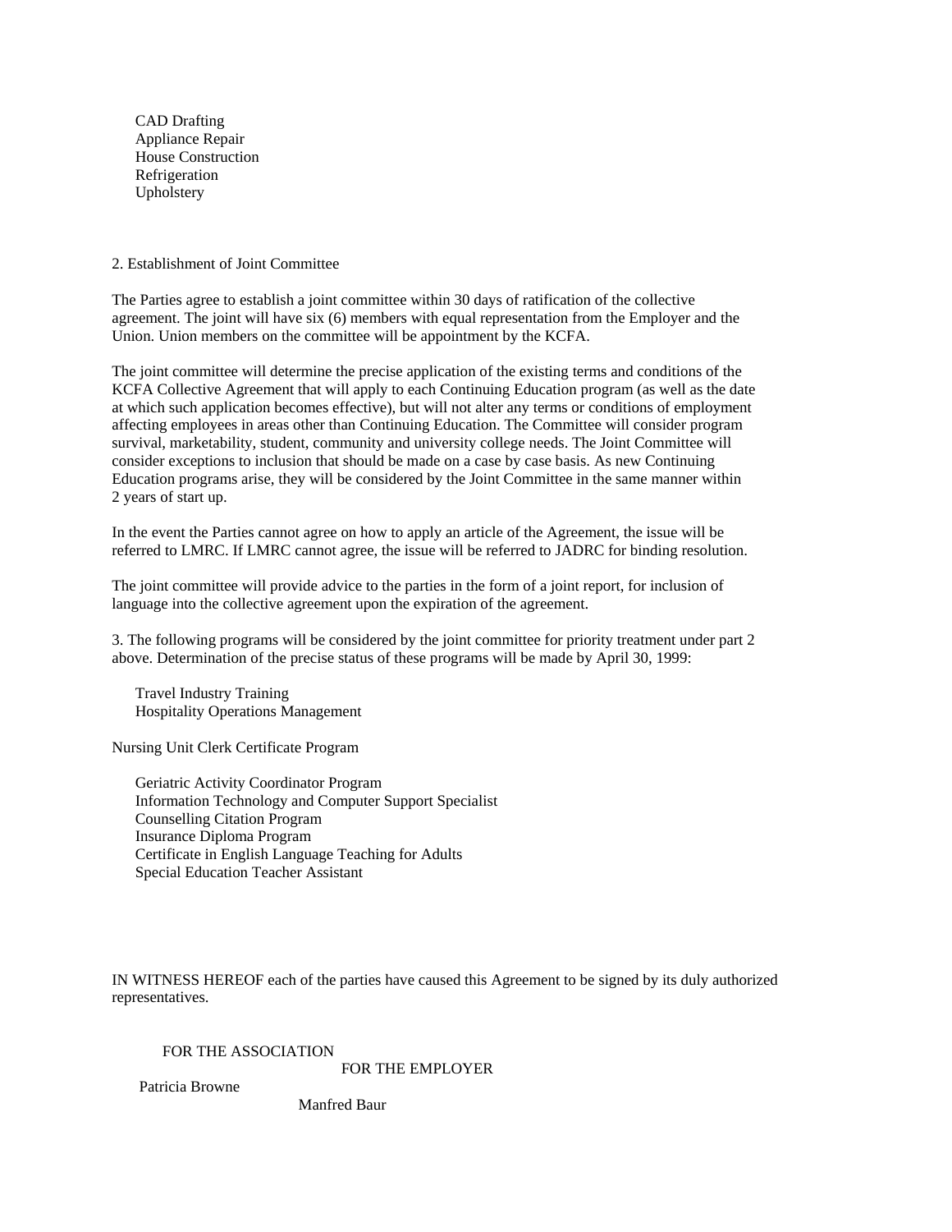- CAD Drafting
- Appliance Repair
- House Construction
- Refrigeration
- Upholstery

2. Establishment of Joint Committee

The Parties agree to establish a joint committee within 30 days of ratification of the collective agreement. The joint will have six (6) members with equal representation from the Employer and the Union. Union members on the committee will be appointment by the KCFA.

The joint committee will determine the precise application of the existing terms and conditions of the KCFA Collective Agreement that will apply to each Continuing Education program (as well as the date at which such application becomes effective), but will not alter any terms or conditions of employment affecting employees in areas other than Continuing Education. The Committee will consider program survival, marketability, student, community and university college needs. The Joint Committee will consider exceptions to inclusion that should be made on a case by case basis. As new Continuing Education programs arise, they will be considered by the Joint Committee in the same manner within 2 years of start up.

In the event the Parties cannot agree on how to apply an article of the Agreement, the issue will be referred to LMRC. If LMRC cannot agree, the issue will be referred to JADRC for binding resolution.

The joint committee will provide advice to the parties in the form of a joint report, for inclusion of language into the collective agreement upon the expiration of the agreement.

3. The following programs will be considered by the joint committee for priority treatment under part 2 above. Determination of the precise status of these programs will be made by April 30, 1999:

- Travel Industry Training
- Hospitality Operations Management

Nursing Unit Clerk Certificate Program

- Geriatric Activity Coordinator Program
- Information Technology and Computer Support Specialist
- Counselling Citation Program
- Insurance Diploma Program
- Certificate in English Language Teaching for Adults
- Special Education Teacher Assistant

IN WITNESS HEREOF each of the parties have caused this Agreement to be signed by its duly authorized representatives.

FOR THE ASSOCIATION

FOR THE EMPLOYER

Patricia Browne

Manfred Baur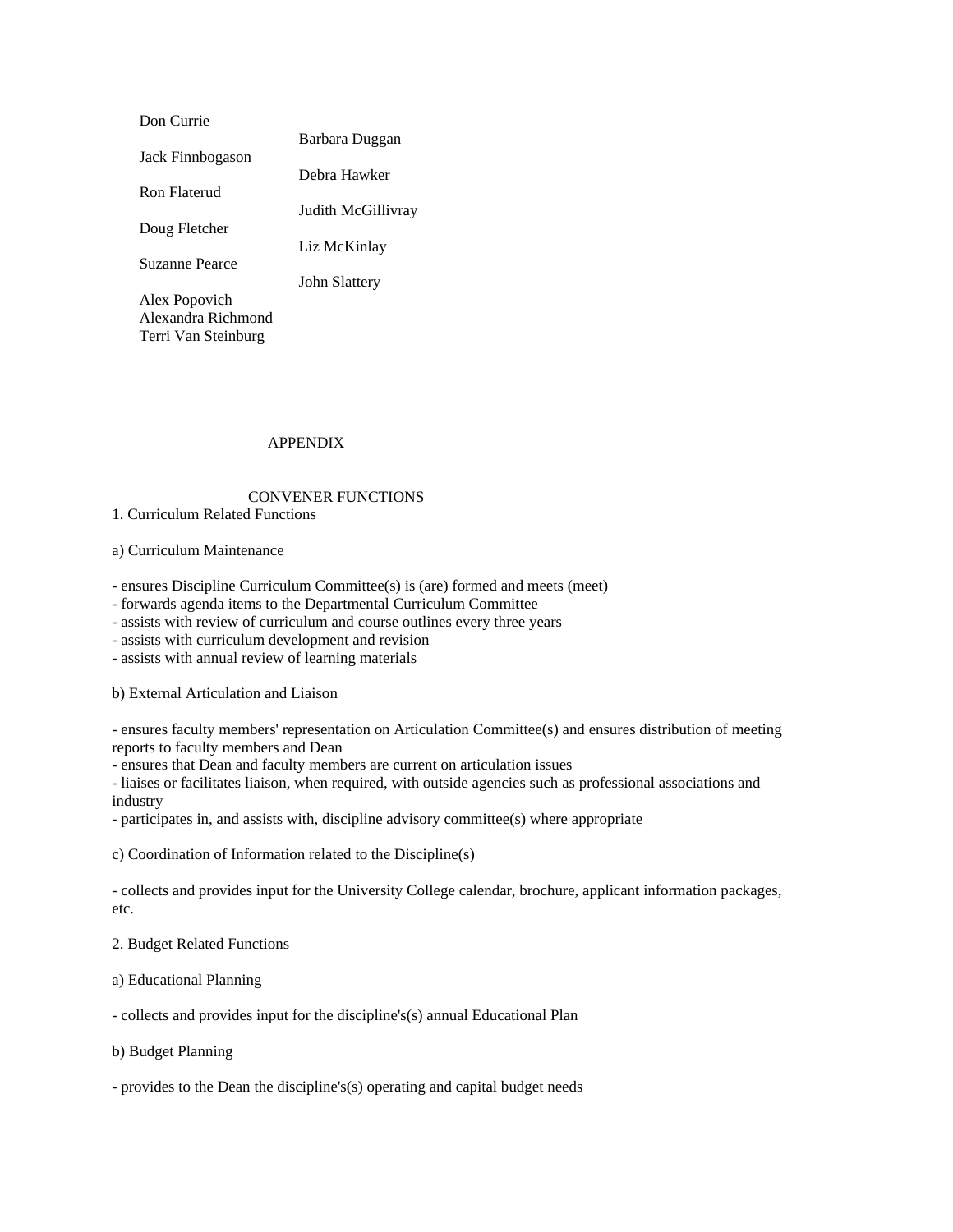Don Currie
Barbara Duggan
Jack Finnbogason
Debra Hawker
Ron Flaterud
Judith McGillivray
Doug Fletcher
Liz McKinlay
Suzanne Pearce
John Slattery
Alex Popovich
Alexandra Richmond
Terri Van Steinburg

# APPENDIX

## CONVENER FUNCTIONS

1. Curriculum Related Functions

a) Curriculum Maintenance

- ensures Discipline Curriculum Committee(s) is (are) formed and meets (meet)
- forwards agenda items to the Departmental Curriculum Committee
- assists with review of curriculum and course outlines every three years
- assists with curriculum development and revision
- assists with annual review of learning materials

b) External Articulation and Liaison

- ensures faculty members' representation on Articulation Committee(s) and ensures distribution of meeting reports to faculty members and Dean
- ensures that Dean and faculty members are current on articulation issues
- liaises or facilitates liaison, when required, with outside agencies such as professional associations and industry
- participates in, and assists with, discipline advisory committee(s) where appropriate

c) Coordination of Information related to the Discipline(s)

- collects and provides input for the University College calendar, brochure, applicant information packages, etc.

2. Budget Related Functions

a) Educational Planning

- collects and provides input for the discipline's(s) annual Educational Plan

b) Budget Planning

- provides to the Dean the discipline's(s) operating and capital budget needs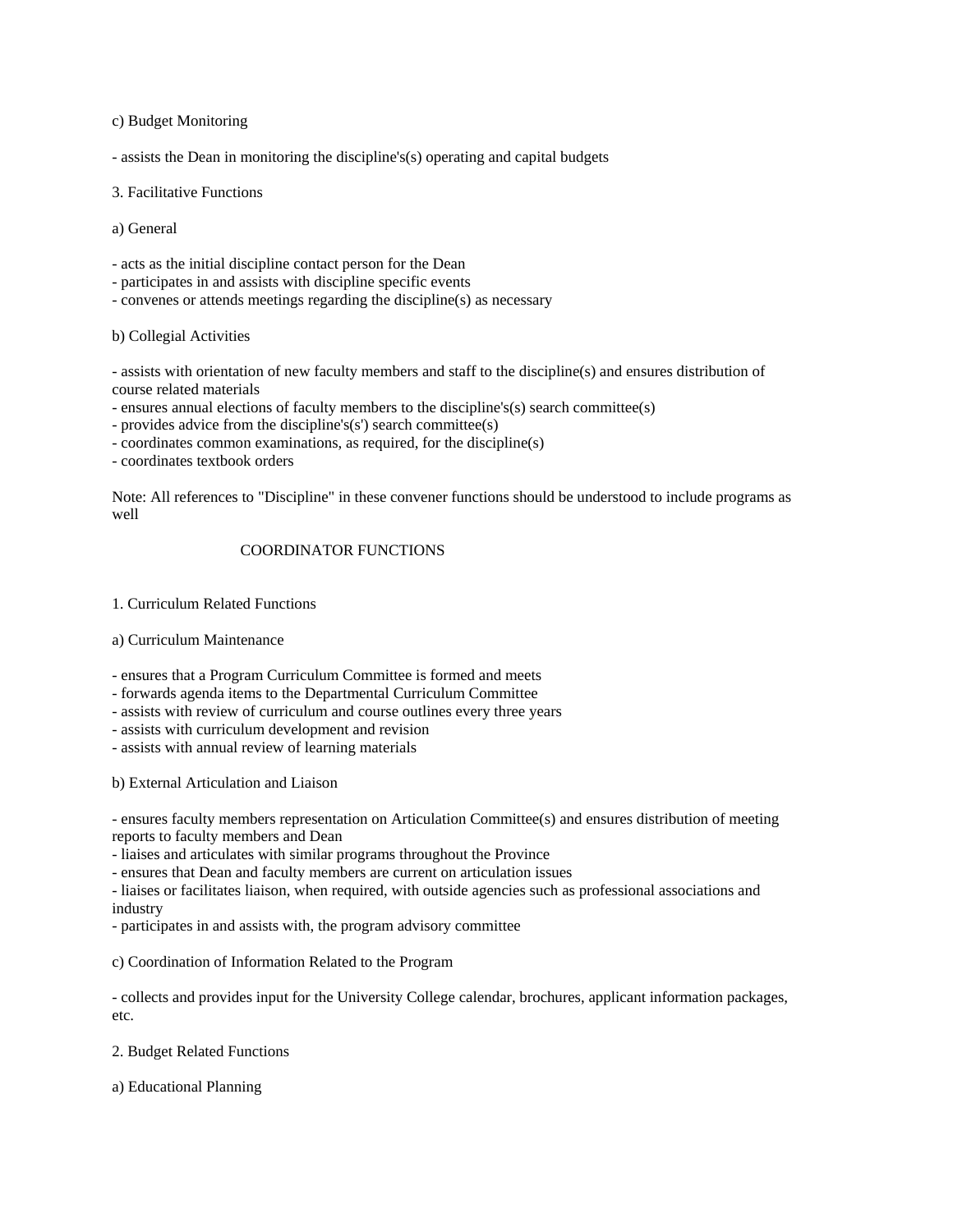c) Budget Monitoring

- assists the Dean in monitoring the discipline's(s) operating and capital budgets

3. Facilitative Functions

a) General

- acts as the initial discipline contact person for the Dean
- participates in and assists with discipline specific events
- convenes or attends meetings regarding the discipline(s) as necessary

b) Collegial Activities

- assists with orientation of new faculty members and staff to the discipline(s) and ensures distribution of course related materials
- ensures annual elections of faculty members to the discipline's(s) search committee(s)
- provides advice from the discipline's(s') search committee(s)
- coordinates common examinations, as required, for the discipline(s)
- coordinates textbook orders

Note: All references to "Discipline" in these convener functions should be understood to include programs as well

## COORDINATOR FUNCTIONS

1. Curriculum Related Functions

a) Curriculum Maintenance

- ensures that a Program Curriculum Committee is formed and meets
- forwards agenda items to the Departmental Curriculum Committee
- assists with review of curriculum and course outlines every three years
- assists with curriculum development and revision
- assists with annual review of learning materials

b) External Articulation and Liaison

- ensures faculty members representation on Articulation Committee(s) and ensures distribution of meeting reports to faculty members and Dean
- liaises and articulates with similar programs throughout the Province
- ensures that Dean and faculty members are current on articulation issues
- liaises or facilitates liaison, when required, with outside agencies such as professional associations and industry
- participates in and assists with, the program advisory committee

c) Coordination of Information Related to the Program

- collects and provides input for the University College calendar, brochures, applicant information packages, etc.

2. Budget Related Functions

a) Educational Planning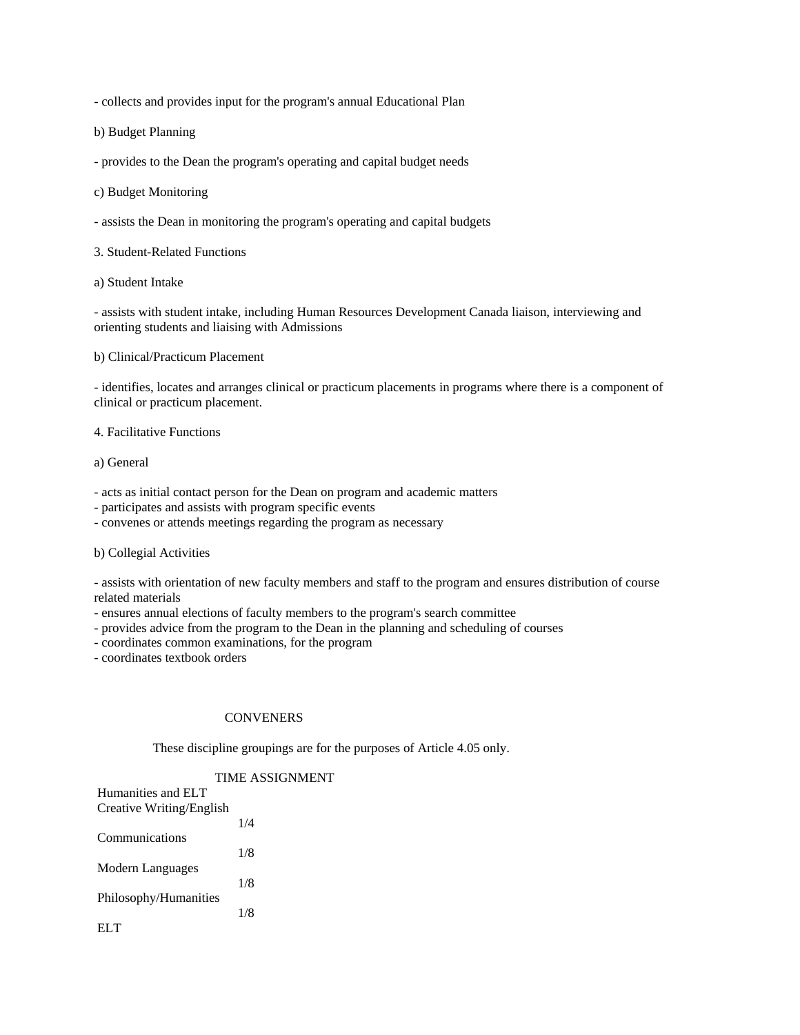- collects and provides input for the program's annual Educational Plan

b) Budget Planning

- provides to the Dean the program's operating and capital budget needs

c) Budget Monitoring

- assists the Dean in monitoring the program's operating and capital budgets

3. Student-Related Functions

a) Student Intake

- assists with student intake, including Human Resources Development Canada liaison, interviewing and orienting students and liaising with Admissions

b) Clinical/Practicum Placement

- identifies, locates and arranges clinical or practicum placements in programs where there is a component of clinical or practicum placement.

4. Facilitative Functions

a) General

- acts as initial contact person for the Dean on program and academic matters
- participates and assists with program specific events
- convenes or attends meetings regarding the program as necessary

b) Collegial Activities

- assists with orientation of new faculty members and staff to the program and ensures distribution of course related materials
- ensures annual elections of faculty members to the program's search committee
- provides advice from the program to the Dean in the planning and scheduling of courses
- coordinates common examinations, for the program
- coordinates textbook orders

CONVENERS

These discipline groupings are for the purposes of Article 4.05 only.

| | TIME ASSIGNMENT |
|---|---|
| Humanities and ELT | |
| Creative Writing/English | 1/4 |
| Communications | 1/8 |
| Modern Languages | 1/8 |
| Philosophy/Humanities | 1/8 |
| ELT | |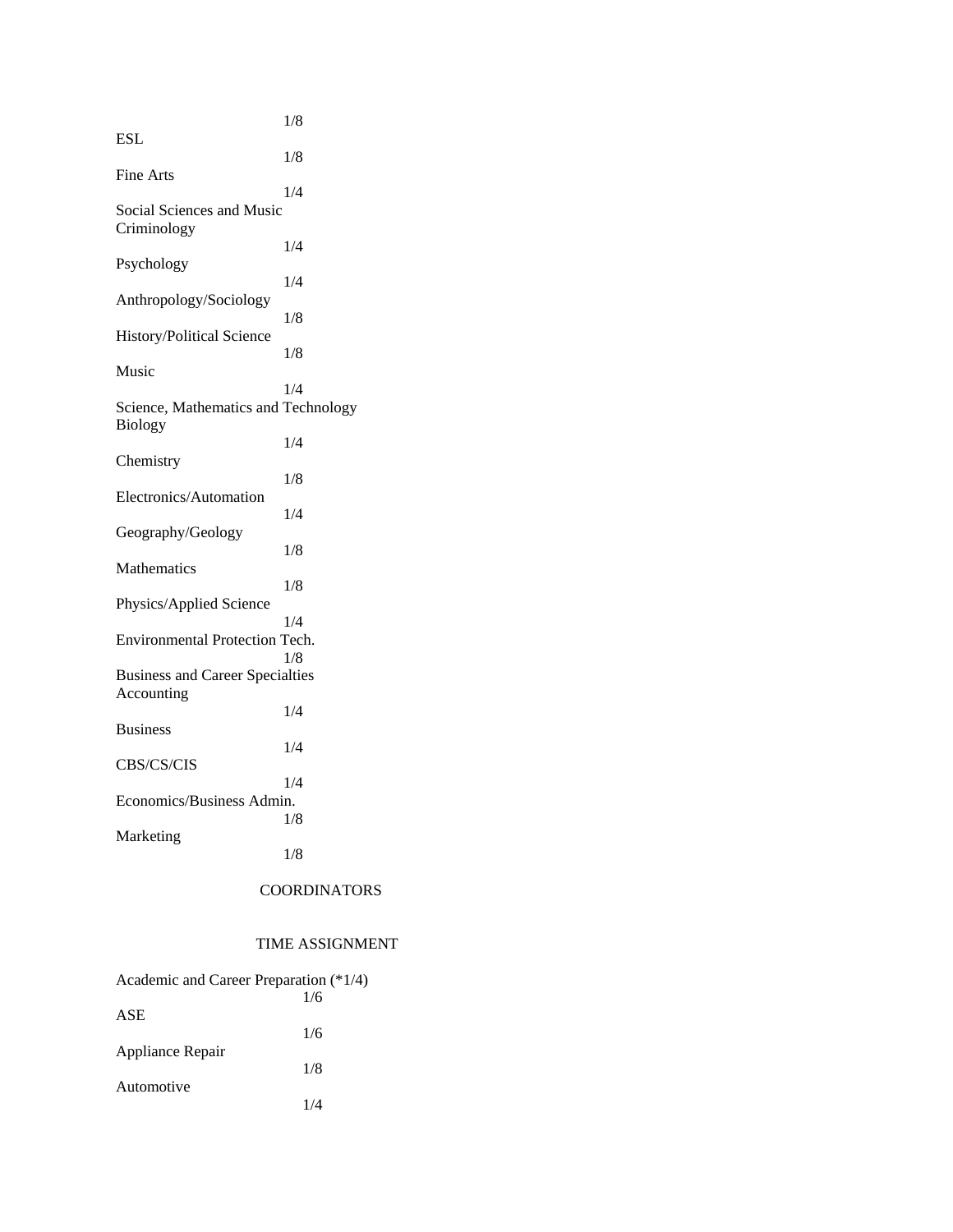1/8

ESL

1/8

Fine Arts

1/4

Social Sciences and Music

Criminology

1/4

Psychology

1/4

Anthropology/Sociology

1/8

History/Political Science

1/8

Music

1/4

Science, Mathematics and Technology

Biology

1/4

Chemistry

1/8

Electronics/Automation

1/4

Geography/Geology

1/8

Mathematics

1/8

Physics/Applied Science

1/4

Environmental Protection Tech.

1/8

Business and Career Specialties

Accounting

1/4

Business

1/4

CBS/CS/CIS

1/4

Economics/Business Admin.

1/8

Marketing

1/8

COORDINATORS

TIME ASSIGNMENT

Academic and Career Preparation (*1/4)

1/6

ASE

1/6

Appliance Repair

1/8

Automotive

1/4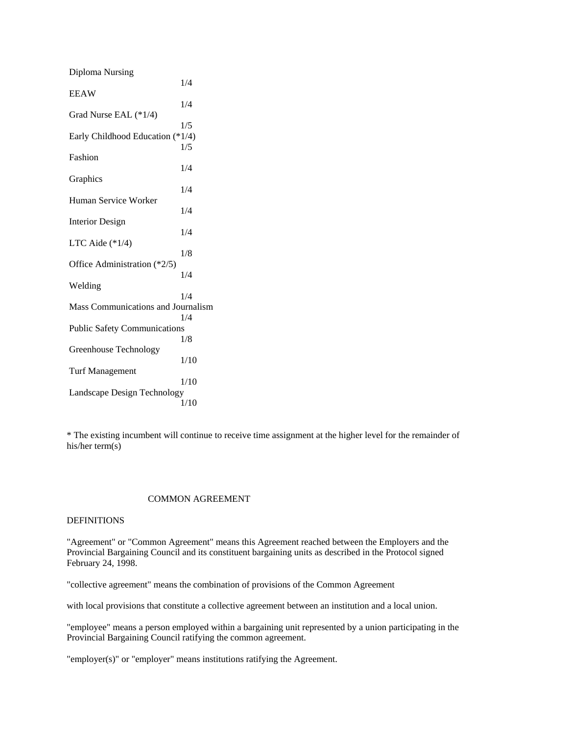| | |
|---|---|
| Diploma Nursing | 1/4 |
| EEAW | 1/4 |
| Grad Nurse EAL (*1/4) | 1/5 |
| Early Childhood Education (*1/4) | 1/5 |
| Fashion | 1/4 |
| Graphics | 1/4 |
| Human Service Worker | 1/4 |
| Interior Design | 1/4 |
| LTC Aide (*1/4) | 1/8 |
| Office Administration (*2/5) | 1/4 |
| Welding | 1/4 |
| Mass Communications and Journalism | 1/4 |
| Public Safety Communications | 1/8 |
| Greenhouse Technology | 1/10 |
| Turf Management | 1/10 |
| Landscape Design Technology | 1/10 |

* The existing incumbent will continue to receive time assignment at the higher level for the remainder of his/her term(s)

# COMMON AGREEMENT

## DEFINITIONS

"Agreement" or "Common Agreement" means this Agreement reached between the Employers and the Provincial Bargaining Council and its constituent bargaining units as described in the Protocol signed February 24, 1998.

"collective agreement" means the combination of provisions of the Common Agreement

with local provisions that constitute a collective agreement between an institution and a local union.

"employee" means a person employed within a bargaining unit represented by a union participating in the Provincial Bargaining Council ratifying the common agreement.

"employer(s)" or "employer" means institutions ratifying the Agreement.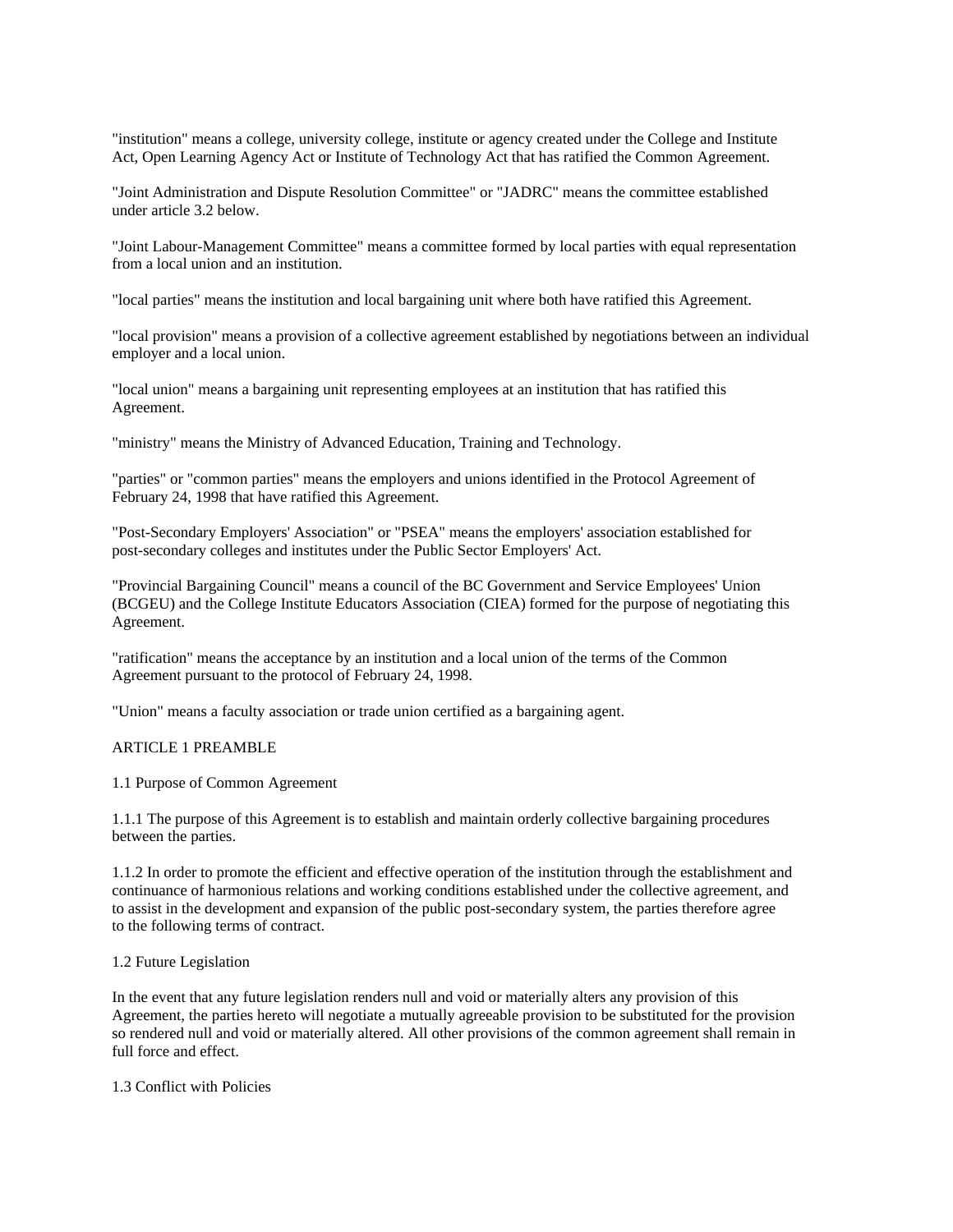"institution" means a college, university college, institute or agency created under the College and Institute Act, Open Learning Agency Act or Institute of Technology Act that has ratified the Common Agreement.

"Joint Administration and Dispute Resolution Committee" or "JADRC" means the committee established under article 3.2 below.

"Joint Labour-Management Committee" means a committee formed by local parties with equal representation from a local union and an institution.

"local parties" means the institution and local bargaining unit where both have ratified this Agreement.

"local provision" means a provision of a collective agreement established by negotiations between an individual employer and a local union.

"local union" means a bargaining unit representing employees at an institution that has ratified this Agreement.

"ministry" means the Ministry of Advanced Education, Training and Technology.

"parties" or "common parties" means the employers and unions identified in the Protocol Agreement of February 24, 1998 that have ratified this Agreement.

"Post-Secondary Employers' Association" or "PSEA" means the employers' association established for post-secondary colleges and institutes under the Public Sector Employers' Act.

"Provincial Bargaining Council" means a council of the BC Government and Service Employees' Union (BCGEU) and the College Institute Educators Association (CIEA) formed for the purpose of negotiating this Agreement.

"ratification" means the acceptance by an institution and a local union of the terms of the Common Agreement pursuant to the protocol of February 24, 1998.

"Union" means a faculty association or trade union certified as a bargaining agent.

## ARTICLE 1 PREAMBLE

### 1.1 Purpose of Common Agreement

1.1.1 The purpose of this Agreement is to establish and maintain orderly collective bargaining procedures between the parties.

1.1.2 In order to promote the efficient and effective operation of the institution through the establishment and continuance of harmonious relations and working conditions established under the collective agreement, and to assist in the development and expansion of the public post-secondary system, the parties therefore agree to the following terms of contract.

### 1.2 Future Legislation

In the event that any future legislation renders null and void or materially alters any provision of this Agreement, the parties hereto will negotiate a mutually agreeable provision to be substituted for the provision so rendered null and void or materially altered. All other provisions of the common agreement shall remain in full force and effect.

### 1.3 Conflict with Policies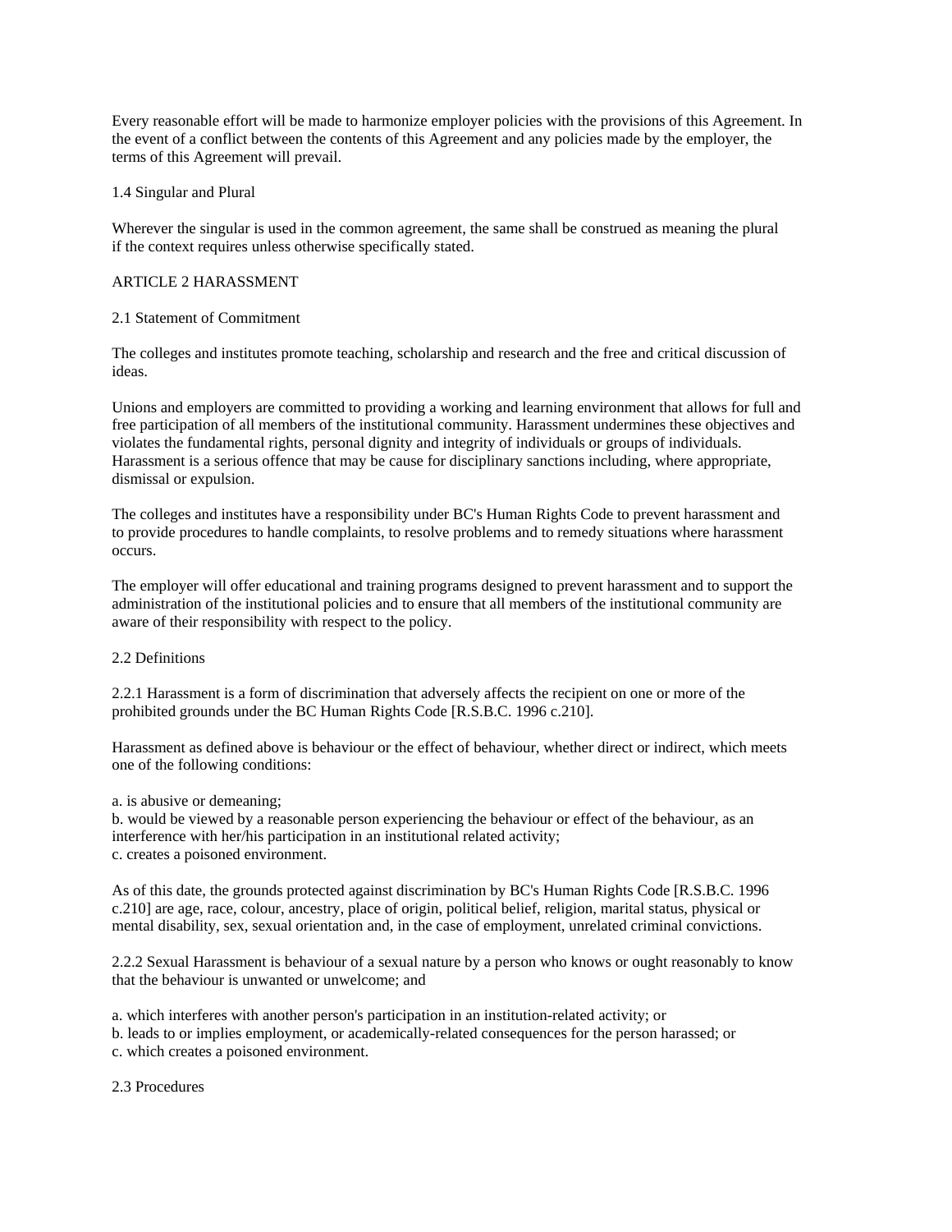Every reasonable effort will be made to harmonize employer policies with the provisions of this Agreement. In the event of a conflict between the contents of this Agreement and any policies made by the employer, the terms of this Agreement will prevail.

### 1.4 Singular and Plural

Wherever the singular is used in the common agreement, the same shall be construed as meaning the plural if the context requires unless otherwise specifically stated.

## ARTICLE 2 HARASSMENT

### 2.1 Statement of Commitment

The colleges and institutes promote teaching, scholarship and research and the free and critical discussion of ideas.

Unions and employers are committed to providing a working and learning environment that allows for full and free participation of all members of the institutional community. Harassment undermines these objectives and violates the fundamental rights, personal dignity and integrity of individuals or groups of individuals. Harassment is a serious offence that may be cause for disciplinary sanctions including, where appropriate, dismissal or expulsion.

The colleges and institutes have a responsibility under BC's Human Rights Code to prevent harassment and to provide procedures to handle complaints, to resolve problems and to remedy situations where harassment occurs.

The employer will offer educational and training programs designed to prevent harassment and to support the administration of the institutional policies and to ensure that all members of the institutional community are aware of their responsibility with respect to the policy.

### 2.2 Definitions

2.2.1 Harassment is a form of discrimination that adversely affects the recipient on one or more of the prohibited grounds under the BC Human Rights Code [R.S.B.C. 1996 c.210].

Harassment as defined above is behaviour or the effect of behaviour, whether direct or indirect, which meets one of the following conditions:

a. is abusive or demeaning;
b. would be viewed by a reasonable person experiencing the behaviour or effect of the behaviour, as an interference with her/his participation in an institutional related activity;
c. creates a poisoned environment.

As of this date, the grounds protected against discrimination by BC's Human Rights Code [R.S.B.C. 1996 c.210] are age, race, colour, ancestry, place of origin, political belief, religion, marital status, physical or mental disability, sex, sexual orientation and, in the case of employment, unrelated criminal convictions.

2.2.2 Sexual Harassment is behaviour of a sexual nature by a person who knows or ought reasonably to know that the behaviour is unwanted or unwelcome; and

a. which interferes with another person's participation in an institution-related activity; or
b. leads to or implies employment, or academically-related consequences for the person harassed; or
c. which creates a poisoned environment.

### 2.3 Procedures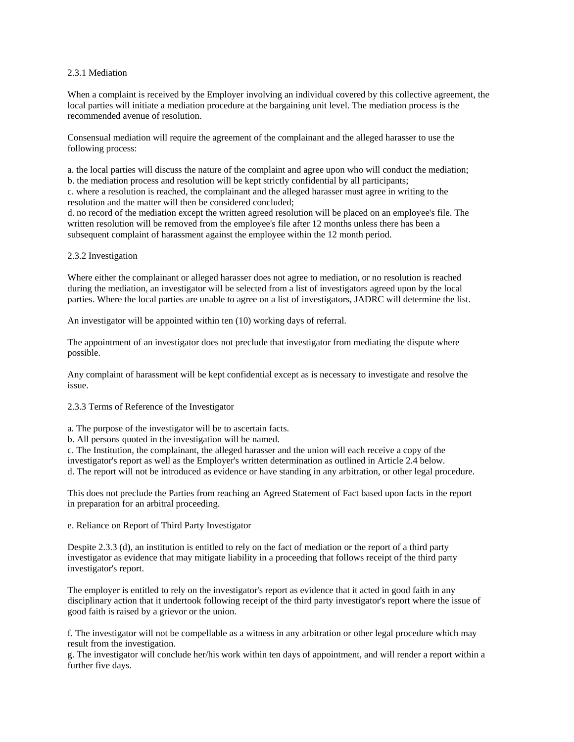### 2.3.1 Mediation

When a complaint is received by the Employer involving an individual covered by this collective agreement, the local parties will initiate a mediation procedure at the bargaining unit level. The mediation process is the recommended avenue of resolution.

Consensual mediation will require the agreement of the complainant and the alleged harasser to use the following process:

a. the local parties will discuss the nature of the complaint and agree upon who will conduct the mediation;
b. the mediation process and resolution will be kept strictly confidential by all participants;
c. where a resolution is reached, the complainant and the alleged harasser must agree in writing to the resolution and the matter will then be considered concluded;
d. no record of the mediation except the written agreed resolution will be placed on an employee's file. The written resolution will be removed from the employee's file after 12 months unless there has been a subsequent complaint of harassment against the employee within the 12 month period.

### 2.3.2 Investigation

Where either the complainant or alleged harasser does not agree to mediation, or no resolution is reached during the mediation, an investigator will be selected from a list of investigators agreed upon by the local parties. Where the local parties are unable to agree on a list of investigators, JADRC will determine the list.

An investigator will be appointed within ten (10) working days of referral.

The appointment of an investigator does not preclude that investigator from mediating the dispute where possible.

Any complaint of harassment will be kept confidential except as is necessary to investigate and resolve the issue.

### 2.3.3 Terms of Reference of the Investigator

a. The purpose of the investigator will be to ascertain facts.
b. All persons quoted in the investigation will be named.
c. The Institution, the complainant, the alleged harasser and the union will each receive a copy of the investigator's report as well as the Employer's written determination as outlined in Article 2.4 below.
d. The report will not be introduced as evidence or have standing in any arbitration, or other legal procedure.

This does not preclude the Parties from reaching an Agreed Statement of Fact based upon facts in the report in preparation for an arbitral proceeding.

e. Reliance on Report of Third Party Investigator

Despite 2.3.3 (d), an institution is entitled to rely on the fact of mediation or the report of a third party investigator as evidence that may mitigate liability in a proceeding that follows receipt of the third party investigator's report.

The employer is entitled to rely on the investigator's report as evidence that it acted in good faith in any disciplinary action that it undertook following receipt of the third party investigator's report where the issue of good faith is raised by a grievor or the union.

f. The investigator will not be compellable as a witness in any arbitration or other legal procedure which may result from the investigation.
g. The investigator will conclude her/his work within ten days of appointment, and will render a report within a further five days.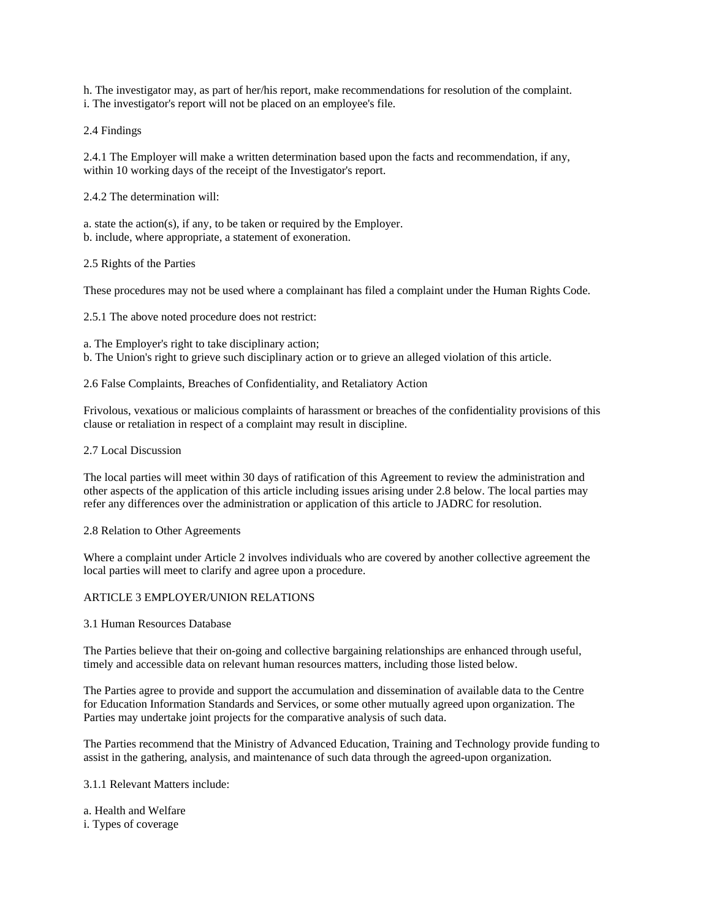h. The investigator may, as part of her/his report, make recommendations for resolution of the complaint.
i. The investigator's report will not be placed on an employee's file.

2.4 Findings

2.4.1 The Employer will make a written determination based upon the facts and recommendation, if any, within 10 working days of the receipt of the Investigator's report.

2.4.2 The determination will:

a. state the action(s), if any, to be taken or required by the Employer.
b. include, where appropriate, a statement of exoneration.

2.5 Rights of the Parties

These procedures may not be used where a complainant has filed a complaint under the Human Rights Code.

2.5.1 The above noted procedure does not restrict:

a. The Employer's right to take disciplinary action;
b. The Union's right to grieve such disciplinary action or to grieve an alleged violation of this article.

2.6 False Complaints, Breaches of Confidentiality, and Retaliatory Action

Frivolous, vexatious or malicious complaints of harassment or breaches of the confidentiality provisions of this clause or retaliation in respect of a complaint may result in discipline.

2.7 Local Discussion

The local parties will meet within 30 days of ratification of this Agreement to review the administration and other aspects of the application of this article including issues arising under 2.8 below. The local parties may refer any differences over the administration or application of this article to JADRC for resolution.

2.8 Relation to Other Agreements

Where a complaint under Article 2 involves individuals who are covered by another collective agreement the local parties will meet to clarify and agree upon a procedure.

ARTICLE 3 EMPLOYER/UNION RELATIONS

3.1 Human Resources Database

The Parties believe that their on-going and collective bargaining relationships are enhanced through useful, timely and accessible data on relevant human resources matters, including those listed below.

The Parties agree to provide and support the accumulation and dissemination of available data to the Centre for Education Information Standards and Services, or some other mutually agreed upon organization. The Parties may undertake joint projects for the comparative analysis of such data.

The Parties recommend that the Ministry of Advanced Education, Training and Technology provide funding to assist in the gathering, analysis, and maintenance of such data through the agreed-upon organization.

3.1.1 Relevant Matters include:

a. Health and Welfare
i. Types of coverage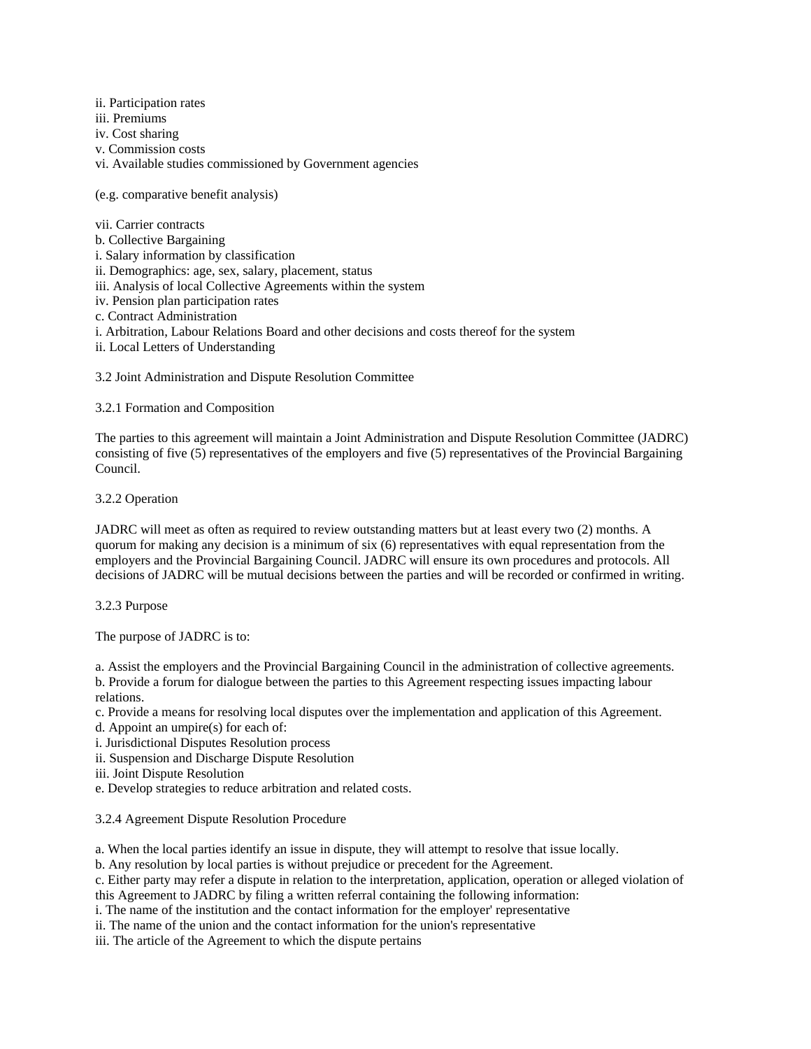ii. Participation rates
iii. Premiums
iv. Cost sharing
v. Commission costs
vi. Available studies commissioned by Government agencies

(e.g. comparative benefit analysis)

vii. Carrier contracts
b. Collective Bargaining
i. Salary information by classification
ii. Demographics: age, sex, salary, placement, status
iii. Analysis of local Collective Agreements within the system
iv. Pension plan participation rates
c. Contract Administration
i. Arbitration, Labour Relations Board and other decisions and costs thereof for the system
ii. Local Letters of Understanding

3.2 Joint Administration and Dispute Resolution Committee

3.2.1 Formation and Composition

The parties to this agreement will maintain a Joint Administration and Dispute Resolution Committee (JADRC) consisting of five (5) representatives of the employers and five (5) representatives of the Provincial Bargaining Council.

3.2.2 Operation

JADRC will meet as often as required to review outstanding matters but at least every two (2) months. A quorum for making any decision is a minimum of six (6) representatives with equal representation from the employers and the Provincial Bargaining Council. JADRC will ensure its own procedures and protocols. All decisions of JADRC will be mutual decisions between the parties and will be recorded or confirmed in writing.

3.2.3 Purpose

The purpose of JADRC is to:

a. Assist the employers and the Provincial Bargaining Council in the administration of collective agreements.
b. Provide a forum for dialogue between the parties to this Agreement respecting issues impacting labour relations.
c. Provide a means for resolving local disputes over the implementation and application of this Agreement.
d. Appoint an umpire(s) for each of:
i. Jurisdictional Disputes Resolution process
ii. Suspension and Discharge Dispute Resolution
iii. Joint Dispute Resolution
e. Develop strategies to reduce arbitration and related costs.

3.2.4 Agreement Dispute Resolution Procedure

a. When the local parties identify an issue in dispute, they will attempt to resolve that issue locally.
b. Any resolution by local parties is without prejudice or precedent for the Agreement.
c. Either party may refer a dispute in relation to the interpretation, application, operation or alleged violation of this Agreement to JADRC by filing a written referral containing the following information:
i. The name of the institution and the contact information for the employer' representative
ii. The name of the union and the contact information for the union's representative
iii. The article of the Agreement to which the dispute pertains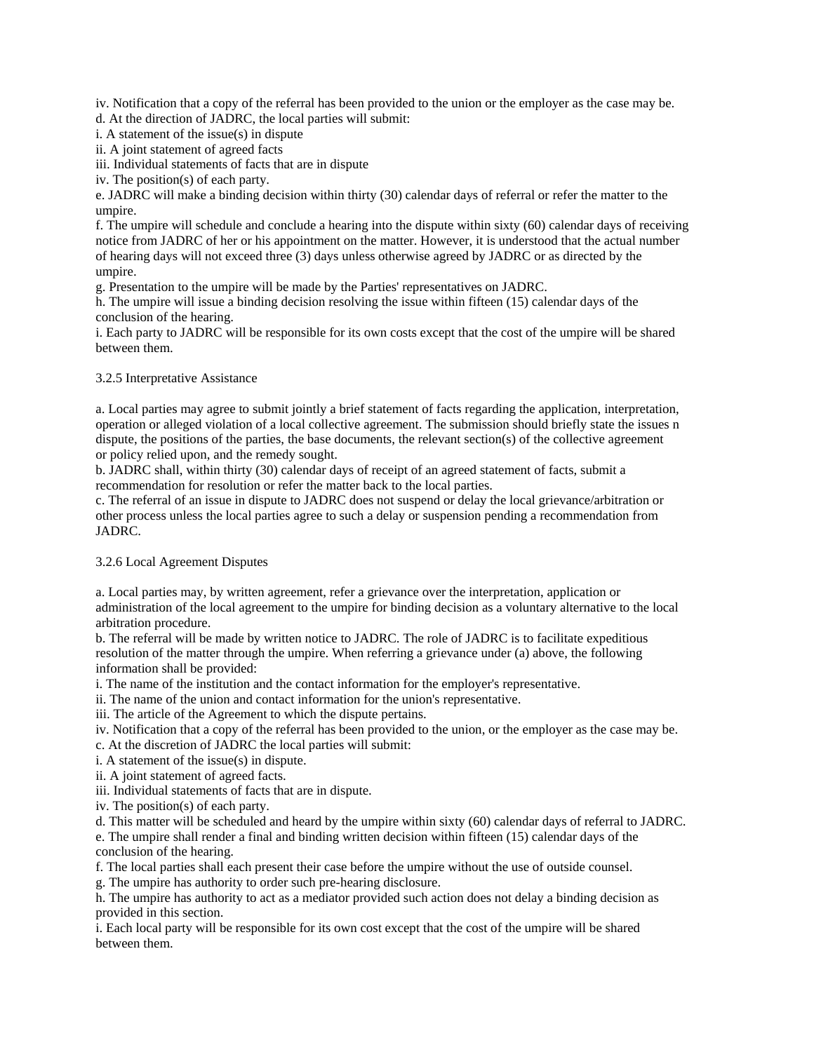iv. Notification that a copy of the referral has been provided to the union or the employer as the case may be.
d. At the direction of JADRC, the local parties will submit:
i. A statement of the issue(s) in dispute
ii. A joint statement of agreed facts
iii. Individual statements of facts that are in dispute
iv. The position(s) of each party.
e. JADRC will make a binding decision within thirty (30) calendar days of referral or refer the matter to the umpire.
f. The umpire will schedule and conclude a hearing into the dispute within sixty (60) calendar days of receiving notice from JADRC of her or his appointment on the matter. However, it is understood that the actual number of hearing days will not exceed three (3) days unless otherwise agreed by JADRC or as directed by the umpire.
g. Presentation to the umpire will be made by the Parties' representatives on JADRC.
h. The umpire will issue a binding decision resolving the issue within fifteen (15) calendar days of the conclusion of the hearing.
i. Each party to JADRC will be responsible for its own costs except that the cost of the umpire will be shared between them.

3.2.5 Interpretative Assistance

a. Local parties may agree to submit jointly a brief statement of facts regarding the application, interpretation, operation or alleged violation of a local collective agreement. The submission should briefly state the issues n dispute, the positions of the parties, the base documents, the relevant section(s) of the collective agreement or policy relied upon, and the remedy sought.
b. JADRC shall, within thirty (30) calendar days of receipt of an agreed statement of facts, submit a recommendation for resolution or refer the matter back to the local parties.
c. The referral of an issue in dispute to JADRC does not suspend or delay the local grievance/arbitration or other process unless the local parties agree to such a delay or suspension pending a recommendation from JADRC.

3.2.6 Local Agreement Disputes

a. Local parties may, by written agreement, refer a grievance over the interpretation, application or administration of the local agreement to the umpire for binding decision as a voluntary alternative to the local arbitration procedure.
b. The referral will be made by written notice to JADRC. The role of JADRC is to facilitate expeditious resolution of the matter through the umpire. When referring a grievance under (a) above, the following information shall be provided:
i. The name of the institution and the contact information for the employer's representative.
ii. The name of the union and contact information for the union's representative.
iii. The article of the Agreement to which the dispute pertains.
iv. Notification that a copy of the referral has been provided to the union, or the employer as the case may be.
c. At the discretion of JADRC the local parties will submit:
i. A statement of the issue(s) in dispute.
ii. A joint statement of agreed facts.
iii. Individual statements of facts that are in dispute.
iv. The position(s) of each party.
d. This matter will be scheduled and heard by the umpire within sixty (60) calendar days of referral to JADRC.
e. The umpire shall render a final and binding written decision within fifteen (15) calendar days of the conclusion of the hearing.
f. The local parties shall each present their case before the umpire without the use of outside counsel.
g. The umpire has authority to order such pre-hearing disclosure.
h. The umpire has authority to act as a mediator provided such action does not delay a binding decision as provided in this section.
i. Each local party will be responsible for its own cost except that the cost of the umpire will be shared between them.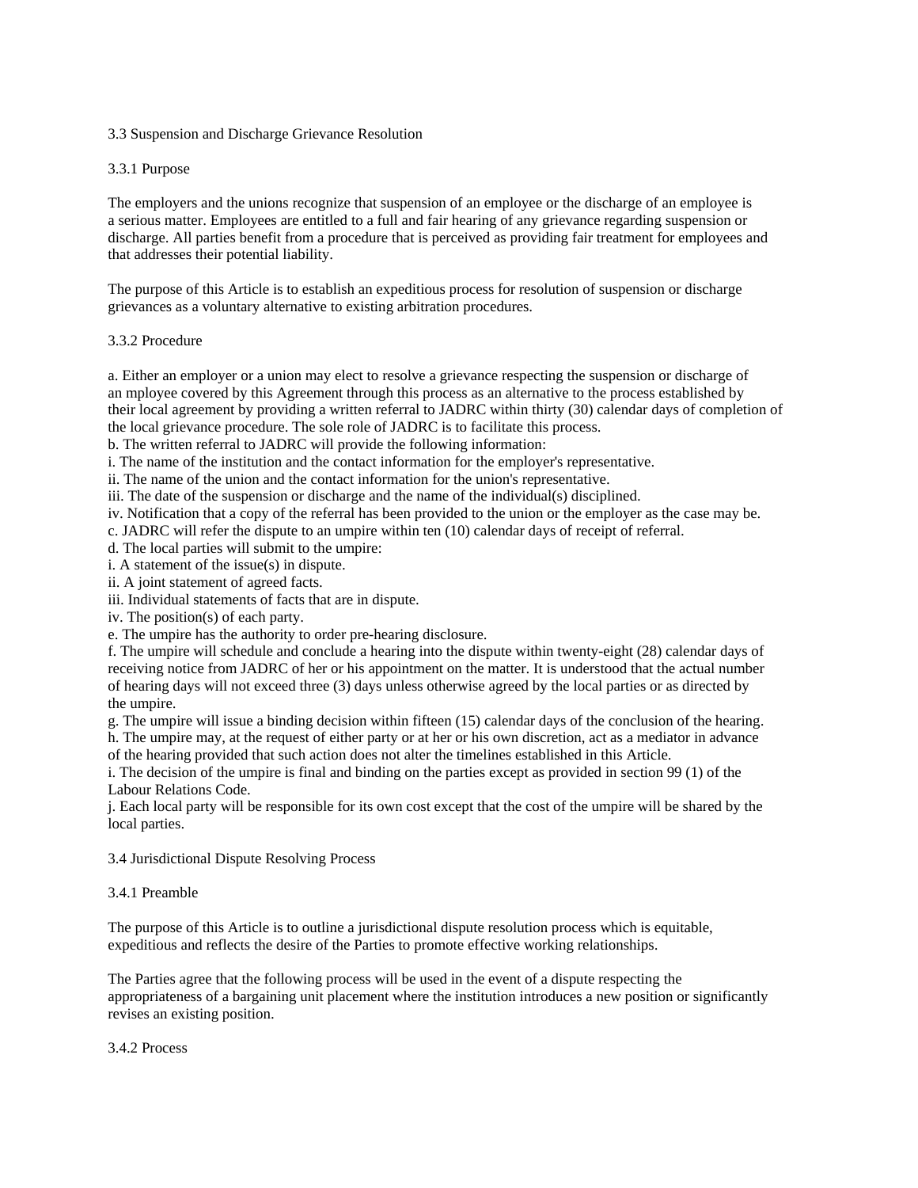### 3.3 Suspension and Discharge Grievance Resolution

#### 3.3.1 Purpose

The employers and the unions recognize that suspension of an employee or the discharge of an employee is a serious matter. Employees are entitled to a full and fair hearing of any grievance regarding suspension or discharge. All parties benefit from a procedure that is perceived as providing fair treatment for employees and that addresses their potential liability.

The purpose of this Article is to establish an expeditious process for resolution of suspension or discharge grievances as a voluntary alternative to existing arbitration procedures.

#### 3.3.2 Procedure

a. Either an employer or a union may elect to resolve a grievance respecting the suspension or discharge of an mployee covered by this Agreement through this process as an alternative to the process established by their local agreement by providing a written referral to JADRC within thirty (30) calendar days of completion of the local grievance procedure. The sole role of JADRC is to facilitate this process.
b. The written referral to JADRC will provide the following information:
i. The name of the institution and the contact information for the employer's representative.
ii. The name of the union and the contact information for the union's representative.
iii. The date of the suspension or discharge and the name of the individual(s) disciplined.
iv. Notification that a copy of the referral has been provided to the union or the employer as the case may be.
c. JADRC will refer the dispute to an umpire within ten (10) calendar days of receipt of referral.
d. The local parties will submit to the umpire:
i. A statement of the issue(s) in dispute.
ii. A joint statement of agreed facts.
iii. Individual statements of facts that are in dispute.
iv. The position(s) of each party.
e. The umpire has the authority to order pre-hearing disclosure.
f. The umpire will schedule and conclude a hearing into the dispute within twenty-eight (28) calendar days of receiving notice from JADRC of her or his appointment on the matter. It is understood that the actual number of hearing days will not exceed three (3) days unless otherwise agreed by the local parties or as directed by the umpire.
g. The umpire will issue a binding decision within fifteen (15) calendar days of the conclusion of the hearing.
h. The umpire may, at the request of either party or at her or his own discretion, act as a mediator in advance of the hearing provided that such action does not alter the timelines established in this Article.
i. The decision of the umpire is final and binding on the parties except as provided in section 99 (1) of the Labour Relations Code.
j. Each local party will be responsible for its own cost except that the cost of the umpire will be shared by the local parties.

### 3.4 Jurisdictional Dispute Resolving Process

#### 3.4.1 Preamble

The purpose of this Article is to outline a jurisdictional dispute resolution process which is equitable, expeditious and reflects the desire of the Parties to promote effective working relationships.

The Parties agree that the following process will be used in the event of a dispute respecting the appropriateness of a bargaining unit placement where the institution introduces a new position or significantly revises an existing position.

#### 3.4.2 Process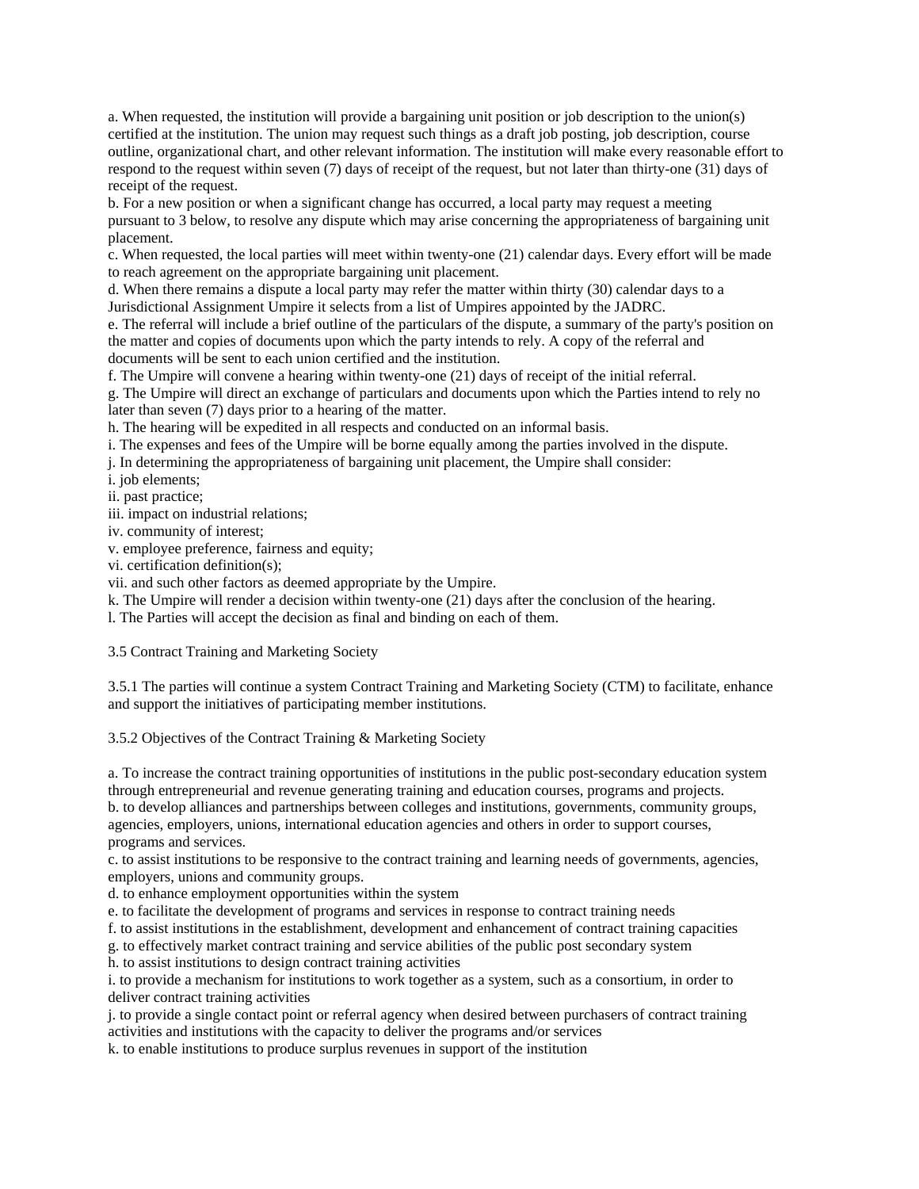a. When requested, the institution will provide a bargaining unit position or job description to the union(s) certified at the institution. The union may request such things as a draft job posting, job description, course outline, organizational chart, and other relevant information. The institution will make every reasonable effort to respond to the request within seven (7) days of receipt of the request, but not later than thirty-one (31) days of receipt of the request.

b. For a new position or when a significant change has occurred, a local party may request a meeting pursuant to 3 below, to resolve any dispute which may arise concerning the appropriateness of bargaining unit placement.

c. When requested, the local parties will meet within twenty-one (21) calendar days. Every effort will be made to reach agreement on the appropriate bargaining unit placement.

d. When there remains a dispute a local party may refer the matter within thirty (30) calendar days to a Jurisdictional Assignment Umpire it selects from a list of Umpires appointed by the JADRC.

e. The referral will include a brief outline of the particulars of the dispute, a summary of the party's position on the matter and copies of documents upon which the party intends to rely. A copy of the referral and documents will be sent to each union certified and the institution.

f. The Umpire will convene a hearing within twenty-one (21) days of receipt of the initial referral.

g. The Umpire will direct an exchange of particulars and documents upon which the Parties intend to rely no later than seven (7) days prior to a hearing of the matter.

h. The hearing will be expedited in all respects and conducted on an informal basis.

i. The expenses and fees of the Umpire will be borne equally among the parties involved in the dispute.

j. In determining the appropriateness of bargaining unit placement, the Umpire shall consider:

i. job elements;

ii. past practice;

iii. impact on industrial relations;

iv. community of interest;

v. employee preference, fairness and equity;

vi. certification definition(s);

vii. and such other factors as deemed appropriate by the Umpire.

k. The Umpire will render a decision within twenty-one (21) days after the conclusion of the hearing.

l. The Parties will accept the decision as final and binding on each of them.

3.5 Contract Training and Marketing Society

3.5.1 The parties will continue a system Contract Training and Marketing Society (CTM) to facilitate, enhance and support the initiatives of participating member institutions.

3.5.2 Objectives of the Contract Training & Marketing Society

a. To increase the contract training opportunities of institutions in the public post-secondary education system through entrepreneurial and revenue generating training and education courses, programs and projects.

b. to develop alliances and partnerships between colleges and institutions, governments, community groups, agencies, employers, unions, international education agencies and others in order to support courses, programs and services.

c. to assist institutions to be responsive to the contract training and learning needs of governments, agencies, employers, unions and community groups.

d. to enhance employment opportunities within the system

e. to facilitate the development of programs and services in response to contract training needs

f. to assist institutions in the establishment, development and enhancement of contract training capacities

g. to effectively market contract training and service abilities of the public post secondary system

h. to assist institutions to design contract training activities

i. to provide a mechanism for institutions to work together as a system, such as a consortium, in order to deliver contract training activities

j. to provide a single contact point or referral agency when desired between purchasers of contract training activities and institutions with the capacity to deliver the programs and/or services

k. to enable institutions to produce surplus revenues in support of the institution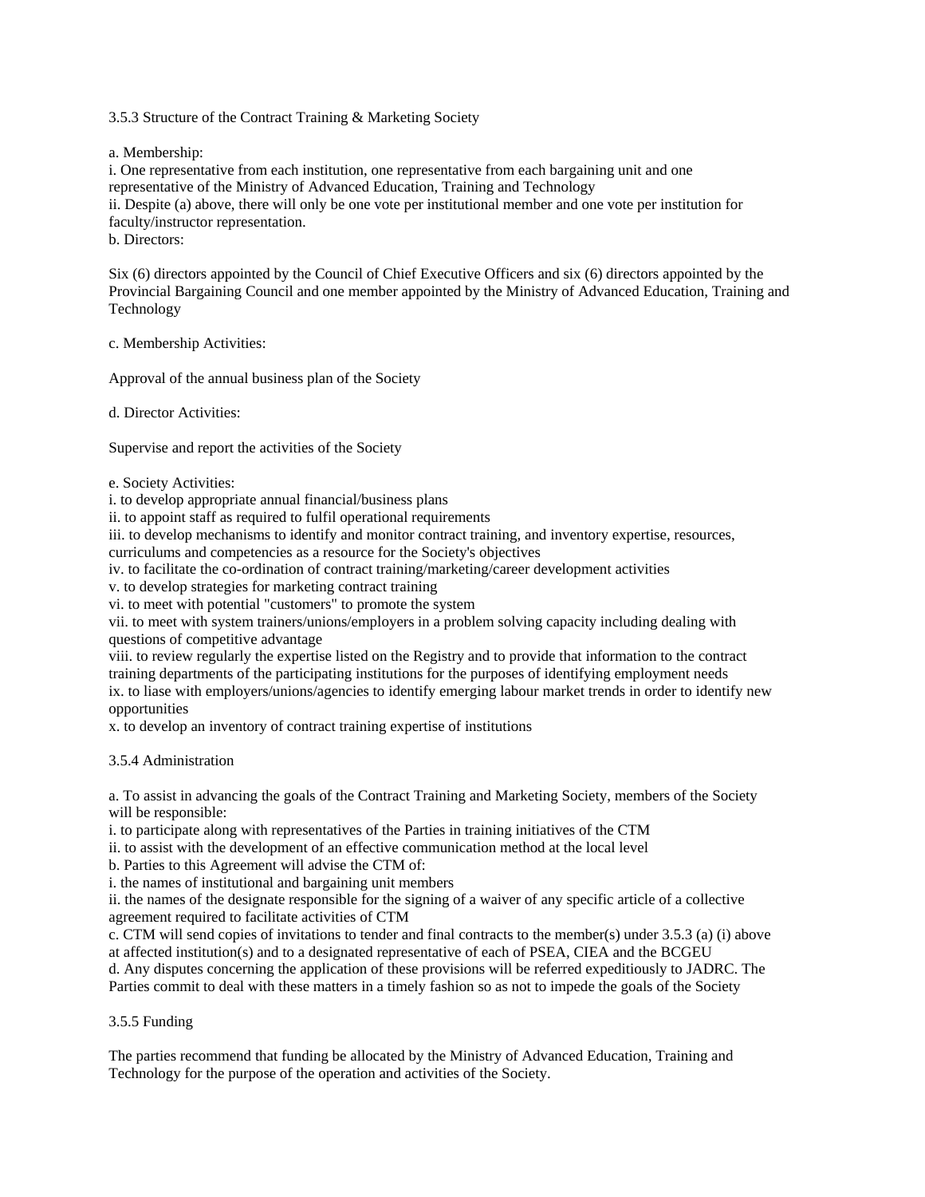### 3.5.3 Structure of the Contract Training & Marketing Society

a. Membership:

i. One representative from each institution, one representative from each bargaining unit and one representative of the Ministry of Advanced Education, Training and Technology

ii. Despite (a) above, there will only be one vote per institutional member and one vote per institution for faculty/instructor representation.

b. Directors:

Six (6) directors appointed by the Council of Chief Executive Officers and six (6) directors appointed by the Provincial Bargaining Council and one member appointed by the Ministry of Advanced Education, Training and Technology

c. Membership Activities:

Approval of the annual business plan of the Society

d. Director Activities:

Supervise and report the activities of the Society

e. Society Activities:

i. to develop appropriate annual financial/business plans

ii. to appoint staff as required to fulfil operational requirements

iii. to develop mechanisms to identify and monitor contract training, and inventory expertise, resources, curriculums and competencies as a resource for the Society's objectives

iv. to facilitate the co-ordination of contract training/marketing/career development activities

v. to develop strategies for marketing contract training

vi. to meet with potential "customers" to promote the system

vii. to meet with system trainers/unions/employers in a problem solving capacity including dealing with questions of competitive advantage

viii. to review regularly the expertise listed on the Registry and to provide that information to the contract training departments of the participating institutions for the purposes of identifying employment needs

ix. to liase with employers/unions/agencies to identify emerging labour market trends in order to identify new opportunities

x. to develop an inventory of contract training expertise of institutions

### 3.5.4 Administration

a. To assist in advancing the goals of the Contract Training and Marketing Society, members of the Society will be responsible:

i. to participate along with representatives of the Parties in training initiatives of the CTM

ii. to assist with the development of an effective communication method at the local level

b. Parties to this Agreement will advise the CTM of:

i. the names of institutional and bargaining unit members

ii. the names of the designate responsible for the signing of a waiver of any specific article of a collective agreement required to facilitate activities of CTM

c. CTM will send copies of invitations to tender and final contracts to the member(s) under 3.5.3 (a) (i) above at affected institution(s) and to a designated representative of each of PSEA, CIEA and the BCGEU

d. Any disputes concerning the application of these provisions will be referred expeditiously to JADRC. The Parties commit to deal with these matters in a timely fashion so as not to impede the goals of the Society

### 3.5.5 Funding

The parties recommend that funding be allocated by the Ministry of Advanced Education, Training and Technology for the purpose of the operation and activities of the Society.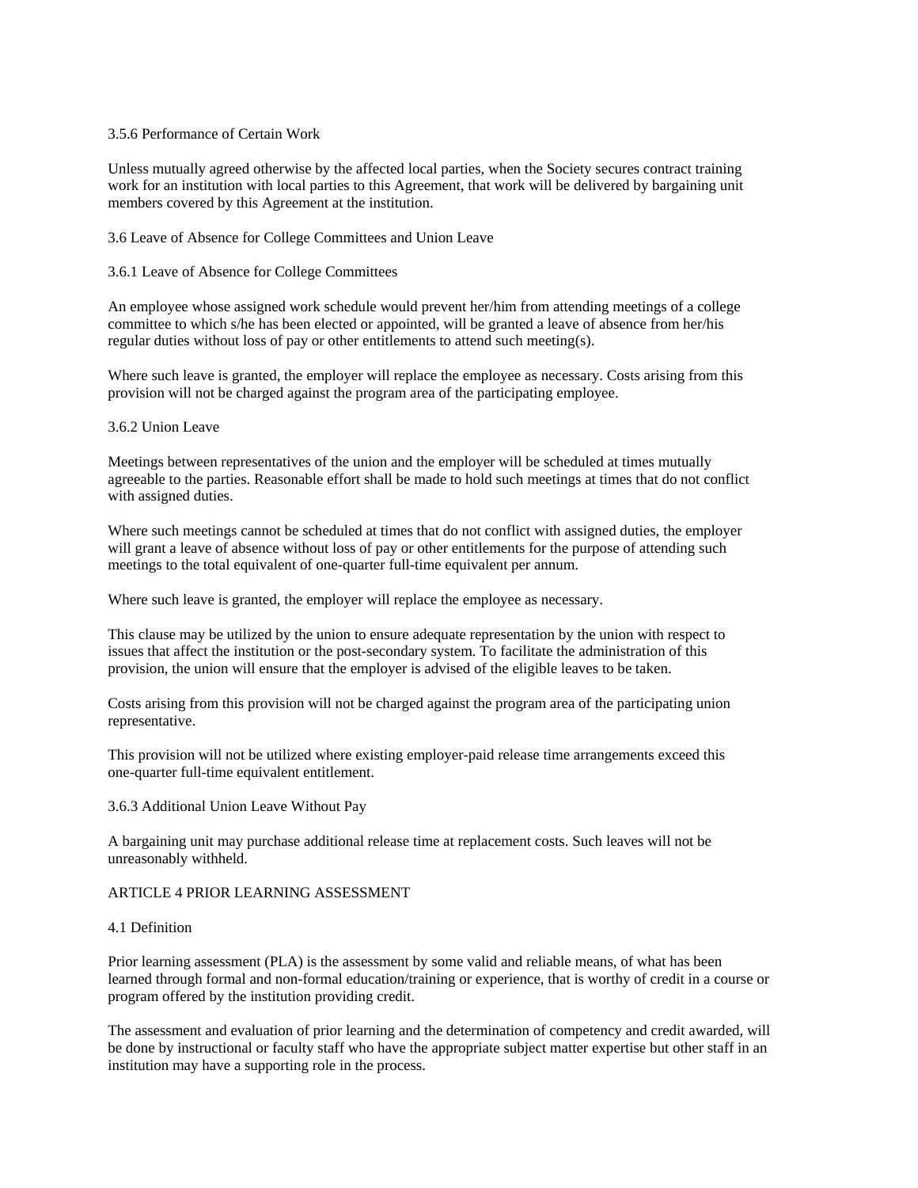### 3.5.6 Performance of Certain Work

Unless mutually agreed otherwise by the affected local parties, when the Society secures contract training work for an institution with local parties to this Agreement, that work will be delivered by bargaining unit members covered by this Agreement at the institution.

## 3.6 Leave of Absence for College Committees and Union Leave

### 3.6.1 Leave of Absence for College Committees

An employee whose assigned work schedule would prevent her/him from attending meetings of a college committee to which s/he has been elected or appointed, will be granted a leave of absence from her/his regular duties without loss of pay or other entitlements to attend such meeting(s).

Where such leave is granted, the employer will replace the employee as necessary. Costs arising from this provision will not be charged against the program area of the participating employee.

### 3.6.2 Union Leave

Meetings between representatives of the union and the employer will be scheduled at times mutually agreeable to the parties. Reasonable effort shall be made to hold such meetings at times that do not conflict with assigned duties.

Where such meetings cannot be scheduled at times that do not conflict with assigned duties, the employer will grant a leave of absence without loss of pay or other entitlements for the purpose of attending such meetings to the total equivalent of one-quarter full-time equivalent per annum.

Where such leave is granted, the employer will replace the employee as necessary.

This clause may be utilized by the union to ensure adequate representation by the union with respect to issues that affect the institution or the post-secondary system. To facilitate the administration of this provision, the union will ensure that the employer is advised of the eligible leaves to be taken.

Costs arising from this provision will not be charged against the program area of the participating union representative.

This provision will not be utilized where existing employer-paid release time arrangements exceed this one-quarter full-time equivalent entitlement.

### 3.6.3 Additional Union Leave Without Pay

A bargaining unit may purchase additional release time at replacement costs. Such leaves will not be unreasonably withheld.

# ARTICLE 4 PRIOR LEARNING ASSESSMENT

## 4.1 Definition

Prior learning assessment (PLA) is the assessment by some valid and reliable means, of what has been learned through formal and non-formal education/training or experience, that is worthy of credit in a course or program offered by the institution providing credit.

The assessment and evaluation of prior learning and the determination of competency and credit awarded, will be done by instructional or faculty staff who have the appropriate subject matter expertise but other staff in an institution may have a supporting role in the process.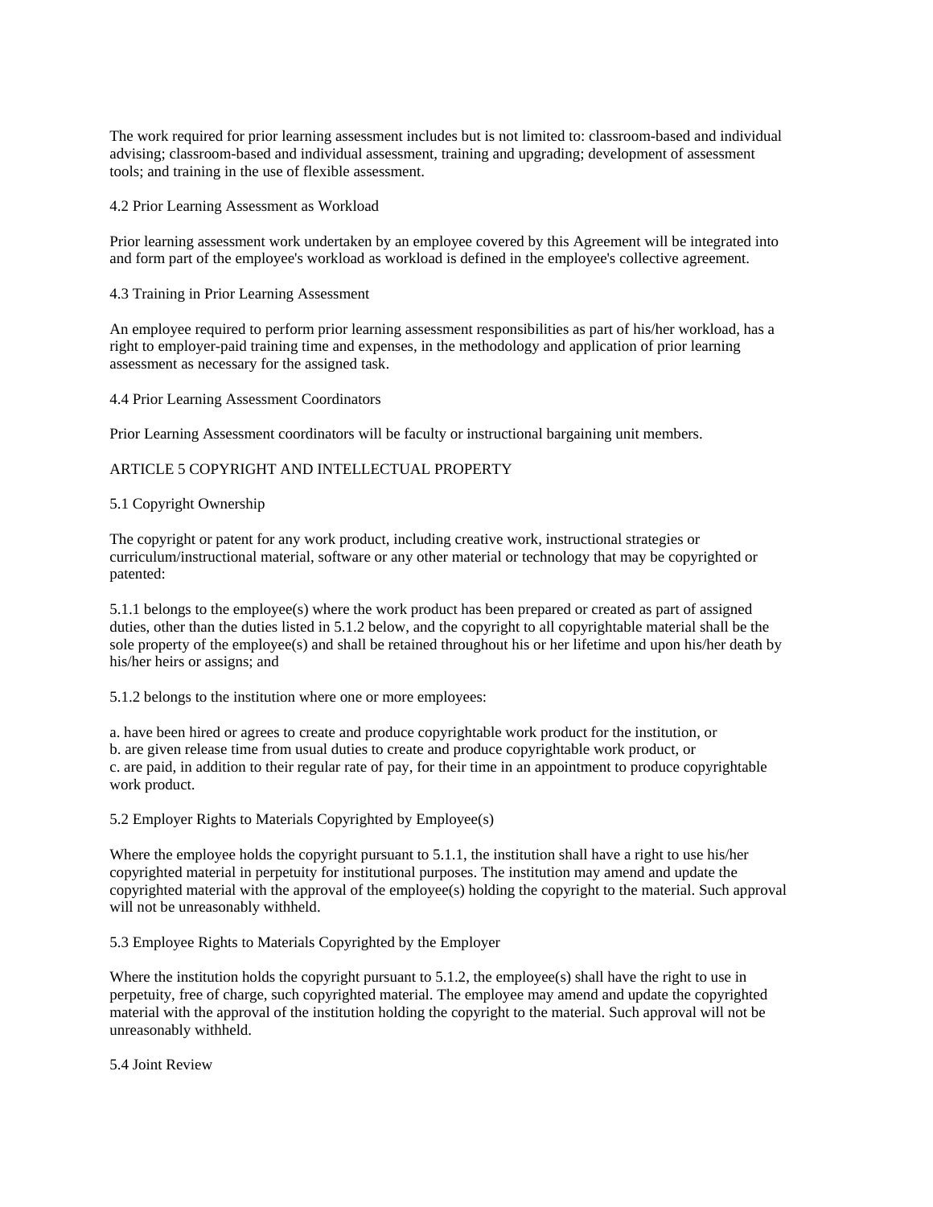The work required for prior learning assessment includes but is not limited to: classroom-based and individual advising; classroom-based and individual assessment, training and upgrading; development of assessment tools; and training in the use of flexible assessment.

### 4.2 Prior Learning Assessment as Workload

Prior learning assessment work undertaken by an employee covered by this Agreement will be integrated into and form part of the employee's workload as workload is defined in the employee's collective agreement.

### 4.3 Training in Prior Learning Assessment

An employee required to perform prior learning assessment responsibilities as part of his/her workload, has a right to employer-paid training time and expenses, in the methodology and application of prior learning assessment as necessary for the assigned task.

### 4.4 Prior Learning Assessment Coordinators

Prior Learning Assessment coordinators will be faculty or instructional bargaining unit members.

## ARTICLE 5 COPYRIGHT AND INTELLECTUAL PROPERTY

### 5.1 Copyright Ownership

The copyright or patent for any work product, including creative work, instructional strategies or curriculum/instructional material, software or any other material or technology that may be copyrighted or patented:

5.1.1 belongs to the employee(s) where the work product has been prepared or created as part of assigned duties, other than the duties listed in 5.1.2 below, and the copyright to all copyrightable material shall be the sole property of the employee(s) and shall be retained throughout his or her lifetime and upon his/her death by his/her heirs or assigns; and

5.1.2 belongs to the institution where one or more employees:

a. have been hired or agrees to create and produce copyrightable work product for the institution, or
b. are given release time from usual duties to create and produce copyrightable work product, or
c. are paid, in addition to their regular rate of pay, for their time in an appointment to produce copyrightable work product.

### 5.2 Employer Rights to Materials Copyrighted by Employee(s)

Where the employee holds the copyright pursuant to 5.1.1, the institution shall have a right to use his/her copyrighted material in perpetuity for institutional purposes. The institution may amend and update the copyrighted material with the approval of the employee(s) holding the copyright to the material. Such approval will not be unreasonably withheld.

### 5.3 Employee Rights to Materials Copyrighted by the Employer

Where the institution holds the copyright pursuant to 5.1.2, the employee(s) shall have the right to use in perpetuity, free of charge, such copyrighted material. The employee may amend and update the copyrighted material with the approval of the institution holding the copyright to the material. Such approval will not be unreasonably withheld.

### 5.4 Joint Review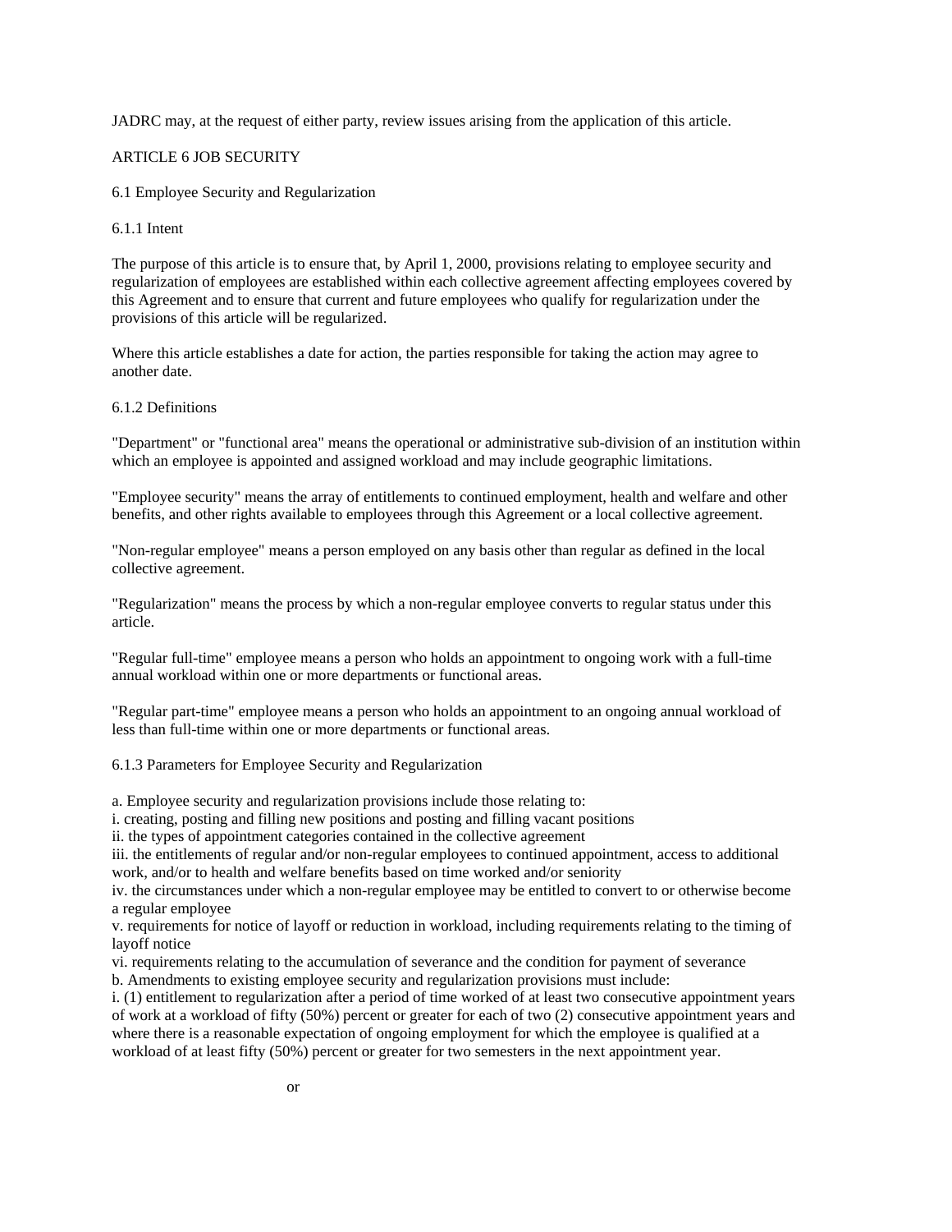JADRC may, at the request of either party, review issues arising from the application of this article.

## ARTICLE 6 JOB SECURITY

### 6.1 Employee Security and Regularization

#### 6.1.1 Intent

The purpose of this article is to ensure that, by April 1, 2000, provisions relating to employee security and regularization of employees are established within each collective agreement affecting employees covered by this Agreement and to ensure that current and future employees who qualify for regularization under the provisions of this article will be regularized.

Where this article establishes a date for action, the parties responsible for taking the action may agree to another date.

#### 6.1.2 Definitions

"Department" or "functional area" means the operational or administrative sub-division of an institution within which an employee is appointed and assigned workload and may include geographic limitations.

"Employee security" means the array of entitlements to continued employment, health and welfare and other benefits, and other rights available to employees through this Agreement or a local collective agreement.

"Non-regular employee" means a person employed on any basis other than regular as defined in the local collective agreement.

"Regularization" means the process by which a non-regular employee converts to regular status under this article.

"Regular full-time" employee means a person who holds an appointment to ongoing work with a full-time annual workload within one or more departments or functional areas.

"Regular part-time" employee means a person who holds an appointment to an ongoing annual workload of less than full-time within one or more departments or functional areas.

#### 6.1.3 Parameters for Employee Security and Regularization

a. Employee security and regularization provisions include those relating to:
i. creating, posting and filling new positions and posting and filling vacant positions
ii. the types of appointment categories contained in the collective agreement
iii. the entitlements of regular and/or non-regular employees to continued appointment, access to additional work, and/or to health and welfare benefits based on time worked and/or seniority
iv. the circumstances under which a non-regular employee may be entitled to convert to or otherwise become a regular employee
v. requirements for notice of layoff or reduction in workload, including requirements relating to the timing of layoff notice
vi. requirements relating to the accumulation of severance and the condition for payment of severance
b. Amendments to existing employee security and regularization provisions must include:
i. (1) entitlement to regularization after a period of time worked of at least two consecutive appointment years of work at a workload of fifty (50%) percent or greater for each of two (2) consecutive appointment years and where there is a reasonable expectation of ongoing employment for which the employee is qualified at a workload of at least fifty (50%) percent or greater for two semesters in the next appointment year.

or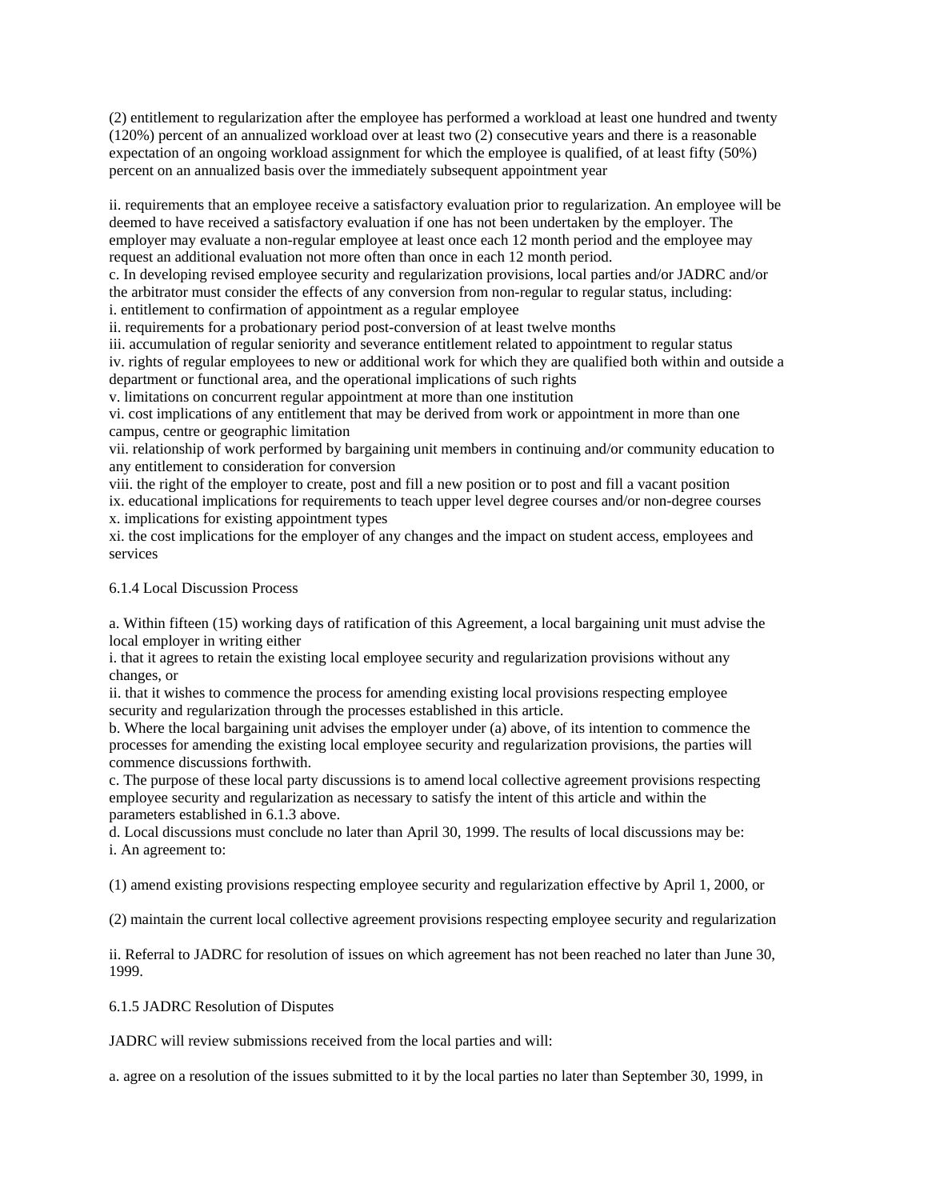(2) entitlement to regularization after the employee has performed a workload at least one hundred and twenty (120%) percent of an annualized workload over at least two (2) consecutive years and there is a reasonable expectation of an ongoing workload assignment for which the employee is qualified, of at least fifty (50%) percent on an annualized basis over the immediately subsequent appointment year

ii. requirements that an employee receive a satisfactory evaluation prior to regularization. An employee will be deemed to have received a satisfactory evaluation if one has not been undertaken by the employer. The employer may evaluate a non-regular employee at least once each 12 month period and the employee may request an additional evaluation not more often than once in each 12 month period.

c. In developing revised employee security and regularization provisions, local parties and/or JADRC and/or the arbitrator must consider the effects of any conversion from non-regular to regular status, including:

i. entitlement to confirmation of appointment as a regular employee

ii. requirements for a probationary period post-conversion of at least twelve months

iii. accumulation of regular seniority and severance entitlement related to appointment to regular status

iv. rights of regular employees to new or additional work for which they are qualified both within and outside a department or functional area, and the operational implications of such rights

v. limitations on concurrent regular appointment at more than one institution

vi. cost implications of any entitlement that may be derived from work or appointment in more than one campus, centre or geographic limitation

vii. relationship of work performed by bargaining unit members in continuing and/or community education to any entitlement to consideration for conversion

viii. the right of the employer to create, post and fill a new position or to post and fill a vacant position

ix. educational implications for requirements to teach upper level degree courses and/or non-degree courses

x. implications for existing appointment types

xi. the cost implications for the employer of any changes and the impact on student access, employees and services

6.1.4 Local Discussion Process

a. Within fifteen (15) working days of ratification of this Agreement, a local bargaining unit must advise the local employer in writing either

i. that it agrees to retain the existing local employee security and regularization provisions without any changes, or

ii. that it wishes to commence the process for amending existing local provisions respecting employee security and regularization through the processes established in this article.

b. Where the local bargaining unit advises the employer under (a) above, of its intention to commence the processes for amending the existing local employee security and regularization provisions, the parties will commence discussions forthwith.

c. The purpose of these local party discussions is to amend local collective agreement provisions respecting employee security and regularization as necessary to satisfy the intent of this article and within the parameters established in 6.1.3 above.

d. Local discussions must conclude no later than April 30, 1999. The results of local discussions may be:

i. An agreement to:

(1) amend existing provisions respecting employee security and regularization effective by April 1, 2000, or

(2) maintain the current local collective agreement provisions respecting employee security and regularization

ii. Referral to JADRC for resolution of issues on which agreement has not been reached no later than June 30, 1999.

6.1.5 JADRC Resolution of Disputes

JADRC will review submissions received from the local parties and will:

a. agree on a resolution of the issues submitted to it by the local parties no later than September 30, 1999, in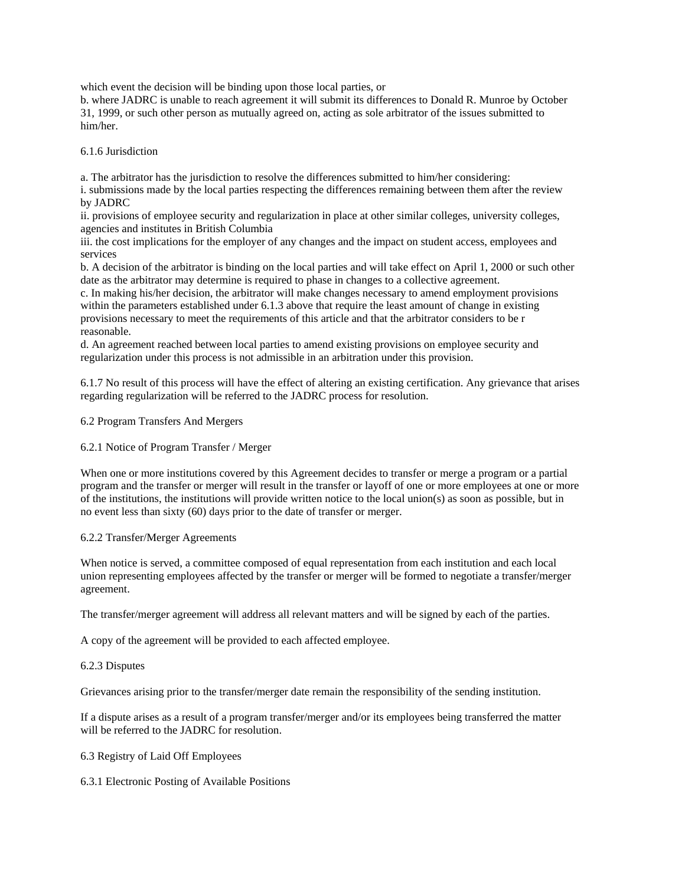which event the decision will be binding upon those local parties, or

b. where JADRC is unable to reach agreement it will submit its differences to Donald R. Munroe by October 31, 1999, or such other person as mutually agreed on, acting as sole arbitrator of the issues submitted to him/her.

6.1.6 Jurisdiction

a. The arbitrator has the jurisdiction to resolve the differences submitted to him/her considering:

i. submissions made by the local parties respecting the differences remaining between them after the review by JADRC

ii. provisions of employee security and regularization in place at other similar colleges, university colleges, agencies and institutes in British Columbia

iii. the cost implications for the employer of any changes and the impact on student access, employees and services

b. A decision of the arbitrator is binding on the local parties and will take effect on April 1, 2000 or such other date as the arbitrator may determine is required to phase in changes to a collective agreement.

c. In making his/her decision, the arbitrator will make changes necessary to amend employment provisions within the parameters established under 6.1.3 above that require the least amount of change in existing provisions necessary to meet the requirements of this article and that the arbitrator considers to be r reasonable.

d. An agreement reached between local parties to amend existing provisions on employee security and regularization under this process is not admissible in an arbitration under this provision.

6.1.7 No result of this process will have the effect of altering an existing certification. Any grievance that arises regarding regularization will be referred to the JADRC process for resolution.

6.2 Program Transfers And Mergers

6.2.1 Notice of Program Transfer / Merger

When one or more institutions covered by this Agreement decides to transfer or merge a program or a partial program and the transfer or merger will result in the transfer or layoff of one or more employees at one or more of the institutions, the institutions will provide written notice to the local union(s) as soon as possible, but in no event less than sixty (60) days prior to the date of transfer or merger.

6.2.2 Transfer/Merger Agreements

When notice is served, a committee composed of equal representation from each institution and each local union representing employees affected by the transfer or merger will be formed to negotiate a transfer/merger agreement.

The transfer/merger agreement will address all relevant matters and will be signed by each of the parties.

A copy of the agreement will be provided to each affected employee.

6.2.3 Disputes

Grievances arising prior to the transfer/merger date remain the responsibility of the sending institution.

If a dispute arises as a result of a program transfer/merger and/or its employees being transferred the matter will be referred to the JADRC for resolution.

6.3 Registry of Laid Off Employees

6.3.1 Electronic Posting of Available Positions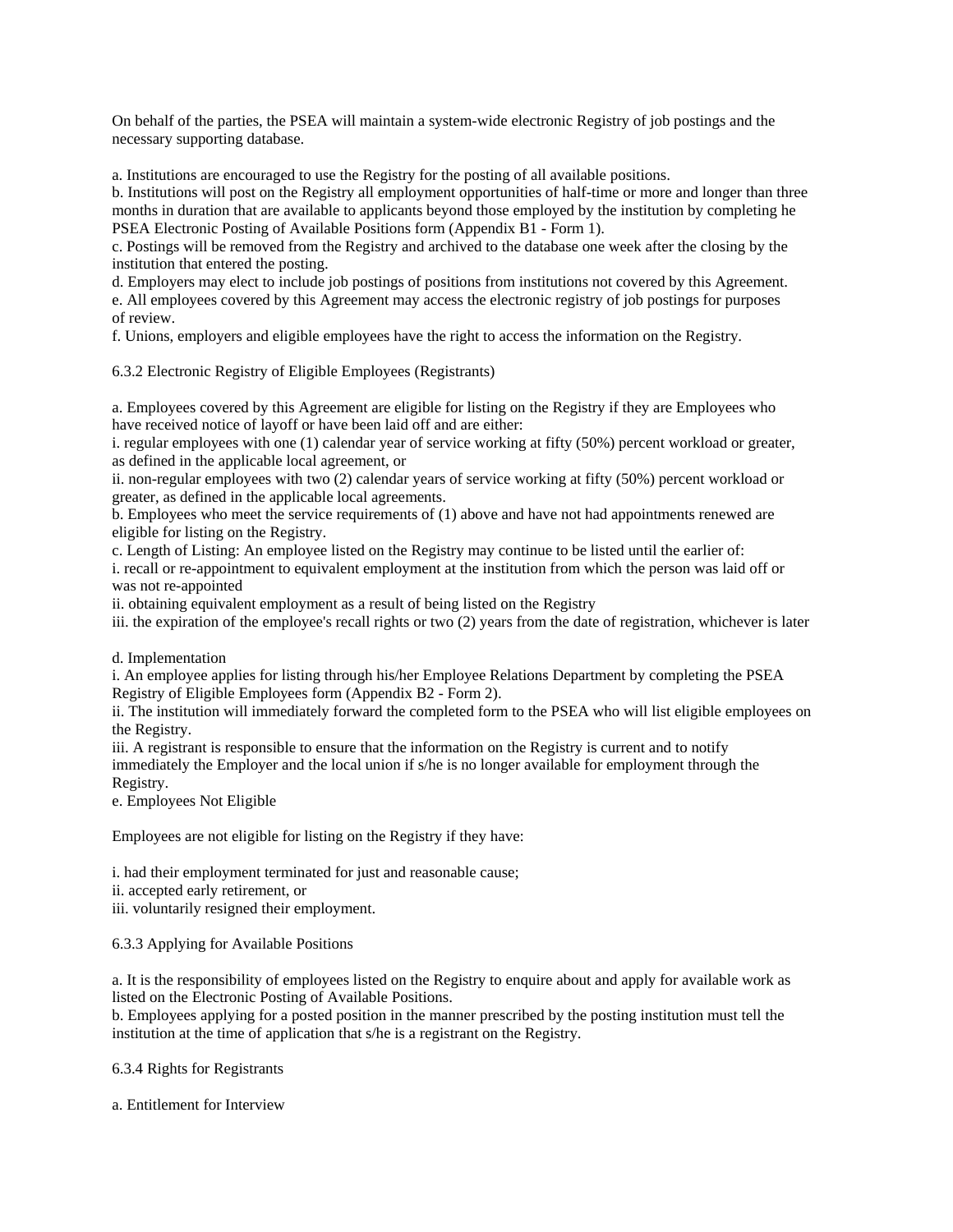On behalf of the parties, the PSEA will maintain a system-wide electronic Registry of job postings and the necessary supporting database.

a. Institutions are encouraged to use the Registry for the posting of all available positions.
b. Institutions will post on the Registry all employment opportunities of half-time or more and longer than three months in duration that are available to applicants beyond those employed by the institution by completing he PSEA Electronic Posting of Available Positions form (Appendix B1 - Form 1).
c. Postings will be removed from the Registry and archived to the database one week after the closing by the institution that entered the posting.
d. Employers may elect to include job postings of positions from institutions not covered by this Agreement.
e. All employees covered by this Agreement may access the electronic registry of job postings for purposes of review.
f. Unions, employers and eligible employees have the right to access the information on the Registry.

6.3.2 Electronic Registry of Eligible Employees (Registrants)

a. Employees covered by this Agreement are eligible for listing on the Registry if they are Employees who have received notice of layoff or have been laid off and are either:
i. regular employees with one (1) calendar year of service working at fifty (50%) percent workload or greater, as defined in the applicable local agreement, or
ii. non-regular employees with two (2) calendar years of service working at fifty (50%) percent workload or greater, as defined in the applicable local agreements.
b. Employees who meet the service requirements of (1) above and have not had appointments renewed are eligible for listing on the Registry.
c. Length of Listing: An employee listed on the Registry may continue to be listed until the earlier of:
i. recall or re-appointment to equivalent employment at the institution from which the person was laid off or was not re-appointed
ii. obtaining equivalent employment as a result of being listed on the Registry
iii. the expiration of the employee's recall rights or two (2) years from the date of registration, whichever is later

d. Implementation
i. An employee applies for listing through his/her Employee Relations Department by completing the PSEA Registry of Eligible Employees form (Appendix B2 - Form 2).
ii. The institution will immediately forward the completed form to the PSEA who will list eligible employees on the Registry.
iii. A registrant is responsible to ensure that the information on the Registry is current and to notify immediately the Employer and the local union if s/he is no longer available for employment through the Registry.
e. Employees Not Eligible

Employees are not eligible for listing on the Registry if they have:

i. had their employment terminated for just and reasonable cause;
ii. accepted early retirement, or
iii. voluntarily resigned their employment.

6.3.3 Applying for Available Positions

a. It is the responsibility of employees listed on the Registry to enquire about and apply for available work as listed on the Electronic Posting of Available Positions.
b. Employees applying for a posted position in the manner prescribed by the posting institution must tell the institution at the time of application that s/he is a registrant on the Registry.

6.3.4 Rights for Registrants

a. Entitlement for Interview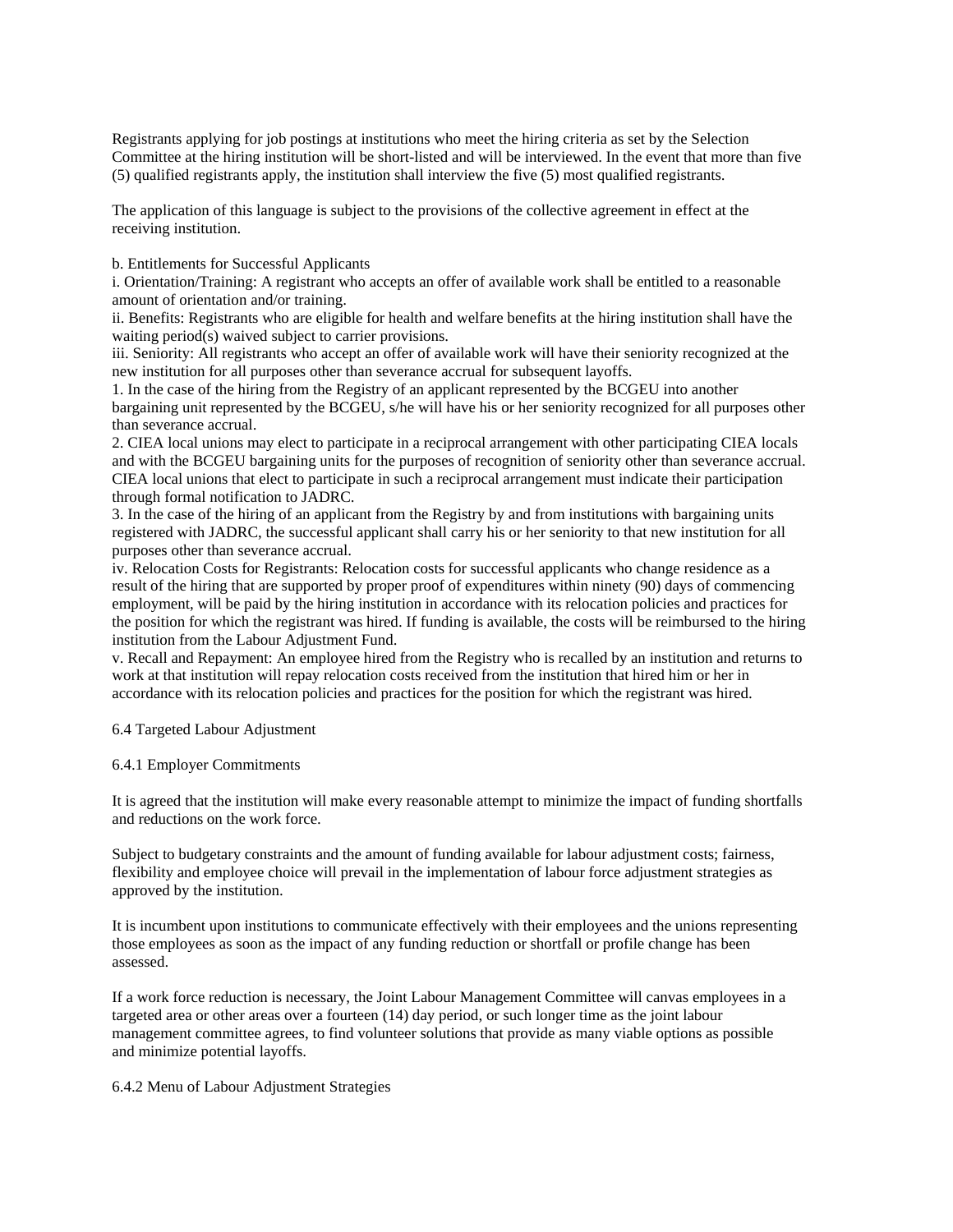Registrants applying for job postings at institutions who meet the hiring criteria as set by the Selection Committee at the hiring institution will be short-listed and will be interviewed. In the event that more than five (5) qualified registrants apply, the institution shall interview the five (5) most qualified registrants.

The application of this language is subject to the provisions of the collective agreement in effect at the receiving institution.

b. Entitlements for Successful Applicants

i. Orientation/Training: A registrant who accepts an offer of available work shall be entitled to a reasonable amount of orientation and/or training.

ii. Benefits: Registrants who are eligible for health and welfare benefits at the hiring institution shall have the waiting period(s) waived subject to carrier provisions.

iii. Seniority: All registrants who accept an offer of available work will have their seniority recognized at the new institution for all purposes other than severance accrual for subsequent layoffs.

1. In the case of the hiring from the Registry of an applicant represented by the BCGEU into another bargaining unit represented by the BCGEU, s/he will have his or her seniority recognized for all purposes other than severance accrual.

2. CIEA local unions may elect to participate in a reciprocal arrangement with other participating CIEA locals and with the BCGEU bargaining units for the purposes of recognition of seniority other than severance accrual. CIEA local unions that elect to participate in such a reciprocal arrangement must indicate their participation through formal notification to JADRC.

3. In the case of the hiring of an applicant from the Registry by and from institutions with bargaining units registered with JADRC, the successful applicant shall carry his or her seniority to that new institution for all purposes other than severance accrual.

iv. Relocation Costs for Registrants: Relocation costs for successful applicants who change residence as a result of the hiring that are supported by proper proof of expenditures within ninety (90) days of commencing employment, will be paid by the hiring institution in accordance with its relocation policies and practices for the position for which the registrant was hired. If funding is available, the costs will be reimbursed to the hiring institution from the Labour Adjustment Fund.

v. Recall and Repayment: An employee hired from the Registry who is recalled by an institution and returns to work at that institution will repay relocation costs received from the institution that hired him or her in accordance with its relocation policies and practices for the position for which the registrant was hired.

6.4 Targeted Labour Adjustment

6.4.1 Employer Commitments

It is agreed that the institution will make every reasonable attempt to minimize the impact of funding shortfalls and reductions on the work force.

Subject to budgetary constraints and the amount of funding available for labour adjustment costs; fairness, flexibility and employee choice will prevail in the implementation of labour force adjustment strategies as approved by the institution.

It is incumbent upon institutions to communicate effectively with their employees and the unions representing those employees as soon as the impact of any funding reduction or shortfall or profile change has been assessed.

If a work force reduction is necessary, the Joint Labour Management Committee will canvas employees in a targeted area or other areas over a fourteen (14) day period, or such longer time as the joint labour management committee agrees, to find volunteer solutions that provide as many viable options as possible and minimize potential layoffs.

6.4.2 Menu of Labour Adjustment Strategies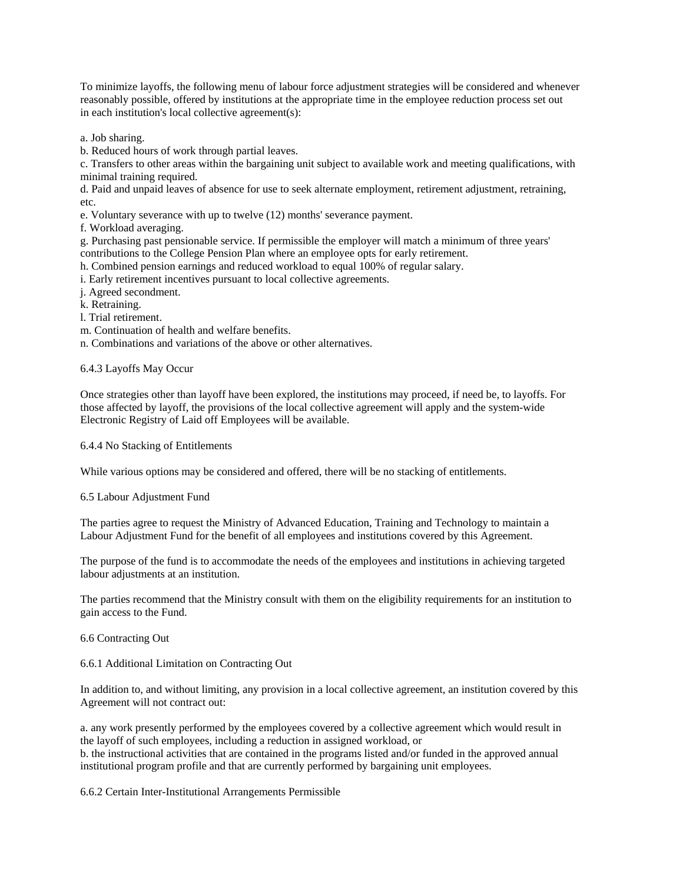To minimize layoffs, the following menu of labour force adjustment strategies will be considered and whenever reasonably possible, offered by institutions at the appropriate time in the employee reduction process set out in each institution's local collective agreement(s):

a. Job sharing.
b. Reduced hours of work through partial leaves.
c. Transfers to other areas within the bargaining unit subject to available work and meeting qualifications, with minimal training required.
d. Paid and unpaid leaves of absence for use to seek alternate employment, retirement adjustment, retraining, etc.
e. Voluntary severance with up to twelve (12) months' severance payment.
f. Workload averaging.
g. Purchasing past pensionable service. If permissible the employer will match a minimum of three years' contributions to the College Pension Plan where an employee opts for early retirement.
h. Combined pension earnings and reduced workload to equal 100% of regular salary.
i. Early retirement incentives pursuant to local collective agreements.
j. Agreed secondment.
k. Retraining.
l. Trial retirement.
m. Continuation of health and welfare benefits.
n. Combinations and variations of the above or other alternatives.

6.4.3 Layoffs May Occur

Once strategies other than layoff have been explored, the institutions may proceed, if need be, to layoffs. For those affected by layoff, the provisions of the local collective agreement will apply and the system-wide Electronic Registry of Laid off Employees will be available.

6.4.4 No Stacking of Entitlements

While various options may be considered and offered, there will be no stacking of entitlements.

6.5 Labour Adjustment Fund

The parties agree to request the Ministry of Advanced Education, Training and Technology to maintain a Labour Adjustment Fund for the benefit of all employees and institutions covered by this Agreement.

The purpose of the fund is to accommodate the needs of the employees and institutions in achieving targeted labour adjustments at an institution.

The parties recommend that the Ministry consult with them on the eligibility requirements for an institution to gain access to the Fund.

6.6 Contracting Out

6.6.1 Additional Limitation on Contracting Out

In addition to, and without limiting, any provision in a local collective agreement, an institution covered by this Agreement will not contract out:

a. any work presently performed by the employees covered by a collective agreement which would result in the layoff of such employees, including a reduction in assigned workload, or
b. the instructional activities that are contained in the programs listed and/or funded in the approved annual institutional program profile and that are currently performed by bargaining unit employees.

6.6.2 Certain Inter-Institutional Arrangements Permissible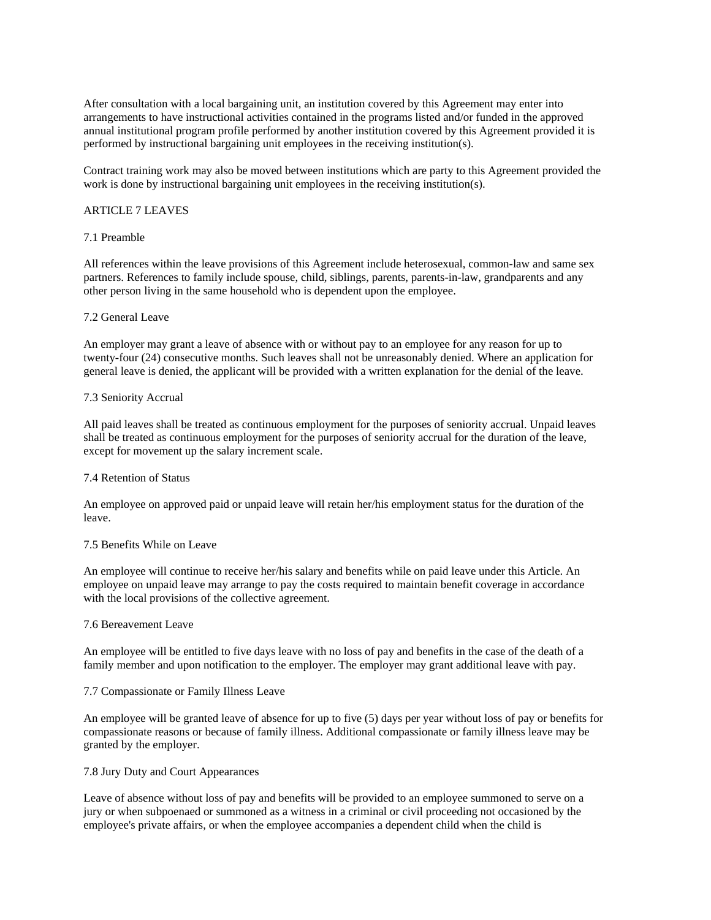After consultation with a local bargaining unit, an institution covered by this Agreement may enter into arrangements to have instructional activities contained in the programs listed and/or funded in the approved annual institutional program profile performed by another institution covered by this Agreement provided it is performed by instructional bargaining unit employees in the receiving institution(s).

Contract training work may also be moved between institutions which are party to this Agreement provided the work is done by instructional bargaining unit employees in the receiving institution(s).

## ARTICLE 7 LEAVES

### 7.1 Preamble

All references within the leave provisions of this Agreement include heterosexual, common-law and same sex partners. References to family include spouse, child, siblings, parents, parents-in-law, grandparents and any other person living in the same household who is dependent upon the employee.

### 7.2 General Leave

An employer may grant a leave of absence with or without pay to an employee for any reason for up to twenty-four (24) consecutive months. Such leaves shall not be unreasonably denied. Where an application for general leave is denied, the applicant will be provided with a written explanation for the denial of the leave.

### 7.3 Seniority Accrual

All paid leaves shall be treated as continuous employment for the purposes of seniority accrual. Unpaid leaves shall be treated as continuous employment for the purposes of seniority accrual for the duration of the leave, except for movement up the salary increment scale.

### 7.4 Retention of Status

An employee on approved paid or unpaid leave will retain her/his employment status for the duration of the leave.

### 7.5 Benefits While on Leave

An employee will continue to receive her/his salary and benefits while on paid leave under this Article. An employee on unpaid leave may arrange to pay the costs required to maintain benefit coverage in accordance with the local provisions of the collective agreement.

### 7.6 Bereavement Leave

An employee will be entitled to five days leave with no loss of pay and benefits in the case of the death of a family member and upon notification to the employer. The employer may grant additional leave with pay.

### 7.7 Compassionate or Family Illness Leave

An employee will be granted leave of absence for up to five (5) days per year without loss of pay or benefits for compassionate reasons or because of family illness. Additional compassionate or family illness leave may be granted by the employer.

### 7.8 Jury Duty and Court Appearances

Leave of absence without loss of pay and benefits will be provided to an employee summoned to serve on a jury or when subpoenaed or summoned as a witness in a criminal or civil proceeding not occasioned by the employee's private affairs, or when the employee accompanies a dependent child when the child is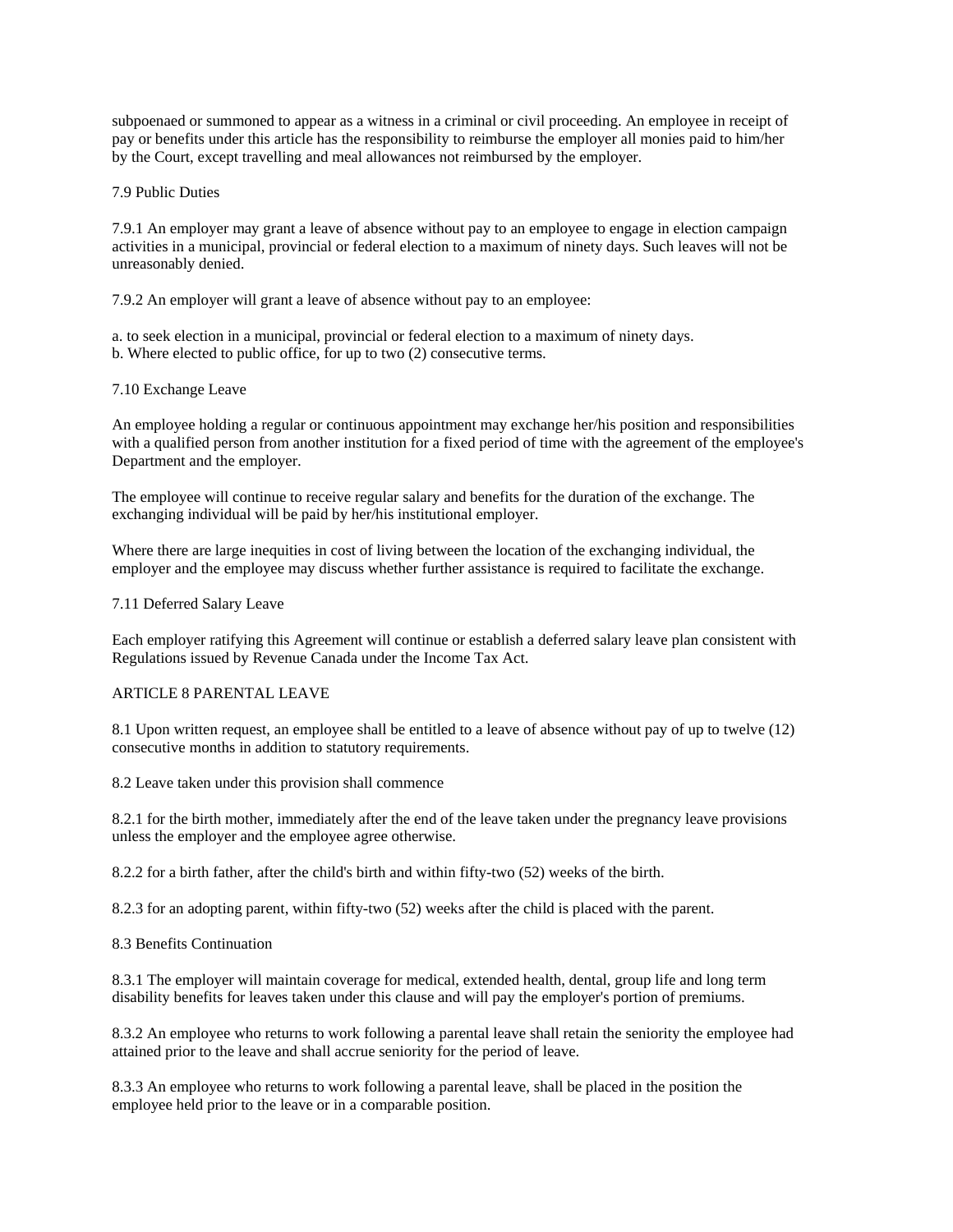subpoenaed or summoned to appear as a witness in a criminal or civil proceeding. An employee in receipt of pay or benefits under this article has the responsibility to reimburse the employer all monies paid to him/her by the Court, except travelling and meal allowances not reimbursed by the employer.

7.9 Public Duties

7.9.1 An employer may grant a leave of absence without pay to an employee to engage in election campaign activities in a municipal, provincial or federal election to a maximum of ninety days. Such leaves will not be unreasonably denied.

7.9.2 An employer will grant a leave of absence without pay to an employee:

a. to seek election in a municipal, provincial or federal election to a maximum of ninety days.
b. Where elected to public office, for up to two (2) consecutive terms.

7.10 Exchange Leave

An employee holding a regular or continuous appointment may exchange her/his position and responsibilities with a qualified person from another institution for a fixed period of time with the agreement of the employee's Department and the employer.

The employee will continue to receive regular salary and benefits for the duration of the exchange. The exchanging individual will be paid by her/his institutional employer.

Where there are large inequities in cost of living between the location of the exchanging individual, the employer and the employee may discuss whether further assistance is required to facilitate the exchange.

7.11 Deferred Salary Leave

Each employer ratifying this Agreement will continue or establish a deferred salary leave plan consistent with Regulations issued by Revenue Canada under the Income Tax Act.

ARTICLE 8 PARENTAL LEAVE

8.1 Upon written request, an employee shall be entitled to a leave of absence without pay of up to twelve (12) consecutive months in addition to statutory requirements.

8.2 Leave taken under this provision shall commence

8.2.1 for the birth mother, immediately after the end of the leave taken under the pregnancy leave provisions unless the employer and the employee agree otherwise.

8.2.2 for a birth father, after the child's birth and within fifty-two (52) weeks of the birth.

8.2.3 for an adopting parent, within fifty-two (52) weeks after the child is placed with the parent.

8.3 Benefits Continuation

8.3.1 The employer will maintain coverage for medical, extended health, dental, group life and long term disability benefits for leaves taken under this clause and will pay the employer's portion of premiums.

8.3.2 An employee who returns to work following a parental leave shall retain the seniority the employee had attained prior to the leave and shall accrue seniority for the period of leave.

8.3.3 An employee who returns to work following a parental leave, shall be placed in the position the employee held prior to the leave or in a comparable position.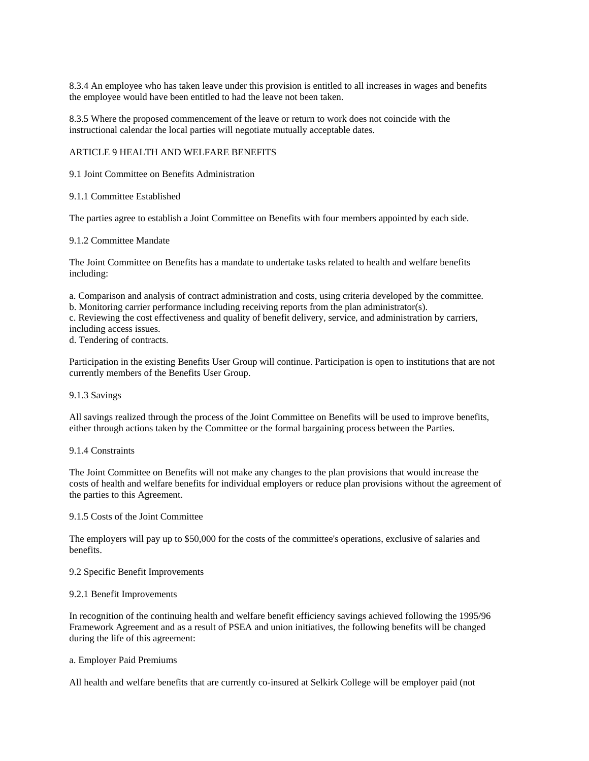8.3.4 An employee who has taken leave under this provision is entitled to all increases in wages and benefits the employee would have been entitled to had the leave not been taken.

8.3.5 Where the proposed commencement of the leave or return to work does not coincide with the instructional calendar the local parties will negotiate mutually acceptable dates.

## ARTICLE 9 HEALTH AND WELFARE BENEFITS

### 9.1 Joint Committee on Benefits Administration

#### 9.1.1 Committee Established

The parties agree to establish a Joint Committee on Benefits with four members appointed by each side.

#### 9.1.2 Committee Mandate

The Joint Committee on Benefits has a mandate to undertake tasks related to health and welfare benefits including:

a. Comparison and analysis of contract administration and costs, using criteria developed by the committee.
b. Monitoring carrier performance including receiving reports from the plan administrator(s).
c. Reviewing the cost effectiveness and quality of benefit delivery, service, and administration by carriers, including access issues.
d. Tendering of contracts.

Participation in the existing Benefits User Group will continue. Participation is open to institutions that are not currently members of the Benefits User Group.

#### 9.1.3 Savings

All savings realized through the process of the Joint Committee on Benefits will be used to improve benefits, either through actions taken by the Committee or the formal bargaining process between the Parties.

#### 9.1.4 Constraints

The Joint Committee on Benefits will not make any changes to the plan provisions that would increase the costs of health and welfare benefits for individual employers or reduce plan provisions without the agreement of the parties to this Agreement.

#### 9.1.5 Costs of the Joint Committee

The employers will pay up to $50,000 for the costs of the committee's operations, exclusive of salaries and benefits.

### 9.2 Specific Benefit Improvements

#### 9.2.1 Benefit Improvements

In recognition of the continuing health and welfare benefit efficiency savings achieved following the 1995/96 Framework Agreement and as a result of PSEA and union initiatives, the following benefits will be changed during the life of this agreement:

a. Employer Paid Premiums

All health and welfare benefits that are currently co-insured at Selkirk College will be employer paid (not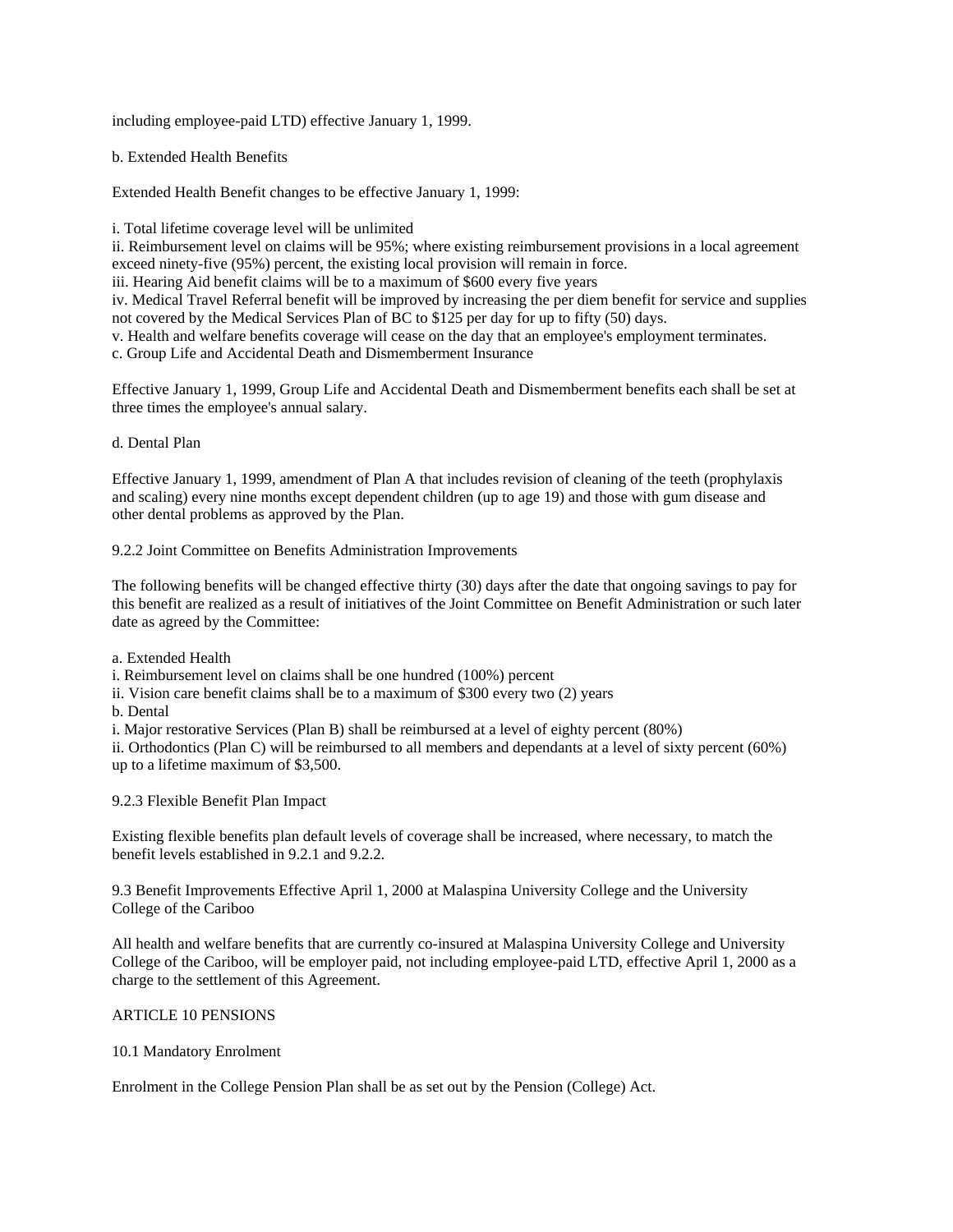including employee-paid LTD) effective January 1, 1999.

b. Extended Health Benefits

Extended Health Benefit changes to be effective January 1, 1999:

i. Total lifetime coverage level will be unlimited
ii. Reimbursement level on claims will be 95%; where existing reimbursement provisions in a local agreement exceed ninety-five (95%) percent, the existing local provision will remain in force.
iii. Hearing Aid benefit claims will be to a maximum of $600 every five years
iv. Medical Travel Referral benefit will be improved by increasing the per diem benefit for service and supplies not covered by the Medical Services Plan of BC to $125 per day for up to fifty (50) days.
v. Health and welfare benefits coverage will cease on the day that an employee's employment terminates.

c. Group Life and Accidental Death and Dismemberment Insurance

Effective January 1, 1999, Group Life and Accidental Death and Dismemberment benefits each shall be set at three times the employee's annual salary.

d. Dental Plan

Effective January 1, 1999, amendment of Plan A that includes revision of cleaning of the teeth (prophylaxis and scaling) every nine months except dependent children (up to age 19) and those with gum disease and other dental problems as approved by the Plan.

9.2.2 Joint Committee on Benefits Administration Improvements

The following benefits will be changed effective thirty (30) days after the date that ongoing savings to pay for this benefit are realized as a result of initiatives of the Joint Committee on Benefit Administration or such later date as agreed by the Committee:

a. Extended Health
i. Reimbursement level on claims shall be one hundred (100%) percent
ii. Vision care benefit claims shall be to a maximum of $300 every two (2) years

b. Dental
i. Major restorative Services (Plan B) shall be reimbursed at a level of eighty percent (80%)
ii. Orthodontics (Plan C) will be reimbursed to all members and dependants at a level of sixty percent (60%) up to a lifetime maximum of $3,500.

9.2.3 Flexible Benefit Plan Impact

Existing flexible benefits plan default levels of coverage shall be increased, where necessary, to match the benefit levels established in 9.2.1 and 9.2.2.

9.3 Benefit Improvements Effective April 1, 2000 at Malaspina University College and the University College of the Cariboo

All health and welfare benefits that are currently co-insured at Malaspina University College and University College of the Cariboo, will be employer paid, not including employee-paid LTD, effective April 1, 2000 as a charge to the settlement of this Agreement.

ARTICLE 10 PENSIONS

10.1 Mandatory Enrolment

Enrolment in the College Pension Plan shall be as set out by the Pension (College) Act.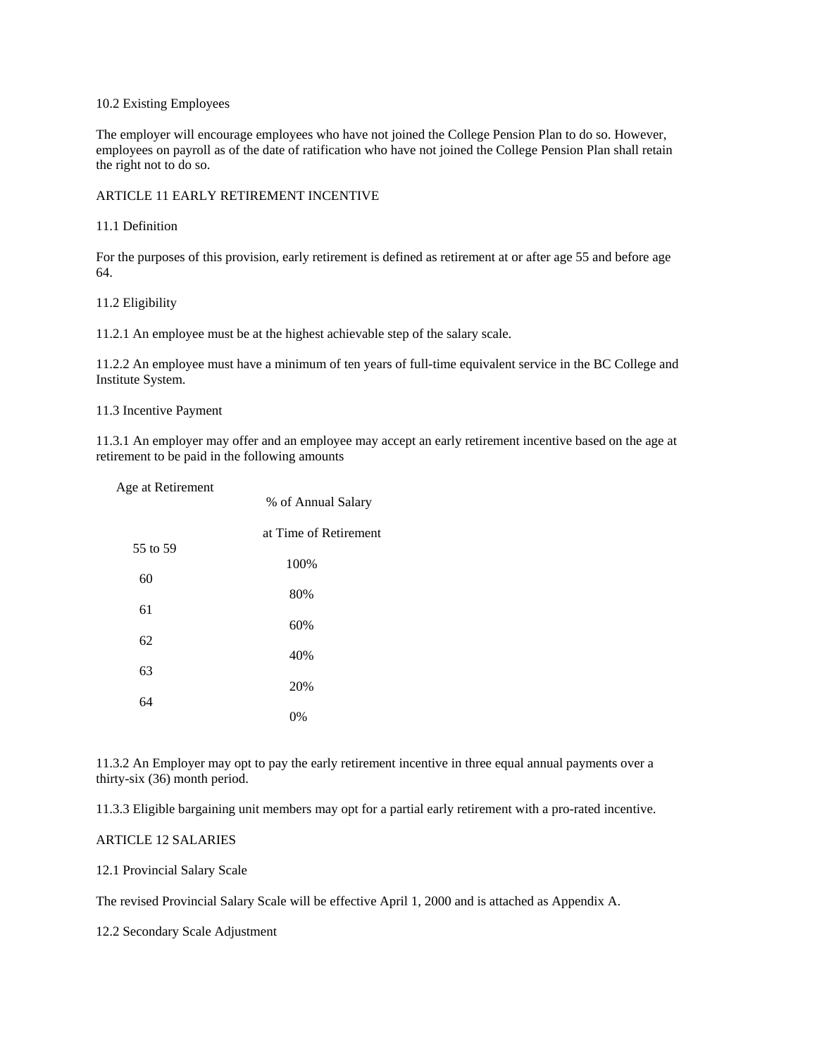10.2 Existing Employees

The employer will encourage employees who have not joined the College Pension Plan to do so. However, employees on payroll as of the date of ratification who have not joined the College Pension Plan shall retain the right not to do so.

ARTICLE 11 EARLY RETIREMENT INCENTIVE

11.1 Definition

For the purposes of this provision, early retirement is defined as retirement at or after age 55 and before age 64.

11.2 Eligibility

11.2.1 An employee must be at the highest achievable step of the salary scale.

11.2.2 An employee must have a minimum of ten years of full-time equivalent service in the BC College and Institute System.

11.3 Incentive Payment

11.3.1 An employer may offer and an employee may accept an early retirement incentive based on the age at retirement to be paid in the following amounts

| Age at Retirement | % of Annual Salary at Time of Retirement |
|---|---|
| 55 to 59 | 100% |
| 60 | 80% |
| 61 | 60% |
| 62 | 40% |
| 63 | 20% |
| 64 | 0% |

11.3.2 An Employer may opt to pay the early retirement incentive in three equal annual payments over a thirty-six (36) month period.

11.3.3 Eligible bargaining unit members may opt for a partial early retirement with a pro-rated incentive.

ARTICLE 12 SALARIES

12.1 Provincial Salary Scale

The revised Provincial Salary Scale will be effective April 1, 2000 and is attached as Appendix A.

12.2 Secondary Scale Adjustment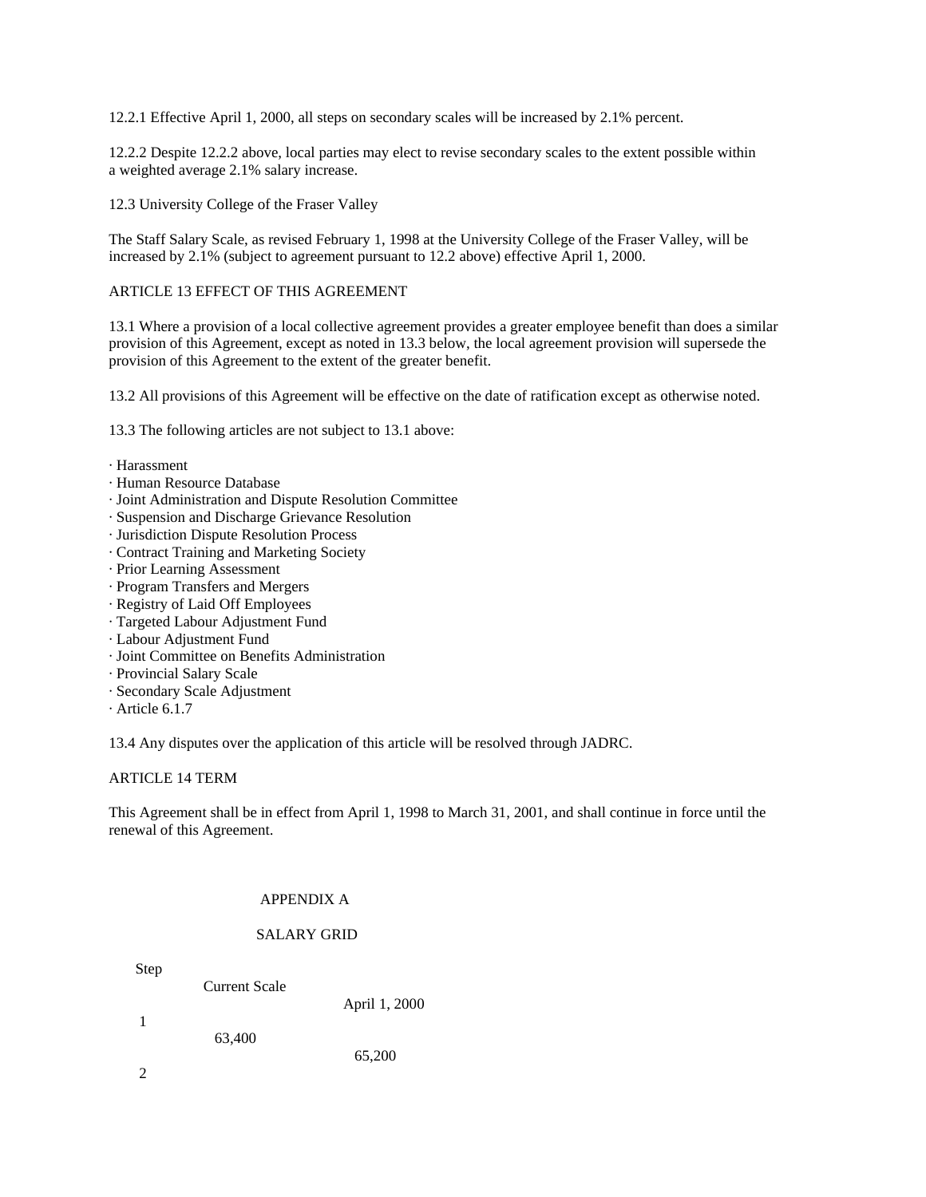12.2.1 Effective April 1, 2000, all steps on secondary scales will be increased by 2.1% percent.

12.2.2 Despite 12.2.2 above, local parties may elect to revise secondary scales to the extent possible within a weighted average 2.1% salary increase.

12.3 University College of the Fraser Valley

The Staff Salary Scale, as revised February 1, 1998 at the University College of the Fraser Valley, will be increased by 2.1% (subject to agreement pursuant to 12.2 above) effective April 1, 2000.

## ARTICLE 13 EFFECT OF THIS AGREEMENT

13.1 Where a provision of a local collective agreement provides a greater employee benefit than does a similar provision of this Agreement, except as noted in 13.3 below, the local agreement provision will supersede the provision of this Agreement to the extent of the greater benefit.

13.2 All provisions of this Agreement will be effective on the date of ratification except as otherwise noted.

13.3 The following articles are not subject to 13.1 above:

- Harassment
- Human Resource Database
- Joint Administration and Dispute Resolution Committee
- Suspension and Discharge Grievance Resolution
- Jurisdiction Dispute Resolution Process
- Contract Training and Marketing Society
- Prior Learning Assessment
- Program Transfers and Mergers
- Registry of Laid Off Employees
- Targeted Labour Adjustment Fund
- Labour Adjustment Fund
- Joint Committee on Benefits Administration
- Provincial Salary Scale
- Secondary Scale Adjustment
- Article 6.1.7

13.4 Any disputes over the application of this article will be resolved through JADRC.

## ARTICLE 14 TERM

This Agreement shall be in effect from April 1, 1998 to March 31, 2001, and shall continue in force until the renewal of this Agreement.

## APPENDIX A

## SALARY GRID

| Step | Current Scale | April 1, 2000 |
|---|---|---|
| 1 | 63,400 | 65,200 |
| 2 | | |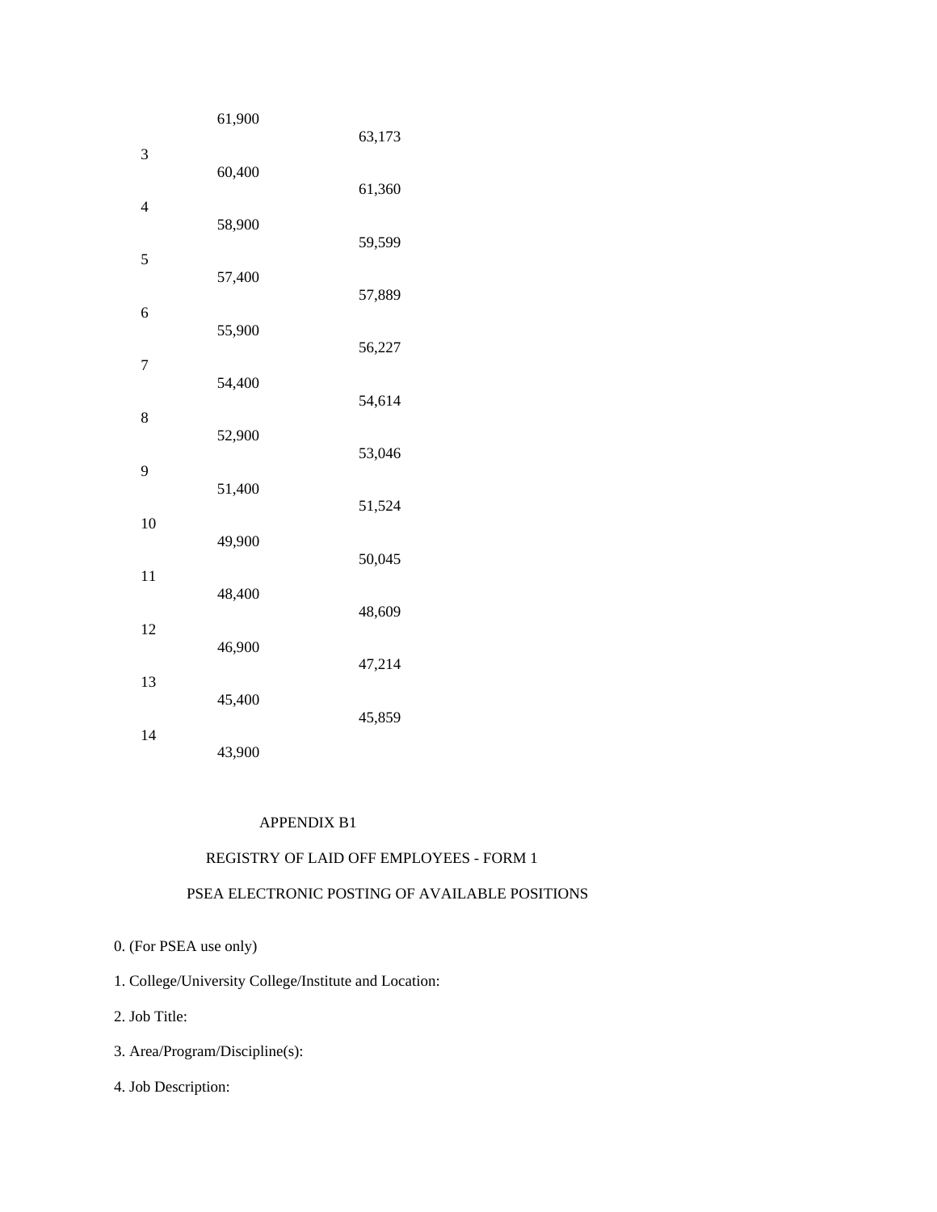| | | |
|---|---|---|
| | 61,900 | 63,173 |
| 3 | 60,400 | 61,360 |
| 4 | 58,900 | 59,599 |
| 5 | 57,400 | 57,889 |
| 6 | 55,900 | 56,227 |
| 7 | 54,400 | 54,614 |
| 8 | 52,900 | 53,046 |
| 9 | 51,400 | 51,524 |
| 10 | 49,900 | 50,045 |
| 11 | 48,400 | 48,609 |
| 12 | 46,900 | 47,214 |
| 13 | 45,400 | 45,859 |
| 14 | 43,900 | |

# APPENDIX B1

## REGISTRY OF LAID OFF EMPLOYEES - FORM 1

## PSEA ELECTRONIC POSTING OF AVAILABLE POSITIONS

0. (For PSEA use only)

1. College/University College/Institute and Location:

2. Job Title:

3. Area/Program/Discipline(s):

4. Job Description: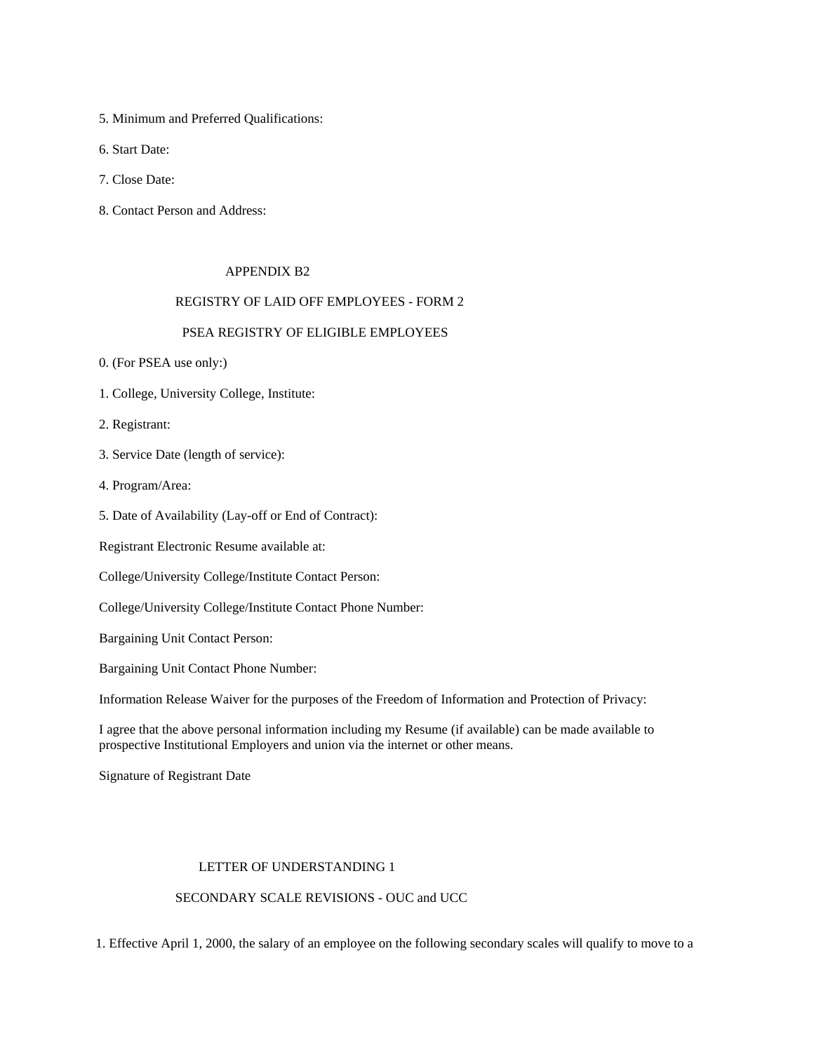5. Minimum and Preferred Qualifications:

6. Start Date:

7. Close Date:

8. Contact Person and Address:

## APPENDIX B2

## REGISTRY OF LAID OFF EMPLOYEES - FORM 2

## PSEA REGISTRY OF ELIGIBLE EMPLOYEES

0. (For PSEA use only:)

1. College, University College, Institute:

2. Registrant:

3. Service Date (length of service):

4. Program/Area:

5. Date of Availability (Lay-off or End of Contract):

Registrant Electronic Resume available at:

College/University College/Institute Contact Person:

College/University College/Institute Contact Phone Number:

Bargaining Unit Contact Person:

Bargaining Unit Contact Phone Number:

Information Release Waiver for the purposes of the Freedom of Information and Protection of Privacy:

I agree that the above personal information including my Resume (if available) can be made available to prospective Institutional Employers and union via the internet or other means.

Signature of Registrant Date

## LETTER OF UNDERSTANDING 1

## SECONDARY SCALE REVISIONS - OUC and UCC

1. Effective April 1, 2000, the salary of an employee on the following secondary scales will qualify to move to a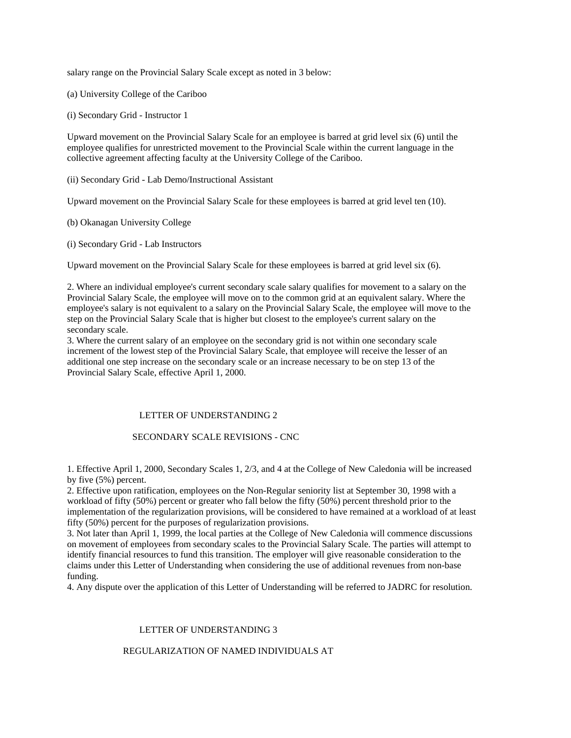salary range on the Provincial Salary Scale except as noted in 3 below:

(a) University College of the Cariboo

(i) Secondary Grid - Instructor 1

Upward movement on the Provincial Salary Scale for an employee is barred at grid level six (6) until the employee qualifies for unrestricted movement to the Provincial Scale within the current language in the collective agreement affecting faculty at the University College of the Cariboo.

(ii) Secondary Grid - Lab Demo/Instructional Assistant

Upward movement on the Provincial Salary Scale for these employees is barred at grid level ten (10).

(b) Okanagan University College

(i) Secondary Grid - Lab Instructors

Upward movement on the Provincial Salary Scale for these employees is barred at grid level six (6).

2. Where an individual employee's current secondary scale salary qualifies for movement to a salary on the Provincial Salary Scale, the employee will move on to the common grid at an equivalent salary. Where the employee's salary is not equivalent to a salary on the Provincial Salary Scale, the employee will move to the step on the Provincial Salary Scale that is higher but closest to the employee's current salary on the secondary scale.
3. Where the current salary of an employee on the secondary grid is not within one secondary scale increment of the lowest step of the Provincial Salary Scale, that employee will receive the lesser of an additional one step increase on the secondary scale or an increase necessary to be on step 13 of the Provincial Salary Scale, effective April 1, 2000.

## LETTER OF UNDERSTANDING 2

## SECONDARY SCALE REVISIONS - CNC

1. Effective April 1, 2000, Secondary Scales 1, 2/3, and 4 at the College of New Caledonia will be increased by five (5%) percent.
2. Effective upon ratification, employees on the Non-Regular seniority list at September 30, 1998 with a workload of fifty (50%) percent or greater who fall below the fifty (50%) percent threshold prior to the implementation of the regularization provisions, will be considered to have remained at a workload of at least fifty (50%) percent for the purposes of regularization provisions.
3. Not later than April 1, 1999, the local parties at the College of New Caledonia will commence discussions on movement of employees from secondary scales to the Provincial Salary Scale. The parties will attempt to identify financial resources to fund this transition. The employer will give reasonable consideration to the claims under this Letter of Understanding when considering the use of additional revenues from non-base funding.
4. Any dispute over the application of this Letter of Understanding will be referred to JADRC for resolution.

## LETTER OF UNDERSTANDING 3

## REGULARIZATION OF NAMED INDIVIDUALS AT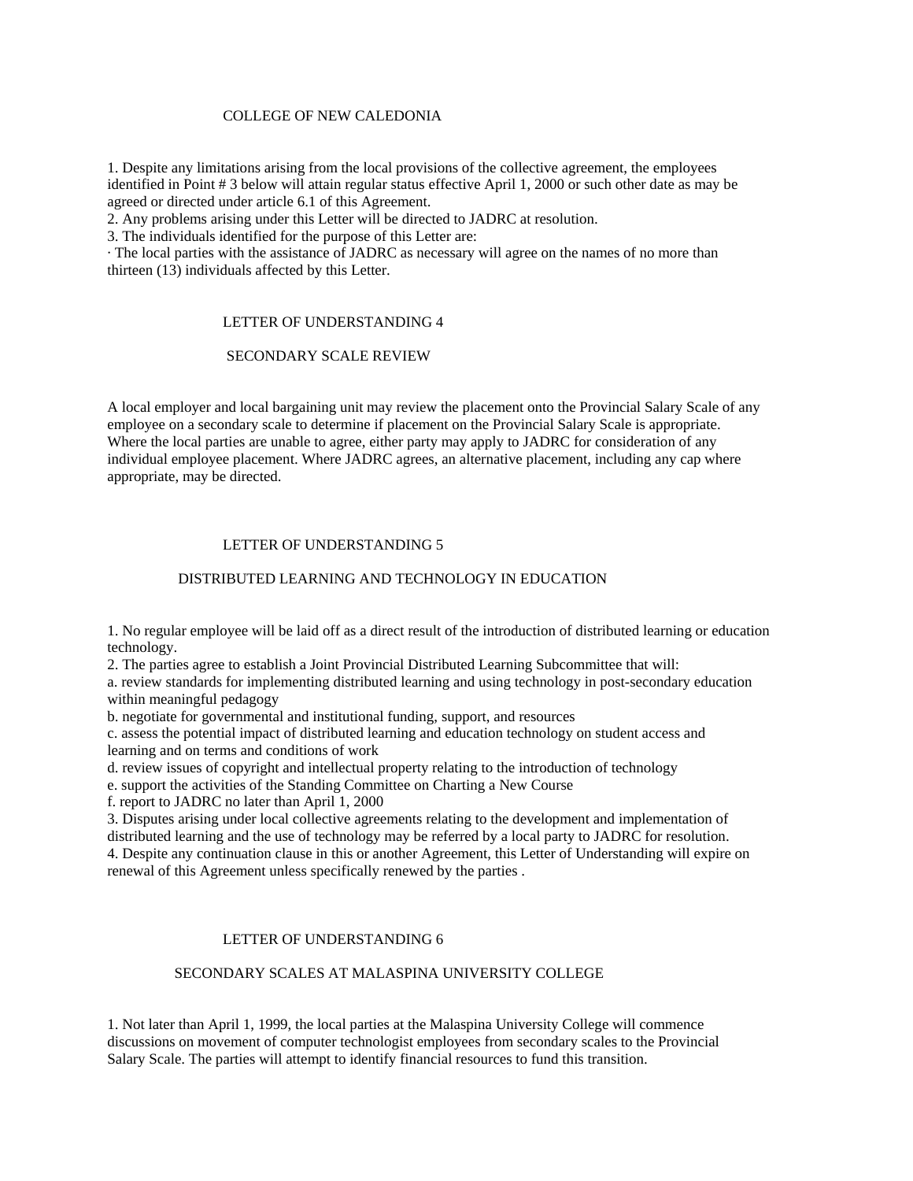COLLEGE OF NEW CALEDONIA

1. Despite any limitations arising from the local provisions of the collective agreement, the employees identified in Point # 3 below will attain regular status effective April 1, 2000 or such other date as may be agreed or directed under article 6.1 of this Agreement.
2. Any problems arising under this Letter will be directed to JADRC at resolution.
3. The individuals identified for the purpose of this Letter are:

· The local parties with the assistance of JADRC as necessary will agree on the names of no more than thirteen (13) individuals affected by this Letter.

## LETTER OF UNDERSTANDING 4

## SECONDARY SCALE REVIEW

A local employer and local bargaining unit may review the placement onto the Provincial Salary Scale of any employee on a secondary scale to determine if placement on the Provincial Salary Scale is appropriate. Where the local parties are unable to agree, either party may apply to JADRC for consideration of any individual employee placement. Where JADRC agrees, an alternative placement, including any cap where appropriate, may be directed.

## LETTER OF UNDERSTANDING 5

## DISTRIBUTED LEARNING AND TECHNOLOGY IN EDUCATION

1. No regular employee will be laid off as a direct result of the introduction of distributed learning or education technology.
2. The parties agree to establish a Joint Provincial Distributed Learning Subcommittee that will:
   a. review standards for implementing distributed learning and using technology in post-secondary education within meaningful pedagogy
   b. negotiate for governmental and institutional funding, support, and resources
   c. assess the potential impact of distributed learning and education technology on student access and learning and on terms and conditions of work
   d. review issues of copyright and intellectual property relating to the introduction of technology
   e. support the activities of the Standing Committee on Charting a New Course
   f. report to JADRC no later than April 1, 2000
3. Disputes arising under local collective agreements relating to the development and implementation of distributed learning and the use of technology may be referred by a local party to JADRC for resolution.
4. Despite any continuation clause in this or another Agreement, this Letter of Understanding will expire on renewal of this Agreement unless specifically renewed by the parties .

## LETTER OF UNDERSTANDING 6

## SECONDARY SCALES AT MALASPINA UNIVERSITY COLLEGE

1. Not later than April 1, 1999, the local parties at the Malaspina University College will commence discussions on movement of computer technologist employees from secondary scales to the Provincial Salary Scale. The parties will attempt to identify financial resources to fund this transition.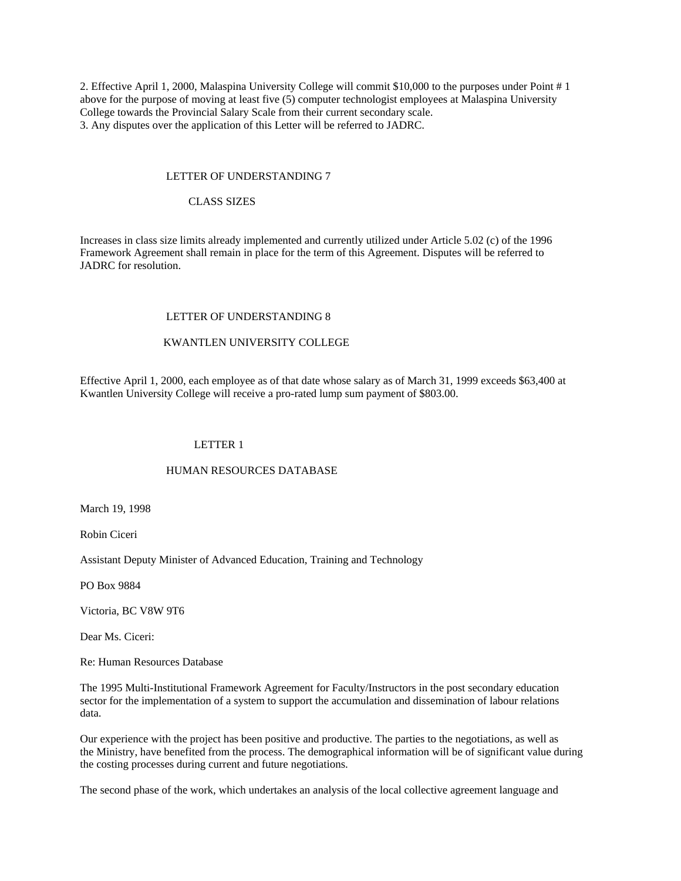2. Effective April 1, 2000, Malaspina University College will commit $10,000 to the purposes under Point # 1 above for the purpose of moving at least five (5) computer technologist employees at Malaspina University College towards the Provincial Salary Scale from their current secondary scale.
3. Any disputes over the application of this Letter will be referred to JADRC.

## LETTER OF UNDERSTANDING 7

### CLASS SIZES

Increases in class size limits already implemented and currently utilized under Article 5.02 (c) of the 1996 Framework Agreement shall remain in place for the term of this Agreement. Disputes will be referred to JADRC for resolution.

## LETTER OF UNDERSTANDING 8

### KWANTLEN UNIVERSITY COLLEGE

Effective April 1, 2000, each employee as of that date whose salary as of March 31, 1999 exceeds $63,400 at Kwantlen University College will receive a pro-rated lump sum payment of $803.00.

## LETTER 1

### HUMAN RESOURCES DATABASE

March 19, 1998

Robin Ciceri

Assistant Deputy Minister of Advanced Education, Training and Technology

PO Box 9884

Victoria, BC V8W 9T6

Dear Ms. Ciceri:

Re: Human Resources Database

The 1995 Multi-Institutional Framework Agreement for Faculty/Instructors in the post secondary education sector for the implementation of a system to support the accumulation and dissemination of labour relations data.

Our experience with the project has been positive and productive. The parties to the negotiations, as well as the Ministry, have benefited from the process. The demographical information will be of significant value during the costing processes during current and future negotiations.

The second phase of the work, which undertakes an analysis of the local collective agreement language and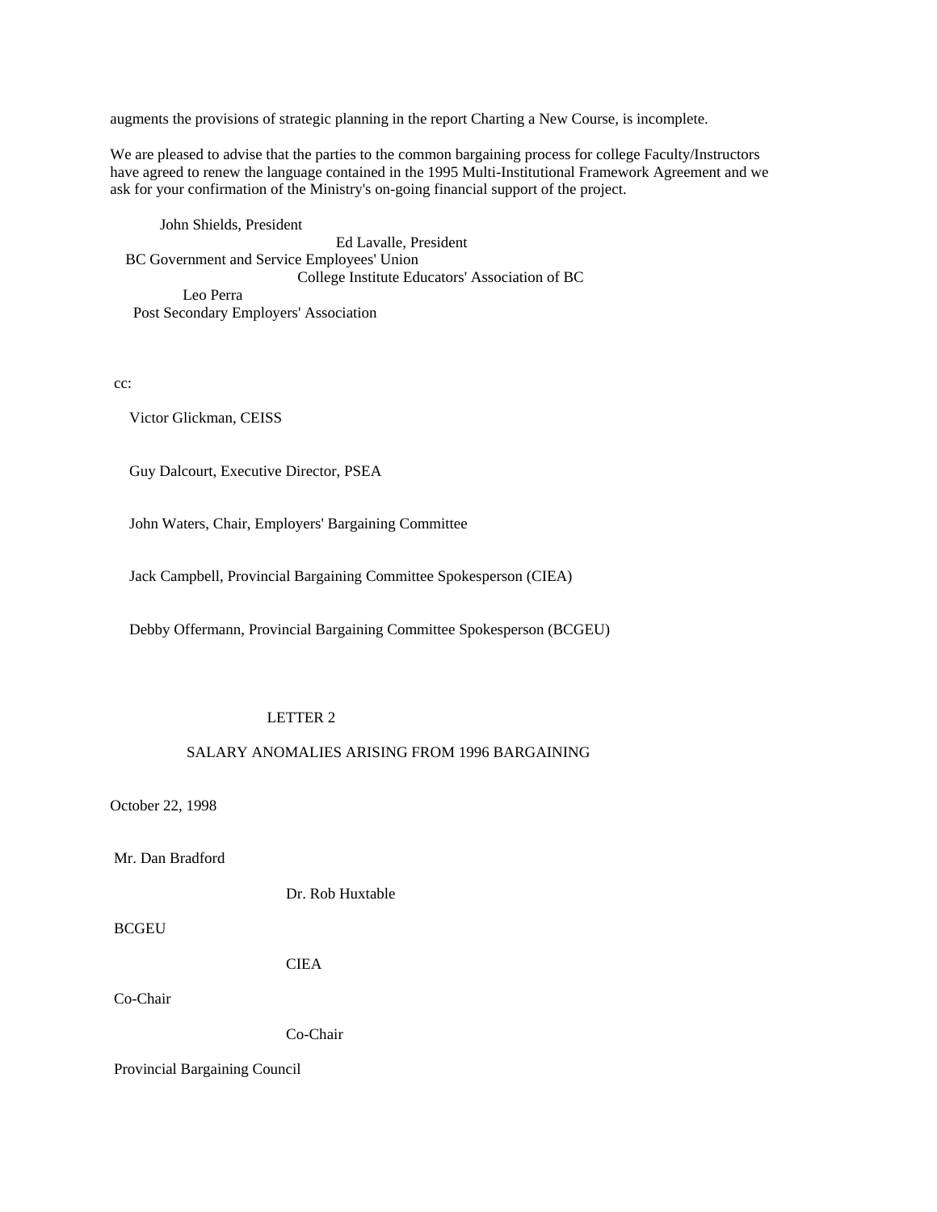augments the provisions of strategic planning in the report Charting a New Course, is incomplete.

We are pleased to advise that the parties to the common bargaining process for college Faculty/Instructors have agreed to renew the language contained in the 1995 Multi-Institutional Framework Agreement and we ask for your confirmation of the Ministry's on-going financial support of the project.

John Shields, President
BC Government and Service Employees' Union

Ed Lavalle, President
College Institute Educators' Association of BC

Leo Perra
Post Secondary Employers' Association

cc:

Victor Glickman, CEISS

Guy Dalcourt, Executive Director, PSEA

John Waters, Chair, Employers' Bargaining Committee

Jack Campbell, Provincial Bargaining Committee Spokesperson (CIEA)

Debby Offermann, Provincial Bargaining Committee Spokesperson (BCGEU)

## LETTER 2

## SALARY ANOMALIES ARISING FROM 1996 BARGAINING

October 22, 1998

Mr. Dan Bradford
BCGEU
Co-Chair
Provincial Bargaining Council

Dr. Rob Huxtable
CIEA
Co-Chair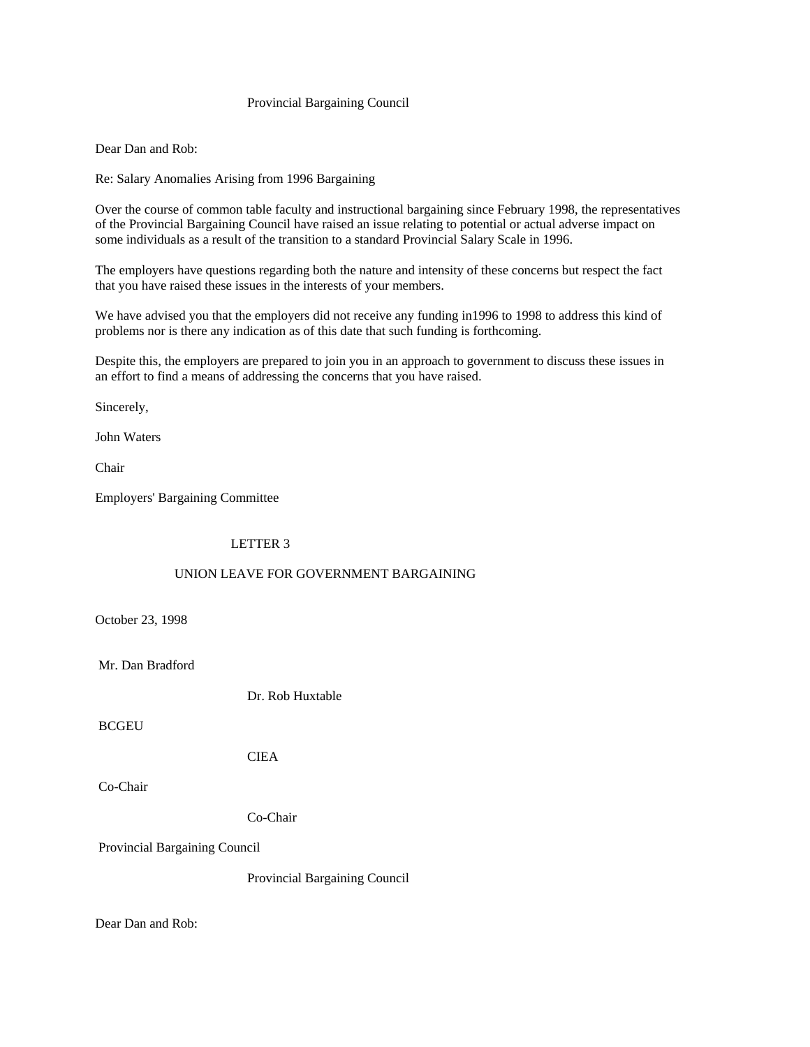Provincial Bargaining Council

Dear Dan and Rob:

Re: Salary Anomalies Arising from 1996 Bargaining

Over the course of common table faculty and instructional bargaining since February 1998, the representatives of the Provincial Bargaining Council have raised an issue relating to potential or actual adverse impact on some individuals as a result of the transition to a standard Provincial Salary Scale in 1996.

The employers have questions regarding both the nature and intensity of these concerns but respect the fact that you have raised these issues in the interests of your members.

We have advised you that the employers did not receive any funding in1996 to 1998 to address this kind of problems nor is there any indication as of this date that such funding is forthcoming.

Despite this, the employers are prepared to join you in an approach to government to discuss these issues in an effort to find a means of addressing the concerns that you have raised.

Sincerely,

John Waters

Chair

Employers' Bargaining Committee

## LETTER 3

## UNION LEAVE FOR GOVERNMENT BARGAINING

October 23, 1998

| | |
|---|---|
| Mr. Dan Bradford | Dr. Rob Huxtable |
| BCGEU | CIEA |
| Co-Chair | Co-Chair |
| Provincial Bargaining Council | Provincial Bargaining Council |

Dear Dan and Rob: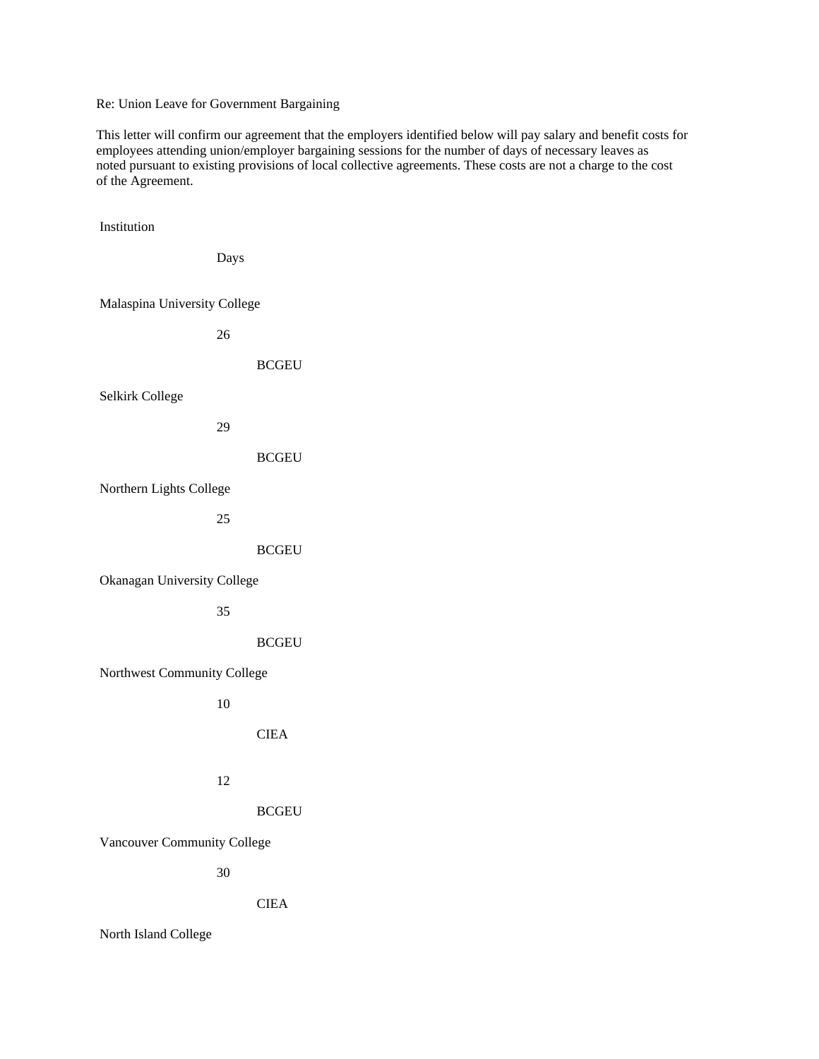Re: Union Leave for Government Bargaining

This letter will confirm our agreement that the employers identified below will pay salary and benefit costs for employees attending union/employer bargaining sessions for the number of days of necessary leaves as noted pursuant to existing provisions of local collective agreements. These costs are not a charge to the cost of the Agreement.

| Institution | Days | |
|---|---|---|
| Malaspina University College | 26 | BCGEU |
| Selkirk College | 29 | BCGEU |
| Northern Lights College | 25 | BCGEU |
| Okanagan University College | 35 | BCGEU |
| Northwest Community College | 10 | CIEA |
| | 12 | BCGEU |
| Vancouver Community College | 30 | CIEA |
| North Island College | | |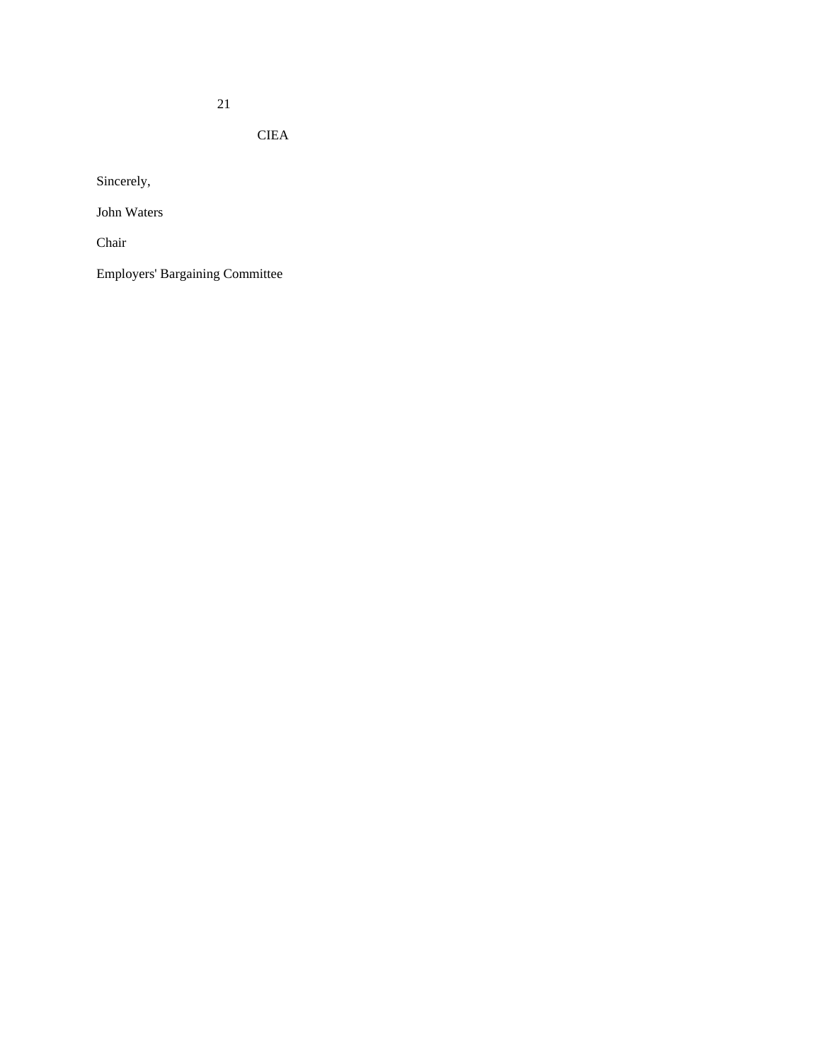21

CIEA

Sincerely,

John Waters

Chair

Employers' Bargaining Committee